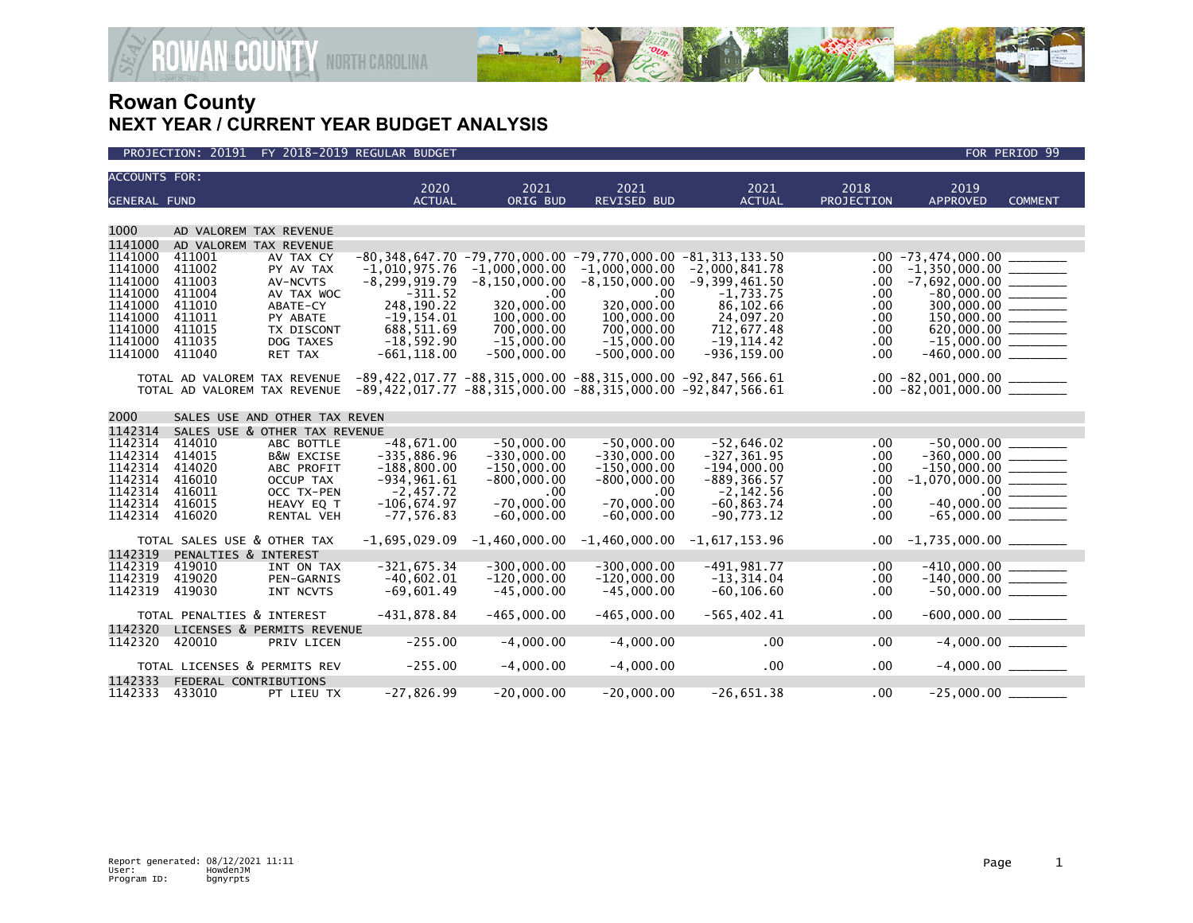# Rowan County
## NEXT YEAR / CURRENT YEAR BUDGET ANALYSIS

PROJECTION: 20191 FY 2018-2019 REGULAR BUDGET — FOR PERIOD 99

| ACCOUNTS FOR: GENERAL FUND | | | 2020 ACTUAL | 2021 ORIG BUD | 2021 REVISED BUD | 2021 ACTUAL | 2018 PROJECTION | 2019 APPROVED | COMMENT |
|---|---|---|---|---|---|---|---|---|---|
| 1000 | AD VALOREM TAX REVENUE | | | | | | | | |
| 1141000 | AD VALOREM TAX REVENUE | | | | | | | | |
| 1141000 | 411001 | AV TAX CY | -80,348,647.70 | -79,770,000.00 | -79,770,000.00 | -81,313,133.50 | .00 | -73,474,000.00 | _______ |
| 1141000 | 411002 | PY AV TAX | -1,010,975.76 | -1,000,000.00 | -1,000,000.00 | -2,000,841.78 | .00 | -1,350,000.00 | _______ |
| 1141000 | 411003 | AV-NCVTS | -8,299,919.79 | -8,150,000.00 | -8,150,000.00 | -9,399,461.50 | .00 | -7,692,000.00 | _______ |
| 1141000 | 411004 | AV TAX WOC | -311.52 | .00 | .00 | -1,733.75 | .00 | -80,000.00 | _______ |
| 1141000 | 411010 | ABATE-CY | 248,190.22 | 320,000.00 | 320,000.00 | 86,102.66 | .00 | 300,000.00 | _______ |
| 1141000 | 411011 | PY ABATE | -19,154.01 | 100,000.00 | 100,000.00 | 24,097.20 | .00 | 150,000.00 | _______ |
| 1141000 | 411015 | TX DISCONT | 688,511.69 | 700,000.00 | 700,000.00 | 712,677.48 | .00 | 620,000.00 | _______ |
| 1141000 | 411035 | DOG TAXES | -18,592.90 | -15,000.00 | -15,000.00 | -19,114.42 | .00 | -15,000.00 | _______ |
| 1141000 | 411040 | RET TAX | -661,118.00 | -500,000.00 | -500,000.00 | -936,159.00 | .00 | -460,000.00 | _______ |
| | TOTAL AD VALOREM TAX REVENUE | | -89,422,017.77 | -88,315,000.00 | -88,315,000.00 | -92,847,566.61 | .00 | -82,001,000.00 | _______ |
| | TOTAL AD VALOREM TAX REVENUE | | -89,422,017.77 | -88,315,000.00 | -88,315,000.00 | -92,847,566.61 | .00 | -82,001,000.00 | _______ |
| 2000 | SALES USE AND OTHER TAX REVEN | | | | | | | | |
| 1142314 | SALES USE & OTHER TAX REVENUE | | | | | | | | |
| 1142314 | 414010 | ABC BOTTLE | -48,671.00 | -50,000.00 | -50,000.00 | -52,646.02 | .00 | -50,000.00 | _______ |
| 1142314 | 414015 | B&W EXCISE | -335,886.96 | -330,000.00 | -330,000.00 | -327,361.95 | .00 | -360,000.00 | _______ |
| 1142314 | 414020 | ABC PROFIT | -188,800.00 | -150,000.00 | -150,000.00 | -194,000.00 | .00 | -150,000.00 | _______ |
| 1142314 | 416010 | OCCUP TAX | -934,961.61 | -800,000.00 | -800,000.00 | -889,366.57 | .00 | -1,070,000.00 | _______ |
| 1142314 | 416011 | OCC TX-PEN | -2,457.72 | .00 | .00 | -2,142.56 | .00 | .00 | _______ |
| 1142314 | 416015 | HEAVY EQ T | -106,674.97 | -70,000.00 | -70,000.00 | -60,863.74 | .00 | -40,000.00 | _______ |
| 1142314 | 416020 | RENTAL VEH | -77,576.83 | -60,000.00 | -60,000.00 | -90,773.12 | .00 | -65,000.00 | _______ |
| | TOTAL SALES USE & OTHER TAX | | -1,695,029.09 | -1,460,000.00 | -1,460,000.00 | -1,617,153.96 | .00 | -1,735,000.00 | _______ |
| 1142319 | PENALTIES & INTEREST | | | | | | | | |
| 1142319 | 419010 | INT ON TAX | -321,675.34 | -300,000.00 | -300,000.00 | -491,981.77 | .00 | -410,000.00 | _______ |
| 1142319 | 419020 | PEN-GARNIS | -40,602.01 | -120,000.00 | -120,000.00 | -13,314.04 | .00 | -140,000.00 | _______ |
| 1142319 | 419030 | INT NCVTS | -69,601.49 | -45,000.00 | -45,000.00 | -60,106.60 | .00 | -50,000.00 | _______ |
| | TOTAL PENALTIES & INTEREST | | -431,878.84 | -465,000.00 | -465,000.00 | -565,402.41 | .00 | -600,000.00 | _______ |
| 1142320 | LICENSES & PERMITS REVENUE | | | | | | | | |
| 1142320 | 420010 | PRIV LICEN | -255.00 | -4,000.00 | -4,000.00 | .00 | .00 | -4,000.00 | _______ |
| | TOTAL LICENSES & PERMITS REV | | -255.00 | -4,000.00 | -4,000.00 | .00 | .00 | -4,000.00 | _______ |
| 1142333 | FEDERAL CONTRIBUTIONS | | | | | | | | |
| 1142333 | 433010 | PT LIEU TX | -27,826.99 | -20,000.00 | -20,000.00 | -26,651.38 | .00 | -25,000.00 | _______ |

Report generated: 08/12/2021 11:11
User: HowdenJM
Program ID: bgnyrpts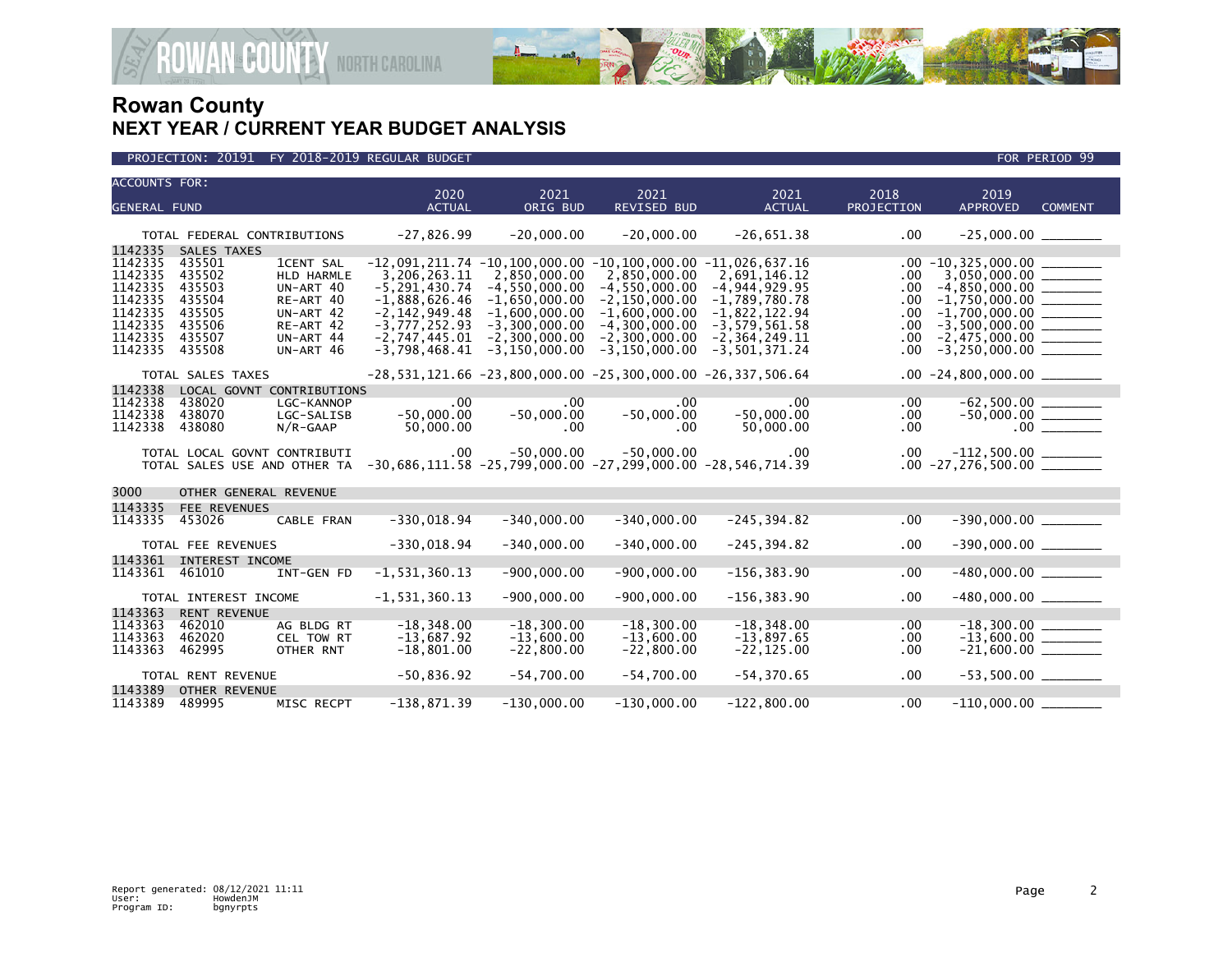# Rowan County
## NEXT YEAR / CURRENT YEAR BUDGET ANALYSIS

PROJECTION: 20191 FY 2018-2019 REGULAR BUDGET FOR PERIOD 99

| ACCOUNTS FOR: GENERAL FUND | | | 2020 ACTUAL | 2021 ORIG BUD | 2021 REVISED BUD | 2021 ACTUAL | 2018 PROJECTION | 2019 APPROVED | COMMENT |
|---|---|---|---|---|---|---|---|---|---|
| TOTAL FEDERAL CONTRIBUTIONS | | | -27,826.99 | -20,000.00 | -20,000.00 | -26,651.38 | .00 | -25,000.00 | _______ |
| 1142335 | SALES TAXES | | | | | | | | |
| 1142335 | 435501 | 1CENT SAL | -12,091,211.74 | -10,100,000.00 | -10,100,000.00 | -11,026,637.16 | .00 | -10,325,000.00 | _______ |
| 1142335 | 435502 | HLD HARMLE | 3,206,263.11 | 2,850,000.00 | 2,850,000.00 | 2,691,146.12 | .00 | 3,050,000.00 | _______ |
| 1142335 | 435503 | UN-ART 40 | -5,291,430.74 | -4,550,000.00 | -4,550,000.00 | -4,944,929.95 | .00 | -4,850,000.00 | _______ |
| 1142335 | 435504 | RE-ART 40 | -1,888,626.46 | -1,650,000.00 | -2,150,000.00 | -1,789,780.78 | .00 | -1,750,000.00 | _______ |
| 1142335 | 435505 | UN-ART 42 | -2,142,949.48 | -1,600,000.00 | -1,600,000.00 | -1,822,122.94 | .00 | -1,700,000.00 | _______ |
| 1142335 | 435506 | RE-ART 42 | -3,777,252.93 | -3,300,000.00 | -4,300,000.00 | -3,579,561.58 | .00 | -3,500,000.00 | _______ |
| 1142335 | 435507 | UN-ART 44 | -2,747,445.01 | -2,300,000.00 | -2,300,000.00 | -2,364,249.11 | .00 | -2,475,000.00 | _______ |
| 1142335 | 435508 | UN-ART 46 | -3,798,468.41 | -3,150,000.00 | -3,150,000.00 | -3,501,371.24 | .00 | -3,250,000.00 | _______ |
| TOTAL SALES TAXES | | | -28,531,121.66 | -23,800,000.00 | -25,300,000.00 | -26,337,506.64 | .00 | -24,800,000.00 | _______ |
| 1142338 | LOCAL GOVNT CONTRIBUTIONS | | | | | | | | |
| 1142338 | 438020 | LGC-KANNOP | .00 | .00 | .00 | .00 | .00 | -62,500.00 | _______ |
| 1142338 | 438070 | LGC-SALISB | -50,000.00 | -50,000.00 | -50,000.00 | -50,000.00 | .00 | -50,000.00 | _______ |
| 1142338 | 438080 | N/R-GAAP | 50,000.00 | .00 | .00 | 50,000.00 | .00 | .00 | _______ |
| TOTAL LOCAL GOVNT CONTRIBUTI | | | .00 | -50,000.00 | -50,000.00 | .00 | .00 | -112,500.00 | _______ |
| TOTAL SALES USE AND OTHER TA | | | -30,686,111.58 | -25,799,000.00 | -27,299,000.00 | -28,546,714.39 | .00 | -27,276,500.00 | _______ |
| 3000 | OTHER GENERAL REVENUE | | | | | | | | |
| 1143335 | FEE REVENUES | | | | | | | | |
| 1143335 | 453026 | CABLE FRAN | -330,018.94 | -340,000.00 | -340,000.00 | -245,394.82 | .00 | -390,000.00 | _______ |
| TOTAL FEE REVENUES | | | -330,018.94 | -340,000.00 | -340,000.00 | -245,394.82 | .00 | -390,000.00 | _______ |
| 1143361 | INTEREST INCOME | | | | | | | | |
| 1143361 | 461010 | INT-GEN FD | -1,531,360.13 | -900,000.00 | -900,000.00 | -156,383.90 | .00 | -480,000.00 | _______ |
| TOTAL INTEREST INCOME | | | -1,531,360.13 | -900,000.00 | -900,000.00 | -156,383.90 | .00 | -480,000.00 | _______ |
| 1143363 | RENT REVENUE | | | | | | | | |
| 1143363 | 462010 | AG BLDG RT | -18,348.00 | -18,300.00 | -18,300.00 | -18,348.00 | .00 | -18,300.00 | _______ |
| 1143363 | 462020 | CEL TOW RT | -13,687.92 | -13,600.00 | -13,600.00 | -13,897.65 | .00 | -13,600.00 | _______ |
| 1143363 | 462995 | OTHER RNT | -18,801.00 | -22,800.00 | -22,800.00 | -22,125.00 | .00 | -21,600.00 | _______ |
| TOTAL RENT REVENUE | | | -50,836.92 | -54,700.00 | -54,700.00 | -54,370.65 | .00 | -53,500.00 | _______ |
| 1143389 | OTHER REVENUE | | | | | | | | |
| 1143389 | 489995 | MISC RECPT | -138,871.39 | -130,000.00 | -130,000.00 | -122,800.00 | .00 | -110,000.00 | _______ |

Report generated: 08/12/2021 11:11
User: HowdenJM
Program ID: bgnyrpts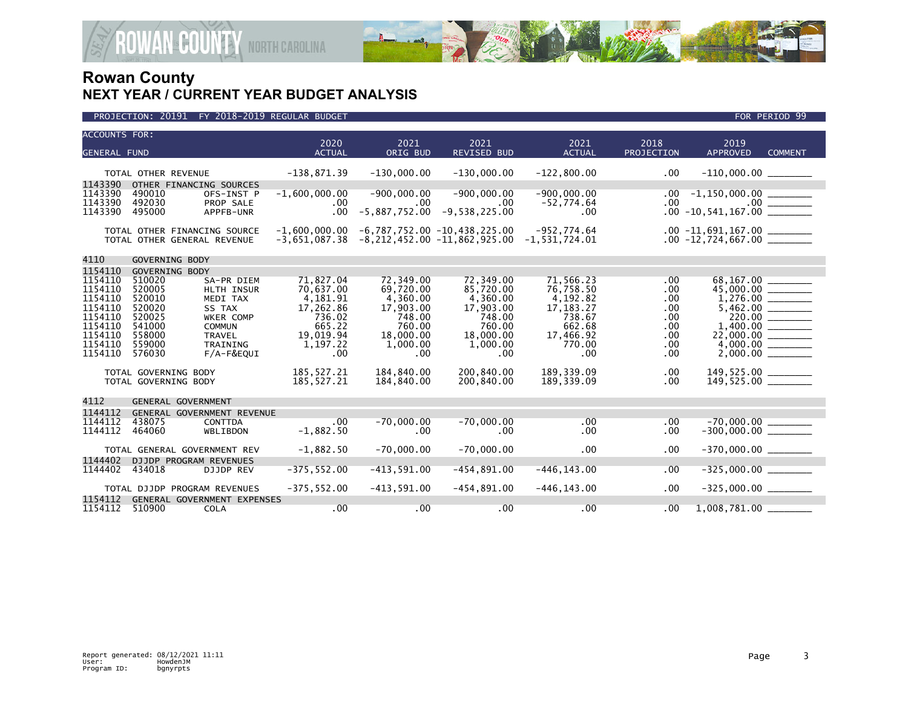# Rowan County
## NEXT YEAR / CURRENT YEAR BUDGET ANALYSIS

PROJECTION: 20191 FY 2018-2019 REGULAR BUDGET — FOR PERIOD 99

| ACCOUNTS FOR: GENERAL FUND | | | 2020 ACTUAL | 2021 ORIG BUD | 2021 REVISED BUD | 2021 ACTUAL | 2018 PROJECTION | 2019 APPROVED | COMMENT |
|---|---|---|---|---|---|---|---|---|---|
| TOTAL OTHER REVENUE | | | -138,871.39 | -130,000.00 | -130,000.00 | -122,800.00 | .00 | -110,000.00 | |
| 1143390 | OTHER FINANCING SOURCES | | | | | | | | |
| 1143390 | 490010 | OFS-INST P | -1,600,000.00 | -900,000.00 | -900,000.00 | -900,000.00 | .00 | -1,150,000.00 | |
| 1143390 | 492030 | PROP SALE | .00 | .00 | .00 | -52,774.64 | .00 | .00 | |
| 1143390 | 495000 | APPFB-UNR | .00 | -5,887,752.00 | -9,538,225.00 | .00 | .00 | -10,541,167.00 | |
| TOTAL OTHER FINANCING SOURCE | | | -1,600,000.00 | -6,787,752.00 | -10,438,225.00 | -952,774.64 | .00 | -11,691,167.00 | |
| TOTAL OTHER GENERAL REVENUE | | | -3,651,087.38 | -8,212,452.00 | -11,862,925.00 | -1,531,724.01 | .00 | -12,724,667.00 | |
| 4110 | GOVERNING BODY | | | | | | | | |
| 1154110 | GOVERNING BODY | | | | | | | | |
| 1154110 | 510020 | SA-PR DIEM | 71,827.04 | 72,349.00 | 72,349.00 | 71,566.23 | .00 | 68,167.00 | |
| 1154110 | 520005 | HLTH INSUR | 70,637.00 | 69,720.00 | 85,720.00 | 76,758.50 | .00 | 45,000.00 | |
| 1154110 | 520010 | MEDI TAX | 4,181.91 | 4,360.00 | 4,360.00 | 4,192.82 | .00 | 1,276.00 | |
| 1154110 | 520020 | SS TAX | 17,262.86 | 17,903.00 | 17,903.00 | 17,183.27 | .00 | 5,462.00 | |
| 1154110 | 520025 | WKER COMP | 736.02 | 748.00 | 748.00 | 738.67 | .00 | 220.00 | |
| 1154110 | 541000 | COMMUN | 665.22 | 760.00 | 760.00 | 662.68 | .00 | 1,400.00 | |
| 1154110 | 558000 | TRAVEL | 19,019.94 | 18,000.00 | 18,000.00 | 17,466.92 | .00 | 22,000.00 | |
| 1154110 | 559000 | TRAINING | 1,197.22 | 1,000.00 | 1,000.00 | 770.00 | .00 | 4,000.00 | |
| 1154110 | 576030 | F/A-F&EQUI | .00 | .00 | .00 | .00 | .00 | 2,000.00 | |
| TOTAL GOVERNING BODY | | | 185,527.21 | 184,840.00 | 200,840.00 | 189,339.09 | .00 | 149,525.00 | |
| TOTAL GOVERNING BODY | | | 185,527.21 | 184,840.00 | 200,840.00 | 189,339.09 | .00 | 149,525.00 | |
| 4112 | GENERAL GOVERNMENT | | | | | | | | |
| 1144112 | GENERAL GOVERNMENT REVENUE | | | | | | | | |
| 1144112 | 438075 | CONTTDA | .00 | -70,000.00 | -70,000.00 | .00 | .00 | -70,000.00 | |
| 1144112 | 464060 | WBLIBDON | -1,882.50 | .00 | .00 | .00 | .00 | -300,000.00 | |
| TOTAL GENERAL GOVERNMENT REV | | | -1,882.50 | -70,000.00 | -70,000.00 | .00 | .00 | -370,000.00 | |
| 1144402 | DJJDP PROGRAM REVENUES | | | | | | | | |
| 1144402 | 434018 | DJJDP REV | -375,552.00 | -413,591.00 | -454,891.00 | -446,143.00 | .00 | -325,000.00 | |
| TOTAL DJJDP PROGRAM REVENUES | | | -375,552.00 | -413,591.00 | -454,891.00 | -446,143.00 | .00 | -325,000.00 | |
| 1154112 | GENERAL GOVERNMENT EXPENSES | | | | | | | | |
| 1154112 | 510900 | COLA | .00 | .00 | .00 | .00 | .00 | 1,008,781.00 | |

Report generated: 08/12/2021 11:11
User: HowdenJM
Program ID: bgnyrpts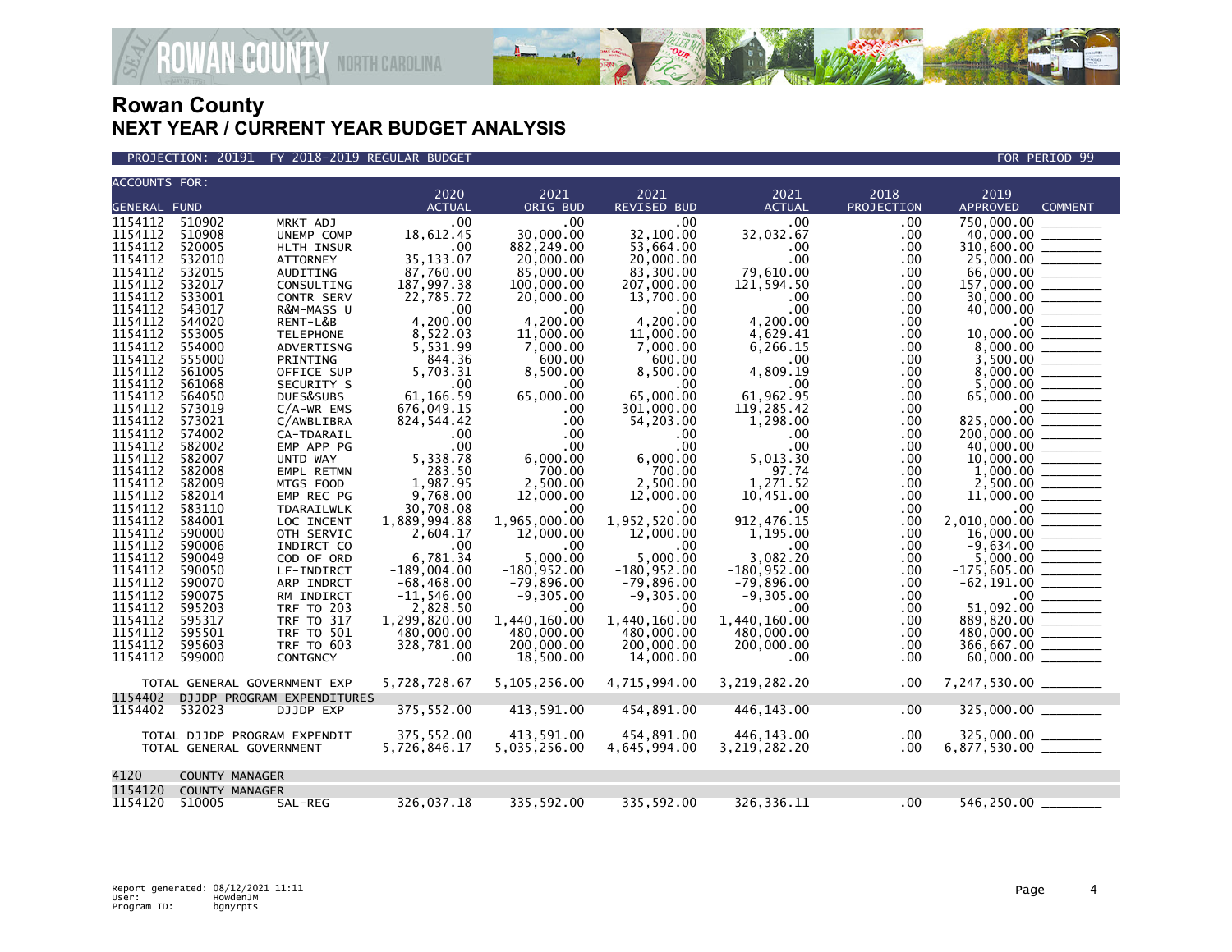# Rowan County
## NEXT YEAR / CURRENT YEAR BUDGET ANALYSIS

PROJECTION: 20191 FY 2018-2019 REGULAR BUDGET    FOR PERIOD 99

| ACCOUNTS FOR: GENERAL FUND | | | 2020 ACTUAL | 2021 ORIG BUD | 2021 REVISED BUD | 2021 ACTUAL | 2018 PROJECTION | 2019 APPROVED | COMMENT |
|---|---|---|---|---|---|---|---|---|---|
| 1154112 | 510902 | MRKT ADJ | .00 | .00 | .00 | .00 | .00 | 750,000.00 | |
| 1154112 | 510908 | UNEMP COMP | 18,612.45 | 30,000.00 | 32,100.00 | 32,032.67 | .00 | 40,000.00 | |
| 1154112 | 520005 | HLTH INSUR | .00 | 882,249.00 | 53,664.00 | .00 | .00 | 310,600.00 | |
| 1154112 | 532010 | ATTORNEY | 35,133.07 | 20,000.00 | 20,000.00 | .00 | .00 | 25,000.00 | |
| 1154112 | 532015 | AUDITING | 87,760.00 | 85,000.00 | 83,300.00 | 79,610.00 | .00 | 66,000.00 | |
| 1154112 | 532017 | CONSULTING | 187,997.38 | 100,000.00 | 207,000.00 | 121,594.50 | .00 | 157,000.00 | |
| 1154112 | 533001 | CONTR SERV | 22,785.72 | 20,000.00 | 13,700.00 | .00 | .00 | 30,000.00 | |
| 1154112 | 543017 | R&M-MASS U | .00 | .00 | .00 | .00 | .00 | 40,000.00 | |
| 1154112 | 544020 | RENT-L&B | 4,200.00 | 4,200.00 | 4,200.00 | 4,200.00 | .00 | .00 | |
| 1154112 | 553005 | TELEPHONE | 8,522.03 | 11,000.00 | 11,000.00 | 4,629.41 | .00 | 10,000.00 | |
| 1154112 | 554000 | ADVERTISNG | 5,531.99 | 7,000.00 | 7,000.00 | 6,266.15 | .00 | 8,000.00 | |
| 1154112 | 555000 | PRINTING | 844.36 | 600.00 | 600.00 | .00 | .00 | 3,500.00 | |
| 1154112 | 561005 | OFFICE SUP | 5,703.31 | 8,500.00 | 8,500.00 | 4,809.19 | .00 | 8,000.00 | |
| 1154112 | 561068 | SECURITY S | .00 | .00 | .00 | .00 | .00 | 5,000.00 | |
| 1154112 | 564050 | DUES&SUBS | 61,166.59 | 65,000.00 | 65,000.00 | 61,962.95 | .00 | 65,000.00 | |
| 1154112 | 573019 | C/A-WR EMS | 676,049.15 | .00 | 301,000.00 | 119,285.42 | .00 | .00 | |
| 1154112 | 573021 | C/AWBLIBRA | 824,544.42 | .00 | 54,203.00 | 1,298.00 | .00 | 825,000.00 | |
| 1154112 | 574002 | CA-TDARAIL | .00 | .00 | .00 | .00 | .00 | 200,000.00 | |
| 1154112 | 582002 | EMP APP PG | .00 | .00 | .00 | .00 | .00 | 40,000.00 | |
| 1154112 | 582007 | UNTD WAY | 5,338.78 | 6,000.00 | 6,000.00 | 5,013.30 | .00 | 10,000.00 | |
| 1154112 | 582008 | EMPL RETMN | 283.50 | 700.00 | 700.00 | 97.74 | .00 | 1,000.00 | |
| 1154112 | 582009 | MTGS FOOD | 1,987.95 | 2,500.00 | 2,500.00 | 1,271.52 | .00 | 2,500.00 | |
| 1154112 | 582014 | EMP REC PG | 9,768.00 | 12,000.00 | 12,000.00 | 10,451.00 | .00 | 11,000.00 | |
| 1154112 | 583110 | TDARAILWLK | 30,708.08 | .00 | .00 | .00 | .00 | .00 | |
| 1154112 | 584001 | LOC INCENT | 1,889,994.88 | 1,965,000.00 | 1,952,520.00 | 912,476.15 | .00 | 2,010,000.00 | |
| 1154112 | 590000 | OTH SERVIC | 2,604.17 | 12,000.00 | 12,000.00 | 1,195.00 | .00 | 16,000.00 | |
| 1154112 | 590006 | INDIRCT CO | .00 | .00 | .00 | .00 | .00 | -9,634.00 | |
| 1154112 | 590049 | COD OF ORD | 6,781.34 | 5,000.00 | 5,000.00 | 3,082.20 | .00 | 5,000.00 | |
| 1154112 | 590050 | LF-INDIRCT | -189,004.00 | -180,952.00 | -180,952.00 | -180,952.00 | .00 | -175,605.00 | |
| 1154112 | 590070 | ARP INDRCT | -68,468.00 | -79,896.00 | -79,896.00 | -79,896.00 | .00 | -62,191.00 | |
| 1154112 | 590075 | RM INDIRCT | -11,546.00 | -9,305.00 | -9,305.00 | -9,305.00 | .00 | .00 | |
| 1154112 | 595203 | TRF TO 203 | 2,828.50 | .00 | .00 | .00 | .00 | 51,092.00 | |
| 1154112 | 595317 | TRF TO 317 | 1,299,820.00 | 1,440,160.00 | 1,440,160.00 | 1,440,160.00 | .00 | 889,820.00 | |
| 1154112 | 595501 | TRF TO 501 | 480,000.00 | 480,000.00 | 480,000.00 | 480,000.00 | .00 | 480,000.00 | |
| 1154112 | 595603 | TRF TO 603 | 328,781.00 | 200,000.00 | 200,000.00 | 200,000.00 | .00 | 366,667.00 | |
| 1154112 | 599000 | CONTGNCY | .00 | 18,500.00 | 14,000.00 | .00 | .00 | 60,000.00 | |
| TOTAL GENERAL GOVERNMENT EXP | | | 5,728,728.67 | 5,105,256.00 | 4,715,994.00 | 3,219,282.20 | .00 | 7,247,530.00 | |
| 1154402 | DJJDP PROGRAM EXPENDITURES | | | | | | | | |
| 1154402 | 532023 | DJJDP EXP | 375,552.00 | 413,591.00 | 454,891.00 | 446,143.00 | .00 | 325,000.00 | |
| TOTAL DJJDP PROGRAM EXPENDIT | | | 375,552.00 | 413,591.00 | 454,891.00 | 446,143.00 | .00 | 325,000.00 | |
| TOTAL GENERAL GOVERNMENT | | | 5,726,846.17 | 5,035,256.00 | 4,645,994.00 | 3,219,282.20 | .00 | 6,877,530.00 | |
| 4120 | COUNTY MANAGER | | | | | | | | |
| 1154120 | COUNTY MANAGER | | | | | | | | |
| 1154120 | 510005 | SAL-REG | 326,037.18 | 335,592.00 | 335,592.00 | 326,336.11 | .00 | 546,250.00 | |

Report generated: 08/12/2021 11:11
User: HowdenJM
Program ID: bgnyrpts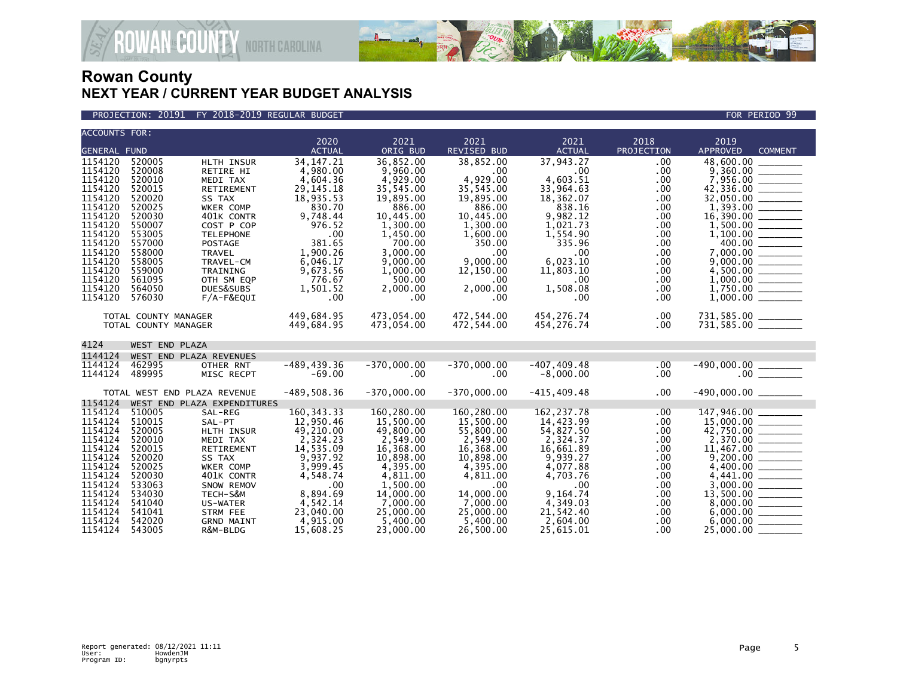# Rowan County
## NEXT YEAR / CURRENT YEAR BUDGET ANALYSIS

PROJECTION: 20191 FY 2018-2019 REGULAR BUDGET — FOR PERIOD 99

| ACCOUNTS FOR: GENERAL FUND | | | 2020 ACTUAL | 2021 ORIG BUD | 2021 REVISED BUD | 2021 ACTUAL | 2018 PROJECTION | 2019 APPROVED | COMMENT |
|---|---|---|---|---|---|---|---|---|---|
| 1154120 | 520005 | HLTH INSUR | 34,147.21 | 36,852.00 | 38,852.00 | 37,943.27 | .00 | 48,600.00 | ________ |
| 1154120 | 520008 | RETIRE HI | 4,980.00 | 9,960.00 | .00 | .00 | .00 | 9,360.00 | ________ |
| 1154120 | 520010 | MEDI TAX | 4,604.36 | 4,929.00 | 4,929.00 | 4,603.51 | .00 | 7,956.00 | ________ |
| 1154120 | 520015 | RETIREMENT | 29,145.18 | 35,545.00 | 35,545.00 | 33,964.63 | .00 | 42,336.00 | ________ |
| 1154120 | 520020 | SS TAX | 18,935.53 | 19,895.00 | 19,895.00 | 18,362.07 | .00 | 32,050.00 | ________ |
| 1154120 | 520025 | WKER COMP | 830.70 | 886.00 | 886.00 | 838.16 | .00 | 1,393.00 | ________ |
| 1154120 | 520030 | 401K CONTR | 9,748.44 | 10,445.00 | 10,445.00 | 9,982.12 | .00 | 16,390.00 | ________ |
| 1154120 | 550007 | COST P COP | 976.52 | 1,300.00 | 1,300.00 | 1,021.73 | .00 | 1,500.00 | ________ |
| 1154120 | 553005 | TELEPHONE | .00 | 1,450.00 | 1,600.00 | 1,554.90 | .00 | 1,100.00 | ________ |
| 1154120 | 557000 | POSTAGE | 381.65 | 700.00 | 350.00 | 335.96 | .00 | 400.00 | ________ |
| 1154120 | 558000 | TRAVEL | 1,900.26 | 3,000.00 | .00 | .00 | .00 | 7,000.00 | ________ |
| 1154120 | 558005 | TRAVEL-CM | 6,046.17 | 9,000.00 | 9,000.00 | 6,023.10 | .00 | 9,000.00 | ________ |
| 1154120 | 559000 | TRAINING | 9,673.56 | 1,000.00 | 12,150.00 | 11,803.10 | .00 | 4,500.00 | ________ |
| 1154120 | 561095 | OTH SM EQP | 776.67 | 500.00 | .00 | .00 | .00 | 1,000.00 | ________ |
| 1154120 | 564050 | DUES&SUBS | 1,501.52 | 2,000.00 | 2,000.00 | 1,508.08 | .00 | 1,750.00 | ________ |
| 1154120 | 576030 | F/A-F&EQUI | .00 | .00 | .00 | .00 | .00 | 1,000.00 | ________ |
| TOTAL COUNTY MANAGER | | | 449,684.95 | 473,054.00 | 472,544.00 | 454,276.74 | .00 | 731,585.00 | ________ |
| TOTAL COUNTY MANAGER | | | 449,684.95 | 473,054.00 | 472,544.00 | 454,276.74 | .00 | 731,585.00 | ________ |
| 4124 | WEST END PLAZA | | | | | | | | |
| 1144124 | WEST END PLAZA REVENUES | | | | | | | | |
| 1144124 | 462995 | OTHER RNT | -489,439.36 | -370,000.00 | -370,000.00 | -407,409.48 | .00 | -490,000.00 | ________ |
| 1144124 | 489995 | MISC RECPT | -69.00 | .00 | .00 | -8,000.00 | .00 | .00 | ________ |
| TOTAL WEST END PLAZA REVENUE | | | -489,508.36 | -370,000.00 | -370,000.00 | -415,409.48 | .00 | -490,000.00 | ________ |
| 1154124 | WEST END PLAZA EXPENDITURES | | | | | | | | |
| 1154124 | 510005 | SAL-REG | 160,343.33 | 160,280.00 | 160,280.00 | 162,237.78 | .00 | 147,946.00 | ________ |
| 1154124 | 510015 | SAL-PT | 12,950.46 | 15,500.00 | 15,500.00 | 14,423.99 | .00 | 15,000.00 | ________ |
| 1154124 | 520005 | HLTH INSUR | 49,210.00 | 49,800.00 | 55,800.00 | 54,827.50 | .00 | 42,750.00 | ________ |
| 1154124 | 520010 | MEDI TAX | 2,324.23 | 2,549.00 | 2,549.00 | 2,324.37 | .00 | 2,370.00 | ________ |
| 1154124 | 520015 | RETIREMENT | 14,535.09 | 16,368.00 | 16,368.00 | 16,661.89 | .00 | 11,467.00 | ________ |
| 1154124 | 520020 | SS TAX | 9,937.92 | 10,898.00 | 10,898.00 | 9,939.27 | .00 | 9,200.00 | ________ |
| 1154124 | 520025 | WKER COMP | 3,999.45 | 4,395.00 | 4,395.00 | 4,077.88 | .00 | 4,400.00 | ________ |
| 1154124 | 520030 | 401K CONTR | 4,548.74 | 4,811.00 | 4,811.00 | 4,703.76 | .00 | 4,441.00 | ________ |
| 1154124 | 533063 | SNOW REMOV | .00 | 1,500.00 | .00 | .00 | .00 | 3,000.00 | ________ |
| 1154124 | 534030 | TECH-S&M | 8,894.69 | 14,000.00 | 14,000.00 | 9,164.74 | .00 | 13,500.00 | ________ |
| 1154124 | 541040 | US-WATER | 4,542.14 | 7,000.00 | 7,000.00 | 4,349.03 | .00 | 8,000.00 | ________ |
| 1154124 | 541041 | STRM FEE | 23,040.00 | 25,000.00 | 25,000.00 | 21,542.40 | .00 | 6,000.00 | ________ |
| 1154124 | 542020 | GRND MAINT | 4,915.00 | 5,400.00 | 5,400.00 | 2,604.00 | .00 | 6,000.00 | ________ |
| 1154124 | 543005 | R&M-BLDG | 15,608.25 | 23,000.00 | 26,500.00 | 25,615.01 | .00 | 25,000.00 | ________ |

Report generated: 08/12/2021 11:11
User: HowdenJM
Program ID: bgnyrpts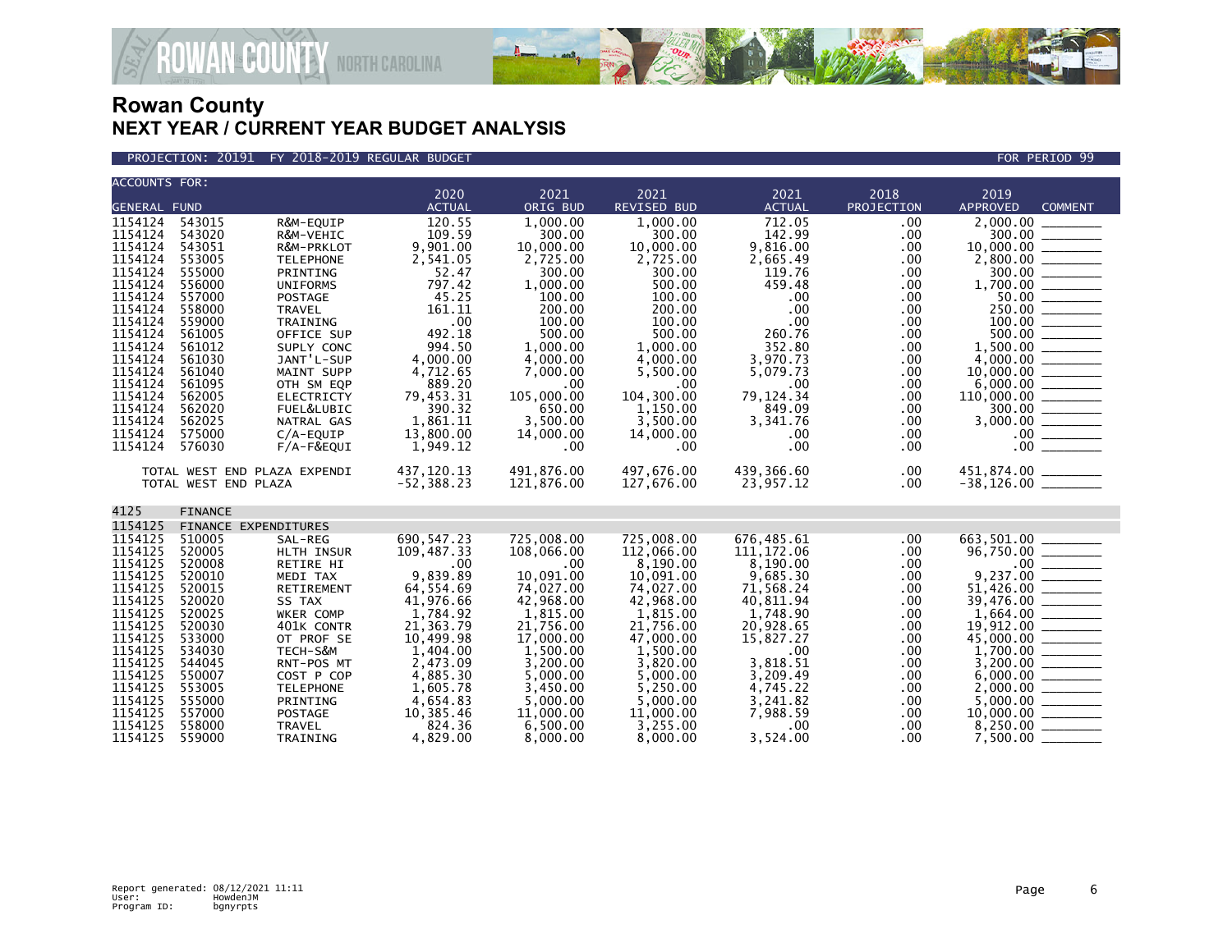# Rowan County
## NEXT YEAR / CURRENT YEAR BUDGET ANALYSIS

PROJECTION: 20191 FY 2018-2019 REGULAR BUDGET — FOR PERIOD 99

| ACCOUNTS FOR: GENERAL FUND | | | 2020 ACTUAL | 2021 ORIG BUD | 2021 REVISED BUD | 2021 ACTUAL | 2018 PROJECTION | 2019 APPROVED | COMMENT |
|---|---|---|---|---|---|---|---|---|---|
| 1154124 | 543015 | R&M-EQUIP | 120.55 | 1,000.00 | 1,000.00 | 712.05 | .00 | 2,000.00 | ________ |
| 1154124 | 543020 | R&M-VEHIC | 109.59 | 300.00 | 300.00 | 142.99 | .00 | 300.00 | ________ |
| 1154124 | 543051 | R&M-PRKLOT | 9,901.00 | 10,000.00 | 10,000.00 | 9,816.00 | .00 | 10,000.00 | ________ |
| 1154124 | 553005 | TELEPHONE | 2,541.05 | 2,725.00 | 2,725.00 | 2,665.49 | .00 | 2,800.00 | ________ |
| 1154124 | 555000 | PRINTING | 52.47 | 300.00 | 300.00 | 119.76 | .00 | 300.00 | ________ |
| 1154124 | 556000 | UNIFORMS | 797.42 | 1,000.00 | 500.00 | 459.48 | .00 | 1,700.00 | ________ |
| 1154124 | 557000 | POSTAGE | 45.25 | 100.00 | 100.00 | .00 | .00 | 50.00 | ________ |
| 1154124 | 558000 | TRAVEL | 161.11 | 200.00 | 200.00 | .00 | .00 | 250.00 | ________ |
| 1154124 | 559000 | TRAINING | .00 | 100.00 | 100.00 | .00 | .00 | 100.00 | ________ |
| 1154124 | 561005 | OFFICE SUP | 492.18 | 500.00 | 500.00 | 260.76 | .00 | 500.00 | ________ |
| 1154124 | 561012 | SUPLY CONC | 994.50 | 1,000.00 | 1,000.00 | 352.80 | .00 | 1,500.00 | ________ |
| 1154124 | 561030 | JANT'L-SUP | 4,000.00 | 4,000.00 | 4,000.00 | 3,970.73 | .00 | 4,000.00 | ________ |
| 1154124 | 561040 | MAINT SUPP | 4,712.65 | 7,000.00 | 5,500.00 | 5,079.73 | .00 | 10,000.00 | ________ |
| 1154124 | 561095 | OTH SM EQP | 889.20 | .00 | .00 | .00 | .00 | 6,000.00 | ________ |
| 1154124 | 562005 | ELECTRICTY | 79,453.31 | 105,000.00 | 104,300.00 | 79,124.34 | .00 | 110,000.00 | ________ |
| 1154124 | 562020 | FUEL&LUBIC | 390.32 | 650.00 | 1,150.00 | 849.09 | .00 | 300.00 | ________ |
| 1154124 | 562025 | NATRAL GAS | 1,861.11 | 3,500.00 | 3,500.00 | 3,341.76 | .00 | 3,000.00 | ________ |
| 1154124 | 575000 | C/A-EQUIP | 13,800.00 | 14,000.00 | 14,000.00 | .00 | .00 | .00 | ________ |
| 1154124 | 576030 | F/A-F&EQUI | 1,949.12 | .00 | .00 | .00 | .00 | .00 | ________ |
| TOTAL WEST END PLAZA EXPENDI | | | 437,120.13 | 491,876.00 | 497,676.00 | 439,366.60 | .00 | 451,874.00 | ________ |
| TOTAL WEST END PLAZA | | | -52,388.23 | 121,876.00 | 127,676.00 | 23,957.12 | .00 | -38,126.00 | ________ |
| 4125 | FINANCE | | | | | | | | |
| 1154125 | FINANCE EXPENDITURES | | | | | | | | |
| 1154125 | 510005 | SAL-REG | 690,547.23 | 725,008.00 | 725,008.00 | 676,485.61 | .00 | 663,501.00 | ________ |
| 1154125 | 520005 | HLTH INSUR | 109,487.33 | 108,066.00 | 112,066.00 | 111,172.06 | .00 | 96,750.00 | ________ |
| 1154125 | 520008 | RETIRE HI | .00 | .00 | 8,190.00 | 8,190.00 | .00 | .00 | ________ |
| 1154125 | 520010 | MEDI TAX | 9,839.89 | 10,091.00 | 10,091.00 | 9,685.30 | .00 | 9,237.00 | ________ |
| 1154125 | 520015 | RETIREMENT | 64,554.69 | 74,027.00 | 74,027.00 | 71,568.24 | .00 | 51,426.00 | ________ |
| 1154125 | 520020 | SS TAX | 41,976.66 | 42,968.00 | 42,968.00 | 40,811.94 | .00 | 39,476.00 | ________ |
| 1154125 | 520025 | WKER COMP | 1,784.92 | 1,815.00 | 1,815.00 | 1,748.90 | .00 | 1,664.00 | ________ |
| 1154125 | 520030 | 401K CONTR | 21,363.79 | 21,756.00 | 21,756.00 | 20,928.65 | .00 | 19,912.00 | ________ |
| 1154125 | 533000 | OT PROF SE | 10,499.98 | 17,000.00 | 47,000.00 | 15,827.27 | .00 | 45,000.00 | ________ |
| 1154125 | 534030 | TECH-S&M | 1,404.00 | 1,500.00 | 1,500.00 | .00 | .00 | 1,700.00 | ________ |
| 1154125 | 544045 | RNT-POS MT | 2,473.09 | 3,200.00 | 3,820.00 | 3,818.51 | .00 | 3,200.00 | ________ |
| 1154125 | 550007 | COST P COP | 4,885.30 | 5,000.00 | 5,000.00 | 3,209.49 | .00 | 6,000.00 | ________ |
| 1154125 | 553005 | TELEPHONE | 1,605.78 | 3,450.00 | 5,250.00 | 4,745.22 | .00 | 2,000.00 | ________ |
| 1154125 | 555000 | PRINTING | 4,654.83 | 5,000.00 | 5,000.00 | 3,241.82 | .00 | 5,000.00 | ________ |
| 1154125 | 557000 | POSTAGE | 10,385.46 | 11,000.00 | 11,000.00 | 7,988.59 | .00 | 10,000.00 | ________ |
| 1154125 | 558000 | TRAVEL | 824.36 | 6,500.00 | 3,255.00 | .00 | .00 | 8,250.00 | ________ |
| 1154125 | 559000 | TRAINING | 4,829.00 | 8,000.00 | 8,000.00 | 3,524.00 | .00 | 7,500.00 | ________ |

Report generated: 08/12/2021 11:11
User: HowdenJM
Program ID: bgnyrpts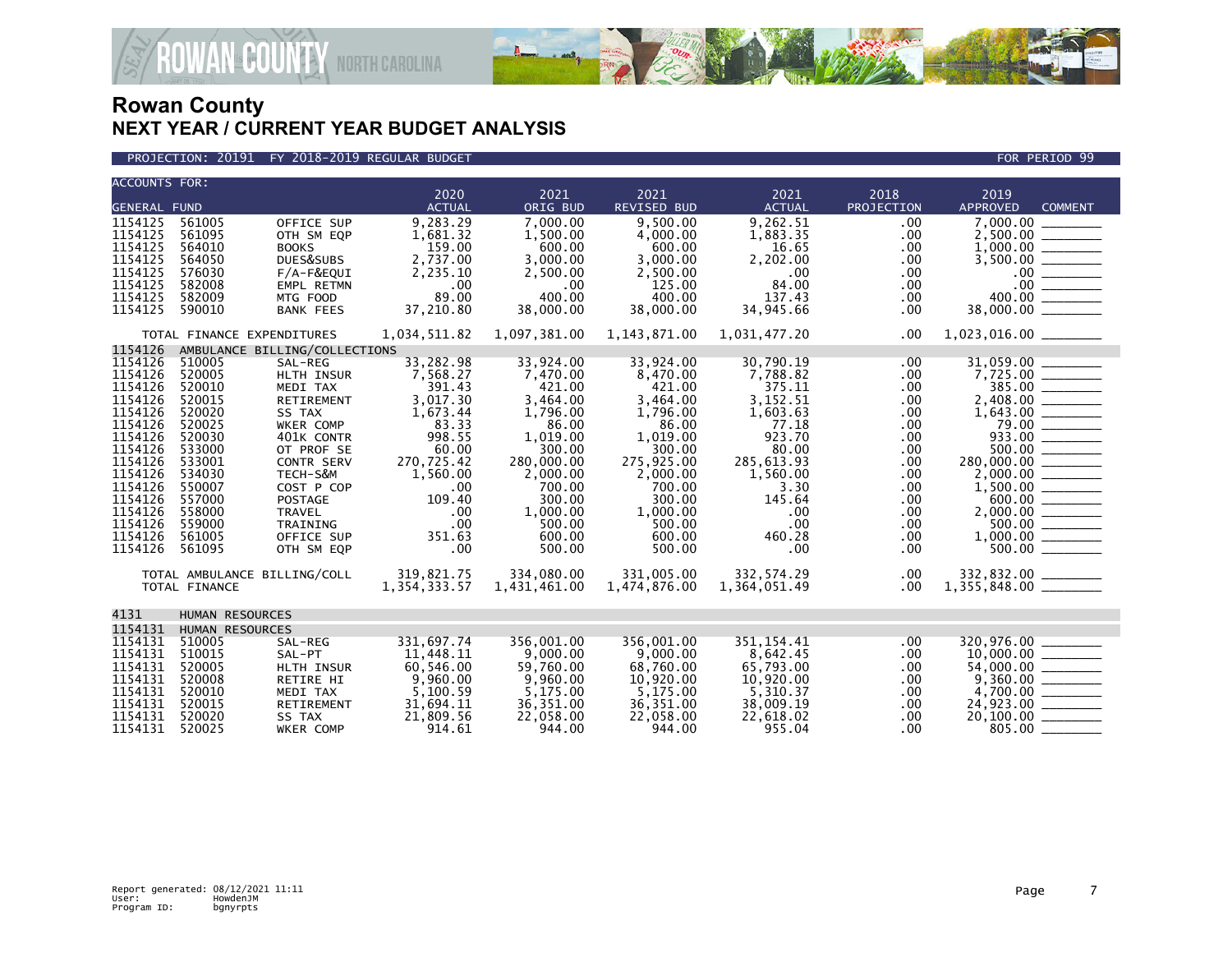# Rowan County
## NEXT YEAR / CURRENT YEAR BUDGET ANALYSIS

PROJECTION: 20191 FY 2018-2019 REGULAR BUDGET — FOR PERIOD 99

| ACCOUNTS FOR: GENERAL FUND | | | 2020 ACTUAL | 2021 ORIG BUD | 2021 REVISED BUD | 2021 ACTUAL | 2018 PROJECTION | 2019 APPROVED | COMMENT |
|---|---|---|---|---|---|---|---|---|---|
| 1154125 | 561005 | OFFICE SUP | 9,283.29 | 7,000.00 | 9,500.00 | 9,262.51 | .00 | 7,000.00 | |
| 1154125 | 561095 | OTH SM EQP | 1,681.32 | 1,500.00 | 4,000.00 | 1,883.35 | .00 | 2,500.00 | |
| 1154125 | 564010 | BOOKS | 159.00 | 600.00 | 600.00 | 16.65 | .00 | 1,000.00 | |
| 1154125 | 564050 | DUES&SUBS | 2,737.00 | 3,000.00 | 3,000.00 | 2,202.00 | .00 | 3,500.00 | |
| 1154125 | 576030 | F/A-F&EQUI | 2,235.10 | 2,500.00 | 2,500.00 | .00 | .00 | .00 | |
| 1154125 | 582008 | EMPL RETMN | .00 | .00 | 125.00 | 84.00 | .00 | .00 | |
| 1154125 | 582009 | MTG FOOD | 89.00 | 400.00 | 400.00 | 137.43 | .00 | 400.00 | |
| 1154125 | 590010 | BANK FEES | 37,210.80 | 38,000.00 | 38,000.00 | 34,945.66 | .00 | 38,000.00 | |
| | TOTAL FINANCE EXPENDITURES | | 1,034,511.82 | 1,097,381.00 | 1,143,871.00 | 1,031,477.20 | .00 | 1,023,016.00 | |
| 1154126 | AMBULANCE BILLING/COLLECTIONS | | | | | | | | |
| 1154126 | 510005 | SAL-REG | 33,282.98 | 33,924.00 | 33,924.00 | 30,790.19 | .00 | 31,059.00 | |
| 1154126 | 520005 | HLTH INSUR | 7,568.27 | 7,470.00 | 8,470.00 | 7,788.82 | .00 | 7,725.00 | |
| 1154126 | 520010 | MEDI TAX | 391.43 | 421.00 | 421.00 | 375.11 | .00 | 385.00 | |
| 1154126 | 520015 | RETIREMENT | 3,017.30 | 3,464.00 | 3,464.00 | 3,152.51 | .00 | 2,408.00 | |
| 1154126 | 520020 | SS TAX | 1,673.44 | 1,796.00 | 1,796.00 | 1,603.63 | .00 | 1,643.00 | |
| 1154126 | 520025 | WKER COMP | 83.33 | 86.00 | 86.00 | 77.18 | .00 | 79.00 | |
| 1154126 | 520030 | 401K CONTR | 998.55 | 1,019.00 | 1,019.00 | 923.70 | .00 | 933.00 | |
| 1154126 | 533000 | OT PROF SE | 60.00 | 300.00 | 300.00 | 80.00 | .00 | 500.00 | |
| 1154126 | 533001 | CONTR SERV | 270,725.42 | 280,000.00 | 275,925.00 | 285,613.93 | .00 | 280,000.00 | |
| 1154126 | 534030 | TECH-S&M | 1,560.00 | 2,000.00 | 2,000.00 | 1,560.00 | .00 | 2,000.00 | |
| 1154126 | 550007 | COST P COP | .00 | 700.00 | 700.00 | 3.30 | .00 | 1,500.00 | |
| 1154126 | 557000 | POSTAGE | 109.40 | 300.00 | 300.00 | 145.64 | .00 | 600.00 | |
| 1154126 | 558000 | TRAVEL | .00 | 1,000.00 | 1,000.00 | .00 | .00 | 2,000.00 | |
| 1154126 | 559000 | TRAINING | .00 | 500.00 | 500.00 | .00 | .00 | 500.00 | |
| 1154126 | 561005 | OFFICE SUP | 351.63 | 600.00 | 600.00 | 460.28 | .00 | 1,000.00 | |
| 1154126 | 561095 | OTH SM EQP | .00 | 500.00 | 500.00 | .00 | .00 | 500.00 | |
| | TOTAL AMBULANCE BILLING/COLL | | 319,821.75 | 334,080.00 | 331,005.00 | 332,574.29 | .00 | 332,832.00 | |
| | TOTAL FINANCE | | 1,354,333.57 | 1,431,461.00 | 1,474,876.00 | 1,364,051.49 | .00 | 1,355,848.00 | |
| 4131 | HUMAN RESOURCES | | | | | | | | |
| 1154131 | HUMAN RESOURCES | | | | | | | | |
| 1154131 | 510005 | SAL-REG | 331,697.74 | 356,001.00 | 356,001.00 | 351,154.41 | .00 | 320,976.00 | |
| 1154131 | 510015 | SAL-PT | 11,448.11 | 9,000.00 | 9,000.00 | 8,642.45 | .00 | 10,000.00 | |
| 1154131 | 520005 | HLTH INSUR | 60,546.00 | 59,760.00 | 68,760.00 | 65,793.00 | .00 | 54,000.00 | |
| 1154131 | 520008 | RETIRE HI | 9,960.00 | 9,960.00 | 10,920.00 | 10,920.00 | .00 | 9,360.00 | |
| 1154131 | 520010 | MEDI TAX | 5,100.59 | 5,175.00 | 5,175.00 | 5,310.37 | .00 | 4,700.00 | |
| 1154131 | 520015 | RETIREMENT | 31,694.11 | 36,351.00 | 36,351.00 | 38,009.19 | .00 | 24,923.00 | |
| 1154131 | 520020 | SS TAX | 21,809.56 | 22,058.00 | 22,058.00 | 22,618.02 | .00 | 20,100.00 | |
| 1154131 | 520025 | WKER COMP | 914.61 | 944.00 | 944.00 | 955.04 | .00 | 805.00 | |

Report generated: 08/12/2021 11:11
User: HowdenJM
Program ID: bgnyrpts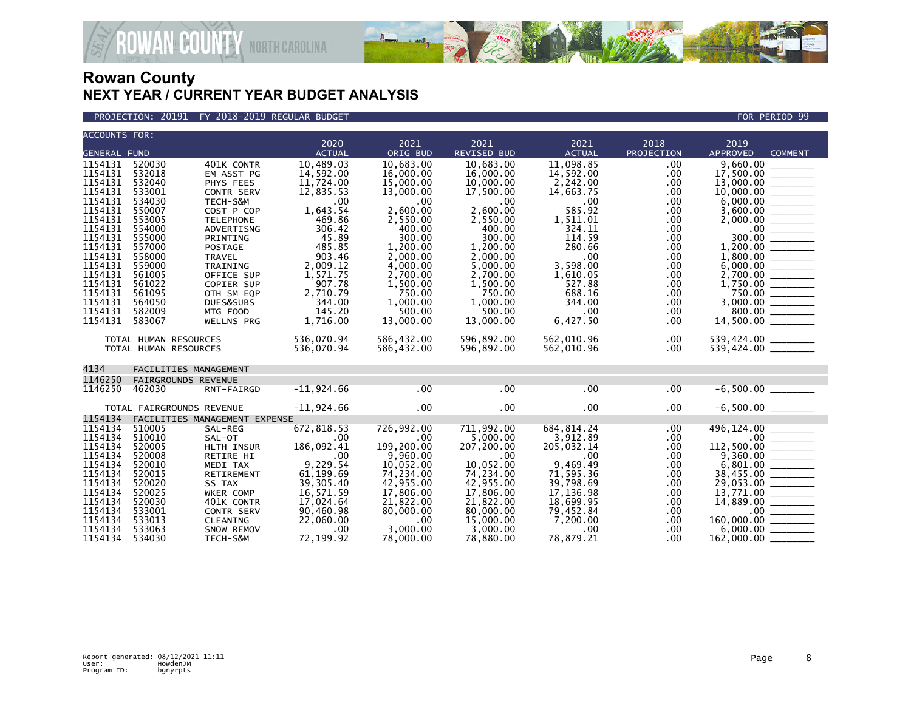# Rowan County
## NEXT YEAR / CURRENT YEAR BUDGET ANALYSIS

PROJECTION: 20191 FY 2018-2019 REGULAR BUDGET FOR PERIOD 99

| ACCOUNTS FOR: GENERAL FUND | | | 2020 ACTUAL | 2021 ORIG BUD | 2021 REVISED BUD | 2021 ACTUAL | 2018 PROJECTION | 2019 APPROVED | COMMENT |
|---|---|---|---|---|---|---|---|---|---|
| 1154131 | 520030 | 401K CONTR | 10,489.03 | 10,683.00 | 10,683.00 | 11,098.85 | .00 | 9,660.00 | |
| 1154131 | 532018 | EM ASST PG | 14,592.00 | 16,000.00 | 16,000.00 | 14,592.00 | .00 | 17,500.00 | |
| 1154131 | 532040 | PHYS FEES | 11,724.00 | 15,000.00 | 10,000.00 | 2,242.00 | .00 | 13,000.00 | |
| 1154131 | 533001 | CONTR SERV | 12,835.53 | 13,000.00 | 17,500.00 | 14,663.75 | .00 | 10,000.00 | |
| 1154131 | 534030 | TECH-S&M | .00 | .00 | .00 | .00 | .00 | 6,000.00 | |
| 1154131 | 550007 | COST P COP | 1,643.54 | 2,600.00 | 2,600.00 | 585.92 | .00 | 3,600.00 | |
| 1154131 | 553005 | TELEPHONE | 469.86 | 2,550.00 | 2,550.00 | 1,511.01 | .00 | 2,000.00 | |
| 1154131 | 554000 | ADVERTISNG | 306.42 | 400.00 | 400.00 | 324.11 | .00 | .00 | |
| 1154131 | 555000 | PRINTING | 45.89 | 300.00 | 300.00 | 114.59 | .00 | 300.00 | |
| 1154131 | 557000 | POSTAGE | 485.85 | 1,200.00 | 1,200.00 | 280.66 | .00 | 1,200.00 | |
| 1154131 | 558000 | TRAVEL | 903.46 | 2,000.00 | 2,000.00 | .00 | .00 | 1,800.00 | |
| 1154131 | 559000 | TRAINING | 2,009.12 | 4,000.00 | 5,000.00 | 3,598.00 | .00 | 6,000.00 | |
| 1154131 | 561005 | OFFICE SUP | 1,571.75 | 2,700.00 | 2,700.00 | 1,610.05 | .00 | 2,700.00 | |
| 1154131 | 561022 | COPIER SUP | 907.78 | 1,500.00 | 1,500.00 | 527.88 | .00 | 1,750.00 | |
| 1154131 | 561095 | OTH SM EQP | 2,710.79 | 750.00 | 750.00 | 688.16 | .00 | 750.00 | |
| 1154131 | 564050 | DUES&SUBS | 344.00 | 1,000.00 | 1,000.00 | 344.00 | .00 | 3,000.00 | |
| 1154131 | 582009 | MTG FOOD | 145.20 | 500.00 | 500.00 | .00 | .00 | 800.00 | |
| 1154131 | 583067 | WELLNS PRG | 1,716.00 | 13,000.00 | 13,000.00 | 6,427.50 | .00 | 14,500.00 | |
| | TOTAL HUMAN RESOURCES | | 536,070.94 | 586,432.00 | 596,892.00 | 562,010.96 | .00 | 539,424.00 | |
| | TOTAL HUMAN RESOURCES | | 536,070.94 | 586,432.00 | 596,892.00 | 562,010.96 | .00 | 539,424.00 | |
| 4134 | FACILITIES MANAGEMENT | | | | | | | | |
| 1146250 | FAIRGROUNDS REVENUE | | | | | | | | |
| 1146250 | 462030 | RNT-FAIRGD | -11,924.66 | .00 | .00 | .00 | .00 | -6,500.00 | |
| | TOTAL FAIRGROUNDS REVENUE | | -11,924.66 | .00 | .00 | .00 | .00 | -6,500.00 | |
| 1154134 | FACILITIES MANAGEMENT EXPENSE | | | | | | | | |
| 1154134 | 510005 | SAL-REG | 672,818.53 | 726,992.00 | 711,992.00 | 684,814.24 | .00 | 496,124.00 | |
| 1154134 | 510010 | SAL-OT | .00 | .00 | 5,000.00 | 3,912.89 | .00 | .00 | |
| 1154134 | 520005 | HLTH INSUR | 186,092.41 | 199,200.00 | 207,200.00 | 205,032.14 | .00 | 112,500.00 | |
| 1154134 | 520008 | RETIRE HI | .00 | 9,960.00 | .00 | .00 | .00 | 9,360.00 | |
| 1154134 | 520010 | MEDI TAX | 9,229.54 | 10,052.00 | 10,052.00 | 9,469.49 | .00 | 6,801.00 | |
| 1154134 | 520015 | RETIREMENT | 61,199.69 | 74,234.00 | 74,234.00 | 71,595.36 | .00 | 38,455.00 | |
| 1154134 | 520020 | SS TAX | 39,305.40 | 42,955.00 | 42,955.00 | 39,798.69 | .00 | 29,053.00 | |
| 1154134 | 520025 | WKER COMP | 16,571.59 | 17,806.00 | 17,806.00 | 17,136.98 | .00 | 13,771.00 | |
| 1154134 | 520030 | 401K CONTR | 17,024.64 | 21,822.00 | 21,822.00 | 18,699.95 | .00 | 14,889.00 | |
| 1154134 | 533001 | CONTR SERV | 90,460.98 | 80,000.00 | 80,000.00 | 79,452.84 | .00 | .00 | |
| 1154134 | 533013 | CLEANING | 22,060.00 | .00 | 15,000.00 | 7,200.00 | .00 | 160,000.00 | |
| 1154134 | 533063 | SNOW REMOV | .00 | 3,000.00 | 3,000.00 | .00 | .00 | 6,000.00 | |
| 1154134 | 534030 | TECH-S&M | 72,199.92 | 78,000.00 | 78,880.00 | 78,879.21 | .00 | 162,000.00 | |

Report generated: 08/12/2021 11:11
User: HowdenJM
Program ID: bgnyrpts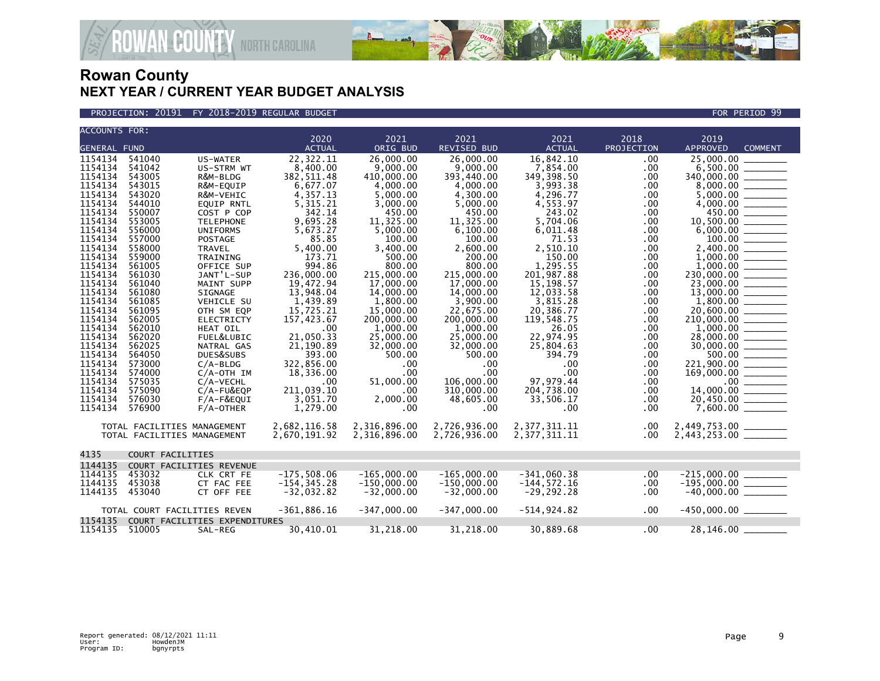# Rowan County
## NEXT YEAR / CURRENT YEAR BUDGET ANALYSIS

PROJECTION: 20191 FY 2018-2019 REGULAR BUDGET | FOR PERIOD 99

| ACCOUNTS FOR: GENERAL FUND | | | 2020 ACTUAL | 2021 ORIG BUD | 2021 REVISED BUD | 2021 ACTUAL | 2018 PROJECTION | 2019 APPROVED | COMMENT |
|---|---|---|---|---|---|---|---|---|---|
| 1154134 | 541040 | US-WATER | 22,322.11 | 26,000.00 | 26,000.00 | 16,842.10 | .00 | 25,000.00 | ________ |
| 1154134 | 541042 | US-STRM WT | 8,400.00 | 9,000.00 | 9,000.00 | 7,854.00 | .00 | 6,500.00 | ________ |
| 1154134 | 543005 | R&M-BLDG | 382,511.48 | 410,000.00 | 393,440.00 | 349,398.50 | .00 | 340,000.00 | ________ |
| 1154134 | 543015 | R&M-EQUIP | 6,677.07 | 4,000.00 | 4,000.00 | 3,993.38 | .00 | 8,000.00 | ________ |
| 1154134 | 543020 | R&M-VEHIC | 4,357.13 | 5,000.00 | 4,300.00 | 4,296.77 | .00 | 5,000.00 | ________ |
| 1154134 | 544010 | EQUIP RNTL | 5,315.21 | 3,000.00 | 5,000.00 | 4,553.97 | .00 | 4,000.00 | ________ |
| 1154134 | 550007 | COST P COP | 342.14 | 450.00 | 450.00 | 243.02 | .00 | 450.00 | ________ |
| 1154134 | 553005 | TELEPHONE | 9,695.28 | 11,325.00 | 11,325.00 | 5,704.06 | .00 | 10,500.00 | ________ |
| 1154134 | 556000 | UNIFORMS | 5,673.27 | 5,000.00 | 6,100.00 | 6,011.48 | .00 | 6,000.00 | ________ |
| 1154134 | 557000 | POSTAGE | 85.85 | 100.00 | 100.00 | 71.53 | .00 | 100.00 | ________ |
| 1154134 | 558000 | TRAVEL | 5,400.00 | 3,400.00 | 2,600.00 | 2,510.10 | .00 | 2,400.00 | ________ |
| 1154134 | 559000 | TRAINING | 173.71 | 500.00 | 200.00 | 150.00 | .00 | 1,000.00 | ________ |
| 1154134 | 561005 | OFFICE SUP | 994.86 | 800.00 | 800.00 | 1,295.55 | .00 | 1,000.00 | ________ |
| 1154134 | 561030 | JANT'L-SUP | 236,000.00 | 215,000.00 | 215,000.00 | 201,987.88 | .00 | 230,000.00 | ________ |
| 1154134 | 561040 | MAINT SUPP | 19,472.94 | 17,000.00 | 17,000.00 | 15,198.57 | .00 | 23,000.00 | ________ |
| 1154134 | 561080 | SIGNAGE | 13,948.04 | 14,000.00 | 14,000.00 | 12,033.58 | .00 | 13,000.00 | ________ |
| 1154134 | 561085 | VEHICLE SU | 1,439.89 | 1,800.00 | 3,900.00 | 3,815.28 | .00 | 1,800.00 | ________ |
| 1154134 | 561095 | OTH SM EQP | 15,725.21 | 15,000.00 | 22,675.00 | 20,386.77 | .00 | 20,600.00 | ________ |
| 1154134 | 562005 | ELECTRICTY | 157,423.67 | 200,000.00 | 200,000.00 | 119,548.75 | .00 | 210,000.00 | ________ |
| 1154134 | 562010 | HEAT OIL | .00 | 1,000.00 | 1,000.00 | 26.05 | .00 | 1,000.00 | ________ |
| 1154134 | 562020 | FUEL&LUBIC | 21,050.33 | 25,000.00 | 25,000.00 | 22,974.95 | .00 | 28,000.00 | ________ |
| 1154134 | 562025 | NATRAL GAS | 21,190.89 | 32,000.00 | 32,000.00 | 25,804.63 | .00 | 30,000.00 | ________ |
| 1154134 | 564050 | DUES&SUBS | 393.00 | 500.00 | 500.00 | 394.79 | .00 | 500.00 | ________ |
| 1154134 | 573000 | C/A-BLDG | 322,856.00 | .00 | .00 | .00 | .00 | 221,900.00 | ________ |
| 1154134 | 574000 | C/A-OTH IM | 18,336.00 | .00 | .00 | .00 | .00 | 169,000.00 | ________ |
| 1154134 | 575035 | C/A-VECHL | .00 | 51,000.00 | 106,000.00 | 97,979.44 | .00 | .00 | ________ |
| 1154134 | 575090 | C/A-FU&EQP | 211,039.10 | .00 | 310,000.00 | 204,738.00 | .00 | 14,000.00 | ________ |
| 1154134 | 576030 | F/A-F&EQUI | 3,051.70 | 2,000.00 | 48,605.00 | 33,506.17 | .00 | 20,450.00 | ________ |
| 1154134 | 576900 | F/A-OTHER | 1,279.00 | .00 | .00 | .00 | .00 | 7,600.00 | ________ |
| TOTAL FACILITIES MANAGEMENT | | | 2,682,116.58 | 2,316,896.00 | 2,726,936.00 | 2,377,311.11 | .00 | 2,449,753.00 | ________ |
| TOTAL FACILITIES MANAGEMENT | | | 2,670,191.92 | 2,316,896.00 | 2,726,936.00 | 2,377,311.11 | .00 | 2,443,253.00 | ________ |
| 4135 | COURT FACILITIES | | | | | | | | |
| 1144135 | COURT FACILITIES REVENUE | | | | | | | | |
| 1144135 | 453032 | CLK CRT FE | -175,508.06 | -165,000.00 | -165,000.00 | -341,060.38 | .00 | -215,000.00 | ________ |
| 1144135 | 453038 | CT FAC FEE | -154,345.28 | -150,000.00 | -150,000.00 | -144,572.16 | .00 | -195,000.00 | ________ |
| 1144135 | 453040 | CT OFF FEE | -32,032.82 | -32,000.00 | -32,000.00 | -29,292.28 | .00 | -40,000.00 | ________ |
| TOTAL COURT FACILITIES REVEN | | | -361,886.16 | -347,000.00 | -347,000.00 | -514,924.82 | .00 | -450,000.00 | ________ |
| 1154135 | COURT FACILITIES EXPENDITURES | | | | | | | | |
| 1154135 | 510005 | SAL-REG | 30,410.01 | 31,218.00 | 31,218.00 | 30,889.68 | .00 | 28,146.00 | ________ |

Report generated: 08/12/2021 11:11
User: HowdenJM
Program ID: bgnyrpts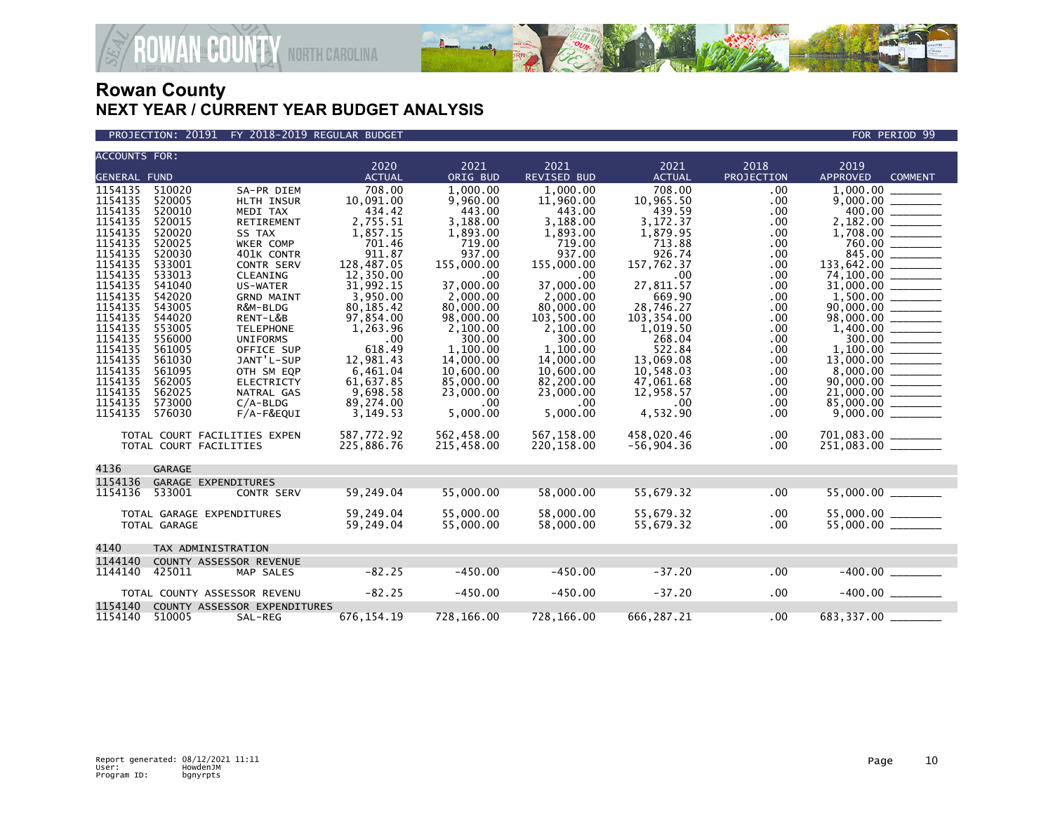# Rowan County
## NEXT YEAR / CURRENT YEAR BUDGET ANALYSIS

PROJECTION: 20191 FY 2018-2019 REGULAR BUDGET | FOR PERIOD 99

| ACCOUNTS FOR: GENERAL FUND | | | 2020 ACTUAL | 2021 ORIG BUD | 2021 REVISED BUD | 2021 ACTUAL | 2018 PROJECTION | 2019 APPROVED | COMMENT |
|---|---|---|---|---|---|---|---|---|---|
| 1154135 | 510020 | SA-PR DIEM | 708.00 | 1,000.00 | 1,000.00 | 708.00 | .00 | 1,000.00 | |
| 1154135 | 520005 | HLTH INSUR | 10,091.00 | 9,960.00 | 11,960.00 | 10,965.50 | .00 | 9,000.00 | |
| 1154135 | 520010 | MEDI TAX | 434.42 | 443.00 | 443.00 | 439.59 | .00 | 400.00 | |
| 1154135 | 520015 | RETIREMENT | 2,755.51 | 3,188.00 | 3,188.00 | 3,172.37 | .00 | 2,182.00 | |
| 1154135 | 520020 | SS TAX | 1,857.15 | 1,893.00 | 1,893.00 | 1,879.95 | .00 | 1,708.00 | |
| 1154135 | 520025 | WKER COMP | 701.46 | 719.00 | 719.00 | 713.88 | .00 | 760.00 | |
| 1154135 | 520030 | 401K CONTR | 911.87 | 937.00 | 937.00 | 926.74 | .00 | 845.00 | |
| 1154135 | 533001 | CONTR SERV | 128,487.05 | 155,000.00 | 155,000.00 | 157,762.37 | .00 | 133,642.00 | |
| 1154135 | 533013 | CLEANING | 12,350.00 | .00 | .00 | .00 | .00 | 74,100.00 | |
| 1154135 | 541040 | US-WATER | 31,992.15 | 37,000.00 | 37,000.00 | 27,811.57 | .00 | 31,000.00 | |
| 1154135 | 542020 | GRND MAINT | 3,950.00 | 2,000.00 | 2,000.00 | 669.90 | .00 | 1,500.00 | |
| 1154135 | 543005 | R&M-BLDG | 80,185.42 | 80,000.00 | 80,000.00 | 28,746.27 | .00 | 90,000.00 | |
| 1154135 | 544020 | RENT-L&B | 97,854.00 | 98,000.00 | 103,500.00 | 103,354.00 | .00 | 98,000.00 | |
| 1154135 | 553005 | TELEPHONE | 1,263.96 | 2,100.00 | 2,100.00 | 1,019.50 | .00 | 1,400.00 | |
| 1154135 | 556000 | UNIFORMS | .00 | 300.00 | 300.00 | 268.04 | .00 | 300.00 | |
| 1154135 | 561005 | OFFICE SUP | 618.49 | 1,100.00 | 1,100.00 | 522.84 | .00 | 1,100.00 | |
| 1154135 | 561030 | JANT'L-SUP | 12,981.43 | 14,000.00 | 14,000.00 | 13,069.08 | .00 | 13,000.00 | |
| 1154135 | 561095 | OTH SM EQP | 6,461.04 | 10,600.00 | 10,600.00 | 10,548.03 | .00 | 8,000.00 | |
| 1154135 | 562005 | ELECTRICTY | 61,637.85 | 85,000.00 | 82,200.00 | 47,061.68 | .00 | 90,000.00 | |
| 1154135 | 562025 | NATRAL GAS | 9,698.58 | 23,000.00 | 23,000.00 | 12,958.57 | .00 | 21,000.00 | |
| 1154135 | 573000 | C/A-BLDG | 89,274.00 | .00 | .00 | .00 | .00 | 85,000.00 | |
| 1154135 | 576030 | F/A-F&EQUI | 3,149.53 | 5,000.00 | 5,000.00 | 4,532.90 | .00 | 9,000.00 | |
| TOTAL COURT FACILITIES EXPEN | | | 587,772.92 | 562,458.00 | 567,158.00 | 458,020.46 | .00 | 701,083.00 | |
| TOTAL COURT FACILITIES | | | 225,886.76 | 215,458.00 | 220,158.00 | -56,904.36 | .00 | 251,083.00 | |
| 4136 | GARAGE | | | | | | | | |
| 1154136 | GARAGE EXPENDITURES | | | | | | | | |
| 1154136 | 533001 | CONTR SERV | 59,249.04 | 55,000.00 | 58,000.00 | 55,679.32 | .00 | 55,000.00 | |
| TOTAL GARAGE EXPENDITURES | | | 59,249.04 | 55,000.00 | 58,000.00 | 55,679.32 | .00 | 55,000.00 | |
| TOTAL GARAGE | | | 59,249.04 | 55,000.00 | 58,000.00 | 55,679.32 | .00 | 55,000.00 | |
| 4140 | TAX ADMINISTRATION | | | | | | | | |
| 1144140 | COUNTY ASSESSOR REVENUE | | | | | | | | |
| 1144140 | 425011 | MAP SALES | -82.25 | -450.00 | -450.00 | -37.20 | .00 | -400.00 | |
| TOTAL COUNTY ASSESSOR REVENU | | | -82.25 | -450.00 | -450.00 | -37.20 | .00 | -400.00 | |
| 1154140 | COUNTY ASSESSOR EXPENDITURES | | | | | | | | |
| 1154140 | 510005 | SAL-REG | 676,154.19 | 728,166.00 | 728,166.00 | 666,287.21 | .00 | 683,337.00 | |

Report generated: 08/12/2021 11:11
User: HowdenJM
Program ID: bgnyrpts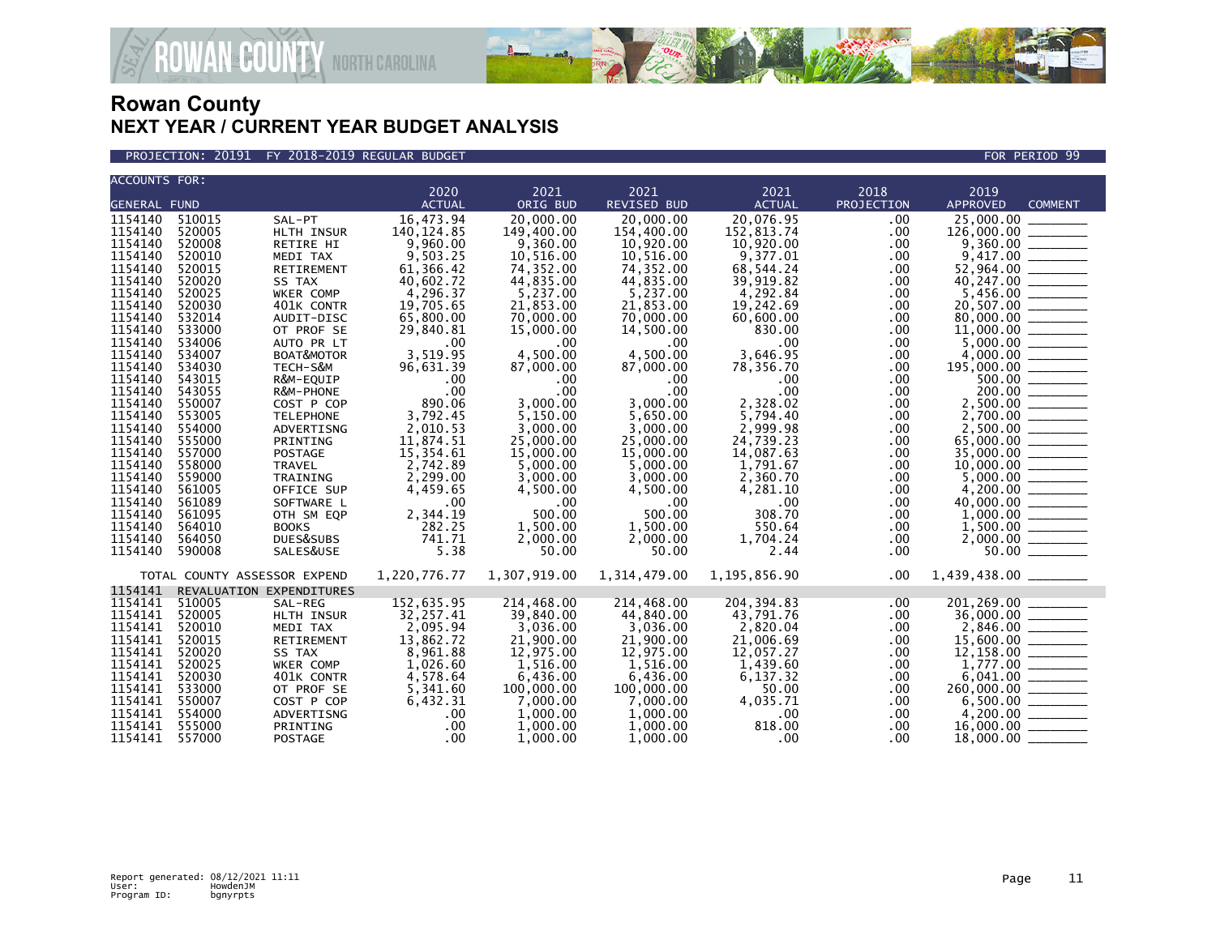# Rowan County
## NEXT YEAR / CURRENT YEAR BUDGET ANALYSIS

PROJECTION: 20191 FY 2018-2019 REGULAR BUDGET FOR PERIOD 99

| ACCOUNTS FOR: GENERAL FUND | | | 2020 ACTUAL | 2021 ORIG BUD | 2021 REVISED BUD | 2021 ACTUAL | 2018 PROJECTION | 2019 APPROVED | COMMENT |
|---|---|---|---|---|---|---|---|---|---|
| 1154140 | 510015 | SAL-PT | 16,473.94 | 20,000.00 | 20,000.00 | 20,076.95 | .00 | 25,000.00 | _______ |
| 1154140 | 520005 | HLTH INSUR | 140,124.85 | 149,400.00 | 154,400.00 | 152,813.74 | .00 | 126,000.00 | _______ |
| 1154140 | 520008 | RETIRE HI | 9,960.00 | 9,360.00 | 10,920.00 | 10,920.00 | .00 | 9,360.00 | _______ |
| 1154140 | 520010 | MEDI TAX | 9,503.25 | 10,516.00 | 10,516.00 | 9,377.01 | .00 | 9,417.00 | _______ |
| 1154140 | 520015 | RETIREMENT | 61,366.42 | 74,352.00 | 74,352.00 | 68,544.24 | .00 | 52,964.00 | _______ |
| 1154140 | 520020 | SS TAX | 40,602.72 | 44,835.00 | 44,835.00 | 39,919.82 | .00 | 40,247.00 | _______ |
| 1154140 | 520025 | WKER COMP | 4,296.37 | 5,237.00 | 5,237.00 | 4,292.84 | .00 | 5,456.00 | _______ |
| 1154140 | 520030 | 401K CONTR | 19,705.65 | 21,853.00 | 21,853.00 | 19,242.69 | .00 | 20,507.00 | _______ |
| 1154140 | 532014 | AUDIT-DISC | 65,800.00 | 70,000.00 | 70,000.00 | 60,600.00 | .00 | 80,000.00 | _______ |
| 1154140 | 533000 | OT PROF SE | 29,840.81 | 15,000.00 | 14,500.00 | 830.00 | .00 | 11,000.00 | _______ |
| 1154140 | 534006 | AUTO PR LT | .00 | .00 | .00 | .00 | .00 | 5,000.00 | _______ |
| 1154140 | 534007 | BOAT&MOTOR | 3,519.95 | 4,500.00 | 4,500.00 | 3,646.95 | .00 | 4,000.00 | _______ |
| 1154140 | 534030 | TECH-S&M | 96,631.39 | 87,000.00 | 87,000.00 | 78,356.70 | .00 | 195,000.00 | _______ |
| 1154140 | 543015 | R&M-EQUIP | .00 | .00 | .00 | .00 | .00 | 500.00 | _______ |
| 1154140 | 543055 | R&M-PHONE | .00 | .00 | .00 | .00 | .00 | 200.00 | _______ |
| 1154140 | 550007 | COST P COP | 890.06 | 3,000.00 | 3,000.00 | 2,328.02 | .00 | 2,500.00 | _______ |
| 1154140 | 553005 | TELEPHONE | 3,792.45 | 5,150.00 | 5,650.00 | 5,794.40 | .00 | 2,700.00 | _______ |
| 1154140 | 554000 | ADVERTISNG | 2,010.53 | 3,000.00 | 3,000.00 | 2,999.98 | .00 | 2,500.00 | _______ |
| 1154140 | 555000 | PRINTING | 11,874.51 | 25,000.00 | 25,000.00 | 24,739.23 | .00 | 65,000.00 | _______ |
| 1154140 | 557000 | POSTAGE | 15,354.61 | 15,000.00 | 15,000.00 | 14,087.63 | .00 | 35,000.00 | _______ |
| 1154140 | 558000 | TRAVEL | 2,742.89 | 5,000.00 | 5,000.00 | 1,791.67 | .00 | 10,000.00 | _______ |
| 1154140 | 559000 | TRAINING | 2,299.00 | 3,000.00 | 3,000.00 | 2,360.70 | .00 | 5,000.00 | _______ |
| 1154140 | 561005 | OFFICE SUP | 4,459.65 | 4,500.00 | 4,500.00 | 4,281.10 | .00 | 4,200.00 | _______ |
| 1154140 | 561089 | SOFTWARE L | .00 | .00 | .00 | .00 | .00 | 40,000.00 | _______ |
| 1154140 | 561095 | OTH SM EQP | 2,344.19 | 500.00 | 500.00 | 308.70 | .00 | 1,000.00 | _______ |
| 1154140 | 564010 | BOOKS | 282.25 | 1,500.00 | 1,500.00 | 550.64 | .00 | 1,500.00 | _______ |
| 1154140 | 564050 | DUES&SUBS | 741.71 | 2,000.00 | 2,000.00 | 1,704.24 | .00 | 2,000.00 | _______ |
| 1154140 | 590008 | SALES&USE | 5.38 | 50.00 | 50.00 | 2.44 | .00 | 50.00 | _______ |
| TOTAL COUNTY ASSESSOR EXPEND | | | 1,220,776.77 | 1,307,919.00 | 1,314,479.00 | 1,195,856.90 | .00 | 1,439,438.00 | _______ |
| 1154141 | REVALUATION EXPENDITURES | | | | | | | | |
| 1154141 | 510005 | SAL-REG | 152,635.95 | 214,468.00 | 214,468.00 | 204,394.83 | .00 | 201,269.00 | _______ |
| 1154141 | 520005 | HLTH INSUR | 32,257.41 | 39,840.00 | 44,840.00 | 43,791.76 | .00 | 36,000.00 | _______ |
| 1154141 | 520010 | MEDI TAX | 2,095.94 | 3,036.00 | 3,036.00 | 2,820.04 | .00 | 2,846.00 | _______ |
| 1154141 | 520015 | RETIREMENT | 13,862.72 | 21,900.00 | 21,900.00 | 21,006.69 | .00 | 15,600.00 | _______ |
| 1154141 | 520020 | SS TAX | 8,961.88 | 12,975.00 | 12,975.00 | 12,057.27 | .00 | 12,158.00 | _______ |
| 1154141 | 520025 | WKER COMP | 1,026.60 | 1,516.00 | 1,516.00 | 1,439.60 | .00 | 1,777.00 | _______ |
| 1154141 | 520030 | 401K CONTR | 4,578.64 | 6,436.00 | 6,436.00 | 6,137.32 | .00 | 6,041.00 | _______ |
| 1154141 | 533000 | OT PROF SE | 5,341.60 | 100,000.00 | 100,000.00 | 50.00 | .00 | 260,000.00 | _______ |
| 1154141 | 550007 | COST P COP | 6,432.31 | 7,000.00 | 7,000.00 | 4,035.71 | .00 | 6,500.00 | _______ |
| 1154141 | 554000 | ADVERTISNG | .00 | 1,000.00 | 1,000.00 | .00 | .00 | 4,200.00 | _______ |
| 1154141 | 555000 | PRINTING | .00 | 1,000.00 | 1,000.00 | 818.00 | .00 | 16,000.00 | _______ |
| 1154141 | 557000 | POSTAGE | .00 | 1,000.00 | 1,000.00 | .00 | .00 | 18,000.00 | _______ |

Report generated: 08/12/2021 11:11
User: HowdenJM
Program ID: bgnyrpts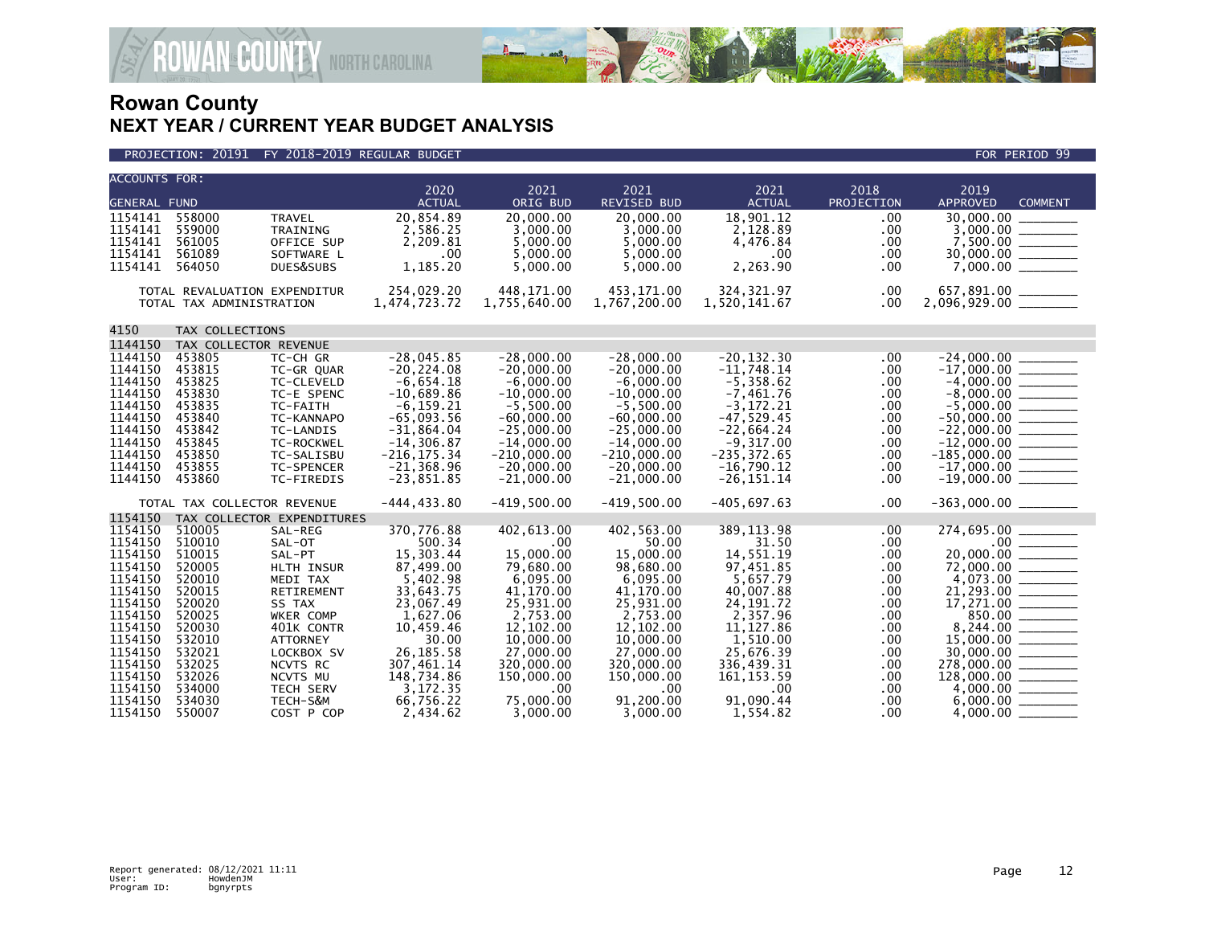# Rowan County
## NEXT YEAR / CURRENT YEAR BUDGET ANALYSIS

PROJECTION: 20191 FY 2018-2019 REGULAR BUDGET — FOR PERIOD 99

| ACCOUNTS FOR: GENERAL FUND | | | 2020 ACTUAL | 2021 ORIG BUD | 2021 REVISED BUD | 2021 ACTUAL | 2018 PROJECTION | 2019 APPROVED | COMMENT |
|---|---|---|---|---|---|---|---|---|---|
| 1154141 | 558000 | TRAVEL | 20,854.89 | 20,000.00 | 20,000.00 | 18,901.12 | .00 | 30,000.00 | _______ |
| 1154141 | 559000 | TRAINING | 2,586.25 | 3,000.00 | 3,000.00 | 2,128.89 | .00 | 3,000.00 | _______ |
| 1154141 | 561005 | OFFICE SUP | 2,209.81 | 5,000.00 | 5,000.00 | 4,476.84 | .00 | 7,500.00 | _______ |
| 1154141 | 561089 | SOFTWARE L | .00 | 5,000.00 | 5,000.00 | .00 | .00 | 30,000.00 | _______ |
| 1154141 | 564050 | DUES&SUBS | 1,185.20 | 5,000.00 | 5,000.00 | 2,263.90 | .00 | 7,000.00 | _______ |
| | TOTAL REVALUATION EXPENDITUR | | 254,029.20 | 448,171.00 | 453,171.00 | 324,321.97 | .00 | 657,891.00 | _______ |
| | TOTAL TAX ADMINISTRATION | | 1,474,723.72 | 1,755,640.00 | 1,767,200.00 | 1,520,141.67 | .00 | 2,096,929.00 | _______ |
| 4150 | TAX COLLECTIONS | | | | | | | | |
| 1144150 | TAX COLLECTOR REVENUE | | | | | | | | |
| 1144150 | 453805 | TC-CH GR | -28,045.85 | -28,000.00 | -28,000.00 | -20,132.30 | .00 | -24,000.00 | _______ |
| 1144150 | 453815 | TC-GR QUAR | -20,224.08 | -20,000.00 | -20,000.00 | -11,748.14 | .00 | -17,000.00 | _______ |
| 1144150 | 453825 | TC-CLEVELD | -6,654.18 | -6,000.00 | -6,000.00 | -5,358.62 | .00 | -4,000.00 | _______ |
| 1144150 | 453830 | TC-E SPENC | -10,689.86 | -10,000.00 | -10,000.00 | -7,461.76 | .00 | -8,000.00 | _______ |
| 1144150 | 453835 | TC-FAITH | -6,159.21 | -5,500.00 | -5,500.00 | -3,172.21 | .00 | -5,000.00 | _______ |
| 1144150 | 453840 | TC-KANNAPO | -65,093.56 | -60,000.00 | -60,000.00 | -47,529.45 | .00 | -50,000.00 | _______ |
| 1144150 | 453842 | TC-LANDIS | -31,864.04 | -25,000.00 | -25,000.00 | -22,664.24 | .00 | -22,000.00 | _______ |
| 1144150 | 453845 | TC-ROCKWEL | -14,306.87 | -14,000.00 | -14,000.00 | -9,317.00 | .00 | -12,000.00 | _______ |
| 1144150 | 453850 | TC-SALISBU | -216,175.34 | -210,000.00 | -210,000.00 | -235,372.65 | .00 | -185,000.00 | _______ |
| 1144150 | 453855 | TC-SPENCER | -21,368.96 | -20,000.00 | -20,000.00 | -16,790.12 | .00 | -17,000.00 | _______ |
| 1144150 | 453860 | TC-FIREDIS | -23,851.85 | -21,000.00 | -21,000.00 | -26,151.14 | .00 | -19,000.00 | _______ |
| | TOTAL TAX COLLECTOR REVENUE | | -444,433.80 | -419,500.00 | -419,500.00 | -405,697.63 | .00 | -363,000.00 | _______ |
| 1154150 | TAX COLLECTOR EXPENDITURES | | | | | | | | |
| 1154150 | 510005 | SAL-REG | 370,776.88 | 402,613.00 | 402,563.00 | 389,113.98 | .00 | 274,695.00 | _______ |
| 1154150 | 510010 | SAL-OT | 500.34 | .00 | 50.00 | 31.50 | .00 | .00 | _______ |
| 1154150 | 510015 | SAL-PT | 15,303.44 | 15,000.00 | 15,000.00 | 14,551.19 | .00 | 20,000.00 | _______ |
| 1154150 | 520005 | HLTH INSUR | 87,499.00 | 79,680.00 | 98,680.00 | 97,451.85 | .00 | 72,000.00 | _______ |
| 1154150 | 520010 | MEDI TAX | 5,402.98 | 6,095.00 | 6,095.00 | 5,657.79 | .00 | 4,073.00 | _______ |
| 1154150 | 520015 | RETIREMENT | 33,643.75 | 41,170.00 | 41,170.00 | 40,007.88 | .00 | 21,293.00 | _______ |
| 1154150 | 520020 | SS TAX | 23,067.49 | 25,931.00 | 25,931.00 | 24,191.72 | .00 | 17,271.00 | _______ |
| 1154150 | 520025 | WKER COMP | 1,627.06 | 2,753.00 | 2,753.00 | 2,357.96 | .00 | 850.00 | _______ |
| 1154150 | 520030 | 401K CONTR | 10,459.46 | 12,102.00 | 12,102.00 | 11,127.86 | .00 | 8,244.00 | _______ |
| 1154150 | 532010 | ATTORNEY | 30.00 | 10,000.00 | 10,000.00 | 1,510.00 | .00 | 15,000.00 | _______ |
| 1154150 | 532021 | LOCKBOX SV | 26,185.58 | 27,000.00 | 27,000.00 | 25,676.39 | .00 | 30,000.00 | _______ |
| 1154150 | 532025 | NCVTS RC | 307,461.14 | 320,000.00 | 320,000.00 | 336,439.31 | .00 | 278,000.00 | _______ |
| 1154150 | 532026 | NCVTS MU | 148,734.86 | 150,000.00 | 150,000.00 | 161,153.59 | .00 | 128,000.00 | _______ |
| 1154150 | 534000 | TECH SERV | 3,172.35 | .00 | .00 | .00 | .00 | 4,000.00 | _______ |
| 1154150 | 534030 | TECH-S&M | 66,756.22 | 75,000.00 | 91,200.00 | 91,090.44 | .00 | 6,000.00 | _______ |
| 1154150 | 550007 | COST P COP | 2,434.62 | 3,000.00 | 3,000.00 | 1,554.82 | .00 | 4,000.00 | _______ |

Report generated: 08/12/2021 11:11
User: HowdenJM
Program ID: bgnyrpts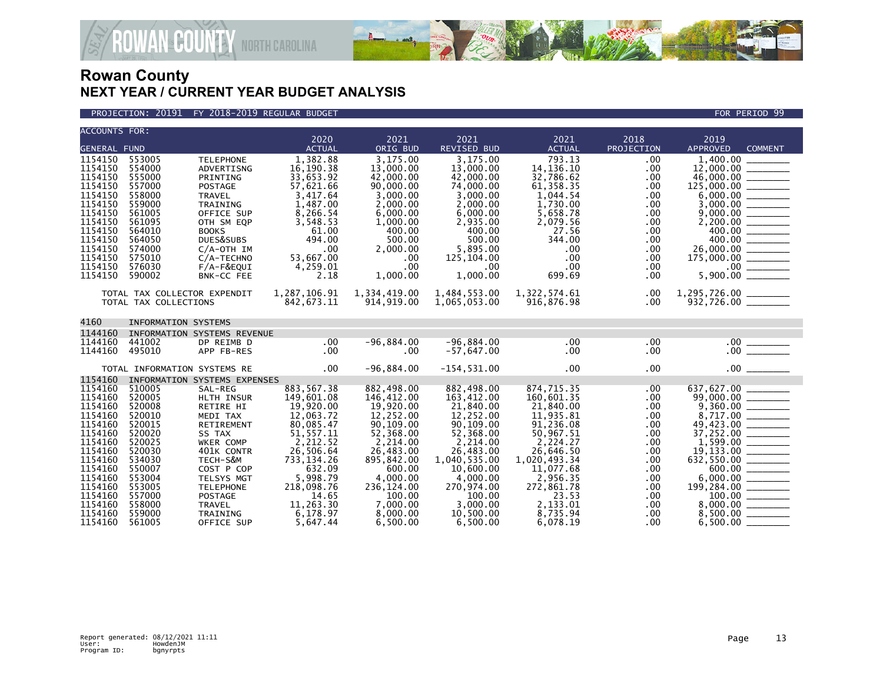# Rowan County
## NEXT YEAR / CURRENT YEAR BUDGET ANALYSIS

PROJECTION: 20191 FY 2018-2019 REGULAR BUDGET — FOR PERIOD 99

| ACCOUNTS FOR: GENERAL FUND | | | 2020 ACTUAL | 2021 ORIG BUD | 2021 REVISED BUD | 2021 ACTUAL | 2018 PROJECTION | 2019 APPROVED | COMMENT |
|---|---|---|---|---|---|---|---|---|---|
| 1154150 | 553005 | TELEPHONE | 1,382.88 | 3,175.00 | 3,175.00 | 793.13 | .00 | 1,400.00 | |
| 1154150 | 554000 | ADVERTISNG | 16,190.38 | 13,000.00 | 13,000.00 | 14,136.10 | .00 | 12,000.00 | |
| 1154150 | 555000 | PRINTING | 33,653.92 | 42,000.00 | 42,000.00 | 32,786.62 | .00 | 46,000.00 | |
| 1154150 | 557000 | POSTAGE | 57,621.66 | 90,000.00 | 74,000.00 | 61,358.35 | .00 | 125,000.00 | |
| 1154150 | 558000 | TRAVEL | 3,417.64 | 3,000.00 | 3,000.00 | 1,044.54 | .00 | 6,000.00 | |
| 1154150 | 559000 | TRAINING | 1,487.00 | 2,000.00 | 2,000.00 | 1,730.00 | .00 | 3,000.00 | |
| 1154150 | 561005 | OFFICE SUP | 8,266.54 | 6,000.00 | 6,000.00 | 5,658.78 | .00 | 9,000.00 | |
| 1154150 | 561095 | OTH SM EQP | 3,548.53 | 1,000.00 | 2,935.00 | 2,079.56 | .00 | 2,200.00 | |
| 1154150 | 564010 | BOOKS | 61.00 | 400.00 | 400.00 | 27.56 | .00 | 400.00 | |
| 1154150 | 564050 | DUES&SUBS | 494.00 | 500.00 | 500.00 | 344.00 | .00 | 400.00 | |
| 1154150 | 574000 | C/A-OTH IM | .00 | 2,000.00 | 5,895.00 | .00 | .00 | 26,000.00 | |
| 1154150 | 575010 | C/A-TECHNO | 53,667.00 | .00 | 125,104.00 | .00 | .00 | 175,000.00 | |
| 1154150 | 576030 | F/A-F&EQUI | 4,259.01 | .00 | .00 | .00 | .00 | .00 | |
| 1154150 | 590002 | BNK-CC FEE | 2.18 | 1,000.00 | 1,000.00 | 699.69 | .00 | 5,900.00 | |
| TOTAL TAX COLLECTOR EXPENDIT | | | 1,287,106.91 | 1,334,419.00 | 1,484,553.00 | 1,322,574.61 | .00 | 1,295,726.00 | |
| TOTAL TAX COLLECTIONS | | | 842,673.11 | 914,919.00 | 1,065,053.00 | 916,876.98 | .00 | 932,726.00 | |
| 4160 | INFORMATION SYSTEMS | | | | | | | | |
| 1144160 | INFORMATION SYSTEMS REVENUE | | | | | | | | |
| 1144160 | 441002 | DP REIMB D | .00 | -96,884.00 | -96,884.00 | .00 | .00 | .00 | |
| 1144160 | 495010 | APP FB-RES | .00 | .00 | -57,647.00 | .00 | .00 | .00 | |
| TOTAL INFORMATION SYSTEMS RE | | | .00 | -96,884.00 | -154,531.00 | .00 | .00 | .00 | |
| 1154160 | INFORMATION SYSTEMS EXPENSES | | | | | | | | |
| 1154160 | 510005 | SAL-REG | 883,567.38 | 882,498.00 | 882,498.00 | 874,715.35 | .00 | 637,627.00 | |
| 1154160 | 520005 | HLTH INSUR | 149,601.08 | 146,412.00 | 163,412.00 | 160,601.35 | .00 | 99,000.00 | |
| 1154160 | 520008 | RETIRE HI | 19,920.00 | 19,920.00 | 21,840.00 | 21,840.00 | .00 | 9,360.00 | |
| 1154160 | 520010 | MEDI TAX | 12,063.72 | 12,252.00 | 12,252.00 | 11,935.81 | .00 | 8,717.00 | |
| 1154160 | 520015 | RETIREMENT | 80,085.47 | 90,109.00 | 90,109.00 | 91,236.08 | .00 | 49,423.00 | |
| 1154160 | 520020 | SS TAX | 51,557.11 | 52,368.00 | 52,368.00 | 50,967.51 | .00 | 37,252.00 | |
| 1154160 | 520025 | WKER COMP | 2,212.52 | 2,214.00 | 2,214.00 | 2,224.27 | .00 | 1,599.00 | |
| 1154160 | 520030 | 401K CONTR | 26,506.64 | 26,483.00 | 26,483.00 | 26,646.50 | .00 | 19,133.00 | |
| 1154160 | 534030 | TECH-S&M | 733,134.26 | 895,842.00 | 1,040,535.00 | 1,020,493.34 | .00 | 632,550.00 | |
| 1154160 | 550007 | COST P COP | 632.09 | 600.00 | 10,600.00 | 11,077.68 | .00 | 600.00 | |
| 1154160 | 553004 | TELSYS MGT | 5,998.79 | 4,000.00 | 4,000.00 | 2,956.35 | .00 | 6,000.00 | |
| 1154160 | 553005 | TELEPHONE | 218,098.76 | 236,124.00 | 270,974.00 | 272,861.78 | .00 | 199,284.00 | |
| 1154160 | 557000 | POSTAGE | 14.65 | 100.00 | 100.00 | 23.53 | .00 | 100.00 | |
| 1154160 | 558000 | TRAVEL | 11,263.30 | 7,000.00 | 3,000.00 | 2,133.01 | .00 | 8,000.00 | |
| 1154160 | 559000 | TRAINING | 6,178.97 | 8,000.00 | 10,500.00 | 8,735.94 | .00 | 8,500.00 | |
| 1154160 | 561005 | OFFICE SUP | 5,647.44 | 6,500.00 | 6,500.00 | 6,078.19 | .00 | 6,500.00 | |

Report generated: 08/12/2021 11:11
User: HowdenJM
Program ID: bgnyrpts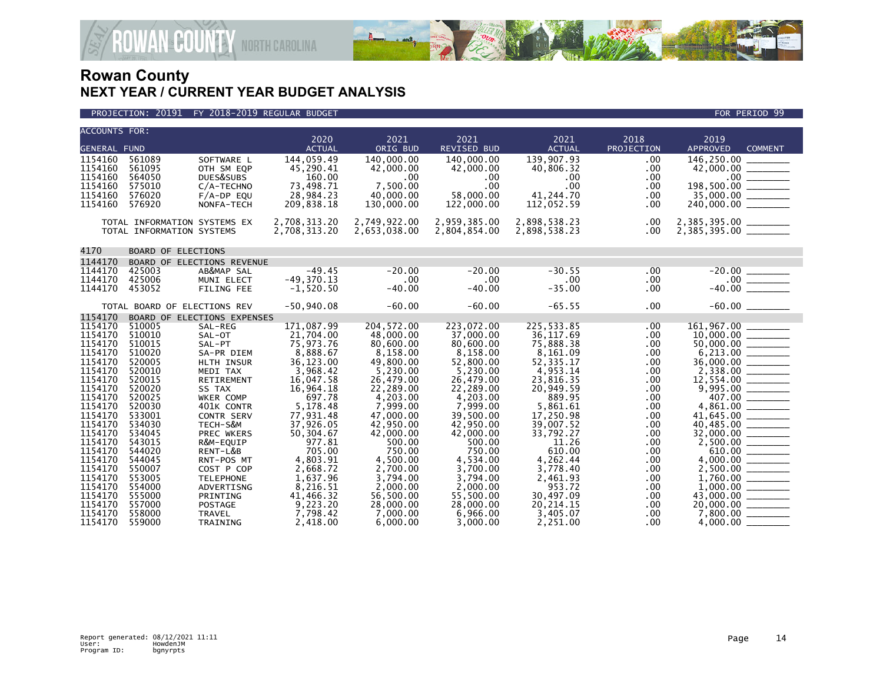# Rowan County
## NEXT YEAR / CURRENT YEAR BUDGET ANALYSIS

PROJECTION: 20191 FY 2018-2019 REGULAR BUDGET FOR PERIOD 99

| ACCOUNTS FOR: GENERAL FUND | | | 2020 ACTUAL | 2021 ORIG BUD | 2021 REVISED BUD | 2021 ACTUAL | 2018 PROJECTION | 2019 APPROVED | COMMENT |
|---|---|---|---|---|---|---|---|---|---|
| 1154160 | 561089 | SOFTWARE L | 144,059.49 | 140,000.00 | 140,000.00 | 139,907.93 | .00 | 146,250.00 | _______ |
| 1154160 | 561095 | OTH SM EQP | 45,290.41 | 42,000.00 | 42,000.00 | 40,806.32 | .00 | 42,000.00 | _______ |
| 1154160 | 564050 | DUES&SUBS | 160.00 | .00 | .00 | .00 | .00 | .00 | _______ |
| 1154160 | 575010 | C/A-TECHNO | 73,498.71 | 7,500.00 | .00 | .00 | .00 | 198,500.00 | _______ |
| 1154160 | 576020 | F/A-DP EQU | 28,984.23 | 40,000.00 | 58,000.00 | 41,244.70 | .00 | 35,000.00 | _______ |
| 1154160 | 576920 | NONFA-TECH | 209,838.18 | 130,000.00 | 122,000.00 | 112,052.59 | .00 | 240,000.00 | _______ |
| TOTAL INFORMATION SYSTEMS EX | | | 2,708,313.20 | 2,749,922.00 | 2,959,385.00 | 2,898,538.23 | .00 | 2,385,395.00 | _______ |
| TOTAL INFORMATION SYSTEMS | | | 2,708,313.20 | 2,653,038.00 | 2,804,854.00 | 2,898,538.23 | .00 | 2,385,395.00 | _______ |
| 4170 | BOARD OF ELECTIONS | | | | | | | | |
| 1144170 | BOARD OF ELECTIONS REVENUE | | | | | | | | |
| 1144170 | 425003 | AB&MAP SAL | -49.45 | -20.00 | -20.00 | -30.55 | .00 | -20.00 | _______ |
| 1144170 | 425006 | MUNI ELECT | -49,370.13 | .00 | .00 | .00 | .00 | .00 | _______ |
| 1144170 | 453052 | FILING FEE | -1,520.50 | -40.00 | -40.00 | -35.00 | .00 | -40.00 | _______ |
| TOTAL BOARD OF ELECTIONS REV | | | -50,940.08 | -60.00 | -60.00 | -65.55 | .00 | -60.00 | _______ |
| 1154170 | BOARD OF ELECTIONS EXPENSES | | | | | | | | |
| 1154170 | 510005 | SAL-REG | 171,087.99 | 204,572.00 | 223,072.00 | 225,533.85 | .00 | 161,967.00 | _______ |
| 1154170 | 510010 | SAL-OT | 21,704.00 | 48,000.00 | 37,000.00 | 36,117.69 | .00 | 10,000.00 | _______ |
| 1154170 | 510015 | SAL-PT | 75,973.76 | 80,600.00 | 80,600.00 | 75,888.38 | .00 | 50,000.00 | _______ |
| 1154170 | 510020 | SA-PR DIEM | 8,888.67 | 8,158.00 | 8,158.00 | 8,161.09 | .00 | 6,213.00 | _______ |
| 1154170 | 520005 | HLTH INSUR | 36,123.00 | 49,800.00 | 52,800.00 | 52,335.17 | .00 | 36,000.00 | _______ |
| 1154170 | 520010 | MEDI TAX | 3,968.42 | 5,230.00 | 5,230.00 | 4,953.14 | .00 | 2,338.00 | _______ |
| 1154170 | 520015 | RETIREMENT | 16,047.58 | 26,479.00 | 26,479.00 | 23,816.35 | .00 | 12,554.00 | _______ |
| 1154170 | 520020 | SS TAX | 16,964.18 | 22,289.00 | 22,289.00 | 20,949.59 | .00 | 9,995.00 | _______ |
| 1154170 | 520025 | WKER COMP | 697.78 | 4,203.00 | 4,203.00 | 889.95 | .00 | 407.00 | _______ |
| 1154170 | 520030 | 401K CONTR | 5,178.48 | 7,999.00 | 7,999.00 | 5,861.61 | .00 | 4,861.00 | _______ |
| 1154170 | 533001 | CONTR SERV | 77,931.48 | 47,000.00 | 39,500.00 | 17,250.98 | .00 | 41,645.00 | _______ |
| 1154170 | 534030 | TECH-S&M | 37,926.05 | 42,950.00 | 42,950.00 | 39,007.52 | .00 | 40,485.00 | _______ |
| 1154170 | 534045 | PREC WKERS | 50,304.67 | 42,000.00 | 42,000.00 | 33,792.27 | .00 | 32,000.00 | _______ |
| 1154170 | 543015 | R&M-EQUIP | 977.81 | 500.00 | 500.00 | 11.26 | .00 | 2,500.00 | _______ |
| 1154170 | 544020 | RENT-L&B | 705.00 | 750.00 | 750.00 | 610.00 | .00 | 610.00 | _______ |
| 1154170 | 544045 | RNT-POS MT | 4,803.91 | 4,500.00 | 4,534.00 | 4,262.44 | .00 | 4,000.00 | _______ |
| 1154170 | 550007 | COST P COP | 2,668.72 | 2,700.00 | 3,700.00 | 3,778.40 | .00 | 2,500.00 | _______ |
| 1154170 | 553005 | TELEPHONE | 1,637.96 | 3,794.00 | 3,794.00 | 2,461.93 | .00 | 1,760.00 | _______ |
| 1154170 | 554000 | ADVERTISNG | 8,216.51 | 2,000.00 | 2,000.00 | 953.72 | .00 | 1,000.00 | _______ |
| 1154170 | 555000 | PRINTING | 41,466.32 | 56,500.00 | 55,500.00 | 30,497.09 | .00 | 43,000.00 | _______ |
| 1154170 | 557000 | POSTAGE | 9,223.20 | 28,000.00 | 28,000.00 | 20,214.15 | .00 | 20,000.00 | _______ |
| 1154170 | 558000 | TRAVEL | 7,798.42 | 7,000.00 | 6,966.00 | 3,405.07 | .00 | 7,800.00 | _______ |
| 1154170 | 559000 | TRAINING | 2,418.00 | 6,000.00 | 3,000.00 | 2,251.00 | .00 | 4,000.00 | _______ |

Report generated: 08/12/2021 11:11
User: HowdenJM
Program ID: bgnyrpts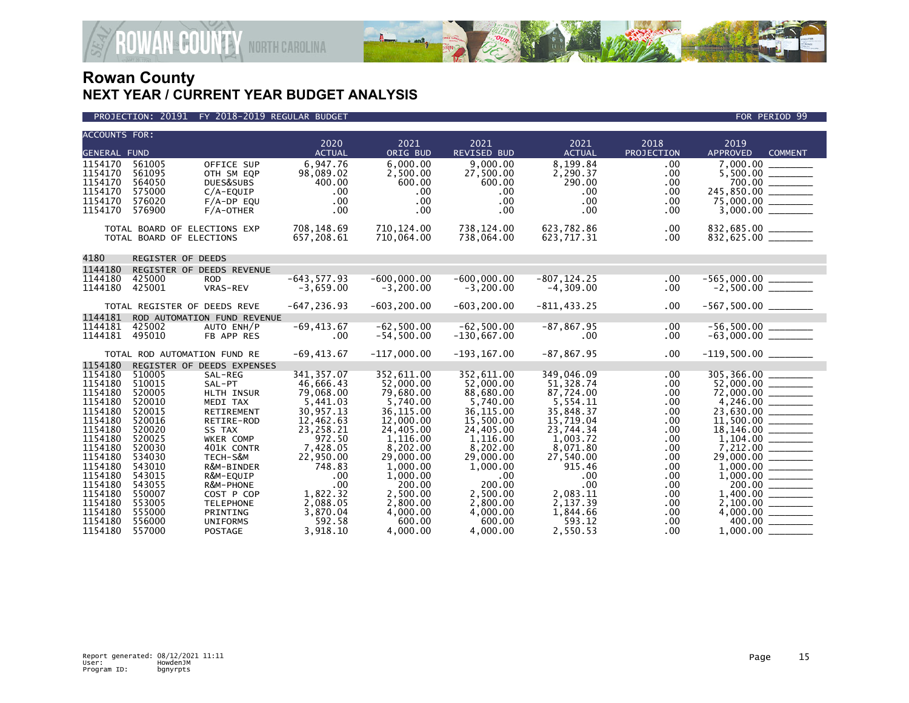# Rowan County
## NEXT YEAR / CURRENT YEAR BUDGET ANALYSIS

PROJECTION: 20191 FY 2018-2019 REGULAR BUDGET — FOR PERIOD 99

| ACCOUNTS FOR: GENERAL FUND | | | 2020 ACTUAL | 2021 ORIG BUD | 2021 REVISED BUD | 2021 ACTUAL | 2018 PROJECTION | 2019 APPROVED | COMMENT |
|---|---|---|---|---|---|---|---|---|---|
| 1154170 | 561005 | OFFICE SUP | 6,947.76 | 6,000.00 | 9,000.00 | 8,199.84 | .00 | 7,000.00 | ________ |
| 1154170 | 561095 | OTH SM EQP | 98,089.02 | 2,500.00 | 27,500.00 | 2,290.37 | .00 | 5,500.00 | ________ |
| 1154170 | 564050 | DUES&SUBS | 400.00 | 600.00 | 600.00 | 290.00 | .00 | 700.00 | ________ |
| 1154170 | 575000 | C/A-EQUIP | .00 | .00 | .00 | .00 | .00 | 245,850.00 | ________ |
| 1154170 | 576020 | F/A-DP EQU | .00 | .00 | .00 | .00 | .00 | 75,000.00 | ________ |
| 1154170 | 576900 | F/A-OTHER | .00 | .00 | .00 | .00 | .00 | 3,000.00 | ________ |
| TOTAL BOARD OF ELECTIONS EXP | | | 708,148.69 | 710,124.00 | 738,124.00 | 623,782.86 | .00 | 832,685.00 | ________ |
| TOTAL BOARD OF ELECTIONS | | | 657,208.61 | 710,064.00 | 738,064.00 | 623,717.31 | .00 | 832,625.00 | ________ |
| 4180 | REGISTER OF DEEDS | | | | | | | | |
| 1144180 | REGISTER OF DEEDS REVENUE | | | | | | | | |
| 1144180 | 425000 | ROD | -643,577.93 | -600,000.00 | -600,000.00 | -807,124.25 | .00 | -565,000.00 | ________ |
| 1144180 | 425001 | VRAS-REV | -3,659.00 | -3,200.00 | -3,200.00 | -4,309.00 | .00 | -2,500.00 | ________ |
| TOTAL REGISTER OF DEEDS REVE | | | -647,236.93 | -603,200.00 | -603,200.00 | -811,433.25 | .00 | -567,500.00 | ________ |
| 1144181 | ROD AUTOMATION FUND REVENUE | | | | | | | | |
| 1144181 | 425002 | AUTO ENH/P | -69,413.67 | -62,500.00 | -62,500.00 | -87,867.95 | .00 | -56,500.00 | ________ |
| 1144181 | 495010 | FB APP RES | .00 | -54,500.00 | -130,667.00 | .00 | .00 | -63,000.00 | ________ |
| TOTAL ROD AUTOMATION FUND RE | | | -69,413.67 | -117,000.00 | -193,167.00 | -87,867.95 | .00 | -119,500.00 | ________ |
| 1154180 | REGISTER OF DEEDS EXPENSES | | | | | | | | |
| 1154180 | 510005 | SAL-REG | 341,357.07 | 352,611.00 | 352,611.00 | 349,046.09 | .00 | 305,366.00 | ________ |
| 1154180 | 510015 | SAL-PT | 46,666.43 | 52,000.00 | 52,000.00 | 51,328.74 | .00 | 52,000.00 | ________ |
| 1154180 | 520005 | HLTH INSUR | 79,068.00 | 79,680.00 | 88,680.00 | 87,724.00 | .00 | 72,000.00 | ________ |
| 1154180 | 520010 | MEDI TAX | 5,441.03 | 5,740.00 | 5,740.00 | 5,554.11 | .00 | 4,246.00 | ________ |
| 1154180 | 520015 | RETIREMENT | 30,957.13 | 36,115.00 | 36,115.00 | 35,848.37 | .00 | 23,630.00 | ________ |
| 1154180 | 520016 | RETIRE-ROD | 12,462.63 | 12,000.00 | 15,500.00 | 15,719.04 | .00 | 11,500.00 | ________ |
| 1154180 | 520020 | SS TAX | 23,258.21 | 24,405.00 | 24,405.00 | 23,744.34 | .00 | 18,146.00 | ________ |
| 1154180 | 520025 | WKER COMP | 972.50 | 1,116.00 | 1,116.00 | 1,003.72 | .00 | 1,104.00 | ________ |
| 1154180 | 520030 | 401K CONTR | 7,428.05 | 8,202.00 | 8,202.00 | 8,071.80 | .00 | 7,212.00 | ________ |
| 1154180 | 534030 | TECH-S&M | 22,950.00 | 29,000.00 | 29,000.00 | 27,540.00 | .00 | 29,000.00 | ________ |
| 1154180 | 543010 | R&M-BINDER | 748.83 | 1,000.00 | 1,000.00 | 915.46 | .00 | 1,000.00 | ________ |
| 1154180 | 543015 | R&M-EQUIP | .00 | 1,000.00 | .00 | .00 | .00 | 1,000.00 | ________ |
| 1154180 | 543055 | R&M-PHONE | .00 | 200.00 | 200.00 | .00 | .00 | 200.00 | ________ |
| 1154180 | 550007 | COST P COP | 1,822.32 | 2,500.00 | 2,500.00 | 2,083.11 | .00 | 1,400.00 | ________ |
| 1154180 | 553005 | TELEPHONE | 2,088.05 | 2,800.00 | 2,800.00 | 2,137.39 | .00 | 2,100.00 | ________ |
| 1154180 | 555000 | PRINTING | 3,870.04 | 4,000.00 | 4,000.00 | 1,844.66 | .00 | 4,000.00 | ________ |
| 1154180 | 556000 | UNIFORMS | 592.58 | 600.00 | 600.00 | 593.12 | .00 | 400.00 | ________ |
| 1154180 | 557000 | POSTAGE | 3,918.10 | 4,000.00 | 4,000.00 | 2,550.53 | .00 | 1,000.00 | ________ |

Report generated: 08/12/2021 11:11
User: HowdenJM
Program ID: bgnyrpts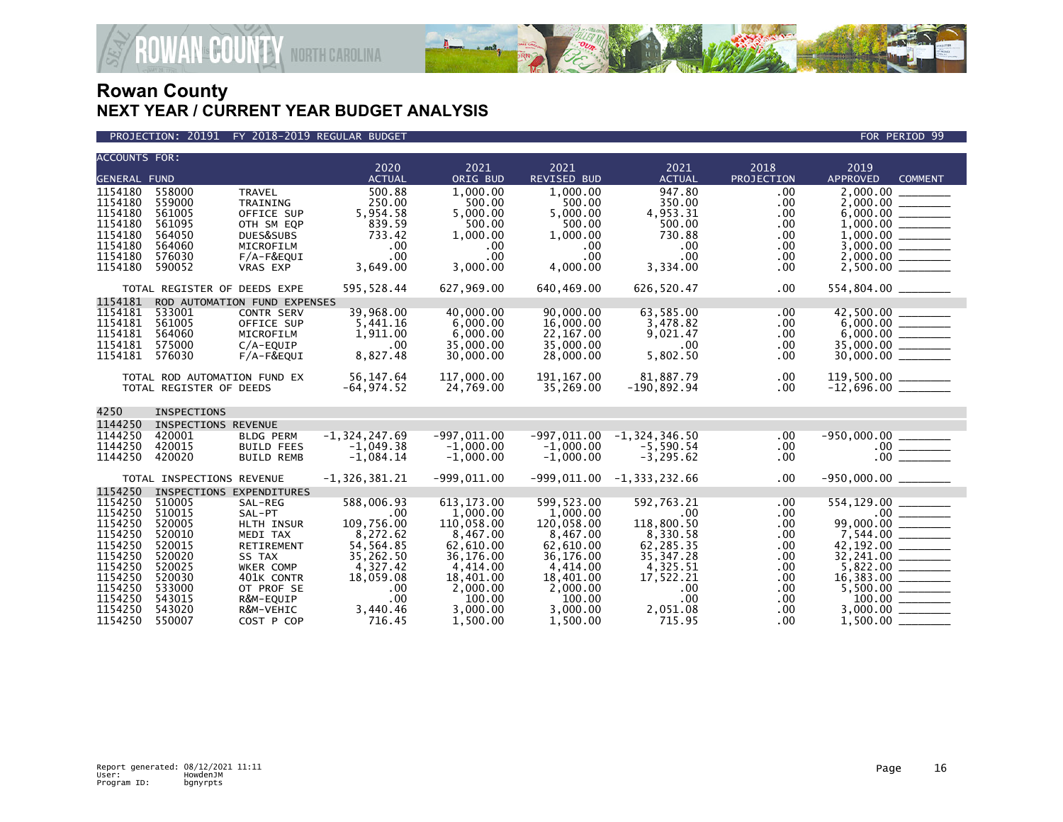# Rowan County
## NEXT YEAR / CURRENT YEAR BUDGET ANALYSIS

PROJECTION: 20191 FY 2018-2019 REGULAR BUDGET — FOR PERIOD 99

| ACCOUNTS FOR: GENERAL FUND | | | 2020 ACTUAL | 2021 ORIG BUD | 2021 REVISED BUD | 2021 ACTUAL | 2018 PROJECTION | 2019 APPROVED | COMMENT |
|---|---|---|---|---|---|---|---|---|---|
| 1154180 | 558000 | TRAVEL | 500.88 | 1,000.00 | 1,000.00 | 947.80 | .00 | 2,000.00 | |
| 1154180 | 559000 | TRAINING | 250.00 | 500.00 | 500.00 | 350.00 | .00 | 2,000.00 | |
| 1154180 | 561005 | OFFICE SUP | 5,954.58 | 5,000.00 | 5,000.00 | 4,953.31 | .00 | 6,000.00 | |
| 1154180 | 561095 | OTH SM EQP | 839.59 | 500.00 | 500.00 | 500.00 | .00 | 1,000.00 | |
| 1154180 | 564050 | DUES&SUBS | 733.42 | 1,000.00 | 1,000.00 | 730.88 | .00 | 1,000.00 | |
| 1154180 | 564060 | MICROFILM | .00 | .00 | .00 | .00 | .00 | 3,000.00 | |
| 1154180 | 576030 | F/A-F&EQUI | .00 | .00 | .00 | .00 | .00 | 2,000.00 | |
| 1154180 | 590052 | VRAS EXP | 3,649.00 | 3,000.00 | 4,000.00 | 3,334.00 | .00 | 2,500.00 | |
| | TOTAL REGISTER OF DEEDS EXPE | | 595,528.44 | 627,969.00 | 640,469.00 | 626,520.47 | .00 | 554,804.00 | |
| 1154181 | ROD AUTOMATION FUND EXPENSES | | | | | | | | |
| 1154181 | 533001 | CONTR SERV | 39,968.00 | 40,000.00 | 90,000.00 | 63,585.00 | .00 | 42,500.00 | |
| 1154181 | 561005 | OFFICE SUP | 5,441.16 | 6,000.00 | 16,000.00 | 3,478.82 | .00 | 6,000.00 | |
| 1154181 | 564060 | MICROFILM | 1,911.00 | 6,000.00 | 22,167.00 | 9,021.47 | .00 | 6,000.00 | |
| 1154181 | 575000 | C/A-EQUIP | .00 | 35,000.00 | 35,000.00 | .00 | .00 | 35,000.00 | |
| 1154181 | 576030 | F/A-F&EQUI | 8,827.48 | 30,000.00 | 28,000.00 | 5,802.50 | .00 | 30,000.00 | |
| | TOTAL ROD AUTOMATION FUND EX | | 56,147.64 | 117,000.00 | 191,167.00 | 81,887.79 | .00 | 119,500.00 | |
| | TOTAL REGISTER OF DEEDS | | -64,974.52 | 24,769.00 | 35,269.00 | -190,892.94 | .00 | -12,696.00 | |
| 4250 | INSPECTIONS | | | | | | | | |
| 1144250 | INSPECTIONS REVENUE | | | | | | | | |
| 1144250 | 420001 | BLDG PERM | -1,324,247.69 | -997,011.00 | -997,011.00 | -1,324,346.50 | .00 | -950,000.00 | |
| 1144250 | 420015 | BUILD FEES | -1,049.38 | -1,000.00 | -1,000.00 | -5,590.54 | .00 | .00 | |
| 1144250 | 420020 | BUILD REMB | -1,084.14 | -1,000.00 | -1,000.00 | -3,295.62 | .00 | .00 | |
| | TOTAL INSPECTIONS REVENUE | | -1,326,381.21 | -999,011.00 | -999,011.00 | -1,333,232.66 | .00 | -950,000.00 | |
| 1154250 | INSPECTIONS EXPENDITURES | | | | | | | | |
| 1154250 | 510005 | SAL-REG | 588,006.93 | 613,173.00 | 599,523.00 | 592,763.21 | .00 | 554,129.00 | |
| 1154250 | 510015 | SAL-PT | .00 | 1,000.00 | 1,000.00 | .00 | .00 | .00 | |
| 1154250 | 520005 | HLTH INSUR | 109,756.00 | 110,058.00 | 120,058.00 | 118,800.50 | .00 | 99,000.00 | |
| 1154250 | 520010 | MEDI TAX | 8,272.62 | 8,467.00 | 8,467.00 | 8,330.58 | .00 | 7,544.00 | |
| 1154250 | 520015 | RETIREMENT | 54,564.85 | 62,610.00 | 62,610.00 | 62,285.35 | .00 | 42,192.00 | |
| 1154250 | 520020 | SS TAX | 35,262.50 | 36,176.00 | 36,176.00 | 35,347.28 | .00 | 32,241.00 | |
| 1154250 | 520025 | WKER COMP | 4,327.42 | 4,414.00 | 4,414.00 | 4,325.51 | .00 | 5,822.00 | |
| 1154250 | 520030 | 401K CONTR | 18,059.08 | 18,401.00 | 18,401.00 | 17,522.21 | .00 | 16,383.00 | |
| 1154250 | 533000 | OT PROF SE | .00 | 2,000.00 | 2,000.00 | .00 | .00 | 5,500.00 | |
| 1154250 | 543015 | R&M-EQUIP | .00 | 100.00 | 100.00 | .00 | .00 | 100.00 | |
| 1154250 | 543020 | R&M-VEHIC | 3,440.46 | 3,000.00 | 3,000.00 | 2,051.08 | .00 | 3,000.00 | |
| 1154250 | 550007 | COST P COP | 716.45 | 1,500.00 | 1,500.00 | 715.95 | .00 | 1,500.00 | |

Report generated: 08/12/2021 11:11
User: HowdenJM
Program ID: bgnyrpts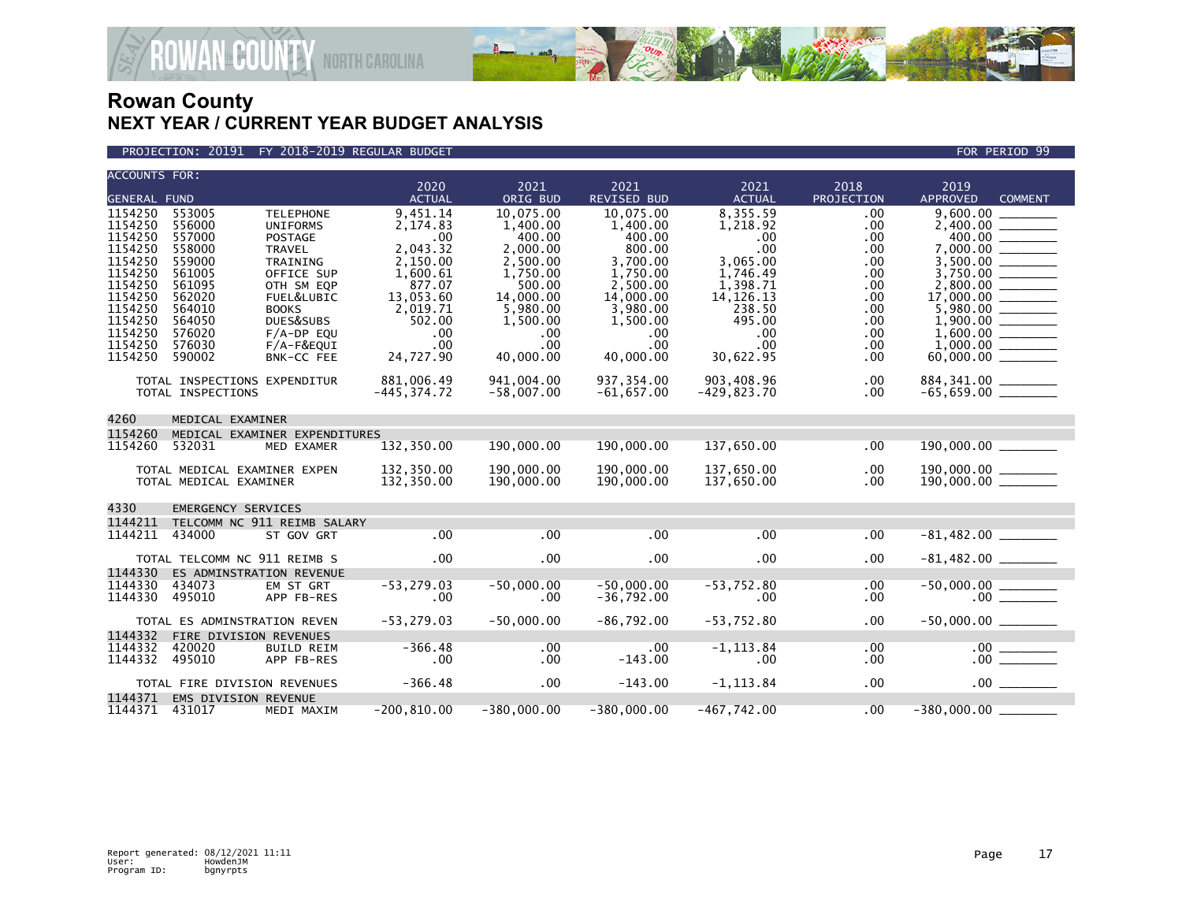# Rowan County
## NEXT YEAR / CURRENT YEAR BUDGET ANALYSIS

PROJECTION: 20191 FY 2018-2019 REGULAR BUDGET FOR PERIOD 99

| ACCOUNTS FOR: GENERAL FUND | | | 2020 ACTUAL | 2021 ORIG BUD | 2021 REVISED BUD | 2021 ACTUAL | 2018 PROJECTION | 2019 APPROVED | COMMENT |
|---|---|---|---|---|---|---|---|---|---|
| 1154250 | 553005 | TELEPHONE | 9,451.14 | 10,075.00 | 10,075.00 | 8,355.59 | .00 | 9,600.00 | _______ |
| 1154250 | 556000 | UNIFORMS | 2,174.83 | 1,400.00 | 1,400.00 | 1,218.92 | .00 | 2,400.00 | _______ |
| 1154250 | 557000 | POSTAGE | .00 | 400.00 | 400.00 | .00 | .00 | 400.00 | _______ |
| 1154250 | 558000 | TRAVEL | 2,043.32 | 2,000.00 | 800.00 | .00 | .00 | 7,000.00 | _______ |
| 1154250 | 559000 | TRAINING | 2,150.00 | 2,500.00 | 3,700.00 | 3,065.00 | .00 | 3,500.00 | _______ |
| 1154250 | 561005 | OFFICE SUP | 1,600.61 | 1,750.00 | 1,750.00 | 1,746.49 | .00 | 3,750.00 | _______ |
| 1154250 | 561095 | OTH SM EQP | 877.07 | 500.00 | 2,500.00 | 1,398.71 | .00 | 2,800.00 | _______ |
| 1154250 | 562020 | FUEL&LUBIC | 13,053.60 | 14,000.00 | 14,000.00 | 14,126.13 | .00 | 17,000.00 | _______ |
| 1154250 | 564010 | BOOKS | 2,019.71 | 5,980.00 | 3,980.00 | 238.50 | .00 | 5,980.00 | _______ |
| 1154250 | 564050 | DUES&SUBS | 502.00 | 1,500.00 | 1,500.00 | 495.00 | .00 | 1,900.00 | _______ |
| 1154250 | 576020 | F/A-DP EQU | .00 | .00 | .00 | .00 | .00 | 1,600.00 | _______ |
| 1154250 | 576030 | F/A-F&EQUI | .00 | .00 | .00 | .00 | .00 | 1,000.00 | _______ |
| 1154250 | 590002 | BNK-CC FEE | 24,727.90 | 40,000.00 | 40,000.00 | 30,622.95 | .00 | 60,000.00 | _______ |
| | TOTAL INSPECTIONS EXPENDITUR | | 881,006.49 | 941,004.00 | 937,354.00 | 903,408.96 | .00 | 884,341.00 | _______ |
| | TOTAL INSPECTIONS | | -445,374.72 | -58,007.00 | -61,657.00 | -429,823.70 | .00 | -65,659.00 | _______ |
| 4260 | MEDICAL EXAMINER | | | | | | | | |
| 1154260 | MEDICAL EXAMINER EXPENDITURES | | | | | | | | |
| 1154260 | 532031 | MED EXAMER | 132,350.00 | 190,000.00 | 190,000.00 | 137,650.00 | .00 | 190,000.00 | _______ |
| | TOTAL MEDICAL EXAMINER EXPEN | | 132,350.00 | 190,000.00 | 190,000.00 | 137,650.00 | .00 | 190,000.00 | _______ |
| | TOTAL MEDICAL EXAMINER | | 132,350.00 | 190,000.00 | 190,000.00 | 137,650.00 | .00 | 190,000.00 | _______ |
| 4330 | EMERGENCY SERVICES | | | | | | | | |
| 1144211 | TELCOMM NC 911 REIMB SALARY | | | | | | | | |
| 1144211 | 434000 | ST GOV GRT | .00 | .00 | .00 | .00 | .00 | -81,482.00 | _______ |
| | TOTAL TELCOMM NC 911 REIMB S | | .00 | .00 | .00 | .00 | .00 | -81,482.00 | _______ |
| 1144330 | ES ADMINSTRATION REVENUE | | | | | | | | |
| 1144330 | 434073 | EM ST GRT | -53,279.03 | -50,000.00 | -50,000.00 | -53,752.80 | .00 | -50,000.00 | _______ |
| 1144330 | 495010 | APP FB-RES | .00 | .00 | -36,792.00 | .00 | .00 | .00 | _______ |
| | TOTAL ES ADMINSTRATION REVEN | | -53,279.03 | -50,000.00 | -86,792.00 | -53,752.80 | .00 | -50,000.00 | _______ |
| 1144332 | FIRE DIVISION REVENUES | | | | | | | | |
| 1144332 | 420020 | BUILD REIM | -366.48 | .00 | .00 | -1,113.84 | .00 | .00 | _______ |
| 1144332 | 495010 | APP FB-RES | .00 | .00 | -143.00 | .00 | .00 | .00 | _______ |
| | TOTAL FIRE DIVISION REVENUES | | -366.48 | .00 | -143.00 | -1,113.84 | .00 | .00 | _______ |
| 1144371 | EMS DIVISION REVENUE | | | | | | | | |
| 1144371 | 431017 | MEDI MAXIM | -200,810.00 | -380,000.00 | -380,000.00 | -467,742.00 | .00 | -380,000.00 | _______ |

Report generated: 08/12/2021 11:11
User: HowdenJM
Program ID: bgnyrpts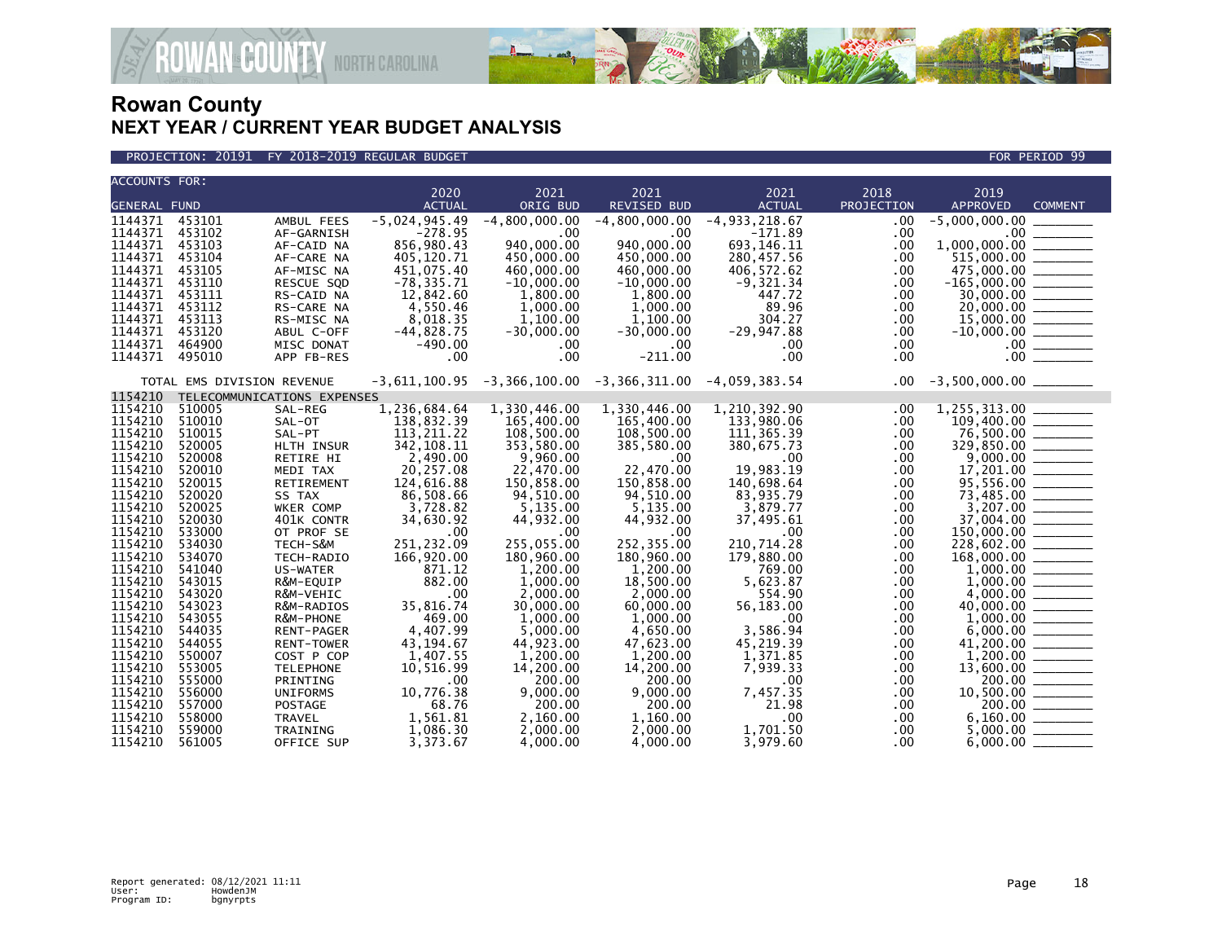# Rowan County
## NEXT YEAR / CURRENT YEAR BUDGET ANALYSIS

PROJECTION: 20191 FY 2018-2019 REGULAR BUDGET FOR PERIOD 99

| ACCOUNTS FOR: GENERAL FUND | | | 2020 ACTUAL | 2021 ORIG BUD | 2021 REVISED BUD | 2021 ACTUAL | 2018 PROJECTION | 2019 APPROVED | COMMENT |
|---|---|---|---|---|---|---|---|---|---|
| 1144371 | 453101 | AMBUL FEES | -5,024,945.49 | -4,800,000.00 | -4,800,000.00 | -4,933,218.67 | .00 | -5,000,000.00 | _______ |
| 1144371 | 453102 | AF-GARNISH | -278.95 | .00 | .00 | -171.89 | .00 | .00 | _______ |
| 1144371 | 453103 | AF-CAID NA | 856,980.43 | 940,000.00 | 940,000.00 | 693,146.11 | .00 | 1,000,000.00 | _______ |
| 1144371 | 453104 | AF-CARE NA | 405,120.71 | 450,000.00 | 450,000.00 | 280,457.56 | .00 | 515,000.00 | _______ |
| 1144371 | 453105 | AF-MISC NA | 451,075.40 | 460,000.00 | 460,000.00 | 406,572.62 | .00 | 475,000.00 | _______ |
| 1144371 | 453110 | RESCUE SQD | -78,335.71 | -10,000.00 | -10,000.00 | -9,321.34 | .00 | -165,000.00 | _______ |
| 1144371 | 453111 | RS-CAID NA | 12,842.60 | 1,800.00 | 1,800.00 | 447.72 | .00 | 30,000.00 | _______ |
| 1144371 | 453112 | RS-CARE NA | 4,550.46 | 1,000.00 | 1,000.00 | 89.96 | .00 | 20,000.00 | _______ |
| 1144371 | 453113 | RS-MISC NA | 8,018.35 | 1,100.00 | 1,100.00 | 304.27 | .00 | 15,000.00 | _______ |
| 1144371 | 453120 | ABUL C-OFF | -44,828.75 | -30,000.00 | -30,000.00 | -29,947.88 | .00 | -10,000.00 | _______ |
| 1144371 | 464900 | MISC DONAT | -490.00 | .00 | .00 | .00 | .00 | .00 | _______ |
| 1144371 | 495010 | APP FB-RES | .00 | .00 | -211.00 | .00 | .00 | .00 | _______ |
| | TOTAL EMS DIVISION REVENUE | | -3,611,100.95 | -3,366,100.00 | -3,366,311.00 | -4,059,383.54 | .00 | -3,500,000.00 | _______ |
| 1154210 | TELECOMMUNICATIONS EXPENSES | | | | | | | | |
| 1154210 | 510005 | SAL-REG | 1,236,684.64 | 1,330,446.00 | 1,330,446.00 | 1,210,392.90 | .00 | 1,255,313.00 | _______ |
| 1154210 | 510010 | SAL-OT | 138,832.39 | 165,400.00 | 165,400.00 | 133,980.06 | .00 | 109,400.00 | _______ |
| 1154210 | 510015 | SAL-PT | 113,211.22 | 108,500.00 | 108,500.00 | 111,365.39 | .00 | 76,500.00 | _______ |
| 1154210 | 520005 | HLTH INSUR | 342,108.11 | 353,580.00 | 385,580.00 | 380,675.73 | .00 | 329,850.00 | _______ |
| 1154210 | 520008 | RETIRE HI | 2,490.00 | 9,960.00 | .00 | .00 | .00 | 9,000.00 | _______ |
| 1154210 | 520010 | MEDI TAX | 20,257.08 | 22,470.00 | 22,470.00 | 19,983.19 | .00 | 17,201.00 | _______ |
| 1154210 | 520015 | RETIREMENT | 124,616.88 | 150,858.00 | 150,858.00 | 140,698.64 | .00 | 95,556.00 | _______ |
| 1154210 | 520020 | SS TAX | 86,508.66 | 94,510.00 | 94,510.00 | 83,935.79 | .00 | 73,485.00 | _______ |
| 1154210 | 520025 | WKER COMP | 3,728.82 | 5,135.00 | 5,135.00 | 3,879.77 | .00 | 3,207.00 | _______ |
| 1154210 | 520030 | 401K CONTR | 34,630.92 | 44,932.00 | 44,932.00 | 37,495.61 | .00 | 37,004.00 | _______ |
| 1154210 | 533000 | OT PROF SE | .00 | .00 | .00 | .00 | .00 | 150,000.00 | _______ |
| 1154210 | 534030 | TECH-S&M | 251,232.09 | 255,055.00 | 252,355.00 | 210,714.28 | .00 | 228,602.00 | _______ |
| 1154210 | 534070 | TECH-RADIO | 166,920.00 | 180,960.00 | 180,960.00 | 179,880.00 | .00 | 168,000.00 | _______ |
| 1154210 | 541040 | US-WATER | 871.12 | 1,200.00 | 1,200.00 | 769.00 | .00 | 1,000.00 | _______ |
| 1154210 | 543015 | R&M-EQUIP | 882.00 | 1,000.00 | 18,500.00 | 5,623.87 | .00 | 1,000.00 | _______ |
| 1154210 | 543020 | R&M-VEHIC | .00 | 2,000.00 | 2,000.00 | 554.90 | .00 | 4,000.00 | _______ |
| 1154210 | 543023 | R&M-RADIOS | 35,816.74 | 30,000.00 | 60,000.00 | 56,183.00 | .00 | 40,000.00 | _______ |
| 1154210 | 543055 | R&M-PHONE | 469.00 | 1,000.00 | 1,000.00 | .00 | .00 | 1,000.00 | _______ |
| 1154210 | 544035 | RENT-PAGER | 4,407.99 | 5,000.00 | 4,650.00 | 3,586.94 | .00 | 6,000.00 | _______ |
| 1154210 | 544055 | RENT-TOWER | 43,194.67 | 44,923.00 | 47,623.00 | 45,219.39 | .00 | 41,200.00 | _______ |
| 1154210 | 550007 | COST P COP | 1,407.55 | 1,200.00 | 1,200.00 | 1,371.85 | .00 | 1,200.00 | _______ |
| 1154210 | 553005 | TELEPHONE | 10,516.99 | 14,200.00 | 14,200.00 | 7,939.33 | .00 | 13,600.00 | _______ |
| 1154210 | 555000 | PRINTING | .00 | 200.00 | 200.00 | .00 | .00 | 200.00 | _______ |
| 1154210 | 556000 | UNIFORMS | 10,776.38 | 9,000.00 | 9,000.00 | 7,457.35 | .00 | 10,500.00 | _______ |
| 1154210 | 557000 | POSTAGE | 68.76 | 200.00 | 200.00 | 21.98 | .00 | 200.00 | _______ |
| 1154210 | 558000 | TRAVEL | 1,561.81 | 2,160.00 | 1,160.00 | .00 | .00 | 6,160.00 | _______ |
| 1154210 | 559000 | TRAINING | 1,086.30 | 2,000.00 | 2,000.00 | 1,701.50 | .00 | 5,000.00 | _______ |
| 1154210 | 561005 | OFFICE SUP | 3,373.67 | 4,000.00 | 4,000.00 | 3,979.60 | .00 | 6,000.00 | _______ |

Report generated: 08/12/2021 11:11
User: HowdenJM
Program ID: bgnyrpts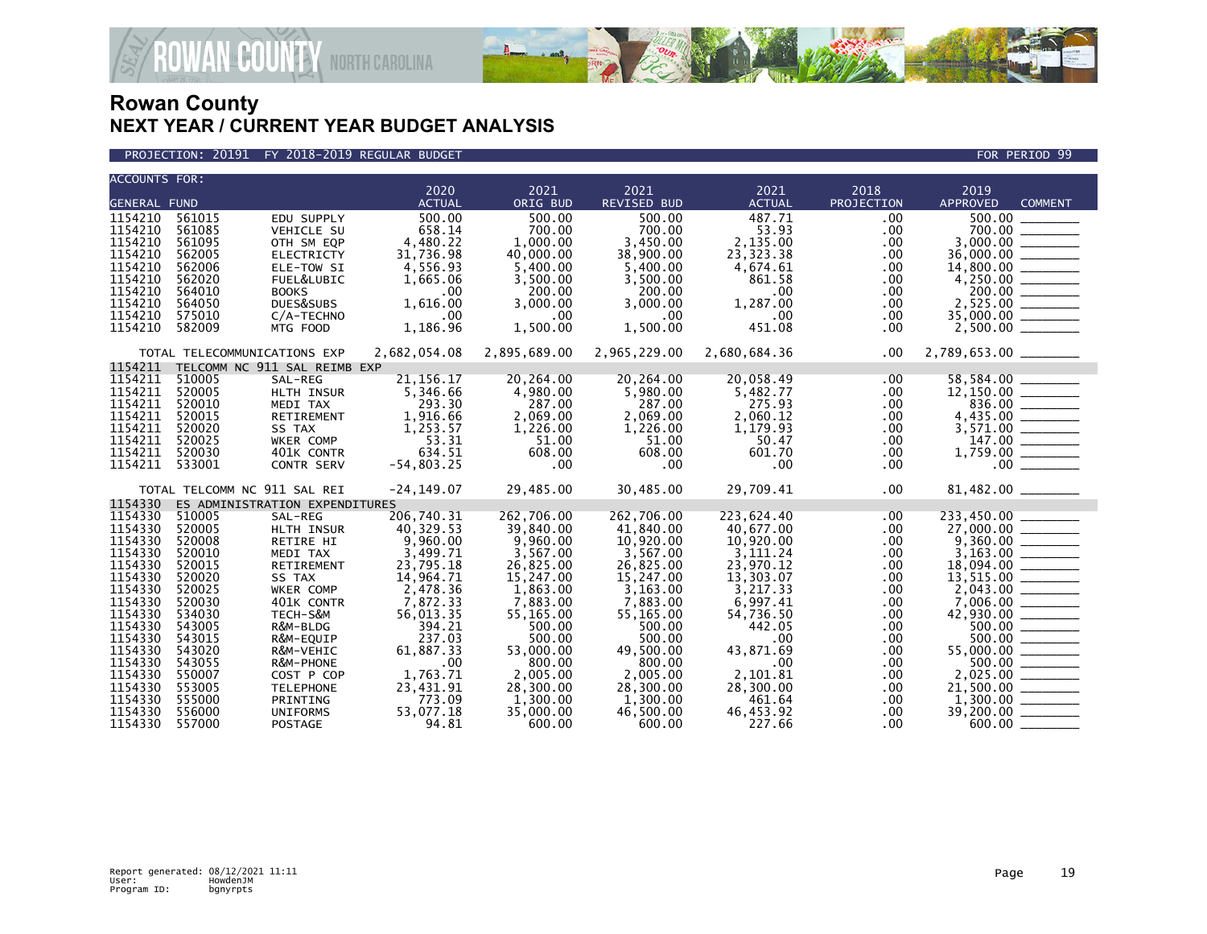# Rowan County
## NEXT YEAR / CURRENT YEAR BUDGET ANALYSIS

PROJECTION: 20191 FY 2018-2019 REGULAR BUDGET FOR PERIOD 99

| ACCOUNTS FOR: GENERAL FUND | | | 2020 ACTUAL | 2021 ORIG BUD | 2021 REVISED BUD | 2021 ACTUAL | 2018 PROJECTION | 2019 APPROVED | COMMENT |
|---|---|---|---|---|---|---|---|---|---|
| 1154210 | 561015 | EDU SUPPLY | 500.00 | 500.00 | 500.00 | 487.71 | .00 | 500.00 | _______ |
| 1154210 | 561085 | VEHICLE SU | 658.14 | 700.00 | 700.00 | 53.93 | .00 | 700.00 | _______ |
| 1154210 | 561095 | OTH SM EQP | 4,480.22 | 1,000.00 | 3,450.00 | 2,135.00 | .00 | 3,000.00 | _______ |
| 1154210 | 562005 | ELECTRICTY | 31,736.98 | 40,000.00 | 38,900.00 | 23,323.38 | .00 | 36,000.00 | _______ |
| 1154210 | 562006 | ELE-TOW SI | 4,556.93 | 5,400.00 | 5,400.00 | 4,674.61 | .00 | 14,800.00 | _______ |
| 1154210 | 562020 | FUEL&LUBIC | 1,665.06 | 3,500.00 | 3,500.00 | 861.58 | .00 | 4,250.00 | _______ |
| 1154210 | 564010 | BOOKS | .00 | 200.00 | 200.00 | .00 | .00 | 200.00 | _______ |
| 1154210 | 564050 | DUES&SUBS | 1,616.00 | 3,000.00 | 3,000.00 | 1,287.00 | .00 | 2,525.00 | _______ |
| 1154210 | 575010 | C/A-TECHNO | .00 | .00 | .00 | .00 | .00 | 35,000.00 | _______ |
| 1154210 | 582009 | MTG FOOD | 1,186.96 | 1,500.00 | 1,500.00 | 451.08 | .00 | 2,500.00 | _______ |
| TOTAL TELECOMMUNICATIONS EXP | | | 2,682,054.08 | 2,895,689.00 | 2,965,229.00 | 2,680,684.36 | .00 | 2,789,653.00 | _______ |
| 1154211 | TELCOMM NC 911 SAL REIMB EXP | | | | | | | | |
| 1154211 | 510005 | SAL-REG | 21,156.17 | 20,264.00 | 20,264.00 | 20,058.49 | .00 | 58,584.00 | _______ |
| 1154211 | 520005 | HLTH INSUR | 5,346.66 | 4,980.00 | 5,980.00 | 5,482.77 | .00 | 12,150.00 | _______ |
| 1154211 | 520010 | MEDI TAX | 293.30 | 287.00 | 287.00 | 275.93 | .00 | 836.00 | _______ |
| 1154211 | 520015 | RETIREMENT | 1,916.66 | 2,069.00 | 2,069.00 | 2,060.12 | .00 | 4,435.00 | _______ |
| 1154211 | 520020 | SS TAX | 1,253.57 | 1,226.00 | 1,226.00 | 1,179.93 | .00 | 3,571.00 | _______ |
| 1154211 | 520025 | WKER COMP | 53.31 | 51.00 | 51.00 | 50.47 | .00 | 147.00 | _______ |
| 1154211 | 520030 | 401K CONTR | 634.51 | 608.00 | 608.00 | 601.70 | .00 | 1,759.00 | _______ |
| 1154211 | 533001 | CONTR SERV | -54,803.25 | .00 | .00 | .00 | .00 | .00 | _______ |
| TOTAL TELCOMM NC 911 SAL REI | | | -24,149.07 | 29,485.00 | 30,485.00 | 29,709.41 | .00 | 81,482.00 | _______ |
| 1154330 | ES ADMINISTRATION EXPENDITURES | | | | | | | | |
| 1154330 | 510005 | SAL-REG | 206,740.31 | 262,706.00 | 262,706.00 | 223,624.40 | .00 | 233,450.00 | _______ |
| 1154330 | 520005 | HLTH INSUR | 40,329.53 | 39,840.00 | 41,840.00 | 40,677.00 | .00 | 27,000.00 | _______ |
| 1154330 | 520008 | RETIRE HI | 9,960.00 | 9,960.00 | 10,920.00 | 10,920.00 | .00 | 9,360.00 | _______ |
| 1154330 | 520010 | MEDI TAX | 3,499.71 | 3,567.00 | 3,567.00 | 3,111.24 | .00 | 3,163.00 | _______ |
| 1154330 | 520015 | RETIREMENT | 23,795.18 | 26,825.00 | 26,825.00 | 23,970.12 | .00 | 18,094.00 | _______ |
| 1154330 | 520020 | SS TAX | 14,964.71 | 15,247.00 | 15,247.00 | 13,303.07 | .00 | 13,515.00 | _______ |
| 1154330 | 520025 | WKER COMP | 2,478.36 | 1,863.00 | 3,163.00 | 3,217.33 | .00 | 2,043.00 | _______ |
| 1154330 | 520030 | 401K CONTR | 7,872.33 | 7,883.00 | 7,883.00 | 6,997.41 | .00 | 7,006.00 | _______ |
| 1154330 | 534030 | TECH-S&M | 56,013.35 | 55,165.00 | 55,165.00 | 54,736.50 | .00 | 42,930.00 | _______ |
| 1154330 | 543005 | R&M-BLDG | 394.21 | 500.00 | 500.00 | 442.05 | .00 | 500.00 | _______ |
| 1154330 | 543015 | R&M-EQUIP | 237.03 | 500.00 | 500.00 | .00 | .00 | 500.00 | _______ |
| 1154330 | 543020 | R&M-VEHIC | 61,887.33 | 53,000.00 | 49,500.00 | 43,871.69 | .00 | 55,000.00 | _______ |
| 1154330 | 543055 | R&M-PHONE | .00 | 800.00 | 800.00 | .00 | .00 | 500.00 | _______ |
| 1154330 | 550007 | COST P COP | 1,763.71 | 2,005.00 | 2,005.00 | 2,101.81 | .00 | 2,025.00 | _______ |
| 1154330 | 553005 | TELEPHONE | 23,431.91 | 28,300.00 | 28,300.00 | 28,300.00 | .00 | 21,500.00 | _______ |
| 1154330 | 555000 | PRINTING | 773.09 | 1,300.00 | 1,300.00 | 461.64 | .00 | 1,300.00 | _______ |
| 1154330 | 556000 | UNIFORMS | 53,077.18 | 35,000.00 | 46,500.00 | 46,453.92 | .00 | 39,200.00 | _______ |
| 1154330 | 557000 | POSTAGE | 94.81 | 600.00 | 600.00 | 227.66 | .00 | 600.00 | _______ |

Report generated: 08/12/2021 11:11
User: HowdenJM
Program ID: bgnyrpts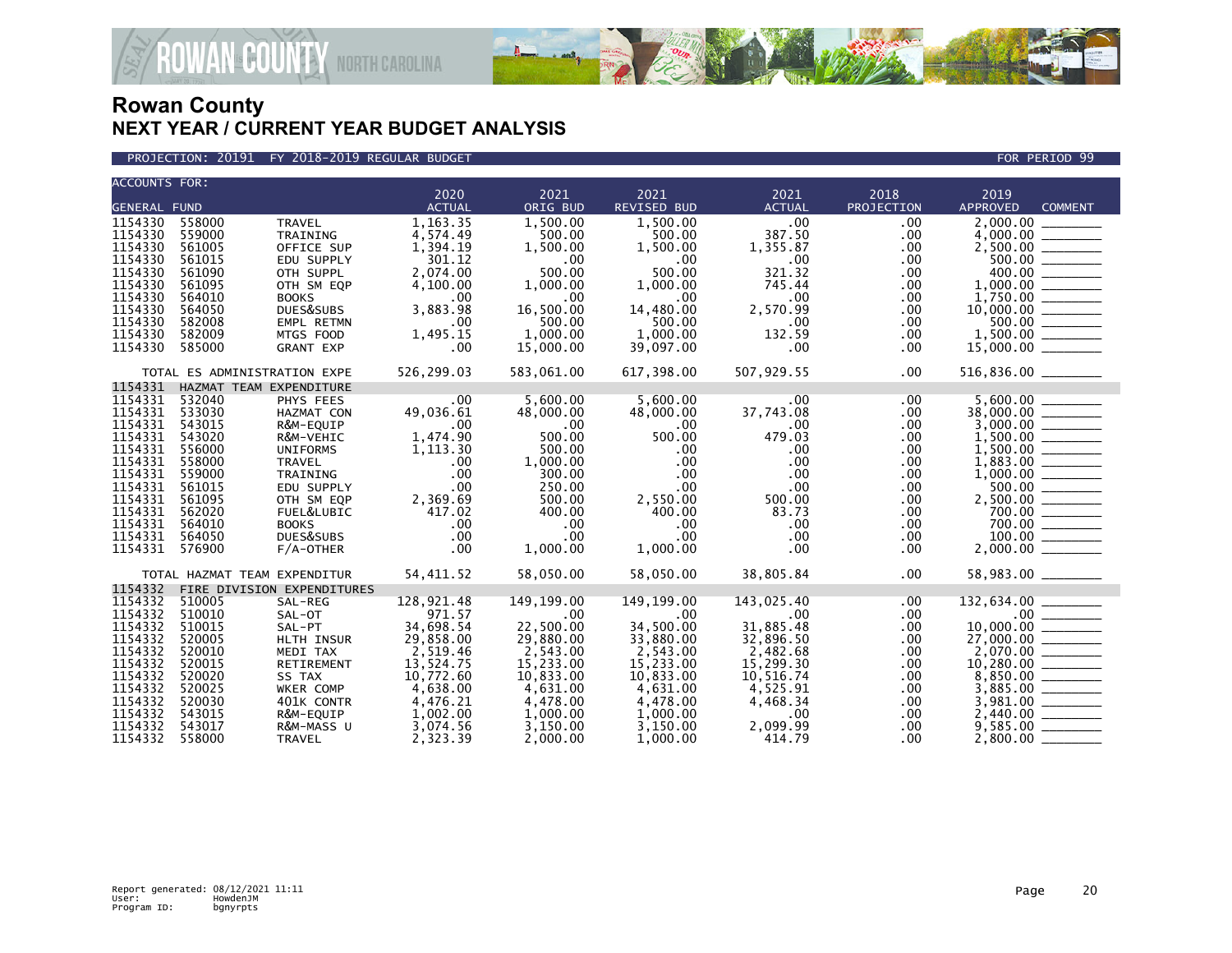# Rowan County
## NEXT YEAR / CURRENT YEAR BUDGET ANALYSIS

PROJECTION: 20191 FY 2018-2019 REGULAR BUDGET FOR PERIOD 99

| ACCOUNTS FOR: GENERAL FUND | | | 2020 ACTUAL | 2021 ORIG BUD | 2021 REVISED BUD | 2021 ACTUAL | 2018 PROJECTION | 2019 APPROVED | COMMENT |
|---|---|---|---|---|---|---|---|---|---|
| 1154330 | 558000 | TRAVEL | 1,163.35 | 1,500.00 | 1,500.00 | .00 | .00 | 2,000.00 | _______ |
| 1154330 | 559000 | TRAINING | 4,574.49 | 500.00 | 500.00 | 387.50 | .00 | 4,000.00 | _______ |
| 1154330 | 561005 | OFFICE SUP | 1,394.19 | 1,500.00 | 1,500.00 | 1,355.87 | .00 | 2,500.00 | _______ |
| 1154330 | 561015 | EDU SUPPLY | 301.12 | .00 | .00 | .00 | .00 | 500.00 | _______ |
| 1154330 | 561090 | OTH SUPPL | 2,074.00 | 500.00 | 500.00 | 321.32 | .00 | 400.00 | _______ |
| 1154330 | 561095 | OTH SM EQP | 4,100.00 | 1,000.00 | 1,000.00 | 745.44 | .00 | 1,000.00 | _______ |
| 1154330 | 564010 | BOOKS | .00 | .00 | .00 | .00 | .00 | 1,750.00 | _______ |
| 1154330 | 564050 | DUES&SUBS | 3,883.98 | 16,500.00 | 14,480.00 | 2,570.99 | .00 | 10,000.00 | _______ |
| 1154330 | 582008 | EMPL RETMN | .00 | 500.00 | 500.00 | .00 | .00 | 500.00 | _______ |
| 1154330 | 582009 | MTGS FOOD | 1,495.15 | 1,000.00 | 1,000.00 | 132.59 | .00 | 1,500.00 | _______ |
| 1154330 | 585000 | GRANT EXP | .00 | 15,000.00 | 39,097.00 | .00 | .00 | 15,000.00 | _______ |
| TOTAL ES ADMINISTRATION EXPE | | | 526,299.03 | 583,061.00 | 617,398.00 | 507,929.55 | .00 | 516,836.00 | _______ |
| 1154331 | HAZMAT TEAM EXPENDITURE | | | | | | | | |
| 1154331 | 532040 | PHYS FEES | .00 | 5,600.00 | 5,600.00 | .00 | .00 | 5,600.00 | _______ |
| 1154331 | 533030 | HAZMAT CON | 49,036.61 | 48,000.00 | 48,000.00 | 37,743.08 | .00 | 38,000.00 | _______ |
| 1154331 | 543015 | R&M-EQUIP | .00 | .00 | .00 | .00 | .00 | 3,000.00 | _______ |
| 1154331 | 543020 | R&M-VEHIC | 1,474.90 | 500.00 | 500.00 | 479.03 | .00 | 1,500.00 | _______ |
| 1154331 | 556000 | UNIFORMS | 1,113.30 | 500.00 | .00 | .00 | .00 | 1,500.00 | _______ |
| 1154331 | 558000 | TRAVEL | .00 | 1,000.00 | .00 | .00 | .00 | 1,883.00 | _______ |
| 1154331 | 559000 | TRAINING | .00 | 300.00 | .00 | .00 | .00 | 1,000.00 | _______ |
| 1154331 | 561015 | EDU SUPPLY | .00 | 250.00 | .00 | .00 | .00 | 500.00 | _______ |
| 1154331 | 561095 | OTH SM EQP | 2,369.69 | 500.00 | 2,550.00 | 500.00 | .00 | 2,500.00 | _______ |
| 1154331 | 562020 | FUEL&LUBIC | 417.02 | 400.00 | 400.00 | 83.73 | .00 | 700.00 | _______ |
| 1154331 | 564010 | BOOKS | .00 | .00 | .00 | .00 | .00 | 700.00 | _______ |
| 1154331 | 564050 | DUES&SUBS | .00 | .00 | .00 | .00 | .00 | 100.00 | _______ |
| 1154331 | 576900 | F/A-OTHER | .00 | 1,000.00 | 1,000.00 | .00 | .00 | 2,000.00 | _______ |
| TOTAL HAZMAT TEAM EXPENDITUR | | | 54,411.52 | 58,050.00 | 58,050.00 | 38,805.84 | .00 | 58,983.00 | _______ |
| 1154332 | FIRE DIVISION EXPENDITURES | | | | | | | | |
| 1154332 | 510005 | SAL-REG | 128,921.48 | 149,199.00 | 149,199.00 | 143,025.40 | .00 | 132,634.00 | _______ |
| 1154332 | 510010 | SAL-OT | 971.57 | .00 | .00 | .00 | .00 | .00 | _______ |
| 1154332 | 510015 | SAL-PT | 34,698.54 | 22,500.00 | 34,500.00 | 31,885.48 | .00 | 10,000.00 | _______ |
| 1154332 | 520005 | HLTH INSUR | 29,858.00 | 29,880.00 | 33,880.00 | 32,896.50 | .00 | 27,000.00 | _______ |
| 1154332 | 520010 | MEDI TAX | 2,519.46 | 2,543.00 | 2,543.00 | 2,482.68 | .00 | 2,070.00 | _______ |
| 1154332 | 520015 | RETIREMENT | 13,524.75 | 15,233.00 | 15,233.00 | 15,299.30 | .00 | 10,280.00 | _______ |
| 1154332 | 520020 | SS TAX | 10,772.60 | 10,833.00 | 10,833.00 | 10,516.74 | .00 | 8,850.00 | _______ |
| 1154332 | 520025 | WKER COMP | 4,638.00 | 4,631.00 | 4,631.00 | 4,525.91 | .00 | 3,885.00 | _______ |
| 1154332 | 520030 | 401K CONTR | 4,476.21 | 4,478.00 | 4,478.00 | 4,468.34 | .00 | 3,981.00 | _______ |
| 1154332 | 543015 | R&M-EQUIP | 1,002.00 | 1,000.00 | 1,000.00 | .00 | .00 | 2,440.00 | _______ |
| 1154332 | 543017 | R&M-MASS U | 3,074.56 | 3,150.00 | 3,150.00 | 2,099.99 | .00 | 9,585.00 | _______ |
| 1154332 | 558000 | TRAVEL | 2,323.39 | 2,000.00 | 1,000.00 | 414.79 | .00 | 2,800.00 | _______ |

Report generated: 08/12/2021 11:11
User: HowdenJM
Program ID: bgnyrpts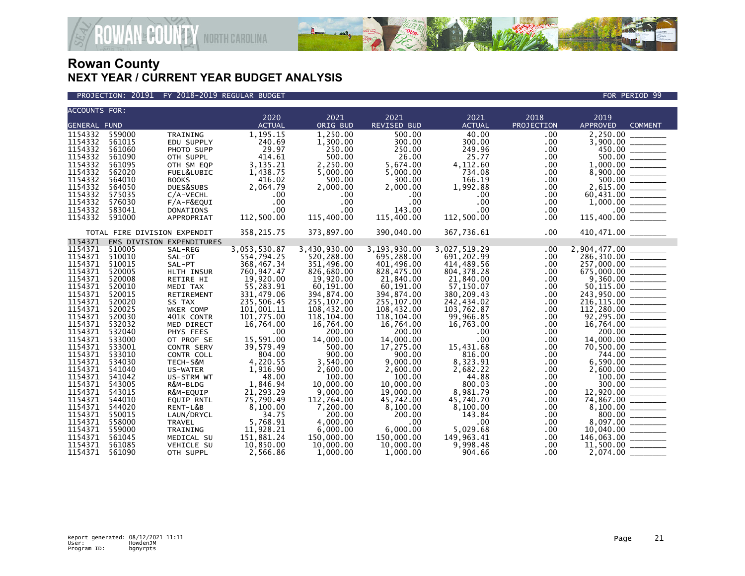# Rowan County
## NEXT YEAR / CURRENT YEAR BUDGET ANALYSIS

PROJECTION: 20191 FY 2018-2019 REGULAR BUDGET — FOR PERIOD 99

| ACCOUNTS FOR: GENERAL FUND | | | 2020 ACTUAL | 2021 ORIG BUD | 2021 REVISED BUD | 2021 ACTUAL | 2018 PROJECTION | 2019 APPROVED | COMMENT |
|---|---|---|---|---|---|---|---|---|---|
| 1154332 | 559000 | TRAINING | 1,195.15 | 1,250.00 | 500.00 | 40.00 | .00 | 2,250.00 | |
| 1154332 | 561015 | EDU SUPPLY | 240.69 | 1,300.00 | 300.00 | 300.00 | .00 | 3,900.00 | |
| 1154332 | 561060 | PHOTO SUPP | 29.97 | 250.00 | 250.00 | 249.96 | .00 | 450.00 | |
| 1154332 | 561090 | OTH SUPPL | 414.61 | 500.00 | 26.00 | 25.77 | .00 | 500.00 | |
| 1154332 | 561095 | OTH SM EQP | 3,135.21 | 2,250.00 | 5,674.00 | 4,112.60 | .00 | 1,000.00 | |
| 1154332 | 562020 | FUEL&LUBIC | 1,438.75 | 5,000.00 | 5,000.00 | 734.08 | .00 | 8,900.00 | |
| 1154332 | 564010 | BOOKS | 416.02 | 500.00 | 300.00 | 166.19 | .00 | 500.00 | |
| 1154332 | 564050 | DUES&SUBS | 2,064.79 | 2,000.00 | 2,000.00 | 1,992.88 | .00 | 2,615.00 | |
| 1154332 | 575035 | C/A-VECHL | .00 | .00 | .00 | .00 | .00 | 60,431.00 | |
| 1154332 | 576030 | F/A-F&EQUI | .00 | .00 | .00 | .00 | .00 | 1,000.00 | |
| 1154332 | 583041 | DONATIONS | .00 | .00 | 143.00 | .00 | .00 | .00 | |
| 1154332 | 591000 | APPROPRIAT | 112,500.00 | 115,400.00 | 115,400.00 | 112,500.00 | .00 | 115,400.00 | |
| | TOTAL FIRE DIVISION EXPENDIT | | 358,215.75 | 373,897.00 | 390,040.00 | 367,736.61 | .00 | 410,471.00 | |
| 1154371 | EMS DIVISION EXPENDITURES | | | | | | | | |
| 1154371 | 510005 | SAL-REG | 3,053,530.87 | 3,430,930.00 | 3,193,930.00 | 3,027,519.29 | .00 | 2,904,477.00 | |
| 1154371 | 510010 | SAL-OT | 554,794.25 | 520,288.00 | 695,288.00 | 691,202.99 | .00 | 286,310.00 | |
| 1154371 | 510015 | SAL-PT | 368,467.34 | 351,496.00 | 401,496.00 | 414,489.56 | .00 | 257,000.00 | |
| 1154371 | 520005 | HLTH INSUR | 760,947.47 | 826,680.00 | 828,475.00 | 804,378.28 | .00 | 675,000.00 | |
| 1154371 | 520008 | RETIRE HI | 19,920.00 | 19,920.00 | 21,840.00 | 21,840.00 | .00 | 9,360.00 | |
| 1154371 | 520010 | MEDI TAX | 55,283.91 | 60,191.00 | 60,191.00 | 57,150.07 | .00 | 50,115.00 | |
| 1154371 | 520015 | RETIREMENT | 331,479.06 | 394,874.00 | 394,874.00 | 380,209.43 | .00 | 243,950.00 | |
| 1154371 | 520020 | SS TAX | 235,506.45 | 255,107.00 | 255,107.00 | 242,434.02 | .00 | 216,115.00 | |
| 1154371 | 520025 | WKER COMP | 101,001.11 | 108,432.00 | 108,432.00 | 103,762.87 | .00 | 112,280.00 | |
| 1154371 | 520030 | 401K CONTR | 101,775.00 | 118,104.00 | 118,104.00 | 99,966.85 | .00 | 92,295.00 | |
| 1154371 | 532032 | MED DIRECT | 16,764.00 | 16,764.00 | 16,764.00 | 16,763.00 | .00 | 16,764.00 | |
| 1154371 | 532040 | PHYS FEES | .00 | 200.00 | 200.00 | .00 | .00 | 200.00 | |
| 1154371 | 533000 | OT PROF SE | 15,591.00 | 14,000.00 | 14,000.00 | .00 | .00 | 14,000.00 | |
| 1154371 | 533001 | CONTR SERV | 39,579.49 | 500.00 | 17,275.00 | 15,431.68 | .00 | 70,500.00 | |
| 1154371 | 533010 | CONTR COLL | 804.00 | 900.00 | 900.00 | 816.00 | .00 | 744.00 | |
| 1154371 | 534030 | TECH-S&M | 4,220.55 | 3,540.00 | 9,000.00 | 8,323.91 | .00 | 6,590.00 | |
| 1154371 | 541040 | US-WATER | 1,916.90 | 2,600.00 | 2,600.00 | 2,682.22 | .00 | 2,600.00 | |
| 1154371 | 541042 | US-STRM WT | 48.00 | 100.00 | 100.00 | 44.88 | .00 | 100.00 | |
| 1154371 | 543005 | R&M-BLDG | 1,846.94 | 10,000.00 | 10,000.00 | 800.03 | .00 | 300.00 | |
| 1154371 | 543015 | R&M-EQUIP | 21,293.29 | 9,000.00 | 19,000.00 | 8,981.79 | .00 | 12,920.00 | |
| 1154371 | 544010 | EQUIP RNTL | 75,790.49 | 112,764.00 | 45,742.00 | 45,740.70 | .00 | 74,867.00 | |
| 1154371 | 544020 | RENT-L&B | 8,100.00 | 7,200.00 | 8,100.00 | 8,100.00 | .00 | 8,100.00 | |
| 1154371 | 550015 | LAUN/DRYCL | 34.75 | 200.00 | 200.00 | 143.84 | .00 | 800.00 | |
| 1154371 | 558000 | TRAVEL | 5,768.91 | 4,000.00 | .00 | .00 | .00 | 8,097.00 | |
| 1154371 | 559000 | TRAINING | 11,928.21 | 6,000.00 | 6,000.00 | 5,029.68 | .00 | 10,040.00 | |
| 1154371 | 561045 | MEDICAL SU | 151,881.24 | 150,000.00 | 150,000.00 | 149,963.41 | .00 | 146,063.00 | |
| 1154371 | 561085 | VEHICLE SU | 10,850.00 | 10,000.00 | 10,000.00 | 9,998.48 | .00 | 11,500.00 | |
| 1154371 | 561090 | OTH SUPPL | 2,566.86 | 1,000.00 | 1,000.00 | 904.66 | .00 | 2,074.00 | |

Report generated: 08/12/2021 11:11
User: HowdenJM
Program ID: bgnyrpts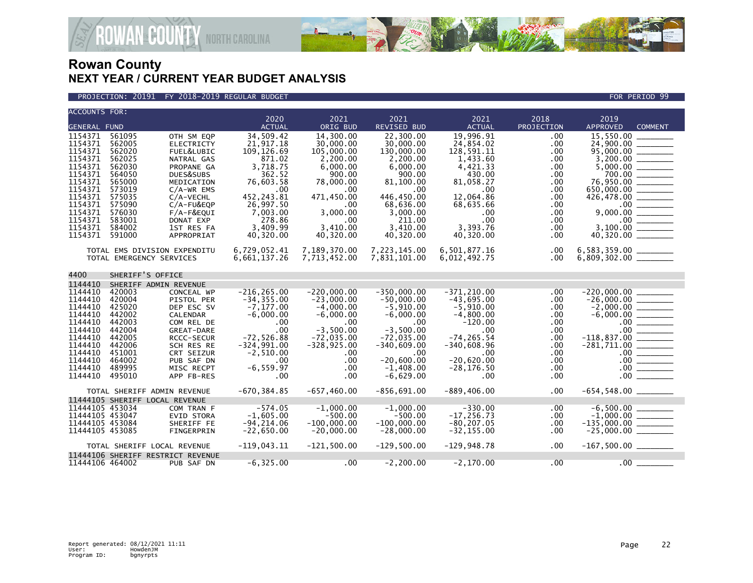# Rowan County
## NEXT YEAR / CURRENT YEAR BUDGET ANALYSIS

PROJECTION: 20191 FY 2018-2019 REGULAR BUDGET — FOR PERIOD 99

| ACCOUNTS FOR: GENERAL FUND | | | 2020 ACTUAL | 2021 ORIG BUD | 2021 REVISED BUD | 2021 ACTUAL | 2018 PROJECTION | 2019 APPROVED | COMMENT |
|---|---|---|---|---|---|---|---|---|---|
| 1154371 | 561095 | OTH SM EQP | 34,509.42 | 14,300.00 | 22,300.00 | 19,996.91 | .00 | 15,550.00 | ________ |
| 1154371 | 562005 | ELECTRICTY | 21,917.18 | 30,000.00 | 30,000.00 | 24,854.02 | .00 | 24,900.00 | ________ |
| 1154371 | 562020 | FUEL&LUBIC | 109,126.69 | 105,000.00 | 130,000.00 | 128,591.11 | .00 | 95,000.00 | ________ |
| 1154371 | 562025 | NATRAL GAS | 871.02 | 2,200.00 | 2,200.00 | 1,433.60 | .00 | 3,200.00 | ________ |
| 1154371 | 562030 | PROPANE GA | 3,718.75 | 6,000.00 | 6,000.00 | 4,421.33 | .00 | 5,000.00 | ________ |
| 1154371 | 564050 | DUES&SUBS | 362.52 | 900.00 | 900.00 | 430.00 | .00 | 700.00 | ________ |
| 1154371 | 565000 | MEDICATION | 76,603.58 | 78,000.00 | 81,100.00 | 81,058.27 | .00 | 76,950.00 | ________ |
| 1154371 | 573019 | C/A-WR EMS | .00 | .00 | .00 | .00 | .00 | 650,000.00 | ________ |
| 1154371 | 575035 | C/A-VECHL | 452,243.81 | 471,450.00 | 446,450.00 | 12,064.86 | .00 | 426,478.00 | ________ |
| 1154371 | 575090 | C/A-FU&EQP | 26,997.50 | .00 | 68,636.00 | 68,635.66 | .00 | .00 | ________ |
| 1154371 | 576030 | F/A-F&EQUI | 7,003.00 | 3,000.00 | 3,000.00 | .00 | .00 | 9,000.00 | ________ |
| 1154371 | 583001 | DONAT EXP | 278.86 | .00 | 211.00 | .00 | .00 | .00 | ________ |
| 1154371 | 584002 | 1ST RES FA | 3,409.99 | 3,410.00 | 3,410.00 | 3,393.76 | .00 | 3,100.00 | ________ |
| 1154371 | 591000 | APPROPRIAT | 40,320.00 | 40,320.00 | 40,320.00 | 40,320.00 | .00 | 40,320.00 | ________ |
| TOTAL EMS DIVISION EXPENDITU | | | 6,729,052.41 | 7,189,370.00 | 7,223,145.00 | 6,501,877.16 | .00 | 6,583,359.00 | ________ |
| TOTAL EMERGENCY SERVICES | | | 6,661,137.26 | 7,713,452.00 | 7,831,101.00 | 6,012,492.75 | .00 | 6,809,302.00 | ________ |
| 4400 | SHERIFF'S OFFICE | | | | | | | | |
| 1144410 | SHERIFF ADMIN REVENUE | | | | | | | | |
| 1144410 | 420003 | CONCEAL WP | -216,265.00 | -220,000.00 | -350,000.00 | -371,210.00 | .00 | -220,000.00 | ________ |
| 1144410 | 420004 | PISTOL PER | -34,355.00 | -23,000.00 | -50,000.00 | -43,695.00 | .00 | -26,000.00 | ________ |
| 1144410 | 425020 | DEP ESC SV | -7,177.00 | -4,000.00 | -5,910.00 | -5,910.00 | .00 | -2,000.00 | ________ |
| 1144410 | 442002 | CALENDAR | -6,000.00 | -6,000.00 | -6,000.00 | -4,800.00 | .00 | -6,000.00 | ________ |
| 1144410 | 442003 | COM REL DE | .00 | .00 | .00 | -120.00 | .00 | .00 | ________ |
| 1144410 | 442004 | GREAT-DARE | .00 | -3,500.00 | -3,500.00 | .00 | .00 | .00 | ________ |
| 1144410 | 442005 | RCCC-SECUR | -72,526.88 | -72,035.00 | -72,035.00 | -74,265.54 | .00 | -118,837.00 | ________ |
| 1144410 | 442006 | SCH RES RE | -324,991.00 | -328,925.00 | -340,609.00 | -340,608.96 | .00 | -281,711.00 | ________ |
| 1144410 | 451001 | CRT SEIZUR | -2,510.00 | .00 | .00 | .00 | .00 | .00 | ________ |
| 1144410 | 464002 | PUB SAF DN | .00 | .00 | -20,600.00 | -20,620.00 | .00 | .00 | ________ |
| 1144410 | 489995 | MISC RECPT | -6,559.97 | .00 | -1,408.00 | -28,176.50 | .00 | .00 | ________ |
| 1144410 | 495010 | APP FB-RES | .00 | .00 | -6,629.00 | .00 | .00 | .00 | ________ |
| TOTAL SHERIFF ADMIN REVENUE | | | -670,384.85 | -657,460.00 | -856,691.00 | -889,406.00 | .00 | -654,548.00 | ________ |
| 11444105 | SHERIFF LOCAL REVENUE | | | | | | | | |
| 11444105 | 453034 | COM TRAN F | -574.05 | -1,000.00 | -1,000.00 | -330.00 | .00 | -6,500.00 | ________ |
| 11444105 | 453047 | EVID STORA | -1,605.00 | -500.00 | -500.00 | -17,256.73 | .00 | -1,000.00 | ________ |
| 11444105 | 453084 | SHERIFF FE | -94,214.06 | -100,000.00 | -100,000.00 | -80,207.05 | .00 | -135,000.00 | ________ |
| 11444105 | 453085 | FINGERPRIN | -22,650.00 | -20,000.00 | -28,000.00 | -32,155.00 | .00 | -25,000.00 | ________ |
| TOTAL SHERIFF LOCAL REVENUE | | | -119,043.11 | -121,500.00 | -129,500.00 | -129,948.78 | .00 | -167,500.00 | ________ |
| 11444106 | SHERIFF RESTRICT REVENUE | | | | | | | | |
| 11444106 | 464002 | PUB SAF DN | -6,325.00 | .00 | -2,200.00 | -2,170.00 | .00 | .00 | ________ |

Report generated: 08/12/2021 11:11
User: HowdenJM
Program ID: bgnyrpts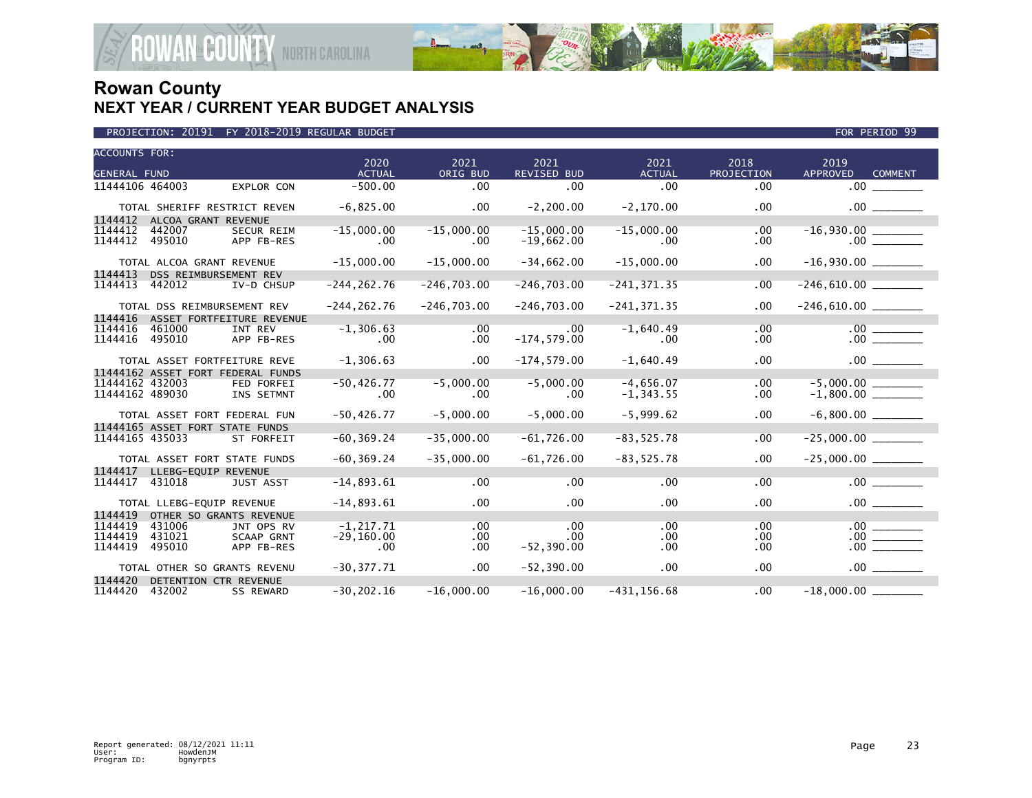# Rowan County

## NEXT YEAR / CURRENT YEAR BUDGET ANALYSIS

PROJECTION: 20191 FY 2018-2019 REGULAR BUDGET FOR PERIOD 99

| ACCOUNTS FOR: GENERAL FUND | | | 2020 ACTUAL | 2021 ORIG BUD | 2021 REVISED BUD | 2021 ACTUAL | 2018 PROJECTION | 2019 APPROVED | COMMENT |
|---|---|---|---|---|---|---|---|---|---|
| 11444106 | 464003 | EXPLOR CON | -500.00 | .00 | .00 | .00 | .00 | .00 | |
| TOTAL SHERIFF RESTRICT REVEN | | | -6,825.00 | .00 | -2,200.00 | -2,170.00 | .00 | .00 | |
| 1144412 | ALCOA GRANT REVENUE | | | | | | | | |
| 1144412 | 442007 | SECUR REIM | -15,000.00 | -15,000.00 | -15,000.00 | -15,000.00 | .00 | -16,930.00 | |
| 1144412 | 495010 | APP FB-RES | .00 | .00 | -19,662.00 | .00 | .00 | .00 | |
| TOTAL ALCOA GRANT REVENUE | | | -15,000.00 | -15,000.00 | -34,662.00 | -15,000.00 | .00 | -16,930.00 | |
| 1144413 | DSS REIMBURSEMENT REV | | | | | | | | |
| 1144413 | 442012 | IV-D CHSUP | -244,262.76 | -246,703.00 | -246,703.00 | -241,371.35 | .00 | -246,610.00 | |
| TOTAL DSS REIMBURSEMENT REV | | | -244,262.76 | -246,703.00 | -246,703.00 | -241,371.35 | .00 | -246,610.00 | |
| 1144416 | ASSET FORTFEITURE REVENUE | | | | | | | | |
| 1144416 | 461000 | INT REV | -1,306.63 | .00 | .00 | -1,640.49 | .00 | .00 | |
| 1144416 | 495010 | APP FB-RES | .00 | .00 | -174,579.00 | .00 | .00 | .00 | |
| TOTAL ASSET FORTFEITURE REVE | | | -1,306.63 | .00 | -174,579.00 | -1,640.49 | .00 | .00 | |
| 11444162 | ASSET FORT FEDERAL FUNDS | | | | | | | | |
| 11444162 | 432003 | FED FORFEI | -50,426.77 | -5,000.00 | -5,000.00 | -4,656.07 | .00 | -5,000.00 | |
| 11444162 | 489030 | INS SETMNT | .00 | .00 | .00 | -1,343.55 | .00 | -1,800.00 | |
| TOTAL ASSET FORT FEDERAL FUN | | | -50,426.77 | -5,000.00 | -5,000.00 | -5,999.62 | .00 | -6,800.00 | |
| 11444165 | ASSET FORT STATE FUNDS | | | | | | | | |
| 11444165 | 435033 | ST FORFEIT | -60,369.24 | -35,000.00 | -61,726.00 | -83,525.78 | .00 | -25,000.00 | |
| TOTAL ASSET FORT STATE FUNDS | | | -60,369.24 | -35,000.00 | -61,726.00 | -83,525.78 | .00 | -25,000.00 | |
| 1144417 | LLEBG-EQUIP REVENUE | | | | | | | | |
| 1144417 | 431018 | JUST ASST | -14,893.61 | .00 | .00 | .00 | .00 | .00 | |
| TOTAL LLEBG-EQUIP REVENUE | | | -14,893.61 | .00 | .00 | .00 | .00 | .00 | |
| 1144419 | OTHER SO GRANTS REVENUE | | | | | | | | |
| 1144419 | 431006 | JNT OPS RV | -1,217.71 | .00 | .00 | .00 | .00 | .00 | |
| 1144419 | 431021 | SCAAP GRNT | -29,160.00 | .00 | .00 | .00 | .00 | .00 | |
| 1144419 | 495010 | APP FB-RES | .00 | .00 | -52,390.00 | .00 | .00 | .00 | |
| TOTAL OTHER SO GRANTS REVENU | | | -30,377.71 | .00 | -52,390.00 | .00 | .00 | .00 | |
| 1144420 | DETENTION CTR REVENUE | | | | | | | | |
| 1144420 | 432002 | SS REWARD | -30,202.16 | -16,000.00 | -16,000.00 | -431,156.68 | .00 | -18,000.00 | |

Report generated: 08/12/2021 11:11
User: HowdenJM
Program ID: bgnyrpts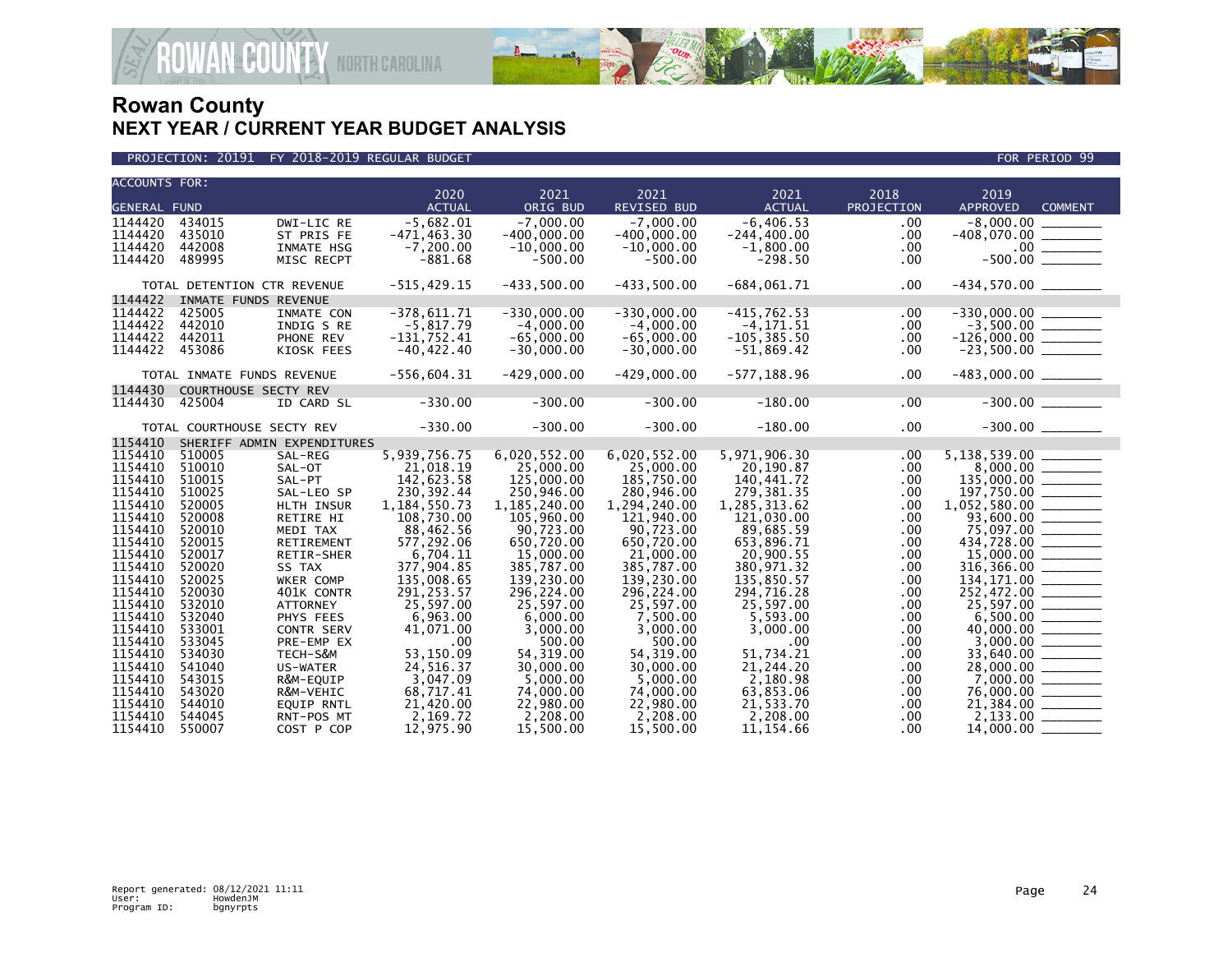# Rowan County
## NEXT YEAR / CURRENT YEAR BUDGET ANALYSIS

PROJECTION: 20191 FY 2018-2019 REGULAR BUDGET — FOR PERIOD 99

| ACCOUNTS FOR: GENERAL FUND | | | 2020 ACTUAL | 2021 ORIG BUD | 2021 REVISED BUD | 2021 ACTUAL | 2018 PROJECTION | 2019 APPROVED | COMMENT |
|---|---|---|---|---|---|---|---|---|---|
| 1144420 | 434015 | DWI-LIC RE | -5,682.01 | -7,000.00 | -7,000.00 | -6,406.53 | .00 | -8,000.00 | |
| 1144420 | 435010 | ST PRIS FE | -471,463.30 | -400,000.00 | -400,000.00 | -244,400.00 | .00 | -408,070.00 | |
| 1144420 | 442008 | INMATE HSG | -7,200.00 | -10,000.00 | -10,000.00 | -1,800.00 | .00 | .00 | |
| 1144420 | 489995 | MISC RECPT | -881.68 | -500.00 | -500.00 | -298.50 | .00 | -500.00 | |
| TOTAL DETENTION CTR REVENUE | | | -515,429.15 | -433,500.00 | -433,500.00 | -684,061.71 | .00 | -434,570.00 | |
| 1144422 | INMATE FUNDS REVENUE | | | | | | | | |
| 1144422 | 425005 | INMATE CON | -378,611.71 | -330,000.00 | -330,000.00 | -415,762.53 | .00 | -330,000.00 | |
| 1144422 | 442010 | INDIG S RE | -5,817.79 | -4,000.00 | -4,000.00 | -4,171.51 | .00 | -3,500.00 | |
| 1144422 | 442011 | PHONE REV | -131,752.41 | -65,000.00 | -65,000.00 | -105,385.50 | .00 | -126,000.00 | |
| 1144422 | 453086 | KIOSK FEES | -40,422.40 | -30,000.00 | -30,000.00 | -51,869.42 | .00 | -23,500.00 | |
| TOTAL INMATE FUNDS REVENUE | | | -556,604.31 | -429,000.00 | -429,000.00 | -577,188.96 | .00 | -483,000.00 | |
| 1144430 | COURTHOUSE SECTY REV | | | | | | | | |
| 1144430 | 425004 | ID CARD SL | -330.00 | -300.00 | -300.00 | -180.00 | .00 | -300.00 | |
| TOTAL COURTHOUSE SECTY REV | | | -330.00 | -300.00 | -300.00 | -180.00 | .00 | -300.00 | |
| 1154410 | SHERIFF ADMIN EXPENDITURES | | | | | | | | |
| 1154410 | 510005 | SAL-REG | 5,939,756.75 | 6,020,552.00 | 6,020,552.00 | 5,971,906.30 | .00 | 5,138,539.00 | |
| 1154410 | 510010 | SAL-OT | 21,018.19 | 25,000.00 | 25,000.00 | 20,190.87 | .00 | 8,000.00 | |
| 1154410 | 510015 | SAL-PT | 142,623.58 | 125,000.00 | 185,750.00 | 140,441.72 | .00 | 135,000.00 | |
| 1154410 | 510025 | SAL-LEO SP | 230,392.44 | 250,946.00 | 280,946.00 | 279,381.35 | .00 | 197,750.00 | |
| 1154410 | 520005 | HLTH INSUR | 1,184,550.73 | 1,185,240.00 | 1,294,240.00 | 1,285,313.62 | .00 | 1,052,580.00 | |
| 1154410 | 520008 | RETIRE HI | 108,730.00 | 105,960.00 | 121,940.00 | 121,030.00 | .00 | 93,600.00 | |
| 1154410 | 520010 | MEDI TAX | 88,462.56 | 90,723.00 | 90,723.00 | 89,685.59 | .00 | 75,097.00 | |
| 1154410 | 520015 | RETIREMENT | 577,292.06 | 650,720.00 | 650,720.00 | 653,896.71 | .00 | 434,728.00 | |
| 1154410 | 520017 | RETIR-SHER | 6,704.11 | 15,000.00 | 21,000.00 | 20,900.55 | .00 | 15,000.00 | |
| 1154410 | 520020 | SS TAX | 377,904.85 | 385,787.00 | 385,787.00 | 380,971.32 | .00 | 316,366.00 | |
| 1154410 | 520025 | WKER COMP | 135,008.65 | 139,230.00 | 139,230.00 | 135,850.57 | .00 | 134,171.00 | |
| 1154410 | 520030 | 401K CONTR | 291,253.57 | 296,224.00 | 296,224.00 | 294,716.28 | .00 | 252,472.00 | |
| 1154410 | 532010 | ATTORNEY | 25,597.00 | 25,597.00 | 25,597.00 | 25,597.00 | .00 | 25,597.00 | |
| 1154410 | 532040 | PHYS FEES | 6,963.00 | 6,000.00 | 7,500.00 | 5,593.00 | .00 | 6,500.00 | |
| 1154410 | 533001 | CONTR SERV | 41,071.00 | 3,000.00 | 3,000.00 | 3,000.00 | .00 | 40,000.00 | |
| 1154410 | 533045 | PRE-EMP EX | .00 | 500.00 | 500.00 | .00 | .00 | 3,000.00 | |
| 1154410 | 534030 | TECH-S&M | 53,150.09 | 54,319.00 | 54,319.00 | 51,734.21 | .00 | 33,640.00 | |
| 1154410 | 541040 | US-WATER | 24,516.37 | 30,000.00 | 30,000.00 | 21,244.20 | .00 | 28,000.00 | |
| 1154410 | 543015 | R&M-EQUIP | 3,047.09 | 5,000.00 | 5,000.00 | 2,180.98 | .00 | 7,000.00 | |
| 1154410 | 543020 | R&M-VEHIC | 68,717.41 | 74,000.00 | 74,000.00 | 63,853.06 | .00 | 76,000.00 | |
| 1154410 | 544010 | EQUIP RNTL | 21,420.00 | 22,980.00 | 22,980.00 | 21,533.70 | .00 | 21,384.00 | |
| 1154410 | 544045 | RNT-POS MT | 2,169.72 | 2,208.00 | 2,208.00 | 2,208.00 | .00 | 2,133.00 | |
| 1154410 | 550007 | COST P COP | 12,975.90 | 15,500.00 | 15,500.00 | 11,154.66 | .00 | 14,000.00 | |

Report generated: 08/12/2021 11:11
User: HowdenJM
Program ID: bgnyrpts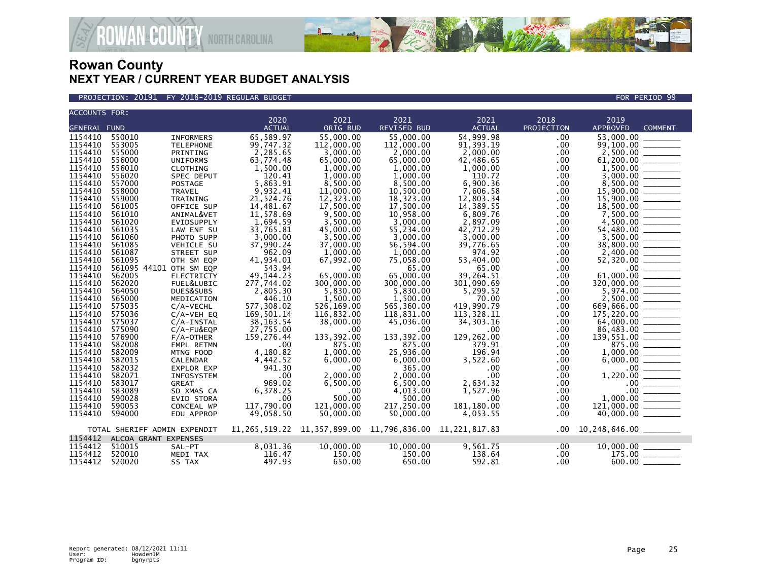# Rowan County
## NEXT YEAR / CURRENT YEAR BUDGET ANALYSIS

PROJECTION: 20191 FY 2018-2019 REGULAR BUDGET — FOR PERIOD 99

| ACCOUNTS FOR: GENERAL FUND | | | 2020 ACTUAL | 2021 ORIG BUD | 2021 REVISED BUD | 2021 ACTUAL | 2018 PROJECTION | 2019 APPROVED | COMMENT |
|---|---|---|---|---|---|---|---|---|---|
| 1154410 | 550010 | INFORMERS | 65,589.97 | 55,000.00 | 55,000.00 | 54,999.98 | .00 | 53,000.00 | |
| 1154410 | 553005 | TELEPHONE | 99,747.32 | 112,000.00 | 112,000.00 | 91,393.19 | .00 | 99,100.00 | |
| 1154410 | 555000 | PRINTING | 2,285.65 | 3,000.00 | 2,000.00 | 2,000.00 | .00 | 2,500.00 | |
| 1154410 | 556000 | UNIFORMS | 63,774.48 | 65,000.00 | 65,000.00 | 42,486.65 | .00 | 61,200.00 | |
| 1154410 | 556010 | CLOTHING | 1,500.00 | 1,000.00 | 1,000.00 | 1,000.00 | .00 | 1,500.00 | |
| 1154410 | 556020 | SPEC DEPUT | 120.41 | 1,000.00 | 1,000.00 | 110.72 | .00 | 3,000.00 | |
| 1154410 | 557000 | POSTAGE | 5,863.91 | 8,500.00 | 8,500.00 | 6,900.36 | .00 | 8,500.00 | |
| 1154410 | 558000 | TRAVEL | 9,932.41 | 11,000.00 | 10,500.00 | 7,606.58 | .00 | 15,900.00 | |
| 1154410 | 559000 | TRAINING | 21,524.76 | 12,323.00 | 18,323.00 | 12,803.34 | .00 | 15,900.00 | |
| 1154410 | 561005 | OFFICE SUP | 14,481.67 | 17,500.00 | 17,500.00 | 14,389.55 | .00 | 18,500.00 | |
| 1154410 | 561010 | ANIMAL&VET | 11,578.69 | 9,500.00 | 10,958.00 | 6,809.76 | .00 | 7,500.00 | |
| 1154410 | 561020 | EVIDSUPPLY | 1,694.59 | 3,500.00 | 3,000.00 | 2,897.09 | .00 | 4,500.00 | |
| 1154410 | 561035 | LAW ENF SU | 33,765.81 | 45,000.00 | 55,234.00 | 42,712.29 | .00 | 54,480.00 | |
| 1154410 | 561060 | PHOTO SUPP | 3,000.00 | 3,500.00 | 3,000.00 | 3,000.00 | .00 | 3,500.00 | |
| 1154410 | 561085 | VEHICLE SU | 37,990.24 | 37,000.00 | 56,594.00 | 39,776.65 | .00 | 38,800.00 | |
| 1154410 | 561087 | STREET SUP | 962.09 | 1,000.00 | 1,000.00 | 974.92 | .00 | 2,400.00 | |
| 1154410 | 561095 | OTH SM EQP | 41,934.01 | 67,992.00 | 75,058.00 | 53,404.00 | .00 | 52,320.00 | |
| 1154410 | 561095 44101 | OTH SM EQP | 543.94 | .00 | 65.00 | 65.00 | .00 | .00 | |
| 1154410 | 562005 | ELECTRICTY | 49,144.23 | 65,000.00 | 65,000.00 | 39,264.51 | .00 | 61,000.00 | |
| 1154410 | 562020 | FUEL&LUBIC | 277,744.02 | 300,000.00 | 300,000.00 | 301,090.69 | .00 | 320,000.00 | |
| 1154410 | 564050 | DUES&SUBS | 2,805.30 | 5,830.00 | 5,830.00 | 5,299.52 | .00 | 5,974.00 | |
| 1154410 | 565000 | MEDICATION | 446.10 | 1,500.00 | 1,500.00 | 70.00 | .00 | 2,500.00 | |
| 1154410 | 575035 | C/A-VECHL | 577,308.02 | 526,169.00 | 565,360.00 | 419,990.79 | .00 | 669,666.00 | |
| 1154410 | 575036 | C/A-VEH EQ | 169,501.14 | 116,832.00 | 118,831.00 | 113,328.11 | .00 | 175,220.00 | |
| 1154410 | 575037 | C/A-INSTAL | 38,163.54 | 38,000.00 | 45,036.00 | 34,303.16 | .00 | 64,000.00 | |
| 1154410 | 575090 | C/A-FU&EQP | 27,755.00 | .00 | .00 | .00 | .00 | 86,483.00 | |
| 1154410 | 576900 | F/A-OTHER | 159,276.44 | 133,392.00 | 133,392.00 | 129,262.00 | .00 | 139,551.00 | |
| 1154410 | 582008 | EMPL RETMN | .00 | 875.00 | 875.00 | 379.91 | .00 | 875.00 | |
| 1154410 | 582009 | MTNG FOOD | 4,180.82 | 1,000.00 | 25,936.00 | 196.94 | .00 | 1,000.00 | |
| 1154410 | 582015 | CALENDAR | 4,442.52 | 6,000.00 | 6,000.00 | 3,522.60 | .00 | 6,000.00 | |
| 1154410 | 582032 | EXPLOR EXP | 941.30 | .00 | 365.00 | .00 | .00 | .00 | |
| 1154410 | 582071 | INFOSYSTEM | .00 | 2,000.00 | 2,000.00 | .00 | .00 | 1,220.00 | |
| 1154410 | 583017 | GREAT | 969.02 | 6,500.00 | 6,500.00 | 2,634.32 | .00 | .00 | |
| 1154410 | 583089 | SD XMAS CA | 6,378.25 | .00 | 4,013.00 | 1,527.96 | .00 | .00 | |
| 1154410 | 590028 | EVID STORA | .00 | 500.00 | 500.00 | .00 | .00 | 1,000.00 | |
| 1154410 | 590053 | CONCEAL WP | 117,790.00 | 121,000.00 | 217,250.00 | 181,180.00 | .00 | 121,000.00 | |
| 1154410 | 594000 | EDU APPROP | 49,058.50 | 50,000.00 | 50,000.00 | 4,053.55 | .00 | 40,000.00 | |
| | TOTAL SHERIFF ADMIN EXPENDIT | | 11,265,519.22 | 11,357,899.00 | 11,796,836.00 | 11,221,817.83 | .00 | 10,248,646.00 | |
| 1154412 | ALCOA GRANT EXPENSES | | | | | | | | |
| 1154412 | 510015 | SAL-PT | 8,031.36 | 10,000.00 | 10,000.00 | 9,561.75 | .00 | 10,000.00 | |
| 1154412 | 520010 | MEDI TAX | 116.47 | 150.00 | 150.00 | 138.64 | .00 | 175.00 | |
| 1154412 | 520020 | SS TAX | 497.93 | 650.00 | 650.00 | 592.81 | .00 | 600.00 | |

Report generated: 08/12/2021 11:11
User: HowdenJM
Program ID: bgnyrpts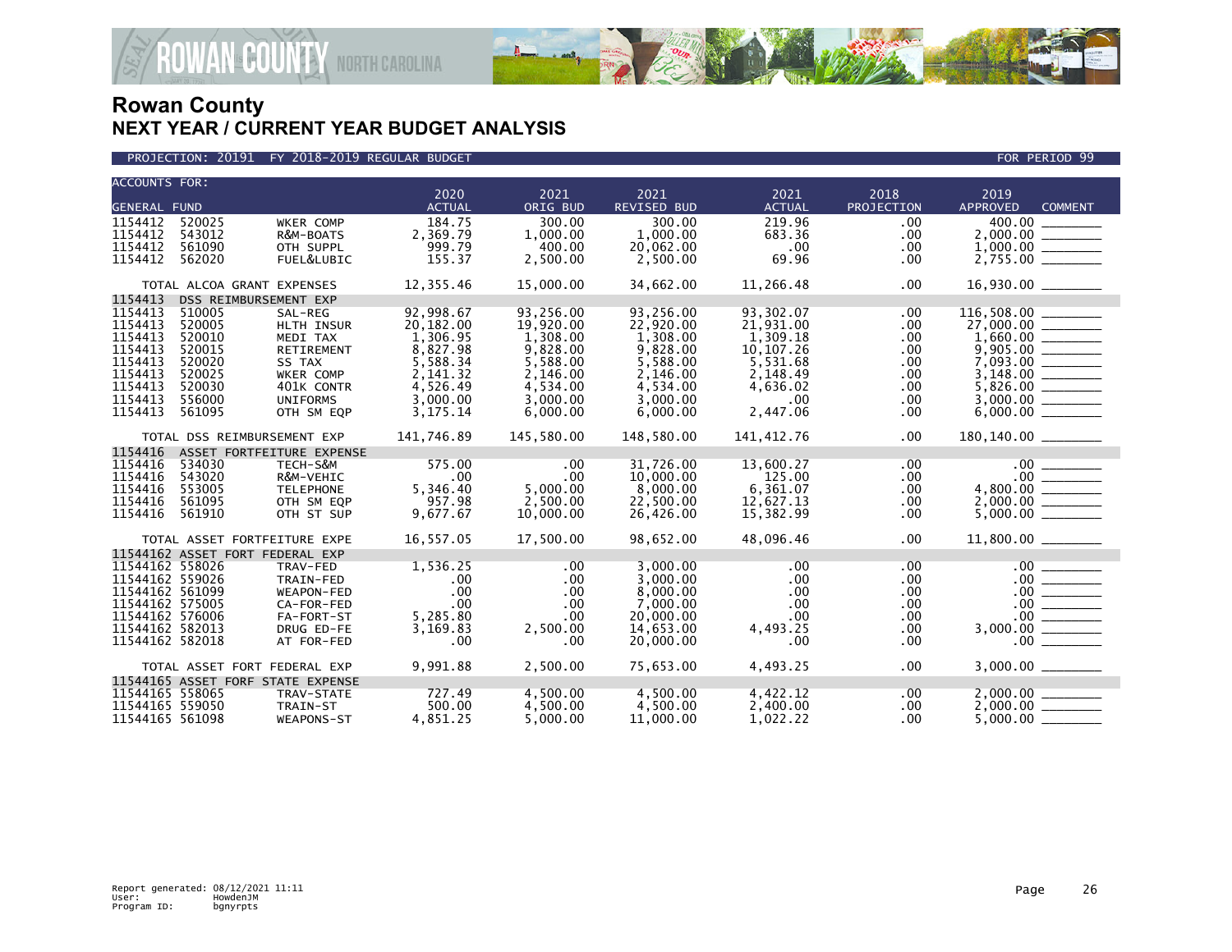# Rowan County
## NEXT YEAR / CURRENT YEAR BUDGET ANALYSIS

PROJECTION: 20191 FY 2018-2019 REGULAR BUDGET — FOR PERIOD 99

| ACCOUNTS FOR: GENERAL FUND | | | 2020 ACTUAL | 2021 ORIG BUD | 2021 REVISED BUD | 2021 ACTUAL | 2018 PROJECTION | 2019 APPROVED | COMMENT |
|---|---|---|---|---|---|---|---|---|---|
| 1154412 | 520025 | WKER COMP | 184.75 | 300.00 | 300.00 | 219.96 | .00 | 400.00 | |
| 1154412 | 543012 | R&M-BOATS | 2,369.79 | 1,000.00 | 1,000.00 | 683.36 | .00 | 2,000.00 | |
| 1154412 | 561090 | OTH SUPPL | 999.79 | 400.00 | 20,062.00 | .00 | .00 | 1,000.00 | |
| 1154412 | 562020 | FUEL&LUBIC | 155.37 | 2,500.00 | 2,500.00 | 69.96 | .00 | 2,755.00 | |
| TOTAL ALCOA GRANT EXPENSES | | | 12,355.46 | 15,000.00 | 34,662.00 | 11,266.48 | .00 | 16,930.00 | |
| 1154413 | DSS REIMBURSEMENT EXP | | | | | | | | |
| 1154413 | 510005 | SAL-REG | 92,998.67 | 93,256.00 | 93,256.00 | 93,302.07 | .00 | 116,508.00 | |
| 1154413 | 520005 | HLTH INSUR | 20,182.00 | 19,920.00 | 22,920.00 | 21,931.00 | .00 | 27,000.00 | |
| 1154413 | 520010 | MEDI TAX | 1,306.95 | 1,308.00 | 1,308.00 | 1,309.18 | .00 | 1,660.00 | |
| 1154413 | 520015 | RETIREMENT | 8,827.98 | 9,828.00 | 9,828.00 | 10,107.26 | .00 | 9,905.00 | |
| 1154413 | 520020 | SS TAX | 5,588.34 | 5,588.00 | 5,588.00 | 5,531.68 | .00 | 7,093.00 | |
| 1154413 | 520025 | WKER COMP | 2,141.32 | 2,146.00 | 2,146.00 | 2,148.49 | .00 | 3,148.00 | |
| 1154413 | 520030 | 401K CONTR | 4,526.49 | 4,534.00 | 4,534.00 | 4,636.02 | .00 | 5,826.00 | |
| 1154413 | 556000 | UNIFORMS | 3,000.00 | 3,000.00 | 3,000.00 | .00 | .00 | 3,000.00 | |
| 1154413 | 561095 | OTH SM EQP | 3,175.14 | 6,000.00 | 6,000.00 | 2,447.06 | .00 | 6,000.00 | |
| TOTAL DSS REIMBURSEMENT EXP | | | 141,746.89 | 145,580.00 | 148,580.00 | 141,412.76 | .00 | 180,140.00 | |
| 1154416 | ASSET FORTFEITURE EXPENSE | | | | | | | | |
| 1154416 | 534030 | TECH-S&M | 575.00 | .00 | 31,726.00 | 13,600.27 | .00 | .00 | |
| 1154416 | 543020 | R&M-VEHIC | .00 | .00 | 10,000.00 | 125.00 | .00 | .00 | |
| 1154416 | 553005 | TELEPHONE | 5,346.40 | 5,000.00 | 8,000.00 | 6,361.07 | .00 | 4,800.00 | |
| 1154416 | 561095 | OTH SM EQP | 957.98 | 2,500.00 | 22,500.00 | 12,627.13 | .00 | 2,000.00 | |
| 1154416 | 561910 | OTH ST SUP | 9,677.67 | 10,000.00 | 26,426.00 | 15,382.99 | .00 | 5,000.00 | |
| TOTAL ASSET FORTFEITURE EXPE | | | 16,557.05 | 17,500.00 | 98,652.00 | 48,096.46 | .00 | 11,800.00 | |
| 11544162 | ASSET FORT FEDERAL EXP | | | | | | | | |
| 11544162 | 558026 | TRAV-FED | 1,536.25 | .00 | 3,000.00 | .00 | .00 | .00 | |
| 11544162 | 559026 | TRAIN-FED | .00 | .00 | 3,000.00 | .00 | .00 | .00 | |
| 11544162 | 561099 | WEAPON-FED | .00 | .00 | 8,000.00 | .00 | .00 | .00 | |
| 11544162 | 575005 | CA-FOR-FED | .00 | .00 | 7,000.00 | .00 | .00 | .00 | |
| 11544162 | 576006 | FA-FORT-ST | 5,285.80 | .00 | 20,000.00 | .00 | .00 | .00 | |
| 11544162 | 582013 | DRUG ED-FE | 3,169.83 | 2,500.00 | 14,653.00 | 4,493.25 | .00 | 3,000.00 | |
| 11544162 | 582018 | AT FOR-FED | .00 | .00 | 20,000.00 | .00 | .00 | .00 | |
| TOTAL ASSET FORT FEDERAL EXP | | | 9,991.88 | 2,500.00 | 75,653.00 | 4,493.25 | .00 | 3,000.00 | |
| 11544165 | ASSET FORF STATE EXPENSE | | | | | | | | |
| 11544165 | 558065 | TRAV-STATE | 727.49 | 4,500.00 | 4,500.00 | 4,422.12 | .00 | 2,000.00 | |
| 11544165 | 559050 | TRAIN-ST | 500.00 | 4,500.00 | 4,500.00 | 2,400.00 | .00 | 2,000.00 | |
| 11544165 | 561098 | WEAPONS-ST | 4,851.25 | 5,000.00 | 11,000.00 | 1,022.22 | .00 | 5,000.00 | |

Report generated: 08/12/2021 11:11
User: HowdenJM
Program ID: bgnyrpts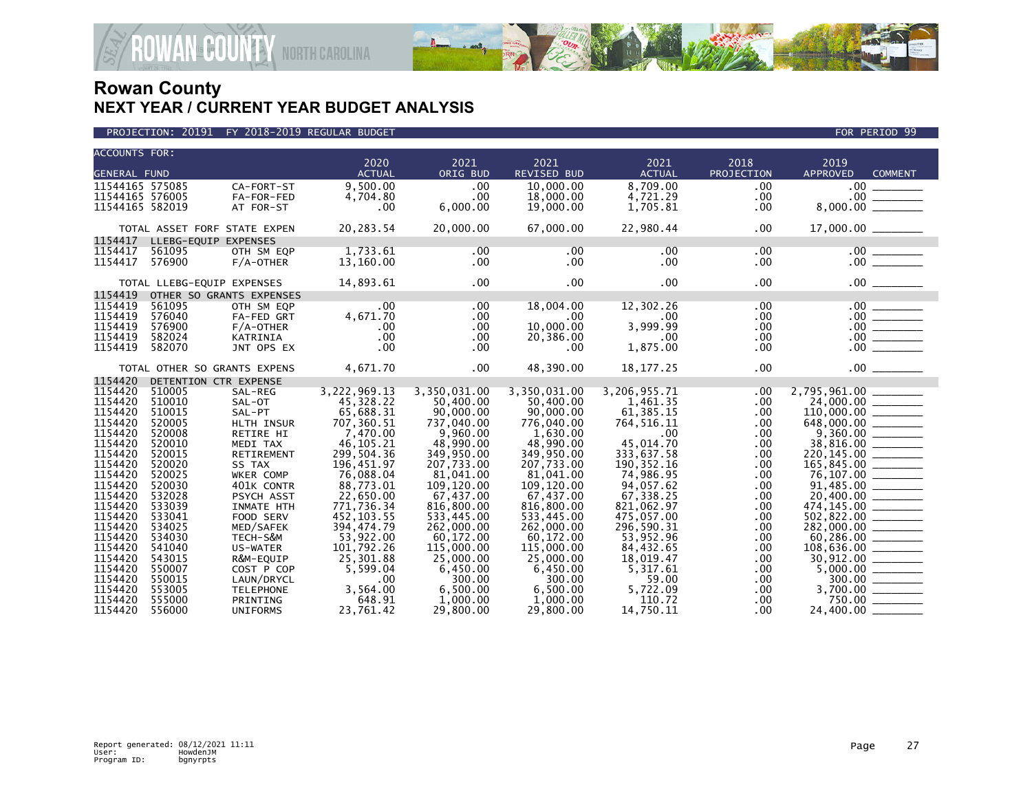# Rowan County
## NEXT YEAR / CURRENT YEAR BUDGET ANALYSIS

PROJECTION: 20191 FY 2018-2019 REGULAR BUDGET FOR PERIOD 99

| ACCOUNTS FOR: GENERAL FUND | | | 2020 ACTUAL | 2021 ORIG BUD | 2021 REVISED BUD | 2021 ACTUAL | 2018 PROJECTION | 2019 APPROVED | COMMENT |
|---|---|---|---|---|---|---|---|---|---|
| 11544165 | 575085 | CA-FORT-ST | 9,500.00 | .00 | 10,000.00 | 8,709.00 | .00 | .00 | |
| 11544165 | 576005 | FA-FOR-FED | 4,704.80 | .00 | 18,000.00 | 4,721.29 | .00 | .00 | |
| 11544165 | 582019 | AT FOR-ST | .00 | 6,000.00 | 19,000.00 | 1,705.81 | .00 | 8,000.00 | |
| TOTAL ASSET FORF STATE EXPEN | | | 20,283.54 | 20,000.00 | 67,000.00 | 22,980.44 | .00 | 17,000.00 | |
| 1154417 | LLEBG-EQUIP EXPENSES | | | | | | | | |
| 1154417 | 561095 | OTH SM EQP | 1,733.61 | .00 | .00 | .00 | .00 | .00 | |
| 1154417 | 576900 | F/A-OTHER | 13,160.00 | .00 | .00 | .00 | .00 | .00 | |
| TOTAL LLEBG-EQUIP EXPENSES | | | 14,893.61 | .00 | .00 | .00 | .00 | .00 | |
| 1154419 | OTHER SO GRANTS EXPENSES | | | | | | | | |
| 1154419 | 561095 | OTH SM EQP | .00 | .00 | 18,004.00 | 12,302.26 | .00 | .00 | |
| 1154419 | 576040 | FA-FED GRT | 4,671.70 | .00 | .00 | .00 | .00 | .00 | |
| 1154419 | 576900 | F/A-OTHER | .00 | .00 | 10,000.00 | 3,999.99 | .00 | .00 | |
| 1154419 | 582024 | KATRINIA | .00 | .00 | 20,386.00 | .00 | .00 | .00 | |
| 1154419 | 582070 | JNT OPS EX | .00 | .00 | .00 | 1,875.00 | .00 | .00 | |
| TOTAL OTHER SO GRANTS EXPENS | | | 4,671.70 | .00 | 48,390.00 | 18,177.25 | .00 | .00 | |
| 1154420 | DETENTION CTR EXPENSE | | | | | | | | |
| 1154420 | 510005 | SAL-REG | 3,222,969.13 | 3,350,031.00 | 3,350,031.00 | 3,206,955.71 | .00 | 2,795,961.00 | |
| 1154420 | 510010 | SAL-OT | 45,328.22 | 50,400.00 | 50,400.00 | 1,461.35 | .00 | 24,000.00 | |
| 1154420 | 510015 | SAL-PT | 65,688.31 | 90,000.00 | 90,000.00 | 61,385.15 | .00 | 110,000.00 | |
| 1154420 | 520005 | HLTH INSUR | 707,360.51 | 737,040.00 | 776,040.00 | 764,516.11 | .00 | 648,000.00 | |
| 1154420 | 520008 | RETIRE HI | 7,470.00 | 9,960.00 | 1,630.00 | .00 | .00 | 9,360.00 | |
| 1154420 | 520010 | MEDI TAX | 46,105.21 | 48,990.00 | 48,990.00 | 45,014.70 | .00 | 38,816.00 | |
| 1154420 | 520015 | RETIREMENT | 299,504.36 | 349,950.00 | 349,950.00 | 333,637.58 | .00 | 220,145.00 | |
| 1154420 | 520020 | SS TAX | 196,451.97 | 207,733.00 | 207,733.00 | 190,352.16 | .00 | 165,845.00 | |
| 1154420 | 520025 | WKER COMP | 76,088.04 | 81,041.00 | 81,041.00 | 74,986.95 | .00 | 76,107.00 | |
| 1154420 | 520030 | 401K CONTR | 88,773.01 | 109,120.00 | 109,120.00 | 94,057.62 | .00 | 91,485.00 | |
| 1154420 | 532028 | PSYCH ASST | 22,650.00 | 67,437.00 | 67,437.00 | 67,338.25 | .00 | 20,400.00 | |
| 1154420 | 533039 | INMATE HTH | 771,736.34 | 816,800.00 | 816,800.00 | 821,062.97 | .00 | 474,145.00 | |
| 1154420 | 533041 | FOOD SERV | 452,103.55 | 533,445.00 | 533,445.00 | 475,057.00 | .00 | 502,822.00 | |
| 1154420 | 534025 | MED/SAFEK | 394,474.79 | 262,000.00 | 262,000.00 | 296,590.31 | .00 | 282,000.00 | |
| 1154420 | 534030 | TECH-S&M | 53,922.00 | 60,172.00 | 60,172.00 | 53,952.96 | .00 | 60,286.00 | |
| 1154420 | 541040 | US-WATER | 101,792.26 | 115,000.00 | 115,000.00 | 84,432.65 | .00 | 108,636.00 | |
| 1154420 | 543015 | R&M-EQUIP | 25,301.88 | 25,000.00 | 25,000.00 | 18,019.47 | .00 | 30,912.00 | |
| 1154420 | 550007 | COST P COP | 5,599.04 | 6,450.00 | 6,450.00 | 5,317.61 | .00 | 5,000.00 | |
| 1154420 | 550015 | LAUN/DRYCL | .00 | 300.00 | 300.00 | 59.00 | .00 | 300.00 | |
| 1154420 | 553005 | TELEPHONE | 3,564.00 | 6,500.00 | 6,500.00 | 5,722.09 | .00 | 3,700.00 | |
| 1154420 | 555000 | PRINTING | 648.91 | 1,000.00 | 1,000.00 | 110.72 | .00 | 750.00 | |
| 1154420 | 556000 | UNIFORMS | 23,761.42 | 29,800.00 | 29,800.00 | 14,750.11 | .00 | 24,400.00 | |

Report generated: 08/12/2021 11:11
User: HowdenJM
Program ID: bgnyrpts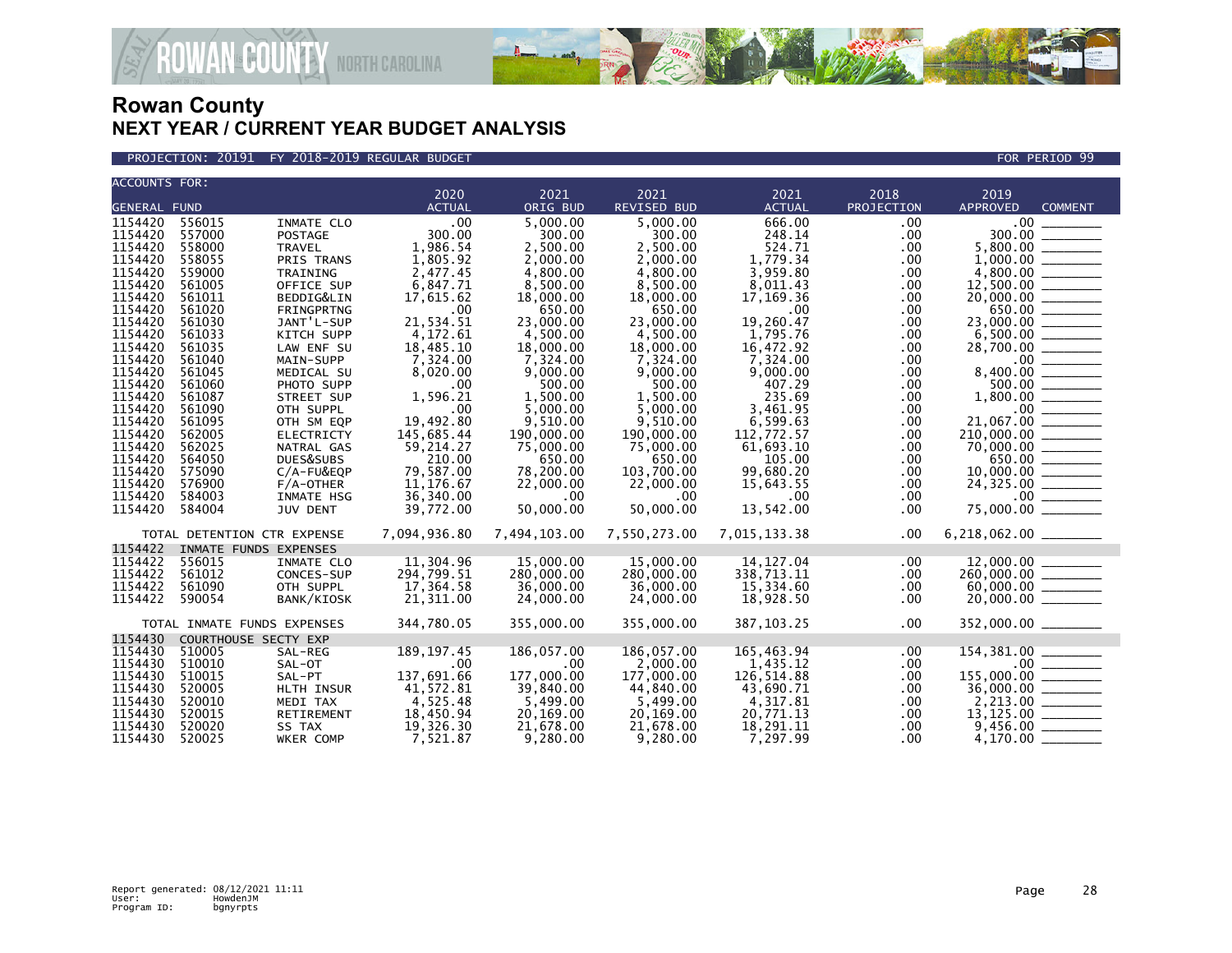# Rowan County
## NEXT YEAR / CURRENT YEAR BUDGET ANALYSIS

PROJECTION: 20191 FY 2018-2019 REGULAR BUDGET | FOR PERIOD 99

| ACCOUNTS FOR: GENERAL FUND | | | 2020 ACTUAL | 2021 ORIG BUD | 2021 REVISED BUD | 2021 ACTUAL | 2018 PROJECTION | 2019 APPROVED | COMMENT |
|---|---|---|---|---|---|---|---|---|---|
| 1154420 | 556015 | INMATE CLO | .00 | 5,000.00 | 5,000.00 | 666.00 | .00 | .00 | |
| 1154420 | 557000 | POSTAGE | 300.00 | 300.00 | 300.00 | 248.14 | .00 | 300.00 | |
| 1154420 | 558000 | TRAVEL | 1,986.54 | 2,500.00 | 2,500.00 | 524.71 | .00 | 5,800.00 | |
| 1154420 | 558055 | PRIS TRANS | 1,805.92 | 2,000.00 | 2,000.00 | 1,779.34 | .00 | 1,000.00 | |
| 1154420 | 559000 | TRAINING | 2,477.45 | 4,800.00 | 4,800.00 | 3,959.80 | .00 | 4,800.00 | |
| 1154420 | 561005 | OFFICE SUP | 6,847.71 | 8,500.00 | 8,500.00 | 8,011.43 | .00 | 12,500.00 | |
| 1154420 | 561011 | BEDDIG&LIN | 17,615.62 | 18,000.00 | 18,000.00 | 17,169.36 | .00 | 20,000.00 | |
| 1154420 | 561020 | FRINGPRTNG | .00 | 650.00 | 650.00 | .00 | .00 | 650.00 | |
| 1154420 | 561030 | JANT'L-SUP | 21,534.51 | 23,000.00 | 23,000.00 | 19,260.47 | .00 | 23,000.00 | |
| 1154420 | 561033 | KITCH SUPP | 4,172.61 | 4,500.00 | 4,500.00 | 1,795.76 | .00 | 6,500.00 | |
| 1154420 | 561035 | LAW ENF SU | 18,485.10 | 18,000.00 | 18,000.00 | 16,472.92 | .00 | 28,700.00 | |
| 1154420 | 561040 | MAIN-SUPP | 7,324.00 | 7,324.00 | 7,324.00 | 7,324.00 | .00 | .00 | |
| 1154420 | 561045 | MEDICAL SU | 8,020.00 | 9,000.00 | 9,000.00 | 9,000.00 | .00 | 8,400.00 | |
| 1154420 | 561060 | PHOTO SUPP | .00 | 500.00 | 500.00 | 407.29 | .00 | 500.00 | |
| 1154420 | 561087 | STREET SUP | 1,596.21 | 1,500.00 | 1,500.00 | 235.69 | .00 | 1,800.00 | |
| 1154420 | 561090 | OTH SUPPL | .00 | 5,000.00 | 5,000.00 | 3,461.95 | .00 | .00 | |
| 1154420 | 561095 | OTH SM EQP | 19,492.80 | 9,510.00 | 9,510.00 | 6,599.63 | .00 | 21,067.00 | |
| 1154420 | 562005 | ELECTRICTY | 145,685.44 | 190,000.00 | 190,000.00 | 112,772.57 | .00 | 210,000.00 | |
| 1154420 | 562025 | NATRAL GAS | 59,214.27 | 75,000.00 | 75,000.00 | 61,693.10 | .00 | 70,000.00 | |
| 1154420 | 564050 | DUES&SUBS | 210.00 | 650.00 | 650.00 | 105.00 | .00 | 650.00 | |
| 1154420 | 575090 | C/A-FU&EQP | 79,587.00 | 78,200.00 | 103,700.00 | 99,680.20 | .00 | 10,000.00 | |
| 1154420 | 576900 | F/A-OTHER | 11,176.67 | 22,000.00 | 22,000.00 | 15,643.55 | .00 | 24,325.00 | |
| 1154420 | 584003 | INMATE HSG | 36,340.00 | .00 | .00 | .00 | .00 | .00 | |
| 1154420 | 584004 | JUV DENT | 39,772.00 | 50,000.00 | 50,000.00 | 13,542.00 | .00 | 75,000.00 | |
| TOTAL DETENTION CTR EXPENSE | | | 7,094,936.80 | 7,494,103.00 | 7,550,273.00 | 7,015,133.38 | .00 | 6,218,062.00 | |
| 1154422 | INMATE FUNDS EXPENSES | | | | | | | | |
| 1154422 | 556015 | INMATE CLO | 11,304.96 | 15,000.00 | 15,000.00 | 14,127.04 | .00 | 12,000.00 | |
| 1154422 | 561012 | CONCES-SUP | 294,799.51 | 280,000.00 | 280,000.00 | 338,713.11 | .00 | 260,000.00 | |
| 1154422 | 561090 | OTH SUPPL | 17,364.58 | 36,000.00 | 36,000.00 | 15,334.60 | .00 | 60,000.00 | |
| 1154422 | 590054 | BANK/KIOSK | 21,311.00 | 24,000.00 | 24,000.00 | 18,928.50 | .00 | 20,000.00 | |
| TOTAL INMATE FUNDS EXPENSES | | | 344,780.05 | 355,000.00 | 355,000.00 | 387,103.25 | .00 | 352,000.00 | |
| 1154430 | COURTHOUSE SECTY EXP | | | | | | | | |
| 1154430 | 510005 | SAL-REG | 189,197.45 | 186,057.00 | 186,057.00 | 165,463.94 | .00 | 154,381.00 | |
| 1154430 | 510010 | SAL-OT | .00 | .00 | 2,000.00 | 1,435.12 | .00 | .00 | |
| 1154430 | 510015 | SAL-PT | 137,691.66 | 177,000.00 | 177,000.00 | 126,514.88 | .00 | 155,000.00 | |
| 1154430 | 520005 | HLTH INSUR | 41,572.81 | 39,840.00 | 44,840.00 | 43,690.71 | .00 | 36,000.00 | |
| 1154430 | 520010 | MEDI TAX | 4,525.48 | 5,499.00 | 5,499.00 | 4,317.81 | .00 | 2,213.00 | |
| 1154430 | 520015 | RETIREMENT | 18,450.94 | 20,169.00 | 20,169.00 | 20,771.13 | .00 | 13,125.00 | |
| 1154430 | 520020 | SS TAX | 19,326.30 | 21,678.00 | 21,678.00 | 18,291.11 | .00 | 9,456.00 | |
| 1154430 | 520025 | WKER COMP | 7,521.87 | 9,280.00 | 9,280.00 | 7,297.99 | .00 | 4,170.00 | |

Report generated: 08/12/2021 11:11
User: HowdenJM
Program ID: bgnyrpts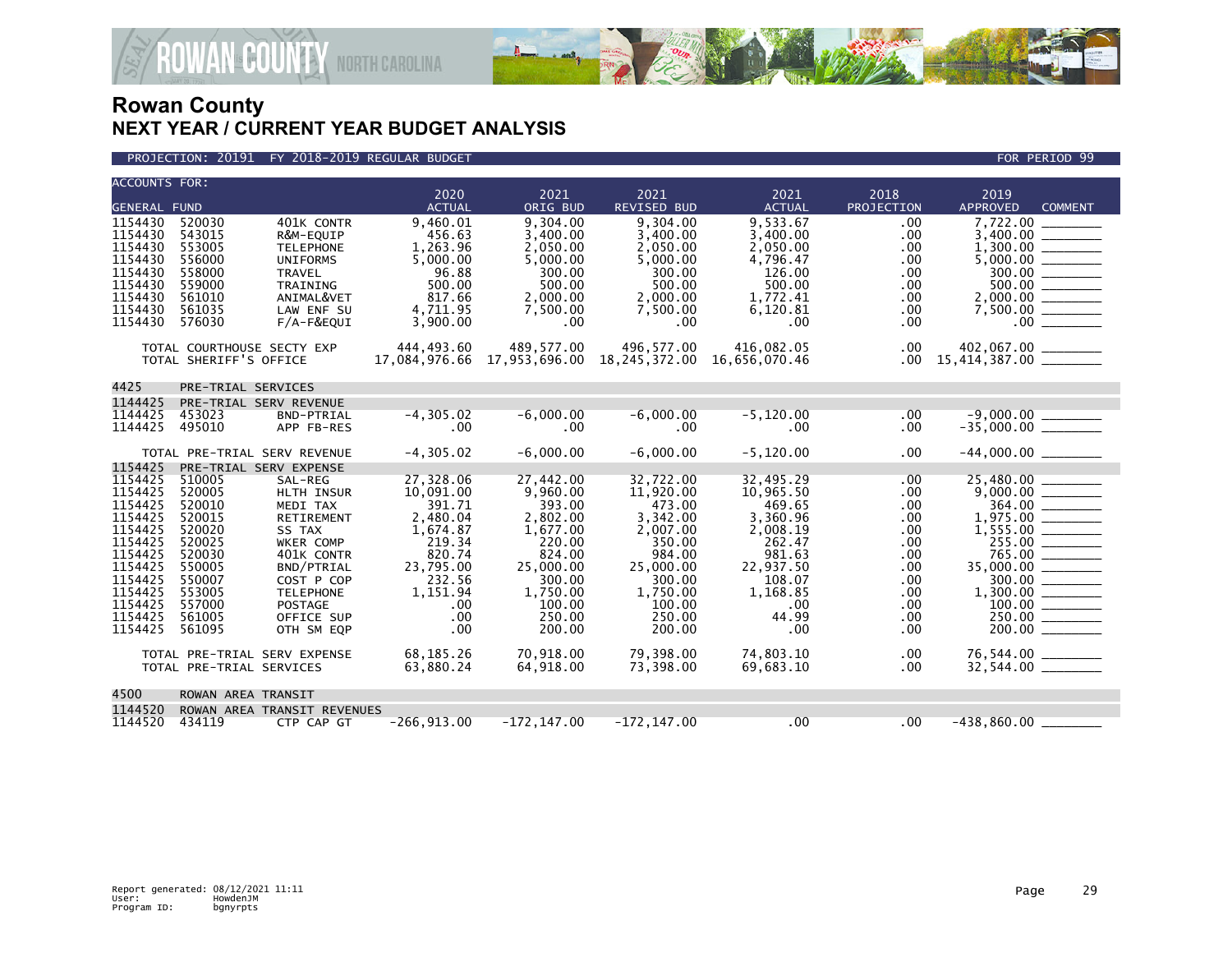# Rowan County
## NEXT YEAR / CURRENT YEAR BUDGET ANALYSIS

PROJECTION: 20191 FY 2018-2019 REGULAR BUDGET FOR PERIOD 99

| ACCOUNTS FOR: GENERAL FUND | | | 2020 ACTUAL | 2021 ORIG BUD | 2021 REVISED BUD | 2021 ACTUAL | 2018 PROJECTION | 2019 APPROVED | COMMENT |
|---|---|---|---|---|---|---|---|---|---|
| 1154430 | 520030 | 401K CONTR | 9,460.01 | 9,304.00 | 9,304.00 | 9,533.67 | .00 | 7,722.00 | _______ |
| 1154430 | 543015 | R&M-EQUIP | 456.63 | 3,400.00 | 3,400.00 | 3,400.00 | .00 | 3,400.00 | _______ |
| 1154430 | 553005 | TELEPHONE | 1,263.96 | 2,050.00 | 2,050.00 | 2,050.00 | .00 | 1,300.00 | _______ |
| 1154430 | 556000 | UNIFORMS | 5,000.00 | 5,000.00 | 5,000.00 | 4,796.47 | .00 | 5,000.00 | _______ |
| 1154430 | 558000 | TRAVEL | 96.88 | 300.00 | 300.00 | 126.00 | .00 | 300.00 | _______ |
| 1154430 | 559000 | TRAINING | 500.00 | 500.00 | 500.00 | 500.00 | .00 | 500.00 | _______ |
| 1154430 | 561010 | ANIMAL&VET | 817.66 | 2,000.00 | 2,000.00 | 1,772.41 | .00 | 2,000.00 | _______ |
| 1154430 | 561035 | LAW ENF SU | 4,711.95 | 7,500.00 | 7,500.00 | 6,120.81 | .00 | 7,500.00 | _______ |
| 1154430 | 576030 | F/A-F&EQUI | 3,900.00 | .00 | .00 | .00 | .00 | .00 | _______ |
| TOTAL COURTHOUSE SECTY EXP | | | 444,493.60 | 489,577.00 | 496,577.00 | 416,082.05 | .00 | 402,067.00 | _______ |
| TOTAL SHERIFF'S OFFICE | | | 17,084,976.66 | 17,953,696.00 | 18,245,372.00 | 16,656,070.46 | .00 | 15,414,387.00 | _______ |
| 4425 | PRE-TRIAL SERVICES | | | | | | | | |
| 1144425 | PRE-TRIAL SERV REVENUE | | | | | | | | |
| 1144425 | 453023 | BND-PTRIAL | -4,305.02 | -6,000.00 | -6,000.00 | -5,120.00 | .00 | -9,000.00 | _______ |
| 1144425 | 495010 | APP FB-RES | .00 | .00 | .00 | .00 | .00 | -35,000.00 | _______ |
| TOTAL PRE-TRIAL SERV REVENUE | | | -4,305.02 | -6,000.00 | -6,000.00 | -5,120.00 | .00 | -44,000.00 | _______ |
| 1154425 | PRE-TRIAL SERV EXPENSE | | | | | | | | |
| 1154425 | 510005 | SAL-REG | 27,328.06 | 27,442.00 | 32,722.00 | 32,495.29 | .00 | 25,480.00 | _______ |
| 1154425 | 520005 | HLTH INSUR | 10,091.00 | 9,960.00 | 11,920.00 | 10,965.50 | .00 | 9,000.00 | _______ |
| 1154425 | 520010 | MEDI TAX | 391.71 | 393.00 | 473.00 | 469.65 | .00 | 364.00 | _______ |
| 1154425 | 520015 | RETIREMENT | 2,480.04 | 2,802.00 | 3,342.00 | 3,360.96 | .00 | 1,975.00 | _______ |
| 1154425 | 520020 | SS TAX | 1,674.87 | 1,677.00 | 2,007.00 | 2,008.19 | .00 | 1,555.00 | _______ |
| 1154425 | 520025 | WKER COMP | 219.34 | 220.00 | 350.00 | 262.47 | .00 | 255.00 | _______ |
| 1154425 | 520030 | 401K CONTR | 820.74 | 824.00 | 984.00 | 981.63 | .00 | 765.00 | _______ |
| 1154425 | 550005 | BND/PTRIAL | 23,795.00 | 25,000.00 | 25,000.00 | 22,937.50 | .00 | 35,000.00 | _______ |
| 1154425 | 550007 | COST P COP | 232.56 | 300.00 | 300.00 | 108.07 | .00 | 300.00 | _______ |
| 1154425 | 553005 | TELEPHONE | 1,151.94 | 1,750.00 | 1,750.00 | 1,168.85 | .00 | 1,300.00 | _______ |
| 1154425 | 557000 | POSTAGE | .00 | 100.00 | 100.00 | .00 | .00 | 100.00 | _______ |
| 1154425 | 561005 | OFFICE SUP | .00 | 250.00 | 250.00 | 44.99 | .00 | 250.00 | _______ |
| 1154425 | 561095 | OTH SM EQP | .00 | 200.00 | 200.00 | .00 | .00 | 200.00 | _______ |
| TOTAL PRE-TRIAL SERV EXPENSE | | | 68,185.26 | 70,918.00 | 79,398.00 | 74,803.10 | .00 | 76,544.00 | _______ |
| TOTAL PRE-TRIAL SERVICES | | | 63,880.24 | 64,918.00 | 73,398.00 | 69,683.10 | .00 | 32,544.00 | _______ |
| 4500 | ROWAN AREA TRANSIT | | | | | | | | |
| 1144520 | ROWAN AREA TRANSIT REVENUES | | | | | | | | |
| 1144520 | 434119 | CTP CAP GT | -266,913.00 | -172,147.00 | -172,147.00 | .00 | .00 | -438,860.00 | _______ |

Report generated: 08/12/2021 11:11
User: HowdenJM
Program ID: bgnyrpts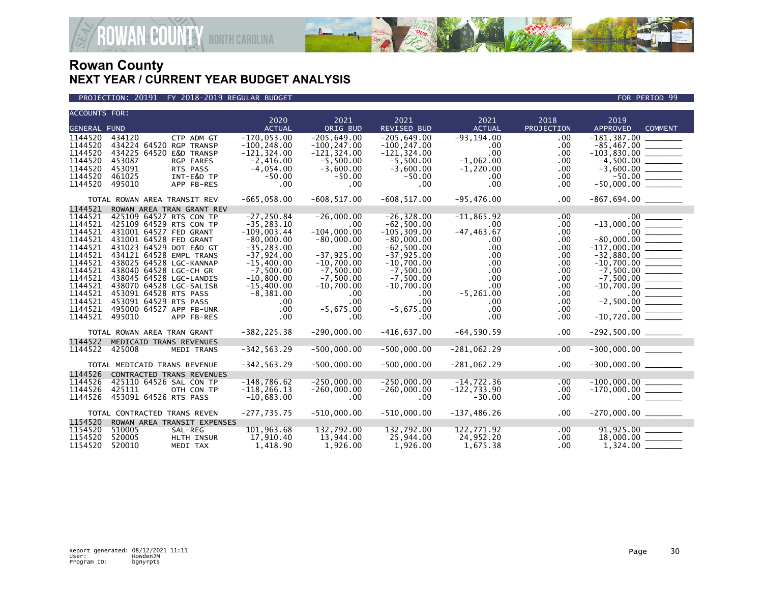# Rowan County
## NEXT YEAR / CURRENT YEAR BUDGET ANALYSIS

PROJECTION: 20191 FY 2018-2019 REGULAR BUDGET — FOR PERIOD 99

| ACCOUNTS FOR: GENERAL FUND | | | 2020 ACTUAL | 2021 ORIG BUD | 2021 REVISED BUD | 2021 ACTUAL | 2018 PROJECTION | 2019 APPROVED | COMMENT |
|---|---|---|---|---|---|---|---|---|---|
| 1144520 | 434120 | CTP ADM GT | -170,053.00 | -205,649.00 | -205,649.00 | -93,194.00 | .00 | -181,387.00 | |
| 1144520 | 434224 64520 | RGP TRANSP | -100,248.00 | -100,247.00 | -100,247.00 | .00 | .00 | -85,467.00 | |
| 1144520 | 434225 64520 | E&D TRANSP | -121,324.00 | -121,324.00 | -121,324.00 | .00 | .00 | -103,830.00 | |
| 1144520 | 453087 | RGP FARES | -2,416.00 | -5,500.00 | -5,500.00 | -1,062.00 | .00 | -4,500.00 | |
| 1144520 | 453091 | RTS PASS | -4,054.00 | -3,600.00 | -3,600.00 | -1,220.00 | .00 | -3,600.00 | |
| 1144520 | 461025 | INT-E&D TP | -50.00 | -50.00 | -50.00 | .00 | .00 | -50.00 | |
| 1144520 | 495010 | APP FB-RES | .00 | .00 | .00 | .00 | .00 | -50,000.00 | |
| | TOTAL ROWAN AREA TRANSIT REV | | -665,058.00 | -608,517.00 | -608,517.00 | -95,476.00 | .00 | -867,694.00 | |
| 1144521 | ROWAN AREA TRAN GRANT REV | | | | | | | | |
| 1144521 | 425109 64527 | RTS CON TP | -27,250.84 | -26,000.00 | -26,328.00 | -11,865.92 | .00 | .00 | |
| 1144521 | 425109 64529 | RTS CON TP | -35,283.10 | .00 | -62,500.00 | .00 | .00 | -13,000.00 | |
| 1144521 | 431001 64527 | FED GRANT | -109,003.44 | -104,000.00 | -105,309.00 | -47,463.67 | .00 | .00 | |
| 1144521 | 431001 64528 | FED GRANT | -80,000.00 | -80,000.00 | -80,000.00 | .00 | .00 | -80,000.00 | |
| 1144521 | 431023 64529 | DOT E&D GT | -35,283.00 | .00 | -62,500.00 | .00 | .00 | -117,000.00 | |
| 1144521 | 434121 64528 | EMPL TRANS | -37,924.00 | -37,925.00 | -37,925.00 | .00 | .00 | -32,880.00 | |
| 1144521 | 438025 64528 | LGC-KANNAP | -15,400.00 | -10,700.00 | -10,700.00 | .00 | .00 | -10,700.00 | |
| 1144521 | 438040 64528 | LGC-CH GR | -7,500.00 | -7,500.00 | -7,500.00 | .00 | .00 | -7,500.00 | |
| 1144521 | 438045 64528 | LGC-LANDIS | -10,800.00 | -7,500.00 | -7,500.00 | .00 | .00 | -7,500.00 | |
| 1144521 | 438070 64528 | LGC-SALISB | -15,400.00 | -10,700.00 | -10,700.00 | .00 | .00 | -10,700.00 | |
| 1144521 | 453091 64528 | RTS PASS | -8,381.00 | .00 | .00 | -5,261.00 | .00 | .00 | |
| 1144521 | 453091 64529 | RTS PASS | .00 | .00 | .00 | .00 | .00 | -2,500.00 | |
| 1144521 | 495000 64527 | APP FB-UNR | .00 | -5,675.00 | -5,675.00 | .00 | .00 | .00 | |
| 1144521 | 495010 | APP FB-RES | .00 | .00 | .00 | .00 | .00 | -10,720.00 | |
| | TOTAL ROWAN AREA TRAN GRANT | | -382,225.38 | -290,000.00 | -416,637.00 | -64,590.59 | .00 | -292,500.00 | |
| 1144522 | MEDICAID TRANS REVENUES | | | | | | | | |
| 1144522 | 425008 | MEDI TRANS | -342,563.29 | -500,000.00 | -500,000.00 | -281,062.29 | .00 | -300,000.00 | |
| | TOTAL MEDICAID TRANS REVENUE | | -342,563.29 | -500,000.00 | -500,000.00 | -281,062.29 | .00 | -300,000.00 | |
| 1144526 | CONTRACTED TRANS REVENUES | | | | | | | | |
| 1144526 | 425110 64526 | SAL CON TP | -148,786.62 | -250,000.00 | -250,000.00 | -14,722.36 | .00 | -100,000.00 | |
| 1144526 | 425111 | OTH CON TP | -118,266.13 | -260,000.00 | -260,000.00 | -122,733.90 | .00 | -170,000.00 | |
| 1144526 | 453091 64526 | RTS PASS | -10,683.00 | .00 | .00 | -30.00 | .00 | .00 | |
| | TOTAL CONTRACTED TRANS REVEN | | -277,735.75 | -510,000.00 | -510,000.00 | -137,486.26 | .00 | -270,000.00 | |
| 1154520 | ROWAN AREA TRANSIT EXPENSES | | | | | | | | |
| 1154520 | 510005 | SAL-REG | 101,963.68 | 132,792.00 | 132,792.00 | 122,771.92 | .00 | 91,925.00 | |
| 1154520 | 520005 | HLTH INSUR | 17,910.40 | 13,944.00 | 25,944.00 | 24,952.20 | .00 | 18,000.00 | |
| 1154520 | 520010 | MEDI TAX | 1,418.90 | 1,926.00 | 1,926.00 | 1,675.38 | .00 | 1,324.00 | |

Report generated: 08/12/2021 11:11
User: HowdenJM
Program ID: bgnyrpts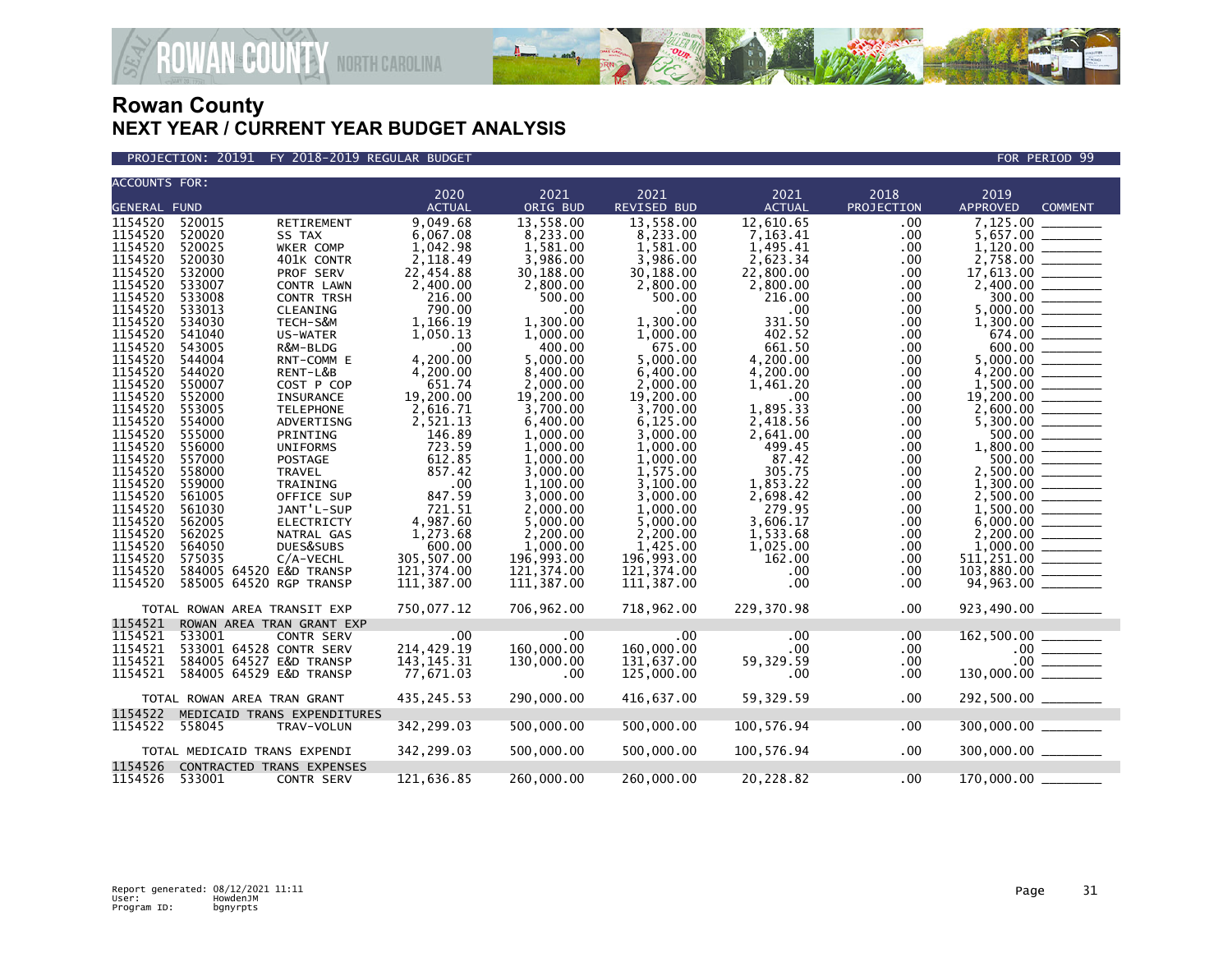# Rowan County
## NEXT YEAR / CURRENT YEAR BUDGET ANALYSIS

PROJECTION: 20191 FY 2018-2019 REGULAR BUDGET FOR PERIOD 99

| ACCOUNTS FOR: GENERAL FUND | | | 2020 ACTUAL | 2021 ORIG BUD | 2021 REVISED BUD | 2021 ACTUAL | 2018 PROJECTION | 2019 APPROVED | COMMENT |
|---|---|---|---|---|---|---|---|---|---|
| 1154520 | 520015 | RETIREMENT | 9,049.68 | 13,558.00 | 13,558.00 | 12,610.65 | .00 | 7,125.00 | _______ |
| 1154520 | 520020 | SS TAX | 6,067.08 | 8,233.00 | 8,233.00 | 7,163.41 | .00 | 5,657.00 | _______ |
| 1154520 | 520025 | WKER COMP | 1,042.98 | 1,581.00 | 1,581.00 | 1,495.41 | .00 | 1,120.00 | _______ |
| 1154520 | 520030 | 401K CONTR | 2,118.49 | 3,986.00 | 3,986.00 | 2,623.34 | .00 | 2,758.00 | _______ |
| 1154520 | 532000 | PROF SERV | 22,454.88 | 30,188.00 | 30,188.00 | 22,800.00 | .00 | 17,613.00 | _______ |
| 1154520 | 533007 | CONTR LAWN | 2,400.00 | 2,800.00 | 2,800.00 | 2,800.00 | .00 | 2,400.00 | _______ |
| 1154520 | 533008 | CONTR TRSH | 216.00 | 500.00 | 500.00 | 216.00 | .00 | 300.00 | _______ |
| 1154520 | 533013 | CLEANING | 790.00 | .00 | .00 | .00 | .00 | 5,000.00 | _______ |
| 1154520 | 534030 | TECH-S&M | 1,166.19 | 1,300.00 | 1,300.00 | 331.50 | .00 | 1,300.00 | _______ |
| 1154520 | 541040 | US-WATER | 1,050.13 | 1,000.00 | 1,000.00 | 402.52 | .00 | 674.00 | _______ |
| 1154520 | 543005 | R&M-BLDG | .00 | 400.00 | 675.00 | 661.50 | .00 | 600.00 | _______ |
| 1154520 | 544004 | RNT-COMM E | 4,200.00 | 5,000.00 | 5,000.00 | 4,200.00 | .00 | 5,000.00 | _______ |
| 1154520 | 544020 | RENT-L&B | 4,200.00 | 8,400.00 | 6,400.00 | 4,200.00 | .00 | 4,200.00 | _______ |
| 1154520 | 550007 | COST P COP | 651.74 | 2,000.00 | 2,000.00 | 1,461.20 | .00 | 1,500.00 | _______ |
| 1154520 | 552000 | INSURANCE | 19,200.00 | 19,200.00 | 19,200.00 | .00 | .00 | 19,200.00 | _______ |
| 1154520 | 553005 | TELEPHONE | 2,616.71 | 3,700.00 | 3,700.00 | 1,895.33 | .00 | 2,600.00 | _______ |
| 1154520 | 554000 | ADVERTISNG | 2,521.13 | 6,400.00 | 6,125.00 | 2,418.56 | .00 | 5,300.00 | _______ |
| 1154520 | 555000 | PRINTING | 146.89 | 1,000.00 | 3,000.00 | 2,641.00 | .00 | 500.00 | _______ |
| 1154520 | 556000 | UNIFORMS | 723.59 | 1,000.00 | 1,000.00 | 499.45 | .00 | 1,800.00 | _______ |
| 1154520 | 557000 | POSTAGE | 612.85 | 1,000.00 | 1,000.00 | 87.42 | .00 | 500.00 | _______ |
| 1154520 | 558000 | TRAVEL | 857.42 | 3,000.00 | 1,575.00 | 305.75 | .00 | 2,500.00 | _______ |
| 1154520 | 559000 | TRAINING | .00 | 1,100.00 | 3,100.00 | 1,853.22 | .00 | 1,300.00 | _______ |
| 1154520 | 561005 | OFFICE SUP | 847.59 | 3,000.00 | 3,000.00 | 2,698.42 | .00 | 2,500.00 | _______ |
| 1154520 | 561030 | JANT'L-SUP | 721.51 | 2,000.00 | 1,000.00 | 279.95 | .00 | 1,500.00 | _______ |
| 1154520 | 562005 | ELECTRICTY | 4,987.60 | 5,000.00 | 5,000.00 | 3,606.17 | .00 | 6,000.00 | _______ |
| 1154520 | 562025 | NATRAL GAS | 1,273.68 | 2,200.00 | 2,200.00 | 1,533.68 | .00 | 2,200.00 | _______ |
| 1154520 | 564050 | DUES&SUBS | 600.00 | 1,000.00 | 1,425.00 | 1,025.00 | .00 | 1,000.00 | _______ |
| 1154520 | 575035 | C/A-VECHL | 305,507.00 | 196,993.00 | 196,993.00 | 162.00 | .00 | 511,251.00 | _______ |
| 1154520 | 584005 64520 | E&D TRANSP | 121,374.00 | 121,374.00 | 121,374.00 | .00 | .00 | 103,880.00 | _______ |
| 1154520 | 585005 64520 | RGP TRANSP | 111,387.00 | 111,387.00 | 111,387.00 | .00 | .00 | 94,963.00 | _______ |
| | TOTAL ROWAN AREA TRANSIT EXP | | 750,077.12 | 706,962.00 | 718,962.00 | 229,370.98 | .00 | 923,490.00 | _______ |
| 1154521 | ROWAN AREA TRAN GRANT EXP | | | | | | | | |
| 1154521 | 533001 | CONTR SERV | .00 | .00 | .00 | .00 | .00 | 162,500.00 | _______ |
| 1154521 | 533001 64528 | CONTR SERV | 214,429.19 | 160,000.00 | 160,000.00 | .00 | .00 | .00 | _______ |
| 1154521 | 584005 64527 | E&D TRANSP | 143,145.31 | 130,000.00 | 131,637.00 | 59,329.59 | .00 | .00 | _______ |
| 1154521 | 584005 64529 | E&D TRANSP | 77,671.03 | .00 | 125,000.00 | .00 | .00 | 130,000.00 | _______ |
| | TOTAL ROWAN AREA TRAN GRANT | | 435,245.53 | 290,000.00 | 416,637.00 | 59,329.59 | .00 | 292,500.00 | _______ |
| 1154522 | MEDICAID TRANS EXPENDITURES | | | | | | | | |
| 1154522 | 558045 | TRAV-VOLUN | 342,299.03 | 500,000.00 | 500,000.00 | 100,576.94 | .00 | 300,000.00 | _______ |
| | TOTAL MEDICAID TRANS EXPENDI | | 342,299.03 | 500,000.00 | 500,000.00 | 100,576.94 | .00 | 300,000.00 | _______ |
| 1154526 | CONTRACTED TRANS EXPENSES | | | | | | | | |
| 1154526 | 533001 | CONTR SERV | 121,636.85 | 260,000.00 | 260,000.00 | 20,228.82 | .00 | 170,000.00 | _______ |

Report generated: 08/12/2021 11:11
User: HowdenJM
Program ID: bgnyrpts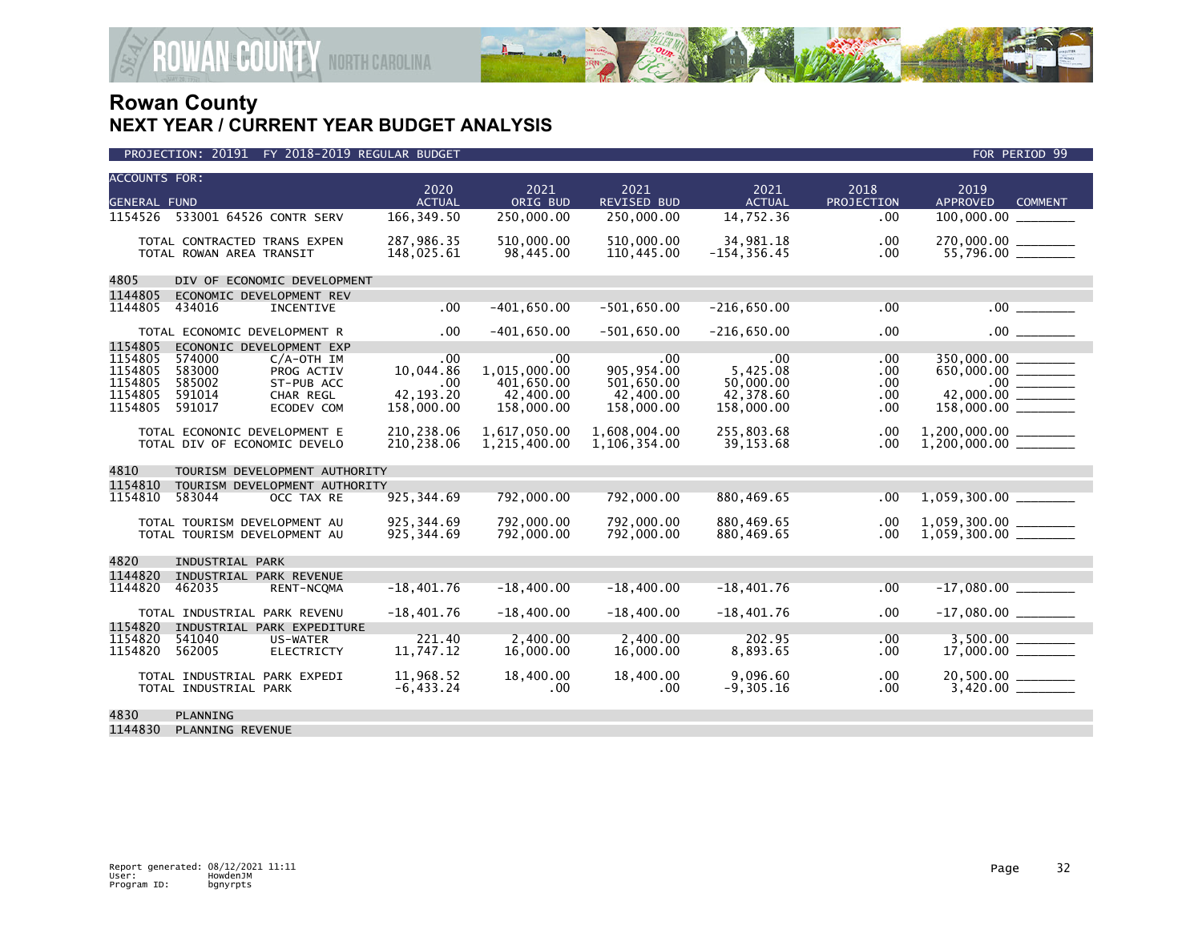# Rowan County
## NEXT YEAR / CURRENT YEAR BUDGET ANALYSIS

PROJECTION: 20191 FY 2018-2019 REGULAR BUDGET — FOR PERIOD 99

| ACCOUNTS FOR: GENERAL FUND | | | 2020 ACTUAL | 2021 ORIG BUD | 2021 REVISED BUD | 2021 ACTUAL | 2018 PROJECTION | 2019 APPROVED | COMMENT |
|---|---|---|---|---|---|---|---|---|---|
| 1154526 | 533001 64526 | CONTR SERV | 166,349.50 | 250,000.00 | 250,000.00 | 14,752.36 | .00 | 100,000.00 | |
| | TOTAL CONTRACTED TRANS EXPEN | | 287,986.35 | 510,000.00 | 510,000.00 | 34,981.18 | .00 | 270,000.00 | |
| | TOTAL ROWAN AREA TRANSIT | | 148,025.61 | 98,445.00 | 110,445.00 | -154,356.45 | .00 | 55,796.00 | |
| 4805 | DIV OF ECONOMIC DEVELOPMENT | | | | | | | | |
| 1144805 | ECONOMIC DEVELOPMENT REV | | | | | | | | |
| 1144805 | 434016 | INCENTIVE | .00 | -401,650.00 | -501,650.00 | -216,650.00 | .00 | .00 | |
| | TOTAL ECONOMIC DEVELOPMENT R | | .00 | -401,650.00 | -501,650.00 | -216,650.00 | .00 | .00 | |
| 1154805 | ECONOMIC DEVELOPMENT EXP | | | | | | | | |
| 1154805 | 574000 | C/A-OTH IM | .00 | .00 | .00 | .00 | .00 | 350,000.00 | |
| 1154805 | 583000 | PROG ACTIV | 10,044.86 | 1,015,000.00 | 905,954.00 | 5,425.08 | .00 | 650,000.00 | |
| 1154805 | 585002 | ST-PUB ACC | .00 | 401,650.00 | 501,650.00 | 50,000.00 | .00 | .00 | |
| 1154805 | 591014 | CHAR REGL | 42,193.20 | 42,400.00 | 42,400.00 | 42,378.60 | .00 | 42,000.00 | |
| 1154805 | 591017 | ECODEV COM | 158,000.00 | 158,000.00 | 158,000.00 | 158,000.00 | .00 | 158,000.00 | |
| | TOTAL ECONOMIC DEVELOPMENT E | | 210,238.06 | 1,617,050.00 | 1,608,004.00 | 255,803.68 | .00 | 1,200,000.00 | |
| | TOTAL DIV OF ECONOMIC DEVELO | | 210,238.06 | 1,215,400.00 | 1,106,354.00 | 39,153.68 | .00 | 1,200,000.00 | |
| 4810 | TOURISM DEVELOPMENT AUTHORITY | | | | | | | | |
| 1154810 | TOURISM DEVELOPMENT AUTHORITY | | | | | | | | |
| 1154810 | 583044 | OCC TAX RE | 925,344.69 | 792,000.00 | 792,000.00 | 880,469.65 | .00 | 1,059,300.00 | |
| | TOTAL TOURISM DEVELOPMENT AU | | 925,344.69 | 792,000.00 | 792,000.00 | 880,469.65 | .00 | 1,059,300.00 | |
| | TOTAL TOURISM DEVELOPMENT AU | | 925,344.69 | 792,000.00 | 792,000.00 | 880,469.65 | .00 | 1,059,300.00 | |
| 4820 | INDUSTRIAL PARK | | | | | | | | |
| 1144820 | INDUSTRIAL PARK REVENUE | | | | | | | | |
| 1144820 | 462035 | RENT-NCQMA | -18,401.76 | -18,400.00 | -18,400.00 | -18,401.76 | .00 | -17,080.00 | |
| | TOTAL INDUSTRIAL PARK REVENU | | -18,401.76 | -18,400.00 | -18,400.00 | -18,401.76 | .00 | -17,080.00 | |
| 1154820 | INDUSTRIAL PARK EXPEDITURE | | | | | | | | |
| 1154820 | 541040 | US-WATER | 221.40 | 2,400.00 | 2,400.00 | 202.95 | .00 | 3,500.00 | |
| 1154820 | 562005 | ELECTRICTY | 11,747.12 | 16,000.00 | 16,000.00 | 8,893.65 | .00 | 17,000.00 | |
| | TOTAL INDUSTRIAL PARK EXPEDI | | 11,968.52 | 18,400.00 | 18,400.00 | 9,096.60 | .00 | 20,500.00 | |
| | TOTAL INDUSTRIAL PARK | | -6,433.24 | .00 | .00 | -9,305.16 | .00 | 3,420.00 | |
| 4830 | PLANNING | | | | | | | | |
| 1144830 | PLANNING REVENUE | | | | | | | | |

Report generated: 08/12/2021 11:11
User: HowdenJM
Program ID: bgnyrpts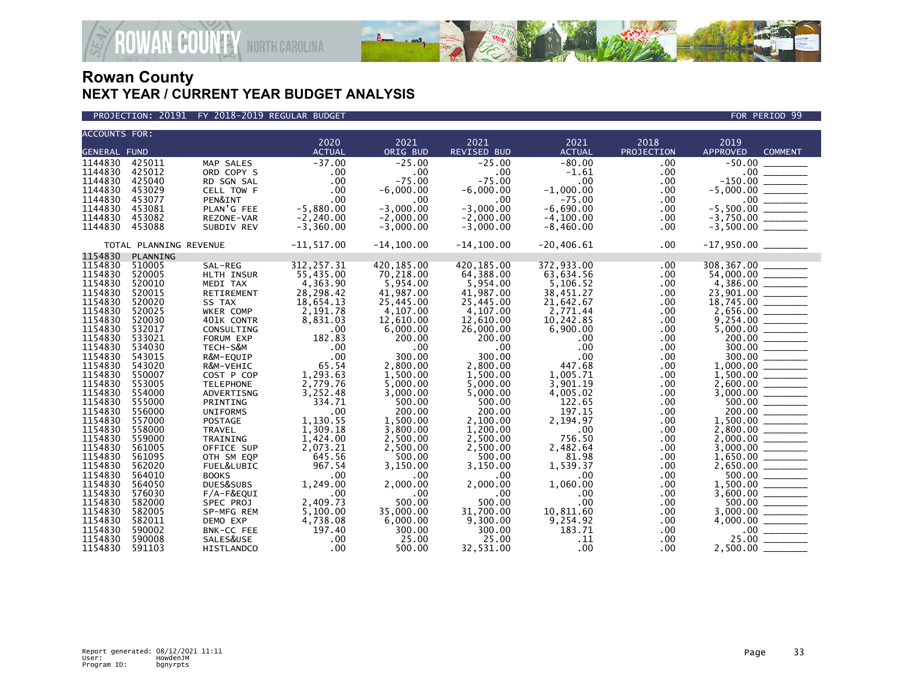# Rowan County
## NEXT YEAR / CURRENT YEAR BUDGET ANALYSIS

PROJECTION: 20191 FY 2018-2019 REGULAR BUDGET FOR PERIOD 99

| ACCOUNTS FOR: GENERAL FUND | | | 2020 ACTUAL | 2021 ORIG BUD | 2021 REVISED BUD | 2021 ACTUAL | 2018 PROJECTION | 2019 APPROVED | COMMENT |
|---|---|---|---|---|---|---|---|---|---|
| 1144830 | 425011 | MAP SALES | -37.00 | -25.00 | -25.00 | -80.00 | .00 | -50.00 | ________ |
| 1144830 | 425012 | ORD COPY S | .00 | .00 | .00 | -1.61 | .00 | .00 | ________ |
| 1144830 | 425040 | RD SGN SAL | .00 | -75.00 | -75.00 | .00 | .00 | -150.00 | ________ |
| 1144830 | 453029 | CELL TOW F | .00 | -6,000.00 | -6,000.00 | -1,000.00 | .00 | -5,000.00 | ________ |
| 1144830 | 453077 | PEN&INT | .00 | .00 | .00 | -75.00 | .00 | .00 | ________ |
| 1144830 | 453081 | PLAN'G FEE | -5,880.00 | -3,000.00 | -3,000.00 | -6,690.00 | .00 | -5,500.00 | ________ |
| 1144830 | 453082 | REZONE-VAR | -2,240.00 | -2,000.00 | -2,000.00 | -4,100.00 | .00 | -3,750.00 | ________ |
| 1144830 | 453088 | SUBDIV REV | -3,360.00 | -3,000.00 | -3,000.00 | -8,460.00 | .00 | -3,500.00 | ________ |
| TOTAL PLANNING REVENUE | | | -11,517.00 | -14,100.00 | -14,100.00 | -20,406.61 | .00 | -17,950.00 | ________ |
| 1154830 | PLANNING | | | | | | | | |
| 1154830 | 510005 | SAL-REG | 312,257.31 | 420,185.00 | 420,185.00 | 372,933.00 | .00 | 308,367.00 | ________ |
| 1154830 | 520005 | HLTH INSUR | 55,435.00 | 70,218.00 | 64,388.00 | 63,634.56 | .00 | 54,000.00 | ________ |
| 1154830 | 520010 | MEDI TAX | 4,363.90 | 5,954.00 | 5,954.00 | 5,106.52 | .00 | 4,386.00 | ________ |
| 1154830 | 520015 | RETIREMENT | 28,298.42 | 41,987.00 | 41,987.00 | 38,451.27 | .00 | 23,901.00 | ________ |
| 1154830 | 520020 | SS TAX | 18,654.13 | 25,445.00 | 25,445.00 | 21,642.67 | .00 | 18,745.00 | ________ |
| 1154830 | 520025 | WKER COMP | 2,191.78 | 4,107.00 | 4,107.00 | 2,771.44 | .00 | 2,656.00 | ________ |
| 1154830 | 520030 | 401K CONTR | 8,831.03 | 12,610.00 | 12,610.00 | 10,242.85 | .00 | 9,254.00 | ________ |
| 1154830 | 532017 | CONSULTING | .00 | 6,000.00 | 26,000.00 | 6,900.00 | .00 | 5,000.00 | ________ |
| 1154830 | 533021 | FORUM EXP | 182.83 | 200.00 | 200.00 | .00 | .00 | 200.00 | ________ |
| 1154830 | 534030 | TECH-S&M | .00 | .00 | .00 | .00 | .00 | 300.00 | ________ |
| 1154830 | 543015 | R&M-EQUIP | .00 | 300.00 | 300.00 | .00 | .00 | 300.00 | ________ |
| 1154830 | 543020 | R&M-VEHIC | 65.54 | 2,800.00 | 2,800.00 | 447.68 | .00 | 1,000.00 | ________ |
| 1154830 | 550007 | COST P COP | 1,293.63 | 1,500.00 | 1,500.00 | 1,005.71 | .00 | 1,500.00 | ________ |
| 1154830 | 553005 | TELEPHONE | 2,779.76 | 5,000.00 | 5,000.00 | 3,901.19 | .00 | 2,600.00 | ________ |
| 1154830 | 554000 | ADVERTISNG | 3,252.48 | 3,000.00 | 5,000.00 | 4,005.02 | .00 | 3,000.00 | ________ |
| 1154830 | 555000 | PRINTING | 334.71 | 500.00 | 500.00 | 122.65 | .00 | 500.00 | ________ |
| 1154830 | 556000 | UNIFORMS | .00 | 200.00 | 200.00 | 197.15 | .00 | 200.00 | ________ |
| 1154830 | 557000 | POSTAGE | 1,130.55 | 1,500.00 | 2,100.00 | 2,194.97 | .00 | 1,500.00 | ________ |
| 1154830 | 558000 | TRAVEL | 1,309.18 | 3,800.00 | 1,200.00 | .00 | .00 | 2,800.00 | ________ |
| 1154830 | 559000 | TRAINING | 1,424.00 | 2,500.00 | 2,500.00 | 756.50 | .00 | 2,000.00 | ________ |
| 1154830 | 561005 | OFFICE SUP | 2,073.21 | 2,500.00 | 2,500.00 | 2,482.64 | .00 | 3,000.00 | ________ |
| 1154830 | 561095 | OTH SM EQP | 645.56 | 500.00 | 500.00 | 81.98 | .00 | 1,650.00 | ________ |
| 1154830 | 562020 | FUEL&LUBIC | 967.54 | 3,150.00 | 3,150.00 | 1,539.37 | .00 | 2,650.00 | ________ |
| 1154830 | 564010 | BOOKS | .00 | .00 | .00 | .00 | .00 | 500.00 | ________ |
| 1154830 | 564050 | DUES&SUBS | 1,249.00 | 2,000.00 | 2,000.00 | 1,060.00 | .00 | 1,500.00 | ________ |
| 1154830 | 576030 | F/A-F&EQUI | .00 | .00 | .00 | .00 | .00 | 3,600.00 | ________ |
| 1154830 | 582000 | SPEC PROJ | 2,409.73 | 500.00 | 500.00 | .00 | .00 | 500.00 | ________ |
| 1154830 | 582005 | SP-MFG REM | 5,100.00 | 35,000.00 | 31,700.00 | 10,811.60 | .00 | 3,000.00 | ________ |
| 1154830 | 582011 | DEMO EXP | 4,738.08 | 6,000.00 | 9,300.00 | 9,254.92 | .00 | 4,000.00 | ________ |
| 1154830 | 590002 | BNK-CC FEE | 197.40 | 300.00 | 300.00 | 183.71 | .00 | .00 | ________ |
| 1154830 | 590008 | SALES&USE | .00 | 25.00 | 25.00 | .11 | .00 | 25.00 | ________ |
| 1154830 | 591103 | HISTLANDCO | .00 | 500.00 | 32,531.00 | .00 | .00 | 2,500.00 | ________ |

Report generated: 08/12/2021 11:11
User: HowdenJM
Program ID: bgnyrpts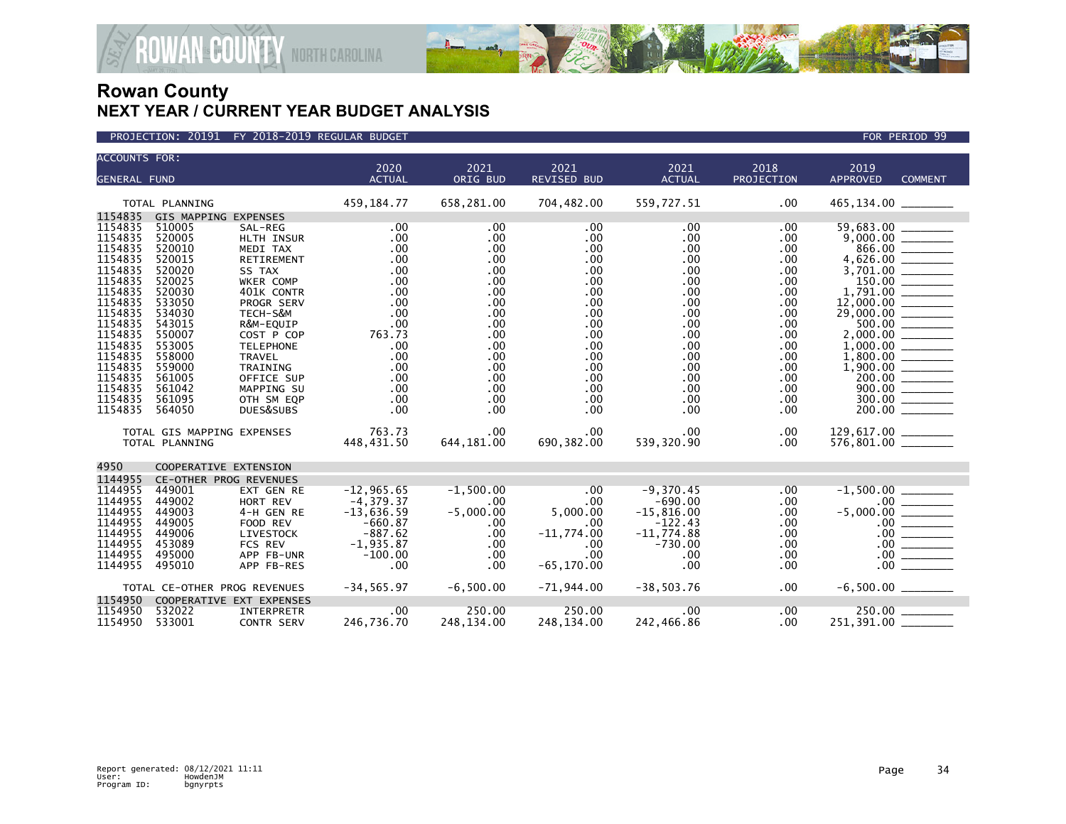# Rowan County

## NEXT YEAR / CURRENT YEAR BUDGET ANALYSIS

PROJECTION: 20191 FY 2018-2019 REGULAR BUDGET FOR PERIOD 99

| ACCOUNTS FOR: GENERAL FUND | | | 2020 ACTUAL | 2021 ORIG BUD | 2021 REVISED BUD | 2021 ACTUAL | 2018 PROJECTION | 2019 APPROVED | COMMENT |
|---|---|---|---|---|---|---|---|---|---|
| TOTAL PLANNING | | | 459,184.77 | 658,281.00 | 704,482.00 | 559,727.51 | .00 | 465,134.00 | ________ |
| 1154835 | GIS MAPPING EXPENSES | | | | | | | | |
| 1154835 | 510005 | SAL-REG | .00 | .00 | .00 | .00 | .00 | 59,683.00 | ________ |
| 1154835 | 520005 | HLTH INSUR | .00 | .00 | .00 | .00 | .00 | 9,000.00 | ________ |
| 1154835 | 520010 | MEDI TAX | .00 | .00 | .00 | .00 | .00 | 866.00 | ________ |
| 1154835 | 520015 | RETIREMENT | .00 | .00 | .00 | .00 | .00 | 4,626.00 | ________ |
| 1154835 | 520020 | SS TAX | .00 | .00 | .00 | .00 | .00 | 3,701.00 | ________ |
| 1154835 | 520025 | WKER COMP | .00 | .00 | .00 | .00 | .00 | 150.00 | ________ |
| 1154835 | 520030 | 401K CONTR | .00 | .00 | .00 | .00 | .00 | 1,791.00 | ________ |
| 1154835 | 533050 | PROGR SERV | .00 | .00 | .00 | .00 | .00 | 12,000.00 | ________ |
| 1154835 | 534030 | TECH-S&M | .00 | .00 | .00 | .00 | .00 | 29,000.00 | ________ |
| 1154835 | 543015 | R&M-EQUIP | .00 | .00 | .00 | .00 | .00 | 500.00 | ________ |
| 1154835 | 550007 | COST P COP | 763.73 | .00 | .00 | .00 | .00 | 2,000.00 | ________ |
| 1154835 | 553005 | TELEPHONE | .00 | .00 | .00 | .00 | .00 | 1,000.00 | ________ |
| 1154835 | 558000 | TRAVEL | .00 | .00 | .00 | .00 | .00 | 1,800.00 | ________ |
| 1154835 | 559000 | TRAINING | .00 | .00 | .00 | .00 | .00 | 1,900.00 | ________ |
| 1154835 | 561005 | OFFICE SUP | .00 | .00 | .00 | .00 | .00 | 200.00 | ________ |
| 1154835 | 561042 | MAPPING SU | .00 | .00 | .00 | .00 | .00 | 900.00 | ________ |
| 1154835 | 561095 | OTH SM EQP | .00 | .00 | .00 | .00 | .00 | 300.00 | ________ |
| 1154835 | 564050 | DUES&SUBS | .00 | .00 | .00 | .00 | .00 | 200.00 | ________ |
| TOTAL GIS MAPPING EXPENSES | | | 763.73 | .00 | .00 | .00 | .00 | 129,617.00 | ________ |
| TOTAL PLANNING | | | 448,431.50 | 644,181.00 | 690,382.00 | 539,320.90 | .00 | 576,801.00 | ________ |
| 4950 | COOPERATIVE EXTENSION | | | | | | | | |
| 1144955 | CE-OTHER PROG REVENUES | | | | | | | | |
| 1144955 | 449001 | EXT GEN RE | -12,965.65 | -1,500.00 | .00 | -9,370.45 | .00 | -1,500.00 | ________ |
| 1144955 | 449002 | HORT REV | -4,379.37 | .00 | .00 | -690.00 | .00 | .00 | ________ |
| 1144955 | 449003 | 4-H GEN RE | -13,636.59 | -5,000.00 | 5,000.00 | -15,816.00 | .00 | -5,000.00 | ________ |
| 1144955 | 449005 | FOOD REV | -660.87 | .00 | .00 | -122.43 | .00 | .00 | ________ |
| 1144955 | 449006 | LIVESTOCK | -887.62 | .00 | -11,774.00 | -11,774.88 | .00 | .00 | ________ |
| 1144955 | 453089 | FCS REV | -1,935.87 | .00 | .00 | -730.00 | .00 | .00 | ________ |
| 1144955 | 495000 | APP FB-UNR | -100.00 | .00 | .00 | .00 | .00 | .00 | ________ |
| 1144955 | 495010 | APP FB-RES | .00 | .00 | -65,170.00 | .00 | .00 | .00 | ________ |
| TOTAL CE-OTHER PROG REVENUES | | | -34,565.97 | -6,500.00 | -71,944.00 | -38,503.76 | .00 | -6,500.00 | ________ |
| 1154950 | COOPERATIVE EXT EXPENSES | | | | | | | | |
| 1154950 | 532022 | INTERPRETR | .00 | 250.00 | 250.00 | .00 | .00 | 250.00 | ________ |
| 1154950 | 533001 | CONTR SERV | 246,736.70 | 248,134.00 | 248,134.00 | 242,466.86 | .00 | 251,391.00 | ________ |

Report generated: 08/12/2021 11:11
User: HowdenJM
Program ID: bgnyrpts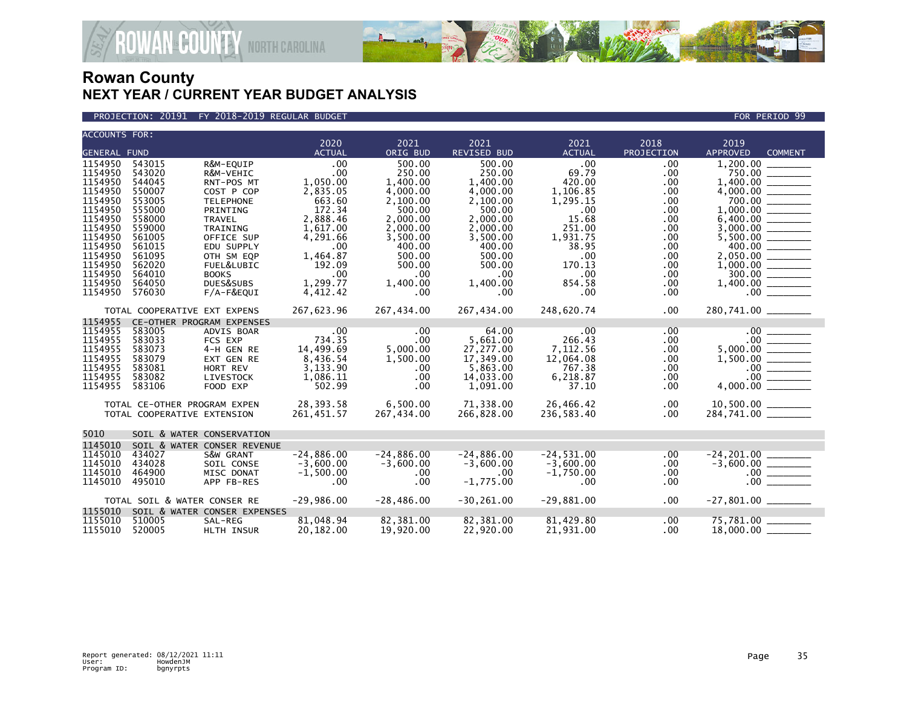# Rowan County
## NEXT YEAR / CURRENT YEAR BUDGET ANALYSIS

PROJECTION: 20191 FY 2018-2019 REGULAR BUDGET — FOR PERIOD 99

| ACCOUNTS FOR: GENERAL FUND | | | 2020 ACTUAL | 2021 ORIG BUD | 2021 REVISED BUD | 2021 ACTUAL | 2018 PROJECTION | 2019 APPROVED | COMMENT |
|---|---|---|---|---|---|---|---|---|---|
| 1154950 | 543015 | R&M-EQUIP | .00 | 500.00 | 500.00 | .00 | .00 | 1,200.00 | |
| 1154950 | 543020 | R&M-VEHIC | .00 | 250.00 | 250.00 | 69.79 | .00 | 750.00 | |
| 1154950 | 544045 | RNT-POS MT | 1,050.00 | 1,400.00 | 1,400.00 | 420.00 | .00 | 1,400.00 | |
| 1154950 | 550007 | COST P COP | 2,835.05 | 4,000.00 | 4,000.00 | 1,106.85 | .00 | 4,000.00 | |
| 1154950 | 553005 | TELEPHONE | 663.60 | 2,100.00 | 2,100.00 | 1,295.15 | .00 | 700.00 | |
| 1154950 | 555000 | PRINTING | 172.34 | 500.00 | 500.00 | .00 | .00 | 1,000.00 | |
| 1154950 | 558000 | TRAVEL | 2,888.46 | 2,000.00 | 2,000.00 | 15.68 | .00 | 6,400.00 | |
| 1154950 | 559000 | TRAINING | 1,617.00 | 2,000.00 | 2,000.00 | 251.00 | .00 | 3,000.00 | |
| 1154950 | 561005 | OFFICE SUP | 4,291.66 | 3,500.00 | 3,500.00 | 1,931.75 | .00 | 5,500.00 | |
| 1154950 | 561015 | EDU SUPPLY | .00 | 400.00 | 400.00 | 38.95 | .00 | 400.00 | |
| 1154950 | 561095 | OTH SM EQP | 1,464.87 | 500.00 | 500.00 | .00 | .00 | 2,050.00 | |
| 1154950 | 562020 | FUEL&LUBIC | 192.09 | 500.00 | 500.00 | 170.13 | .00 | 1,000.00 | |
| 1154950 | 564010 | BOOKS | .00 | .00 | .00 | .00 | .00 | 300.00 | |
| 1154950 | 564050 | DUES&SUBS | 1,299.77 | 1,400.00 | 1,400.00 | 854.58 | .00 | 1,400.00 | |
| 1154950 | 576030 | F/A-F&EQUI | 4,412.42 | .00 | .00 | .00 | .00 | .00 | |
| | TOTAL COOPERATIVE EXT EXPENS | | 267,623.96 | 267,434.00 | 267,434.00 | 248,620.74 | .00 | 280,741.00 | |
| 1154955 | CE-OTHER PROGRAM EXPENSES | | | | | | | | |
| 1154955 | 583005 | ADVIS BOAR | .00 | .00 | 64.00 | .00 | .00 | .00 | |
| 1154955 | 583033 | FCS EXP | 734.35 | .00 | 5,661.00 | 266.43 | .00 | .00 | |
| 1154955 | 583073 | 4-H GEN RE | 14,499.69 | 5,000.00 | 27,277.00 | 7,112.56 | .00 | 5,000.00 | |
| 1154955 | 583079 | EXT GEN RE | 8,436.54 | 1,500.00 | 17,349.00 | 12,064.08 | .00 | 1,500.00 | |
| 1154955 | 583081 | HORT REV | 3,133.90 | .00 | 5,863.00 | 767.38 | .00 | .00 | |
| 1154955 | 583082 | LIVESTOCK | 1,086.11 | .00 | 14,033.00 | 6,218.87 | .00 | .00 | |
| 1154955 | 583106 | FOOD EXP | 502.99 | .00 | 1,091.00 | 37.10 | .00 | 4,000.00 | |
| | TOTAL CE-OTHER PROGRAM EXPEN | | 28,393.58 | 6,500.00 | 71,338.00 | 26,466.42 | .00 | 10,500.00 | |
| | TOTAL COOPERATIVE EXTENSION | | 261,451.57 | 267,434.00 | 266,828.00 | 236,583.40 | .00 | 284,741.00 | |
| 5010 | SOIL & WATER CONSERVATION | | | | | | | | |
| 1145010 | SOIL & WATER CONSER REVENUE | | | | | | | | |
| 1145010 | 434027 | S&W GRANT | -24,886.00 | -24,886.00 | -24,886.00 | -24,531.00 | .00 | -24,201.00 | |
| 1145010 | 434028 | SOIL CONSE | -3,600.00 | -3,600.00 | -3,600.00 | -3,600.00 | .00 | -3,600.00 | |
| 1145010 | 464900 | MISC DONAT | -1,500.00 | .00 | .00 | -1,750.00 | .00 | .00 | |
| 1145010 | 495010 | APP FB-RES | .00 | .00 | -1,775.00 | .00 | .00 | .00 | |
| | TOTAL SOIL & WATER CONSER RE | | -29,986.00 | -28,486.00 | -30,261.00 | -29,881.00 | .00 | -27,801.00 | |
| 1155010 | SOIL & WATER CONSER EXPENSES | | | | | | | | |
| 1155010 | 510005 | SAL-REG | 81,048.94 | 82,381.00 | 82,381.00 | 81,429.80 | .00 | 75,781.00 | |
| 1155010 | 520005 | HLTH INSUR | 20,182.00 | 19,920.00 | 22,920.00 | 21,931.00 | .00 | 18,000.00 | |

Report generated: 08/12/2021 11:11
User: HowdenJM
Program ID: bgnyrpts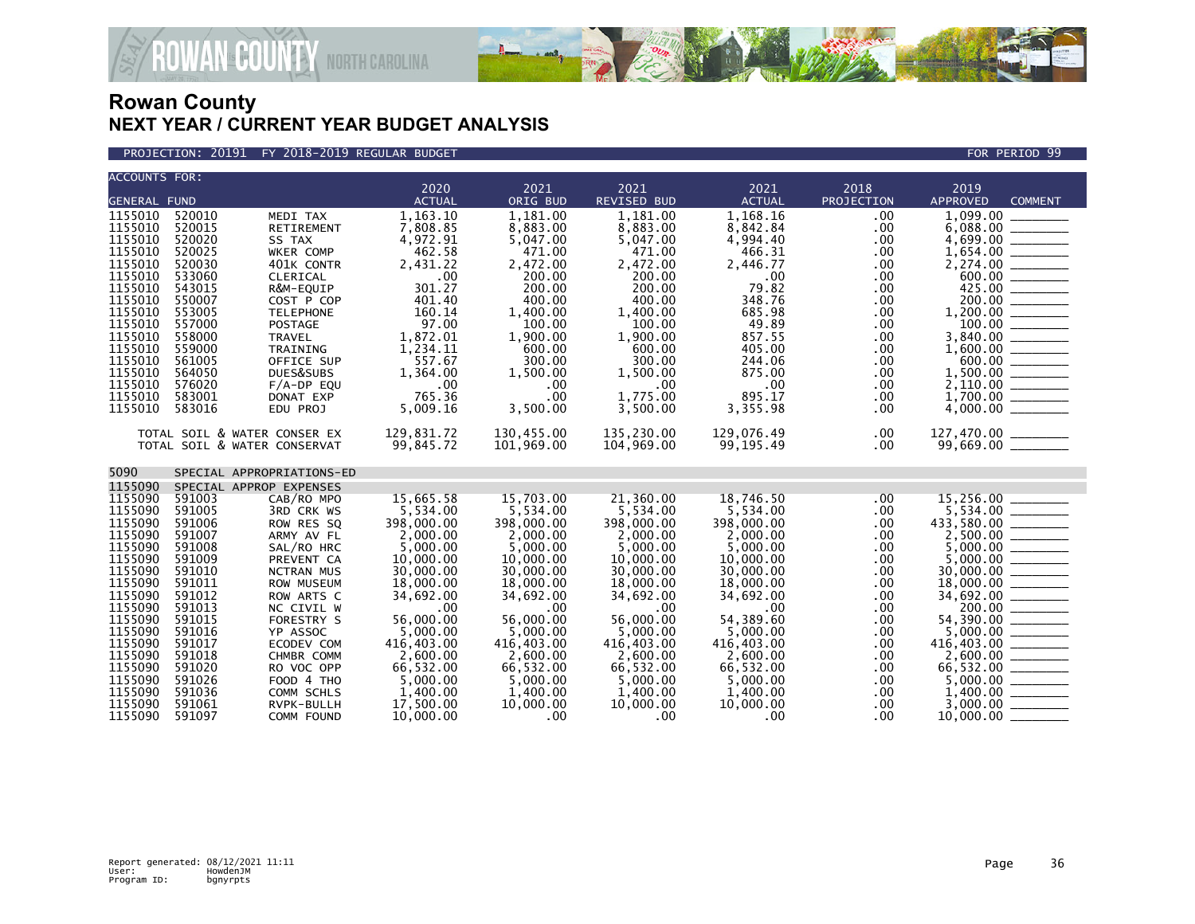# Rowan County
## NEXT YEAR / CURRENT YEAR BUDGET ANALYSIS

PROJECTION: 20191 FY 2018-2019 REGULAR BUDGET FOR PERIOD 99

| ACCOUNTS FOR: GENERAL FUND | | | 2020 ACTUAL | 2021 ORIG BUD | 2021 REVISED BUD | 2021 ACTUAL | 2018 PROJECTION | 2019 APPROVED | COMMENT |
|---|---|---|---|---|---|---|---|---|---|
| 1155010 | 520010 | MEDI TAX | 1,163.10 | 1,181.00 | 1,181.00 | 1,168.16 | .00 | 1,099.00 | _______ |
| 1155010 | 520015 | RETIREMENT | 7,808.85 | 8,883.00 | 8,883.00 | 8,842.84 | .00 | 6,088.00 | _______ |
| 1155010 | 520020 | SS TAX | 4,972.91 | 5,047.00 | 5,047.00 | 4,994.40 | .00 | 4,699.00 | _______ |
| 1155010 | 520025 | WKER COMP | 462.58 | 471.00 | 471.00 | 466.31 | .00 | 1,654.00 | _______ |
| 1155010 | 520030 | 401K CONTR | 2,431.22 | 2,472.00 | 2,472.00 | 2,446.77 | .00 | 2,274.00 | _______ |
| 1155010 | 533060 | CLERICAL | .00 | 200.00 | 200.00 | .00 | .00 | 600.00 | _______ |
| 1155010 | 543015 | R&M-EQUIP | 301.27 | 200.00 | 200.00 | 79.82 | .00 | 425.00 | _______ |
| 1155010 | 550007 | COST P COP | 401.40 | 400.00 | 400.00 | 348.76 | .00 | 200.00 | _______ |
| 1155010 | 553005 | TELEPHONE | 160.14 | 1,400.00 | 1,400.00 | 685.98 | .00 | 1,200.00 | _______ |
| 1155010 | 557000 | POSTAGE | 97.00 | 100.00 | 100.00 | 49.89 | .00 | 100.00 | _______ |
| 1155010 | 558000 | TRAVEL | 1,872.01 | 1,900.00 | 1,900.00 | 857.55 | .00 | 3,840.00 | _______ |
| 1155010 | 559000 | TRAINING | 1,234.11 | 600.00 | 600.00 | 405.00 | .00 | 1,600.00 | _______ |
| 1155010 | 561005 | OFFICE SUP | 557.67 | 300.00 | 300.00 | 244.06 | .00 | 600.00 | _______ |
| 1155010 | 564050 | DUES&SUBS | 1,364.00 | 1,500.00 | 1,500.00 | 875.00 | .00 | 1,500.00 | _______ |
| 1155010 | 576020 | F/A-DP EQU | .00 | .00 | .00 | .00 | .00 | 2,110.00 | _______ |
| 1155010 | 583001 | DONAT EXP | 765.36 | .00 | 1,775.00 | 895.17 | .00 | 1,700.00 | _______ |
| 1155010 | 583016 | EDU PROJ | 5,009.16 | 3,500.00 | 3,500.00 | 3,355.98 | .00 | 4,000.00 | _______ |
| TOTAL SOIL & WATER CONSER EX | | | 129,831.72 | 130,455.00 | 135,230.00 | 129,076.49 | .00 | 127,470.00 | _______ |
| TOTAL SOIL & WATER CONSERVAT | | | 99,845.72 | 101,969.00 | 104,969.00 | 99,195.49 | .00 | 99,669.00 | _______ |
| 5090 | SPECIAL APPROPRIATIONS-ED | | | | | | | | |
| 1155090 | SPECIAL APPROP EXPENSES | | | | | | | | |
| 1155090 | 591003 | CAB/RO MPO | 15,665.58 | 15,703.00 | 21,360.00 | 18,746.50 | .00 | 15,256.00 | _______ |
| 1155090 | 591005 | 3RD CRK WS | 5,534.00 | 5,534.00 | 5,534.00 | 5,534.00 | .00 | 5,534.00 | _______ |
| 1155090 | 591006 | ROW RES SQ | 398,000.00 | 398,000.00 | 398,000.00 | 398,000.00 | .00 | 433,580.00 | _______ |
| 1155090 | 591007 | ARMY AV FL | 2,000.00 | 2,000.00 | 2,000.00 | 2,000.00 | .00 | 2,500.00 | _______ |
| 1155090 | 591008 | SAL/RO HRC | 5,000.00 | 5,000.00 | 5,000.00 | 5,000.00 | .00 | 5,000.00 | _______ |
| 1155090 | 591009 | PREVENT CA | 10,000.00 | 10,000.00 | 10,000.00 | 10,000.00 | .00 | 5,000.00 | _______ |
| 1155090 | 591010 | NCTRAN MUS | 30,000.00 | 30,000.00 | 30,000.00 | 30,000.00 | .00 | 30,000.00 | _______ |
| 1155090 | 591011 | ROW MUSEUM | 18,000.00 | 18,000.00 | 18,000.00 | 18,000.00 | .00 | 18,000.00 | _______ |
| 1155090 | 591012 | ROW ARTS C | 34,692.00 | 34,692.00 | 34,692.00 | 34,692.00 | .00 | 34,692.00 | _______ |
| 1155090 | 591013 | NC CIVIL W | .00 | .00 | .00 | .00 | .00 | 200.00 | _______ |
| 1155090 | 591015 | FORESTRY S | 56,000.00 | 56,000.00 | 56,000.00 | 54,389.60 | .00 | 54,390.00 | _______ |
| 1155090 | 591016 | YP ASSOC | 5,000.00 | 5,000.00 | 5,000.00 | 5,000.00 | .00 | 5,000.00 | _______ |
| 1155090 | 591017 | ECODEV COM | 416,403.00 | 416,403.00 | 416,403.00 | 416,403.00 | .00 | 416,403.00 | _______ |
| 1155090 | 591018 | CHMBR COMM | 2,600.00 | 2,600.00 | 2,600.00 | 2,600.00 | .00 | 2,600.00 | _______ |
| 1155090 | 591020 | RO VOC OPP | 66,532.00 | 66,532.00 | 66,532.00 | 66,532.00 | .00 | 66,532.00 | _______ |
| 1155090 | 591026 | FOOD 4 THO | 5,000.00 | 5,000.00 | 5,000.00 | 5,000.00 | .00 | 5,000.00 | _______ |
| 1155090 | 591036 | COMM SCHLS | 1,400.00 | 1,400.00 | 1,400.00 | 1,400.00 | .00 | 1,400.00 | _______ |
| 1155090 | 591061 | RVPK-BULLH | 17,500.00 | 10,000.00 | 10,000.00 | 10,000.00 | .00 | 3,000.00 | _______ |
| 1155090 | 591097 | COMM FOUND | 10,000.00 | .00 | .00 | .00 | .00 | 10,000.00 | _______ |

Report generated: 08/12/2021 11:11
User: HowdenJM
Program ID: bgnyrpts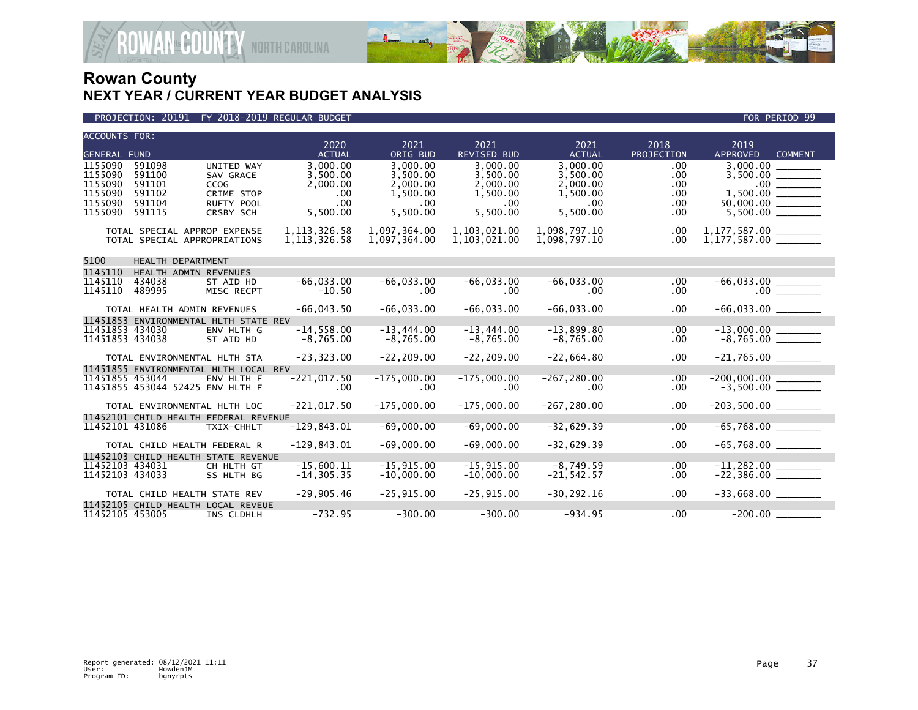# Rowan County
## NEXT YEAR / CURRENT YEAR BUDGET ANALYSIS

PROJECTION: 20191 FY 2018-2019 REGULAR BUDGET — FOR PERIOD 99

| ACCOUNTS FOR: GENERAL FUND | | | 2020 ACTUAL | 2021 ORIG BUD | 2021 REVISED BUD | 2021 ACTUAL | 2018 PROJECTION | 2019 APPROVED | COMMENT |
|---|---|---|---|---|---|---|---|---|---|
| 1155090 | 591098 | UNITED WAY | 3,000.00 | 3,000.00 | 3,000.00 | 3,000.00 | .00 | 3,000.00 | |
| 1155090 | 591100 | SAV GRACE | 3,500.00 | 3,500.00 | 3,500.00 | 3,500.00 | .00 | 3,500.00 | |
| 1155090 | 591101 | CCOG | 2,000.00 | 2,000.00 | 2,000.00 | 2,000.00 | .00 | .00 | |
| 1155090 | 591102 | CRIME STOP | .00 | 1,500.00 | 1,500.00 | 1,500.00 | .00 | 1,500.00 | |
| 1155090 | 591104 | RUFTY POOL | .00 | .00 | .00 | .00 | .00 | 50,000.00 | |
| 1155090 | 591115 | CRSBY SCH | 5,500.00 | 5,500.00 | 5,500.00 | 5,500.00 | .00 | 5,500.00 | |
| TOTAL SPECIAL APPROP EXPENSE | | | 1,113,326.58 | 1,097,364.00 | 1,103,021.00 | 1,098,797.10 | .00 | 1,177,587.00 | |
| TOTAL SPECIAL APPROPRIATIONS | | | 1,113,326.58 | 1,097,364.00 | 1,103,021.00 | 1,098,797.10 | .00 | 1,177,587.00 | |
| 5100 | HEALTH DEPARTMENT | | | | | | | | |
| 1145110 | HEALTH ADMIN REVENUES | | | | | | | | |
| 1145110 | 434038 | ST AID HD | -66,033.00 | -66,033.00 | -66,033.00 | -66,033.00 | .00 | -66,033.00 | |
| 1145110 | 489995 | MISC RECPT | -10.50 | .00 | .00 | .00 | .00 | .00 | |
| TOTAL HEALTH ADMIN REVENUES | | | -66,043.50 | -66,033.00 | -66,033.00 | -66,033.00 | .00 | -66,033.00 | |
| 11451853 | ENVIRONMENTAL HLTH STATE REV | | | | | | | | |
| 11451853 | 434030 | ENV HLTH G | -14,558.00 | -13,444.00 | -13,444.00 | -13,899.80 | .00 | -13,000.00 | |
| 11451853 | 434038 | ST AID HD | -8,765.00 | -8,765.00 | -8,765.00 | -8,765.00 | .00 | -8,765.00 | |
| TOTAL ENVIRONMENTAL HLTH STA | | | -23,323.00 | -22,209.00 | -22,209.00 | -22,664.80 | .00 | -21,765.00 | |
| 11451855 | ENVIRONMENTAL HLTH LOCAL REV | | | | | | | | |
| 11451855 | 453044 | ENV HLTH F | -221,017.50 | -175,000.00 | -175,000.00 | -267,280.00 | .00 | -200,000.00 | |
| 11451855 | 453044 52425 | ENV HLTH F | .00 | .00 | .00 | .00 | .00 | -3,500.00 | |
| TOTAL ENVIRONMENTAL HLTH LOC | | | -221,017.50 | -175,000.00 | -175,000.00 | -267,280.00 | .00 | -203,500.00 | |
| 11452101 | CHILD HEALTH FEDERAL REVENUE | | | | | | | | |
| 11452101 | 431086 | TXIX-CHHLT | -129,843.01 | -69,000.00 | -69,000.00 | -32,629.39 | .00 | -65,768.00 | |
| TOTAL CHILD HEALTH FEDERAL R | | | -129,843.01 | -69,000.00 | -69,000.00 | -32,629.39 | .00 | -65,768.00 | |
| 11452103 | CHILD HEALTH STATE REVENUE | | | | | | | | |
| 11452103 | 434031 | CH HLTH GT | -15,600.11 | -15,915.00 | -15,915.00 | -8,749.59 | .00 | -11,282.00 | |
| 11452103 | 434033 | SS HLTH BG | -14,305.35 | -10,000.00 | -10,000.00 | -21,542.57 | .00 | -22,386.00 | |
| TOTAL CHILD HEALTH STATE REV | | | -29,905.46 | -25,915.00 | -25,915.00 | -30,292.16 | .00 | -33,668.00 | |
| 11452105 | CHILD HEALTH LOCAL REVEUE | | | | | | | | |
| 11452105 | 453005 | INS CLDHLH | -732.95 | -300.00 | -300.00 | -934.95 | .00 | -200.00 | |

Report generated: 08/12/2021 11:11
User: HowdenJM
Program ID: bgnyrpts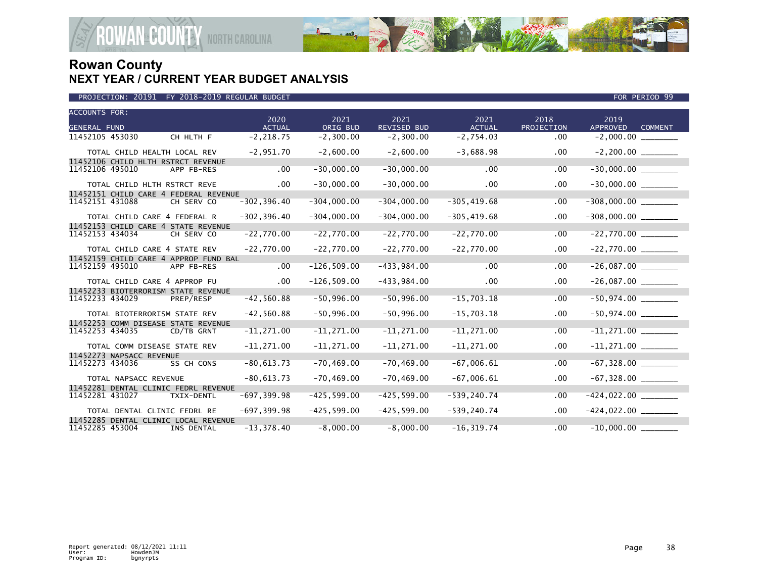# Rowan County

## NEXT YEAR / CURRENT YEAR BUDGET ANALYSIS

PROJECTION: 20191 FY 2018-2019 REGULAR BUDGET FOR PERIOD 99

| ACCOUNTS FOR: GENERAL FUND | | 2020 ACTUAL | 2021 ORIG BUD | 2021 REVISED BUD | 2021 ACTUAL | 2018 PROJECTION | 2019 APPROVED | COMMENT |
|---|---|---|---|---|---|---|---|---|
| 11452105 453030 | CH HLTH F | -2,218.75 | -2,300.00 | -2,300.00 | -2,754.03 | .00 | -2,000.00 | ________ |
| TOTAL CHILD HEALTH LOCAL REV | | -2,951.70 | -2,600.00 | -2,600.00 | -3,688.98 | .00 | -2,200.00 | ________ |
| 11452106 CHILD HLTH RSTRCT REVENUE | | | | | | | | |
| 11452106 495010 | APP FB-RES | .00 | -30,000.00 | -30,000.00 | .00 | .00 | -30,000.00 | ________ |
| TOTAL CHILD HLTH RSTRCT REVE | | .00 | -30,000.00 | -30,000.00 | .00 | .00 | -30,000.00 | ________ |
| 11452151 CHILD CARE 4 FEDERAL REVENUE | | | | | | | | |
| 11452151 431088 | CH SERV CO | -302,396.40 | -304,000.00 | -304,000.00 | -305,419.68 | .00 | -308,000.00 | ________ |
| TOTAL CHILD CARE 4 FEDERAL R | | -302,396.40 | -304,000.00 | -304,000.00 | -305,419.68 | .00 | -308,000.00 | ________ |
| 11452153 CHILD CARE 4 STATE REVENUE | | | | | | | | |
| 11452153 434034 | CH SERV CO | -22,770.00 | -22,770.00 | -22,770.00 | -22,770.00 | .00 | -22,770.00 | ________ |
| TOTAL CHILD CARE 4 STATE REV | | -22,770.00 | -22,770.00 | -22,770.00 | -22,770.00 | .00 | -22,770.00 | ________ |
| 11452159 CHILD CARE 4 APPROP FUND BAL | | | | | | | | |
| 11452159 495010 | APP FB-RES | .00 | -126,509.00 | -433,984.00 | .00 | .00 | -26,087.00 | ________ |
| TOTAL CHILD CARE 4 APPROP FU | | .00 | -126,509.00 | -433,984.00 | .00 | .00 | -26,087.00 | ________ |
| 11452233 BIOTERRORISM STATE REVENUE | | | | | | | | |
| 11452233 434029 | PREP/RESP | -42,560.88 | -50,996.00 | -50,996.00 | -15,703.18 | .00 | -50,974.00 | ________ |
| TOTAL BIOTERRORISM STATE REV | | -42,560.88 | -50,996.00 | -50,996.00 | -15,703.18 | .00 | -50,974.00 | ________ |
| 11452253 COMM DISEASE STATE REVENUE | | | | | | | | |
| 11452253 434035 | CD/TB GRNT | -11,271.00 | -11,271.00 | -11,271.00 | -11,271.00 | .00 | -11,271.00 | ________ |
| TOTAL COMM DISEASE STATE REV | | -11,271.00 | -11,271.00 | -11,271.00 | -11,271.00 | .00 | -11,271.00 | ________ |
| 11452273 NAPSACC REVENUE | | | | | | | | |
| 11452273 434036 | SS CH CONS | -80,613.73 | -70,469.00 | -70,469.00 | -67,006.61 | .00 | -67,328.00 | ________ |
| TOTAL NAPSACC REVENUE | | -80,613.73 | -70,469.00 | -70,469.00 | -67,006.61 | .00 | -67,328.00 | ________ |
| 11452281 DENTAL CLINIC FEDRL REVENUE | | | | | | | | |
| 11452281 431027 | TXIX-DENTL | -697,399.98 | -425,599.00 | -425,599.00 | -539,240.74 | .00 | -424,022.00 | ________ |
| TOTAL DENTAL CLINIC FEDRL RE | | -697,399.98 | -425,599.00 | -425,599.00 | -539,240.74 | .00 | -424,022.00 | ________ |
| 11452285 DENTAL CLINIC LOCAL REVENUE | | | | | | | | |
| 11452285 453004 | INS DENTAL | -13,378.40 | -8,000.00 | -8,000.00 | -16,319.74 | .00 | -10,000.00 | ________ |

Report generated: 08/12/2021 11:11
User: HowdenJM
Program ID: bgnyrpts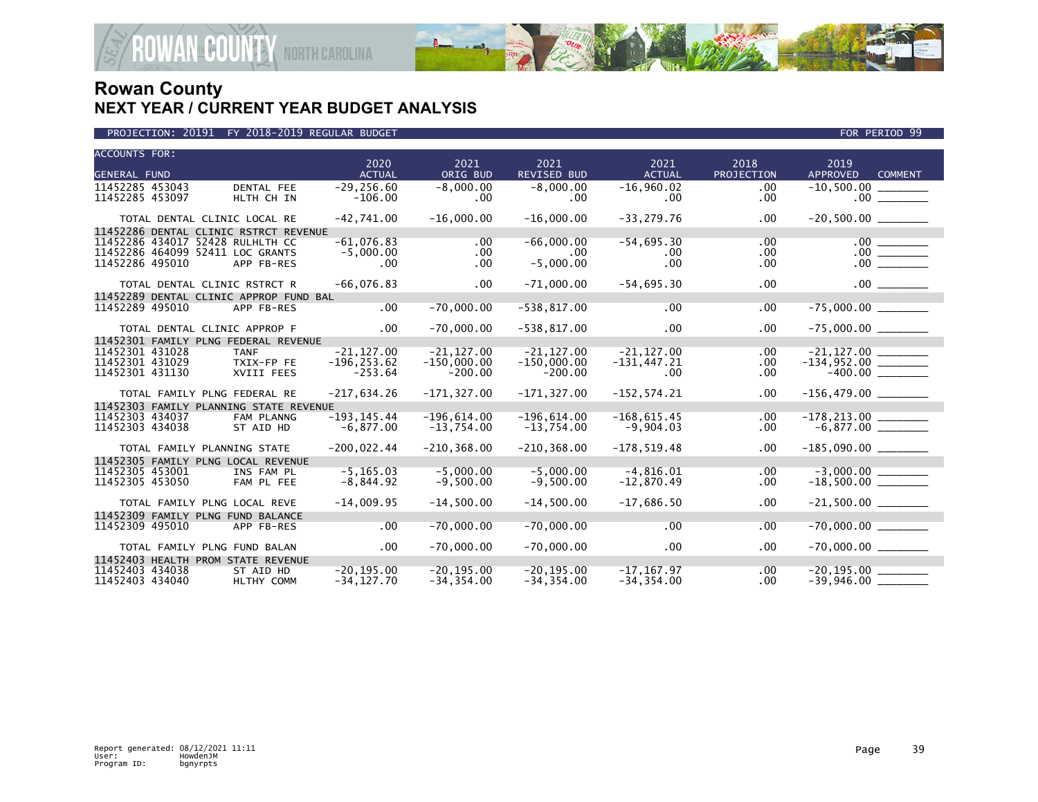# Rowan County
## NEXT YEAR / CURRENT YEAR BUDGET ANALYSIS

PROJECTION: 20191 FY 2018-2019 REGULAR BUDGET | FOR PERIOD 99

| ACCOUNTS FOR: GENERAL FUND | | 2020 ACTUAL | 2021 ORIG BUD | 2021 REVISED BUD | 2021 ACTUAL | 2018 PROJECTION | 2019 APPROVED | COMMENT |
|---|---|---|---|---|---|---|---|---|
| 11452285 453043 | DENTAL FEE | -29,256.60 | -8,000.00 | -8,000.00 | -16,960.02 | .00 | -10,500.00 | ________ |
| 11452285 453097 | HLTH CH IN | -106.00 | .00 | .00 | .00 | .00 | .00 | ________ |
| TOTAL DENTAL CLINIC LOCAL RE | | -42,741.00 | -16,000.00 | -16,000.00 | -33,279.76 | .00 | -20,500.00 | ________ |
| 11452286 DENTAL CLINIC RSTRCT REVENUE | | | | | | | | |
| 11452286 434017 52428 | RULHLTH CC | -61,076.83 | .00 | -66,000.00 | -54,695.30 | .00 | .00 | ________ |
| 11452286 464099 52411 | LOC GRANTS | -5,000.00 | .00 | .00 | .00 | .00 | .00 | ________ |
| 11452286 495010 | APP FB-RES | .00 | .00 | -5,000.00 | .00 | .00 | .00 | ________ |
| TOTAL DENTAL CLINIC RSTRCT R | | -66,076.83 | .00 | -71,000.00 | -54,695.30 | .00 | .00 | ________ |
| 11452289 DENTAL CLINIC APPROP FUND BAL | | | | | | | | |
| 11452289 495010 | APP FB-RES | .00 | -70,000.00 | -538,817.00 | .00 | .00 | -75,000.00 | ________ |
| TOTAL DENTAL CLINIC APPROP F | | .00 | -70,000.00 | -538,817.00 | .00 | .00 | -75,000.00 | ________ |
| 11452301 FAMILY PLNG FEDERAL REVENUE | | | | | | | | |
| 11452301 431028 | TANF | -21,127.00 | -21,127.00 | -21,127.00 | -21,127.00 | .00 | -21,127.00 | ________ |
| 11452301 431029 | TXIX-FP FE | -196,253.62 | -150,000.00 | -150,000.00 | -131,447.21 | .00 | -134,952.00 | ________ |
| 11452301 431130 | XVIII FEES | -253.64 | -200.00 | -200.00 | .00 | .00 | -400.00 | ________ |
| TOTAL FAMILY PLNG FEDERAL RE | | -217,634.26 | -171,327.00 | -171,327.00 | -152,574.21 | .00 | -156,479.00 | ________ |
| 11452303 FAMILY PLANNING STATE REVENUE | | | | | | | | |
| 11452303 434037 | FAM PLANNG | -193,145.44 | -196,614.00 | -196,614.00 | -168,615.45 | .00 | -178,213.00 | ________ |
| 11452303 434038 | ST AID HD | -6,877.00 | -13,754.00 | -13,754.00 | -9,904.03 | .00 | -6,877.00 | ________ |
| TOTAL FAMILY PLANNING STATE | | -200,022.44 | -210,368.00 | -210,368.00 | -178,519.48 | .00 | -185,090.00 | ________ |
| 11452305 FAMILY PLNG LOCAL REVENUE | | | | | | | | |
| 11452305 453001 | INS FAM PL | -5,165.03 | -5,000.00 | -5,000.00 | -4,816.01 | .00 | -3,000.00 | ________ |
| 11452305 453050 | FAM PL FEE | -8,844.92 | -9,500.00 | -9,500.00 | -12,870.49 | .00 | -18,500.00 | ________ |
| TOTAL FAMILY PLNG LOCAL REVE | | -14,009.95 | -14,500.00 | -14,500.00 | -17,686.50 | .00 | -21,500.00 | ________ |
| 11452309 FAMILY PLNG FUND BALANCE | | | | | | | | |
| 11452309 495010 | APP FB-RES | .00 | -70,000.00 | -70,000.00 | .00 | .00 | -70,000.00 | ________ |
| TOTAL FAMILY PLNG FUND BALAN | | .00 | -70,000.00 | -70,000.00 | .00 | .00 | -70,000.00 | ________ |
| 11452403 HEALTH PROM STATE REVENUE | | | | | | | | |
| 11452403 434038 | ST AID HD | -20,195.00 | -20,195.00 | -20,195.00 | -17,167.97 | .00 | -20,195.00 | ________ |
| 11452403 434040 | HLTHY COMM | -34,127.70 | -34,354.00 | -34,354.00 | -34,354.00 | .00 | -39,946.00 | ________ |

Report generated: 08/12/2021 11:11
User: HowdenJM
Program ID: bgnyrpts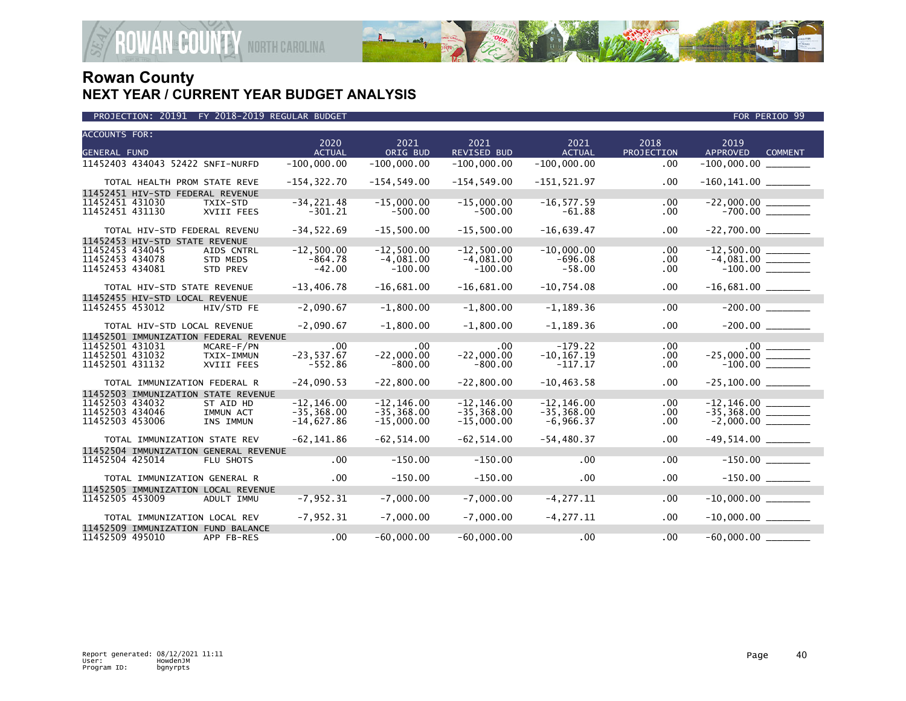# Rowan County
## NEXT YEAR / CURRENT YEAR BUDGET ANALYSIS

PROJECTION: 20191 FY 2018-2019 REGULAR BUDGET — FOR PERIOD 99

| ACCOUNTS FOR: GENERAL FUND | | 2020 ACTUAL | 2021 ORIG BUD | 2021 REVISED BUD | 2021 ACTUAL | 2018 PROJECTION | 2019 APPROVED | COMMENT |
|---|---|---|---|---|---|---|---|---|
| 11452403 434043 | SNFI-NURFD | -100,000.00 | -100,000.00 | -100,000.00 | -100,000.00 | .00 | -100,000.00 | ________ |
| TOTAL HEALTH PROM STATE REVE | | -154,322.70 | -154,549.00 | -154,549.00 | -151,521.97 | .00 | -160,141.00 | ________ |
| 11452451 HIV-STD FEDERAL REVENUE | | | | | | | | |
| 11452451 431030 | TXIX-STD | -34,221.48 | -15,000.00 | -15,000.00 | -16,577.59 | .00 | -22,000.00 | ________ |
| 11452451 431130 | XVIII FEES | -301.21 | -500.00 | -500.00 | -61.88 | .00 | -700.00 | ________ |
| TOTAL HIV-STD FEDERAL REVENU | | -34,522.69 | -15,500.00 | -15,500.00 | -16,639.47 | .00 | -22,700.00 | ________ |
| 11452453 HIV-STD STATE REVENUE | | | | | | | | |
| 11452453 434045 | AIDS CNTRL | -12,500.00 | -12,500.00 | -12,500.00 | -10,000.00 | .00 | -12,500.00 | ________ |
| 11452453 434078 | STD MEDS | -864.78 | -4,081.00 | -4,081.00 | -696.08 | .00 | -4,081.00 | ________ |
| 11452453 434081 | STD PREV | -42.00 | -100.00 | -100.00 | -58.00 | .00 | -100.00 | ________ |
| TOTAL HIV-STD STATE REVENUE | | -13,406.78 | -16,681.00 | -16,681.00 | -10,754.08 | .00 | -16,681.00 | ________ |
| 11452455 HIV-STD LOCAL REVENUE | | | | | | | | |
| 11452455 453012 | HIV/STD FE | -2,090.67 | -1,800.00 | -1,800.00 | -1,189.36 | .00 | -200.00 | ________ |
| TOTAL HIV-STD LOCAL REVENUE | | -2,090.67 | -1,800.00 | -1,800.00 | -1,189.36 | .00 | -200.00 | ________ |
| 11452501 IMMUNIZATION FEDERAL REVENUE | | | | | | | | |
| 11452501 431031 | MCARE-F/PN | .00 | .00 | .00 | -179.22 | .00 | .00 | ________ |
| 11452501 431032 | TXIX-IMMUN | -23,537.67 | -22,000.00 | -22,000.00 | -10,167.19 | .00 | -25,000.00 | ________ |
| 11452501 431132 | XVIII FEES | -552.86 | -800.00 | -800.00 | -117.17 | .00 | -100.00 | ________ |
| TOTAL IMMUNIZATION FEDERAL R | | -24,090.53 | -22,800.00 | -22,800.00 | -10,463.58 | .00 | -25,100.00 | ________ |
| 11452503 IMMUNIZATION STATE REVENUE | | | | | | | | |
| 11452503 434032 | ST AID HD | -12,146.00 | -12,146.00 | -12,146.00 | -12,146.00 | .00 | -12,146.00 | ________ |
| 11452503 434046 | IMMUN ACT | -35,368.00 | -35,368.00 | -35,368.00 | -35,368.00 | .00 | -35,368.00 | ________ |
| 11452503 453006 | INS IMMUN | -14,627.86 | -15,000.00 | -15,000.00 | -6,966.37 | .00 | -2,000.00 | ________ |
| TOTAL IMMUNIZATION STATE REV | | -62,141.86 | -62,514.00 | -62,514.00 | -54,480.37 | .00 | -49,514.00 | ________ |
| 11452504 IMMUNIZATION GENERAL REVENUE | | | | | | | | |
| 11452504 425014 | FLU SHOTS | .00 | -150.00 | -150.00 | .00 | .00 | -150.00 | ________ |
| TOTAL IMMUNIZATION GENERAL R | | .00 | -150.00 | -150.00 | .00 | .00 | -150.00 | ________ |
| 11452505 IMMUNIZATION LOCAL REVENUE | | | | | | | | |
| 11452505 453009 | ADULT IMMU | -7,952.31 | -7,000.00 | -7,000.00 | -4,277.11 | .00 | -10,000.00 | ________ |
| TOTAL IMMUNIZATION LOCAL REV | | -7,952.31 | -7,000.00 | -7,000.00 | -4,277.11 | .00 | -10,000.00 | ________ |
| 11452509 IMMUNIZATION FUND BALANCE | | | | | | | | |
| 11452509 495010 | APP FB-RES | .00 | -60,000.00 | -60,000.00 | .00 | .00 | -60,000.00 | ________ |

Report generated: 08/12/2021 11:11
User: HowdenJM
Program ID: bgnyrpts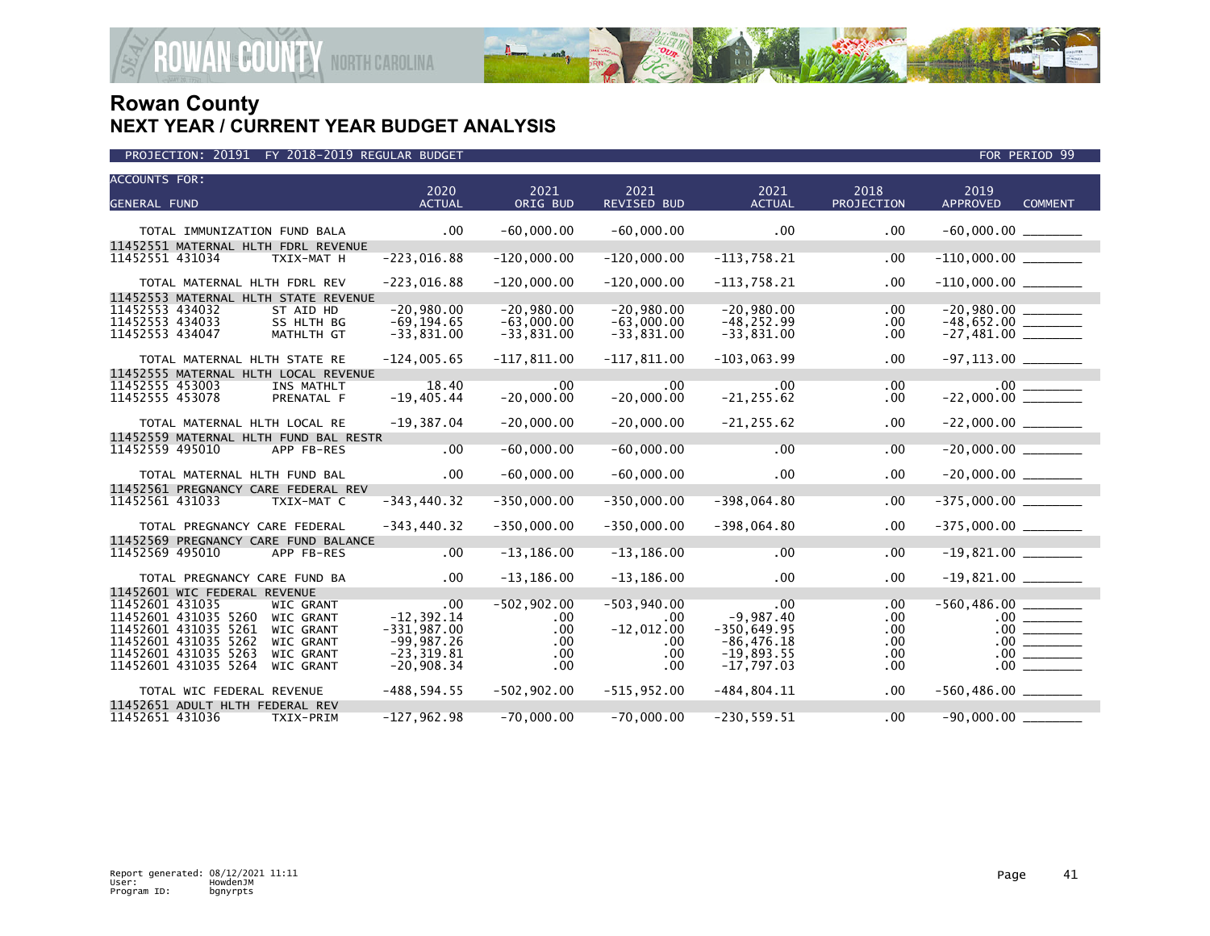# Rowan County
## NEXT YEAR / CURRENT YEAR BUDGET ANALYSIS

PROJECTION: 20191 FY 2018-2019 REGULAR BUDGET FOR PERIOD 99

| ACCOUNTS FOR: GENERAL FUND | | 2020 ACTUAL | 2021 ORIG BUD | 2021 REVISED BUD | 2021 ACTUAL | 2018 PROJECTION | 2019 APPROVED | COMMENT |
|---|---|---|---|---|---|---|---|---|
| TOTAL IMMUNIZATION FUND BALA | | .00 | -60,000.00 | -60,000.00 | .00 | .00 | -60,000.00 | |
| 11452551 MATERNAL HLTH FDRL REVENUE | | | | | | | | |
| 11452551 431034 | TXIX-MAT H | -223,016.88 | -120,000.00 | -120,000.00 | -113,758.21 | .00 | -110,000.00 | |
| TOTAL MATERNAL HLTH FDRL REV | | -223,016.88 | -120,000.00 | -120,000.00 | -113,758.21 | .00 | -110,000.00 | |
| 11452553 MATERNAL HLTH STATE REVENUE | | | | | | | | |
| 11452553 434032 | ST AID HD | -20,980.00 | -20,980.00 | -20,980.00 | -20,980.00 | .00 | -20,980.00 | |
| 11452553 434033 | SS HLTH BG | -69,194.65 | -63,000.00 | -63,000.00 | -48,252.99 | .00 | -48,652.00 | |
| 11452553 434047 | MATHLTH GT | -33,831.00 | -33,831.00 | -33,831.00 | -33,831.00 | .00 | -27,481.00 | |
| TOTAL MATERNAL HLTH STATE RE | | -124,005.65 | -117,811.00 | -117,811.00 | -103,063.99 | .00 | -97,113.00 | |
| 11452555 MATERNAL HLTH LOCAL REVENUE | | | | | | | | |
| 11452555 453003 | INS MATHLT | 18.40 | .00 | .00 | .00 | .00 | .00 | |
| 11452555 453078 | PRENATAL F | -19,405.44 | -20,000.00 | -20,000.00 | -21,255.62 | .00 | -22,000.00 | |
| TOTAL MATERNAL HLTH LOCAL RE | | -19,387.04 | -20,000.00 | -20,000.00 | -21,255.62 | .00 | -22,000.00 | |
| 11452559 MATERNAL HLTH FUND BAL RESTR | | | | | | | | |
| 11452559 495010 | APP FB-RES | .00 | -60,000.00 | -60,000.00 | .00 | .00 | -20,000.00 | |
| TOTAL MATERNAL HLTH FUND BAL | | .00 | -60,000.00 | -60,000.00 | .00 | .00 | -20,000.00 | |
| 11452561 PREGNANCY CARE FEDERAL REV | | | | | | | | |
| 11452561 431033 | TXIX-MAT C | -343,440.32 | -350,000.00 | -350,000.00 | -398,064.80 | .00 | -375,000.00 | |
| TOTAL PREGNANCY CARE FEDERAL | | -343,440.32 | -350,000.00 | -350,000.00 | -398,064.80 | .00 | -375,000.00 | |
| 11452569 PREGNANCY CARE FUND BALANCE | | | | | | | | |
| 11452569 495010 | APP FB-RES | .00 | -13,186.00 | -13,186.00 | .00 | .00 | -19,821.00 | |
| TOTAL PREGNANCY CARE FUND BA | | .00 | -13,186.00 | -13,186.00 | .00 | .00 | -19,821.00 | |
| 11452601 WIC FEDERAL REVENUE | | | | | | | | |
| 11452601 431035 | WIC GRANT | .00 | -502,902.00 | -503,940.00 | .00 | .00 | -560,486.00 | |
| 11452601 431035 5260 | WIC GRANT | -12,392.14 | .00 | .00 | -9,987.40 | .00 | .00 | |
| 11452601 431035 5261 | WIC GRANT | -331,987.00 | .00 | -12,012.00 | -350,649.95 | .00 | .00 | |
| 11452601 431035 5262 | WIC GRANT | -99,987.26 | .00 | .00 | -86,476.18 | .00 | .00 | |
| 11452601 431035 5263 | WIC GRANT | -23,319.81 | .00 | .00 | -19,893.55 | .00 | .00 | |
| 11452601 431035 5264 | WIC GRANT | -20,908.34 | .00 | .00 | -17,797.03 | .00 | .00 | |
| TOTAL WIC FEDERAL REVENUE | | -488,594.55 | -502,902.00 | -515,952.00 | -484,804.11 | .00 | -560,486.00 | |
| 11452651 ADULT HLTH FEDERAL REV | | | | | | | | |
| 11452651 431036 | TXIX-PRIM | -127,962.98 | -70,000.00 | -70,000.00 | -230,559.51 | .00 | -90,000.00 | |

Report generated: 08/12/2021 11:11
User: HowdenJM
Program ID: bgnyrpts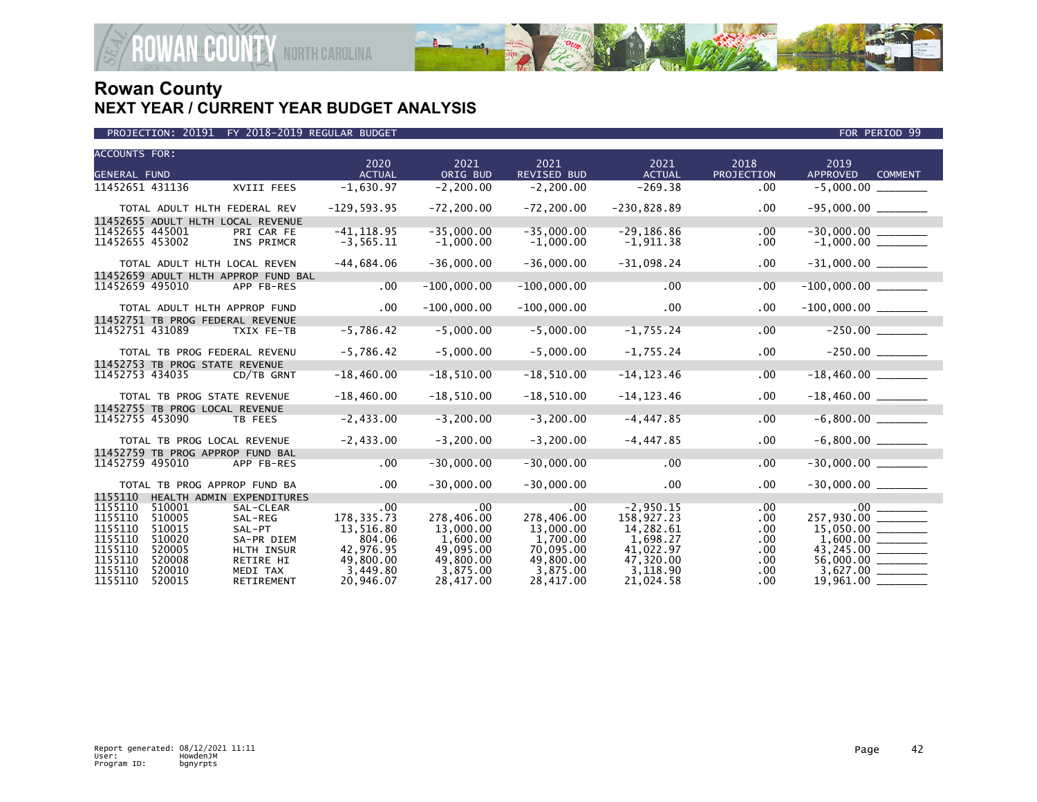# Rowan County
## NEXT YEAR / CURRENT YEAR BUDGET ANALYSIS

PROJECTION: 20191 FY 2018-2019 REGULAR BUDGET FOR PERIOD 99

| ACCOUNTS FOR: GENERAL FUND | | | 2020 ACTUAL | 2021 ORIG BUD | 2021 REVISED BUD | 2021 ACTUAL | 2018 PROJECTION | 2019 APPROVED | COMMENT |
|---|---|---|---|---|---|---|---|---|---|
| 11452651 431136 | | XVIII FEES | -1,630.97 | -2,200.00 | -2,200.00 | -269.38 | .00 | -5,000.00 | ________ |
| TOTAL ADULT HLTH FEDERAL REV | | | -129,593.95 | -72,200.00 | -72,200.00 | -230,828.89 | .00 | -95,000.00 | ________ |
| 11452655 ADULT HLTH LOCAL REVENUE | | | | | | | | | |
| 11452655 445001 | | PRI CAR FE | -41,118.95 | -35,000.00 | -35,000.00 | -29,186.86 | .00 | -30,000.00 | ________ |
| 11452655 453002 | | INS PRIMCR | -3,565.11 | -1,000.00 | -1,000.00 | -1,911.38 | .00 | -1,000.00 | ________ |
| TOTAL ADULT HLTH LOCAL REVEN | | | -44,684.06 | -36,000.00 | -36,000.00 | -31,098.24 | .00 | -31,000.00 | ________ |
| 11452659 ADULT HLTH APPROP FUND BAL | | | | | | | | | |
| 11452659 495010 | | APP FB-RES | .00 | -100,000.00 | -100,000.00 | .00 | .00 | -100,000.00 | ________ |
| TOTAL ADULT HLTH APPROP FUND | | | .00 | -100,000.00 | -100,000.00 | .00 | .00 | -100,000.00 | ________ |
| 11452751 TB PROG FEDERAL REVENUE | | | | | | | | | |
| 11452751 431089 | | TXIX FE-TB | -5,786.42 | -5,000.00 | -5,000.00 | -1,755.24 | .00 | -250.00 | ________ |
| TOTAL TB PROG FEDERAL REVENU | | | -5,786.42 | -5,000.00 | -5,000.00 | -1,755.24 | .00 | -250.00 | ________ |
| 11452753 TB PROG STATE REVENUE | | | | | | | | | |
| 11452753 434035 | | CD/TB GRNT | -18,460.00 | -18,510.00 | -18,510.00 | -14,123.46 | .00 | -18,460.00 | ________ |
| TOTAL TB PROG STATE REVENUE | | | -18,460.00 | -18,510.00 | -18,510.00 | -14,123.46 | .00 | -18,460.00 | ________ |
| 11452755 TB PROG LOCAL REVENUE | | | | | | | | | |
| 11452755 453090 | | TB FEES | -2,433.00 | -3,200.00 | -3,200.00 | -4,447.85 | .00 | -6,800.00 | ________ |
| TOTAL TB PROG LOCAL REVENUE | | | -2,433.00 | -3,200.00 | -3,200.00 | -4,447.85 | .00 | -6,800.00 | ________ |
| 11452759 TB PROG APPROP FUND BAL | | | | | | | | | |
| 11452759 495010 | | APP FB-RES | .00 | -30,000.00 | -30,000.00 | .00 | .00 | -30,000.00 | ________ |
| TOTAL TB PROG APPROP FUND BA | | | .00 | -30,000.00 | -30,000.00 | .00 | .00 | -30,000.00 | ________ |
| 1155110 HEALTH ADMIN EXPENDITURES | | | | | | | | | |
| 1155110 | 510001 | SAL-CLEAR | .00 | .00 | .00 | -2,950.15 | .00 | .00 | ________ |
| 1155110 | 510005 | SAL-REG | 178,335.73 | 278,406.00 | 278,406.00 | 158,927.23 | .00 | 257,930.00 | ________ |
| 1155110 | 510015 | SAL-PT | 13,516.80 | 13,000.00 | 13,000.00 | 14,282.61 | .00 | 15,050.00 | ________ |
| 1155110 | 510020 | SA-PR DIEM | 804.06 | 1,600.00 | 1,700.00 | 1,698.27 | .00 | 1,600.00 | ________ |
| 1155110 | 520005 | HLTH INSUR | 42,976.95 | 49,095.00 | 70,095.00 | 41,022.97 | .00 | 43,245.00 | ________ |
| 1155110 | 520008 | RETIRE HI | 49,800.00 | 49,800.00 | 49,800.00 | 47,320.00 | .00 | 56,000.00 | ________ |
| 1155110 | 520010 | MEDI TAX | 3,449.80 | 3,875.00 | 3,875.00 | 3,118.90 | .00 | 3,627.00 | ________ |
| 1155110 | 520015 | RETIREMENT | 20,946.07 | 28,417.00 | 28,417.00 | 21,024.58 | .00 | 19,961.00 | ________ |

Report generated: 08/12/2021 11:11
User: HowdenJM
Program ID: bgnyrpts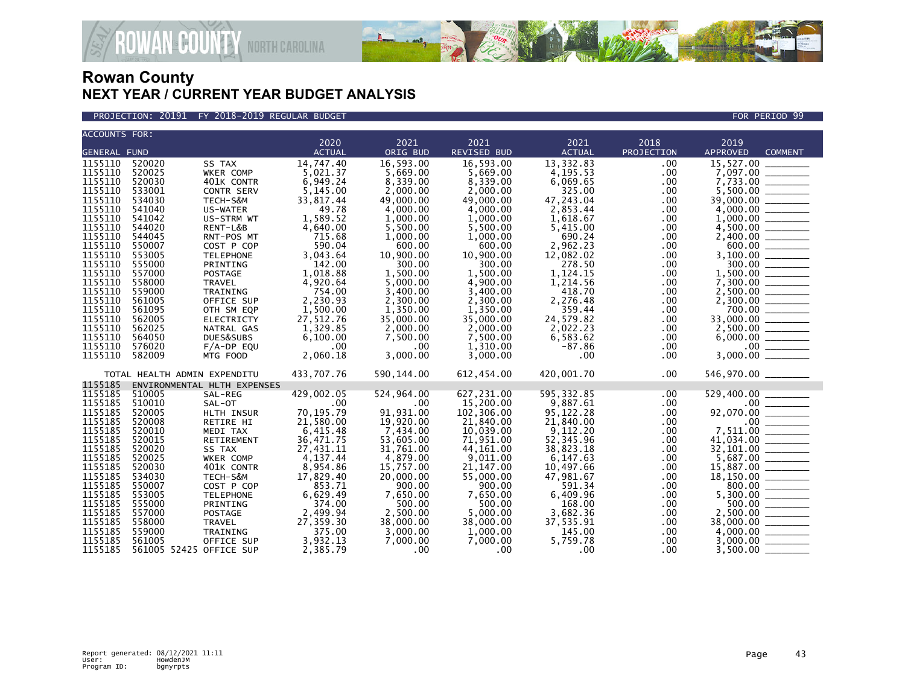# Rowan County
## NEXT YEAR / CURRENT YEAR BUDGET ANALYSIS

PROJECTION: 20191 FY 2018-2019 REGULAR BUDGET — FOR PERIOD 99

| ACCOUNTS FOR: GENERAL FUND | | | 2020 ACTUAL | 2021 ORIG BUD | 2021 REVISED BUD | 2021 ACTUAL | 2018 PROJECTION | 2019 APPROVED | COMMENT |
|---|---|---|---|---|---|---|---|---|---|
| 1155110 | 520020 | SS TAX | 14,747.40 | 16,593.00 | 16,593.00 | 13,332.83 | .00 | 15,527.00 | _______ |
| 1155110 | 520025 | WKER COMP | 5,021.37 | 5,669.00 | 5,669.00 | 4,195.53 | .00 | 7,097.00 | _______ |
| 1155110 | 520030 | 401K CONTR | 6,949.24 | 8,339.00 | 8,339.00 | 6,069.65 | .00 | 7,733.00 | _______ |
| 1155110 | 533001 | CONTR SERV | 5,145.00 | 2,000.00 | 2,000.00 | 325.00 | .00 | 5,500.00 | _______ |
| 1155110 | 534030 | TECH-S&M | 33,817.44 | 49,000.00 | 49,000.00 | 47,243.04 | .00 | 39,000.00 | _______ |
| 1155110 | 541040 | US-WATER | 49.78 | 4,000.00 | 4,000.00 | 2,853.44 | .00 | 4,000.00 | _______ |
| 1155110 | 541042 | US-STRM WT | 1,589.52 | 1,000.00 | 1,000.00 | 1,618.67 | .00 | 1,000.00 | _______ |
| 1155110 | 544020 | RENT-L&B | 4,640.00 | 5,500.00 | 5,500.00 | 5,415.00 | .00 | 4,500.00 | _______ |
| 1155110 | 544045 | RNT-POS MT | 715.68 | 1,000.00 | 1,000.00 | 690.24 | .00 | 2,400.00 | _______ |
| 1155110 | 550007 | COST P COP | 590.04 | 600.00 | 600.00 | 2,962.23 | .00 | 600.00 | _______ |
| 1155110 | 553005 | TELEPHONE | 3,043.64 | 10,900.00 | 10,900.00 | 12,082.02 | .00 | 3,100.00 | _______ |
| 1155110 | 555000 | PRINTING | 142.00 | 300.00 | 300.00 | 278.50 | .00 | 300.00 | _______ |
| 1155110 | 557000 | POSTAGE | 1,018.88 | 1,500.00 | 1,500.00 | 1,124.15 | .00 | 1,500.00 | _______ |
| 1155110 | 558000 | TRAVEL | 4,920.64 | 5,000.00 | 4,900.00 | 1,214.56 | .00 | 7,300.00 | _______ |
| 1155110 | 559000 | TRAINING | 754.00 | 3,400.00 | 3,400.00 | 418.70 | .00 | 2,500.00 | _______ |
| 1155110 | 561005 | OFFICE SUP | 2,230.93 | 2,300.00 | 2,300.00 | 2,276.48 | .00 | 2,300.00 | _______ |
| 1155110 | 561095 | OTH SM EQP | 1,500.00 | 1,350.00 | 1,350.00 | 359.44 | .00 | 700.00 | _______ |
| 1155110 | 562005 | ELECTRICTY | 27,512.76 | 35,000.00 | 35,000.00 | 24,579.82 | .00 | 33,000.00 | _______ |
| 1155110 | 562025 | NATRAL GAS | 1,329.85 | 2,000.00 | 2,000.00 | 2,022.23 | .00 | 2,500.00 | _______ |
| 1155110 | 564050 | DUES&SUBS | 6,100.00 | 7,500.00 | 7,500.00 | 6,583.62 | .00 | 6,000.00 | _______ |
| 1155110 | 576020 | F/A-DP EQU | .00 | .00 | 1,310.00 | -87.86 | .00 | .00 | _______ |
| 1155110 | 582009 | MTG FOOD | 2,060.18 | 3,000.00 | 3,000.00 | .00 | .00 | 3,000.00 | _______ |
| | | | | | | | | | |
| TOTAL HEALTH ADMIN EXPENDITU | | | 433,707.76 | 590,144.00 | 612,454.00 | 420,001.70 | .00 | 546,970.00 | _______ |
| 1155185 | ENVIRONMENTAL HLTH EXPENSES | | | | | | | | |
| 1155185 | 510005 | SAL-REG | 429,002.05 | 524,964.00 | 627,231.00 | 595,332.85 | .00 | 529,400.00 | _______ |
| 1155185 | 510010 | SAL-OT | .00 | .00 | 15,200.00 | 9,887.61 | .00 | .00 | _______ |
| 1155185 | 520005 | HLTH INSUR | 70,195.79 | 91,931.00 | 102,306.00 | 95,122.28 | .00 | 92,070.00 | _______ |
| 1155185 | 520008 | RETIRE HI | 21,580.00 | 19,920.00 | 21,840.00 | 21,840.00 | .00 | .00 | _______ |
| 1155185 | 520010 | MEDI TAX | 6,415.48 | 7,434.00 | 10,039.00 | 9,112.20 | .00 | 7,511.00 | _______ |
| 1155185 | 520015 | RETIREMENT | 36,471.75 | 53,605.00 | 71,951.00 | 52,345.96 | .00 | 41,034.00 | _______ |
| 1155185 | 520020 | SS TAX | 27,431.11 | 31,761.00 | 44,161.00 | 38,823.18 | .00 | 32,101.00 | _______ |
| 1155185 | 520025 | WKER COMP | 4,137.44 | 4,879.00 | 9,011.00 | 6,147.63 | .00 | 5,687.00 | _______ |
| 1155185 | 520030 | 401K CONTR | 8,954.86 | 15,757.00 | 21,147.00 | 10,497.66 | .00 | 15,887.00 | _______ |
| 1155185 | 534030 | TECH-S&M | 17,829.40 | 20,000.00 | 55,000.00 | 47,981.67 | .00 | 18,150.00 | _______ |
| 1155185 | 550007 | COST P COP | 853.71 | 900.00 | 900.00 | 591.34 | .00 | 800.00 | _______ |
| 1155185 | 553005 | TELEPHONE | 6,629.49 | 7,650.00 | 7,650.00 | 6,409.96 | .00 | 5,300.00 | _______ |
| 1155185 | 555000 | PRINTING | 374.00 | 500.00 | 500.00 | 168.00 | .00 | 500.00 | _______ |
| 1155185 | 557000 | POSTAGE | 2,499.94 | 2,500.00 | 5,000.00 | 3,682.36 | .00 | 2,500.00 | _______ |
| 1155185 | 558000 | TRAVEL | 27,359.30 | 38,000.00 | 38,000.00 | 37,535.91 | .00 | 38,000.00 | _______ |
| 1155185 | 559000 | TRAINING | 375.00 | 3,000.00 | 1,000.00 | 145.00 | .00 | 4,000.00 | _______ |
| 1155185 | 561005 | OFFICE SUP | 3,932.13 | 7,000.00 | 7,000.00 | 5,759.78 | .00 | 3,000.00 | _______ |
| 1155185 | 561005 52425 | OFFICE SUP | 2,385.79 | .00 | .00 | .00 | .00 | 3,500.00 | _______ |

Report generated: 08/12/2021 11:11
User: HowdenJM
Program ID: bgnyrpts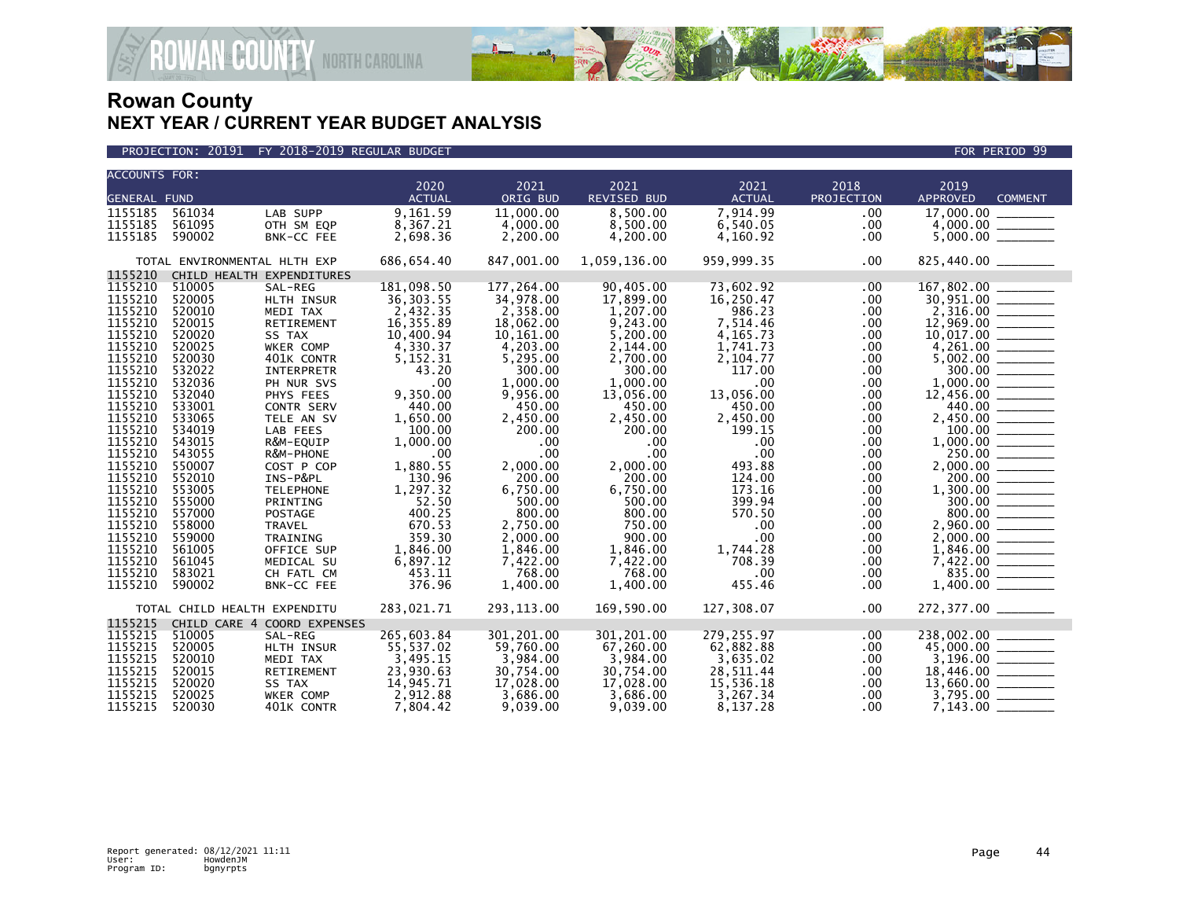# Rowan County
## NEXT YEAR / CURRENT YEAR BUDGET ANALYSIS

PROJECTION: 20191 FY 2018-2019 REGULAR BUDGET FOR PERIOD 99

| ACCOUNTS FOR: GENERAL FUND | | | 2020 ACTUAL | 2021 ORIG BUD | 2021 REVISED BUD | 2021 ACTUAL | 2018 PROJECTION | 2019 APPROVED | COMMENT |
|---|---|---|---|---|---|---|---|---|---|
| 1155185 | 561034 | LAB SUPP | 9,161.59 | 11,000.00 | 8,500.00 | 7,914.99 | .00 | 17,000.00 | _______ |
| 1155185 | 561095 | OTH SM EQP | 8,367.21 | 4,000.00 | 8,500.00 | 6,540.05 | .00 | 4,000.00 | _______ |
| 1155185 | 590002 | BNK-CC FEE | 2,698.36 | 2,200.00 | 4,200.00 | 4,160.92 | .00 | 5,000.00 | _______ |
| TOTAL ENVIRONMENTAL HLTH EXP | | | 686,654.40 | 847,001.00 | 1,059,136.00 | 959,999.35 | .00 | 825,440.00 | _______ |
| 1155210 | CHILD HEALTH EXPENDITURES | | | | | | | | |
| 1155210 | 510005 | SAL-REG | 181,098.50 | 177,264.00 | 90,405.00 | 73,602.92 | .00 | 167,802.00 | _______ |
| 1155210 | 520005 | HLTH INSUR | 36,303.55 | 34,978.00 | 17,899.00 | 16,250.47 | .00 | 30,951.00 | _______ |
| 1155210 | 520010 | MEDI TAX | 2,432.35 | 2,358.00 | 1,207.00 | 986.23 | .00 | 2,316.00 | _______ |
| 1155210 | 520015 | RETIREMENT | 16,355.89 | 18,062.00 | 9,243.00 | 7,514.46 | .00 | 12,969.00 | _______ |
| 1155210 | 520020 | SS TAX | 10,400.94 | 10,161.00 | 5,200.00 | 4,165.73 | .00 | 10,017.00 | _______ |
| 1155210 | 520025 | WKER COMP | 4,330.37 | 4,203.00 | 2,144.00 | 1,741.73 | .00 | 4,261.00 | _______ |
| 1155210 | 520030 | 401K CONTR | 5,152.31 | 5,295.00 | 2,700.00 | 2,104.77 | .00 | 5,002.00 | _______ |
| 1155210 | 532022 | INTERPRETR | 43.20 | 300.00 | 300.00 | 117.00 | .00 | 300.00 | _______ |
| 1155210 | 532036 | PH NUR SVS | .00 | 1,000.00 | 1,000.00 | .00 | .00 | 1,000.00 | _______ |
| 1155210 | 532040 | PHYS FEES | 9,350.00 | 9,956.00 | 13,056.00 | 13,056.00 | .00 | 12,456.00 | _______ |
| 1155210 | 533001 | CONTR SERV | 440.00 | 450.00 | 450.00 | 450.00 | .00 | 440.00 | _______ |
| 1155210 | 533065 | TELE AN SV | 1,650.00 | 2,450.00 | 2,450.00 | 2,450.00 | .00 | 2,450.00 | _______ |
| 1155210 | 534019 | LAB FEES | 100.00 | 200.00 | 200.00 | 199.15 | .00 | 100.00 | _______ |
| 1155210 | 543015 | R&M-EQUIP | 1,000.00 | .00 | .00 | .00 | .00 | 1,000.00 | _______ |
| 1155210 | 543055 | R&M-PHONE | .00 | .00 | .00 | .00 | .00 | 250.00 | _______ |
| 1155210 | 550007 | COST P COP | 1,880.55 | 2,000.00 | 2,000.00 | 493.88 | .00 | 2,000.00 | _______ |
| 1155210 | 552010 | INS-P&PL | 130.96 | 200.00 | 200.00 | 124.00 | .00 | 200.00 | _______ |
| 1155210 | 553005 | TELEPHONE | 1,297.32 | 6,750.00 | 6,750.00 | 173.16 | .00 | 1,300.00 | _______ |
| 1155210 | 555000 | PRINTING | 52.50 | 500.00 | 500.00 | 399.94 | .00 | 300.00 | _______ |
| 1155210 | 557000 | POSTAGE | 400.25 | 800.00 | 800.00 | 570.50 | .00 | 800.00 | _______ |
| 1155210 | 558000 | TRAVEL | 670.53 | 2,750.00 | 750.00 | .00 | .00 | 2,960.00 | _______ |
| 1155210 | 559000 | TRAINING | 359.30 | 2,000.00 | 900.00 | .00 | .00 | 2,000.00 | _______ |
| 1155210 | 561005 | OFFICE SUP | 1,846.00 | 1,846.00 | 1,846.00 | 1,744.28 | .00 | 1,846.00 | _______ |
| 1155210 | 561045 | MEDICAL SU | 6,897.12 | 7,422.00 | 7,422.00 | 708.39 | .00 | 7,422.00 | _______ |
| 1155210 | 583021 | CH FATL CM | 453.11 | 768.00 | 768.00 | .00 | .00 | 835.00 | _______ |
| 1155210 | 590002 | BNK-CC FEE | 376.96 | 1,400.00 | 1,400.00 | 455.46 | .00 | 1,400.00 | _______ |
| TOTAL CHILD HEALTH EXPENDITU | | | 283,021.71 | 293,113.00 | 169,590.00 | 127,308.07 | .00 | 272,377.00 | _______ |
| 1155215 | CHILD CARE 4 COORD EXPENSES | | | | | | | | |
| 1155215 | 510005 | SAL-REG | 265,603.84 | 301,201.00 | 301,201.00 | 279,255.97 | .00 | 238,002.00 | _______ |
| 1155215 | 520005 | HLTH INSUR | 55,537.02 | 59,760.00 | 67,260.00 | 62,882.88 | .00 | 45,000.00 | _______ |
| 1155215 | 520010 | MEDI TAX | 3,495.15 | 3,984.00 | 3,984.00 | 3,635.02 | .00 | 3,196.00 | _______ |
| 1155215 | 520015 | RETIREMENT | 23,930.63 | 30,754.00 | 30,754.00 | 28,511.44 | .00 | 18,446.00 | _______ |
| 1155215 | 520020 | SS TAX | 14,945.71 | 17,028.00 | 17,028.00 | 15,536.18 | .00 | 13,660.00 | _______ |
| 1155215 | 520025 | WKER COMP | 2,912.88 | 3,686.00 | 3,686.00 | 3,267.34 | .00 | 3,795.00 | _______ |
| 1155215 | 520030 | 401K CONTR | 7,804.42 | 9,039.00 | 9,039.00 | 8,137.28 | .00 | 7,143.00 | _______ |

Report generated: 08/12/2021 11:11
User: HowdenJM
Program ID: bgnyrpts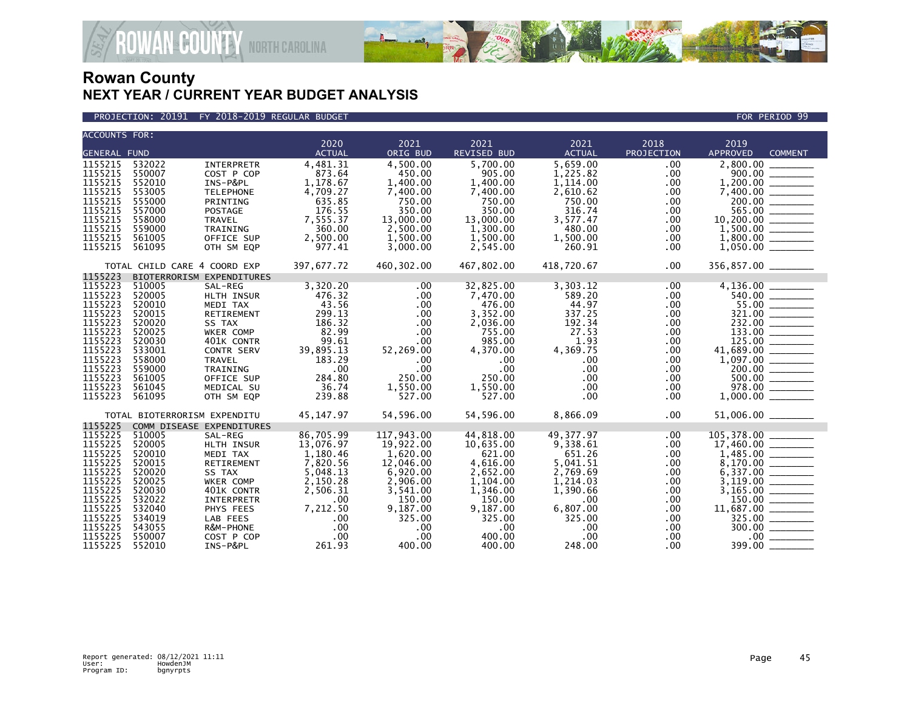# Rowan County
## NEXT YEAR / CURRENT YEAR BUDGET ANALYSIS

PROJECTION: 20191 FY 2018-2019 REGULAR BUDGET FOR PERIOD 99

| ACCOUNTS FOR: GENERAL FUND | | | 2020 ACTUAL | 2021 ORIG BUD | 2021 REVISED BUD | 2021 ACTUAL | 2018 PROJECTION | 2019 APPROVED | COMMENT |
|---|---|---|---|---|---|---|---|---|---|
| 1155215 | 532022 | INTERPRETR | 4,481.31 | 4,500.00 | 5,700.00 | 5,659.00 | .00 | 2,800.00 | _______ |
| 1155215 | 550007 | COST P COP | 873.64 | 450.00 | 905.00 | 1,225.82 | .00 | 900.00 | _______ |
| 1155215 | 552010 | INS-P&PL | 1,178.67 | 1,400.00 | 1,400.00 | 1,114.00 | .00 | 1,200.00 | _______ |
| 1155215 | 553005 | TELEPHONE | 4,709.27 | 7,400.00 | 7,400.00 | 2,610.62 | .00 | 7,400.00 | _______ |
| 1155215 | 555000 | PRINTING | 635.85 | 750.00 | 750.00 | 750.00 | .00 | 200.00 | _______ |
| 1155215 | 557000 | POSTAGE | 176.55 | 350.00 | 350.00 | 316.74 | .00 | 565.00 | _______ |
| 1155215 | 558000 | TRAVEL | 7,555.37 | 13,000.00 | 13,000.00 | 3,577.47 | .00 | 10,200.00 | _______ |
| 1155215 | 559000 | TRAINING | 360.00 | 2,500.00 | 1,300.00 | 480.00 | .00 | 1,500.00 | _______ |
| 1155215 | 561005 | OFFICE SUP | 2,500.00 | 1,500.00 | 1,500.00 | 1,500.00 | .00 | 1,800.00 | _______ |
| 1155215 | 561095 | OTH SM EQP | 977.41 | 3,000.00 | 2,545.00 | 260.91 | .00 | 1,050.00 | _______ |
| TOTAL CHILD CARE 4 COORD EXP | | | 397,677.72 | 460,302.00 | 467,802.00 | 418,720.67 | .00 | 356,857.00 | _______ |
| 1155223 | BIOTERRORISM EXPENDITURES | | | | | | | | |
| 1155223 | 510005 | SAL-REG | 3,320.20 | .00 | 32,825.00 | 3,303.12 | .00 | 4,136.00 | _______ |
| 1155223 | 520005 | HLTH INSUR | 476.32 | .00 | 7,470.00 | 589.20 | .00 | 540.00 | _______ |
| 1155223 | 520010 | MEDI TAX | 43.56 | .00 | 476.00 | 44.97 | .00 | 55.00 | _______ |
| 1155223 | 520015 | RETIREMENT | 299.13 | .00 | 3,352.00 | 337.25 | .00 | 321.00 | _______ |
| 1155223 | 520020 | SS TAX | 186.32 | .00 | 2,036.00 | 192.34 | .00 | 232.00 | _______ |
| 1155223 | 520025 | WKER COMP | 82.99 | .00 | 755.00 | 27.53 | .00 | 133.00 | _______ |
| 1155223 | 520030 | 401K CONTR | 99.61 | .00 | 985.00 | 1.93 | .00 | 125.00 | _______ |
| 1155223 | 533001 | CONTR SERV | 39,895.13 | 52,269.00 | 4,370.00 | 4,369.75 | .00 | 41,689.00 | _______ |
| 1155223 | 558000 | TRAVEL | 183.29 | .00 | .00 | .00 | .00 | 1,097.00 | _______ |
| 1155223 | 559000 | TRAINING | .00 | .00 | .00 | .00 | .00 | 200.00 | _______ |
| 1155223 | 561005 | OFFICE SUP | 284.80 | 250.00 | 250.00 | .00 | .00 | 500.00 | _______ |
| 1155223 | 561045 | MEDICAL SU | 36.74 | 1,550.00 | 1,550.00 | .00 | .00 | 978.00 | _______ |
| 1155223 | 561095 | OTH SM EQP | 239.88 | 527.00 | 527.00 | .00 | .00 | 1,000.00 | _______ |
| TOTAL BIOTERRORISM EXPENDITU | | | 45,147.97 | 54,596.00 | 54,596.00 | 8,866.09 | .00 | 51,006.00 | _______ |
| 1155225 | COMM DISEASE EXPENDITURES | | | | | | | | |
| 1155225 | 510005 | SAL-REG | 86,705.99 | 117,943.00 | 44,818.00 | 49,377.97 | .00 | 105,378.00 | _______ |
| 1155225 | 520005 | HLTH INSUR | 13,076.97 | 19,922.00 | 10,635.00 | 9,338.61 | .00 | 17,460.00 | _______ |
| 1155225 | 520010 | MEDI TAX | 1,180.46 | 1,620.00 | 621.00 | 651.26 | .00 | 1,485.00 | _______ |
| 1155225 | 520015 | RETIREMENT | 7,820.56 | 12,046.00 | 4,616.00 | 5,041.51 | .00 | 8,170.00 | _______ |
| 1155225 | 520020 | SS TAX | 5,048.13 | 6,920.00 | 2,652.00 | 2,769.69 | .00 | 6,337.00 | _______ |
| 1155225 | 520025 | WKER COMP | 2,150.28 | 2,906.00 | 1,104.00 | 1,214.03 | .00 | 3,119.00 | _______ |
| 1155225 | 520030 | 401K CONTR | 2,506.31 | 3,541.00 | 1,346.00 | 1,390.66 | .00 | 3,165.00 | _______ |
| 1155225 | 532022 | INTERPRETR | .00 | 150.00 | 150.00 | .00 | .00 | 150.00 | _______ |
| 1155225 | 532040 | PHYS FEES | 7,212.50 | 9,187.00 | 9,187.00 | 6,807.00 | .00 | 11,687.00 | _______ |
| 1155225 | 534019 | LAB FEES | .00 | 325.00 | 325.00 | 325.00 | .00 | 325.00 | _______ |
| 1155225 | 543055 | R&M-PHONE | .00 | .00 | .00 | .00 | .00 | 300.00 | _______ |
| 1155225 | 550007 | COST P COP | .00 | .00 | 400.00 | .00 | .00 | .00 | _______ |
| 1155225 | 552010 | INS-P&PL | 261.93 | 400.00 | 400.00 | 248.00 | .00 | 399.00 | _______ |

Report generated: 08/12/2021 11:11
User: HowdenJM
Program ID: bgnyrpts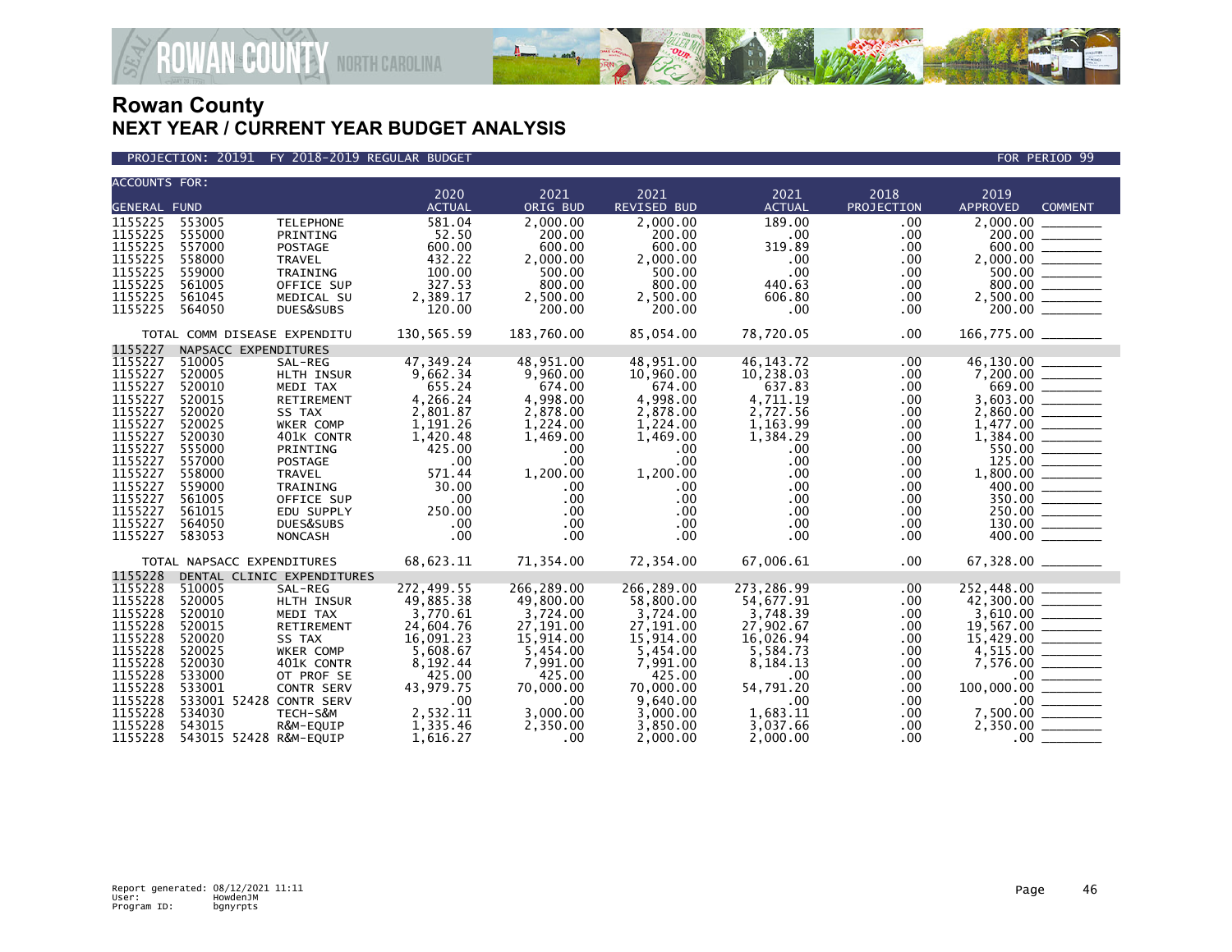# Rowan County
## NEXT YEAR / CURRENT YEAR BUDGET ANALYSIS

PROJECTION: 20191 FY 2018-2019 REGULAR BUDGET FOR PERIOD 99

| ACCOUNTS FOR: GENERAL FUND | | | 2020 ACTUAL | 2021 ORIG BUD | 2021 REVISED BUD | 2021 ACTUAL | 2018 PROJECTION | 2019 APPROVED | COMMENT |
|---|---|---|---|---|---|---|---|---|---|
| 1155225 | 553005 | TELEPHONE | 581.04 | 2,000.00 | 2,000.00 | 189.00 | .00 | 2,000.00 | |
| 1155225 | 555000 | PRINTING | 52.50 | 200.00 | 200.00 | .00 | .00 | 200.00 | |
| 1155225 | 557000 | POSTAGE | 600.00 | 600.00 | 600.00 | 319.89 | .00 | 600.00 | |
| 1155225 | 558000 | TRAVEL | 432.22 | 2,000.00 | 2,000.00 | .00 | .00 | 2,000.00 | |
| 1155225 | 559000 | TRAINING | 100.00 | 500.00 | 500.00 | .00 | .00 | 500.00 | |
| 1155225 | 561005 | OFFICE SUP | 327.53 | 800.00 | 800.00 | 440.63 | .00 | 800.00 | |
| 1155225 | 561045 | MEDICAL SU | 2,389.17 | 2,500.00 | 2,500.00 | 606.80 | .00 | 2,500.00 | |
| 1155225 | 564050 | DUES&SUBS | 120.00 | 200.00 | 200.00 | .00 | .00 | 200.00 | |
| | TOTAL COMM DISEASE EXPENDITU | | 130,565.59 | 183,760.00 | 85,054.00 | 78,720.05 | .00 | 166,775.00 | |
| 1155227 | NAPSACC EXPENDITURES | | | | | | | | |
| 1155227 | 510005 | SAL-REG | 47,349.24 | 48,951.00 | 48,951.00 | 46,143.72 | .00 | 46,130.00 | |
| 1155227 | 520005 | HLTH INSUR | 9,662.34 | 9,960.00 | 10,960.00 | 10,238.03 | .00 | 7,200.00 | |
| 1155227 | 520010 | MEDI TAX | 655.24 | 674.00 | 674.00 | 637.83 | .00 | 669.00 | |
| 1155227 | 520015 | RETIREMENT | 4,266.24 | 4,998.00 | 4,998.00 | 4,711.19 | .00 | 3,603.00 | |
| 1155227 | 520020 | SS TAX | 2,801.87 | 2,878.00 | 2,878.00 | 2,727.56 | .00 | 2,860.00 | |
| 1155227 | 520025 | WKER COMP | 1,191.26 | 1,224.00 | 1,224.00 | 1,163.99 | .00 | 1,477.00 | |
| 1155227 | 520030 | 401K CONTR | 1,420.48 | 1,469.00 | 1,469.00 | 1,384.29 | .00 | 1,384.00 | |
| 1155227 | 555000 | PRINTING | 425.00 | .00 | .00 | .00 | .00 | 550.00 | |
| 1155227 | 557000 | POSTAGE | .00 | .00 | .00 | .00 | .00 | 125.00 | |
| 1155227 | 558000 | TRAVEL | 571.44 | 1,200.00 | 1,200.00 | .00 | .00 | 1,800.00 | |
| 1155227 | 559000 | TRAINING | 30.00 | .00 | .00 | .00 | .00 | 400.00 | |
| 1155227 | 561005 | OFFICE SUP | .00 | .00 | .00 | .00 | .00 | 350.00 | |
| 1155227 | 561015 | EDU SUPPLY | 250.00 | .00 | .00 | .00 | .00 | 250.00 | |
| 1155227 | 564050 | DUES&SUBS | .00 | .00 | .00 | .00 | .00 | 130.00 | |
| 1155227 | 583053 | NONCASH | .00 | .00 | .00 | .00 | .00 | 400.00 | |
| | TOTAL NAPSACC EXPENDITURES | | 68,623.11 | 71,354.00 | 72,354.00 | 67,006.61 | .00 | 67,328.00 | |
| 1155228 | DENTAL CLINIC EXPENDITURES | | | | | | | | |
| 1155228 | 510005 | SAL-REG | 272,499.55 | 266,289.00 | 266,289.00 | 273,286.99 | .00 | 252,448.00 | |
| 1155228 | 520005 | HLTH INSUR | 49,885.38 | 49,800.00 | 58,800.00 | 54,677.91 | .00 | 42,300.00 | |
| 1155228 | 520010 | MEDI TAX | 3,770.61 | 3,724.00 | 3,724.00 | 3,748.39 | .00 | 3,610.00 | |
| 1155228 | 520015 | RETIREMENT | 24,604.76 | 27,191.00 | 27,191.00 | 27,902.67 | .00 | 19,567.00 | |
| 1155228 | 520020 | SS TAX | 16,091.23 | 15,914.00 | 15,914.00 | 16,026.94 | .00 | 15,429.00 | |
| 1155228 | 520025 | WKER COMP | 5,608.67 | 5,454.00 | 5,454.00 | 5,584.73 | .00 | 4,515.00 | |
| 1155228 | 520030 | 401K CONTR | 8,192.44 | 7,991.00 | 7,991.00 | 8,184.13 | .00 | 7,576.00 | |
| 1155228 | 533000 | OT PROF SE | 425.00 | 425.00 | 425.00 | .00 | .00 | .00 | |
| 1155228 | 533001 | CONTR SERV | 43,979.75 | 70,000.00 | 70,000.00 | 54,791.20 | .00 | 100,000.00 | |
| 1155228 | 533001 52428 | CONTR SERV | .00 | .00 | 9,640.00 | .00 | .00 | .00 | |
| 1155228 | 534030 | TECH-S&M | 2,532.11 | 3,000.00 | 3,000.00 | 1,683.11 | .00 | 7,500.00 | |
| 1155228 | 543015 | R&M-EQUIP | 1,335.46 | 2,350.00 | 3,850.00 | 3,037.66 | .00 | 2,350.00 | |
| 1155228 | 543015 52428 | R&M-EQUIP | 1,616.27 | .00 | 2,000.00 | 2,000.00 | .00 | .00 | |

Report generated: 08/12/2021 11:11
User: HowdenJM
Program ID: bgnyrpts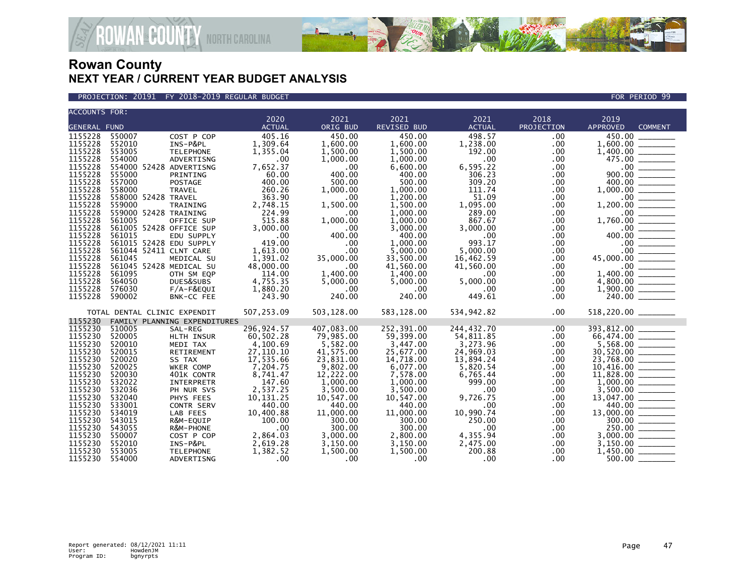# Rowan County
## NEXT YEAR / CURRENT YEAR BUDGET ANALYSIS

PROJECTION: 20191 FY 2018-2019 REGULAR BUDGET — FOR PERIOD 99

| ACCOUNTS FOR: GENERAL FUND | | | 2020 ACTUAL | 2021 ORIG BUD | 2021 REVISED BUD | 2021 ACTUAL | 2018 PROJECTION | 2019 APPROVED | COMMENT |
|---|---|---|---|---|---|---|---|---|---|
| 1155228 | 550007 | COST P COP | 405.16 | 450.00 | 450.00 | 498.57 | .00 | 450.00 | |
| 1155228 | 552010 | INS-P&PL | 1,309.64 | 1,600.00 | 1,600.00 | 1,238.00 | .00 | 1,600.00 | |
| 1155228 | 553005 | TELEPHONE | 1,355.04 | 1,500.00 | 1,500.00 | 192.00 | .00 | 1,400.00 | |
| 1155228 | 554000 | ADVERTISNG | .00 | 1,000.00 | 1,000.00 | .00 | .00 | 475.00 | |
| 1155228 | 554000 52428 | ADVERTISNG | 7,652.37 | .00 | 6,600.00 | 6,595.22 | .00 | .00 | |
| 1155228 | 555000 | PRINTING | 60.00 | 400.00 | 400.00 | 306.23 | .00 | 900.00 | |
| 1155228 | 557000 | POSTAGE | 400.00 | 500.00 | 500.00 | 309.20 | .00 | 400.00 | |
| 1155228 | 558000 | TRAVEL | 260.26 | 1,000.00 | 1,000.00 | 111.74 | .00 | 1,000.00 | |
| 1155228 | 558000 52428 | TRAVEL | 363.90 | .00 | 1,200.00 | 51.09 | .00 | .00 | |
| 1155228 | 559000 | TRAINING | 2,748.15 | 1,500.00 | 1,500.00 | 1,095.00 | .00 | 1,200.00 | |
| 1155228 | 559000 52428 | TRAINING | 224.99 | .00 | 1,000.00 | 289.00 | .00 | .00 | |
| 1155228 | 561005 | OFFICE SUP | 515.88 | 1,000.00 | 1,000.00 | 867.67 | .00 | 1,760.00 | |
| 1155228 | 561005 52428 | OFFICE SUP | 3,000.00 | .00 | 3,000.00 | 3,000.00 | .00 | .00 | |
| 1155228 | 561015 | EDU SUPPLY | .00 | 400.00 | 400.00 | .00 | .00 | 400.00 | |
| 1155228 | 561015 52428 | EDU SUPPLY | 419.00 | .00 | 1,000.00 | 993.17 | .00 | .00 | |
| 1155228 | 561044 52411 | CLNT CARE | 1,613.00 | .00 | 5,000.00 | 5,000.00 | .00 | .00 | |
| 1155228 | 561045 | MEDICAL SU | 1,391.02 | 35,000.00 | 33,500.00 | 16,462.59 | .00 | 45,000.00 | |
| 1155228 | 561045 52428 | MEDICAL SU | 48,000.00 | .00 | 41,560.00 | 41,560.00 | .00 | .00 | |
| 1155228 | 561095 | OTH SM EQP | 114.00 | 1,400.00 | 1,400.00 | .00 | .00 | 1,400.00 | |
| 1155228 | 564050 | DUES&SUBS | 4,755.35 | 5,000.00 | 5,000.00 | 5,000.00 | .00 | 4,800.00 | |
| 1155228 | 576030 | F/A-F&EQUI | 1,880.20 | .00 | .00 | .00 | .00 | 1,900.00 | |
| 1155228 | 590002 | BNK-CC FEE | 243.90 | 240.00 | 240.00 | 449.61 | .00 | 240.00 | |
| TOTAL DENTAL CLINIC EXPENDIT | | | 507,253.09 | 503,128.00 | 583,128.00 | 534,942.82 | .00 | 518,220.00 | |
| 1155230 | FAMILY PLANNING EXPENDITURES | | | | | | | | |
| 1155230 | 510005 | SAL-REG | 296,924.57 | 407,083.00 | 252,391.00 | 244,432.70 | .00 | 393,812.00 | |
| 1155230 | 520005 | HLTH INSUR | 60,502.28 | 79,985.00 | 59,399.00 | 54,811.85 | .00 | 66,474.00 | |
| 1155230 | 520010 | MEDI TAX | 4,100.69 | 5,582.00 | 3,447.00 | 3,273.96 | .00 | 5,568.00 | |
| 1155230 | 520015 | RETIREMENT | 27,110.10 | 41,575.00 | 25,677.00 | 24,969.03 | .00 | 30,520.00 | |
| 1155230 | 520020 | SS TAX | 17,535.66 | 23,831.00 | 14,718.00 | 13,894.24 | .00 | 23,768.00 | |
| 1155230 | 520025 | WKER COMP | 7,204.75 | 9,802.00 | 6,077.00 | 5,820.54 | .00 | 10,416.00 | |
| 1155230 | 520030 | 401K CONTR | 8,741.47 | 12,222.00 | 7,578.00 | 6,765.44 | .00 | 11,828.00 | |
| 1155230 | 532022 | INTERPRETR | 147.60 | 1,000.00 | 1,000.00 | 999.00 | .00 | 1,000.00 | |
| 1155230 | 532036 | PH NUR SVS | 2,537.25 | 3,500.00 | 3,500.00 | .00 | .00 | 3,500.00 | |
| 1155230 | 532040 | PHYS FEES | 10,131.25 | 10,547.00 | 10,547.00 | 9,726.75 | .00 | 13,047.00 | |
| 1155230 | 533001 | CONTR SERV | 440.00 | 440.00 | 440.00 | .00 | .00 | 440.00 | |
| 1155230 | 534019 | LAB FEES | 10,400.88 | 11,000.00 | 11,000.00 | 10,990.74 | .00 | 13,000.00 | |
| 1155230 | 543015 | R&M-EQUIP | 100.00 | 300.00 | 300.00 | 250.00 | .00 | 300.00 | |
| 1155230 | 543055 | R&M-PHONE | .00 | 300.00 | 300.00 | .00 | .00 | 250.00 | |
| 1155230 | 550007 | COST P COP | 2,864.03 | 3,000.00 | 2,800.00 | 4,355.94 | .00 | 3,000.00 | |
| 1155230 | 552010 | INS-P&PL | 2,619.28 | 3,150.00 | 3,150.00 | 2,475.00 | .00 | 3,150.00 | |
| 1155230 | 553005 | TELEPHONE | 1,382.52 | 1,500.00 | 1,500.00 | 200.88 | .00 | 1,450.00 | |
| 1155230 | 554000 | ADVERTISNG | .00 | .00 | .00 | .00 | .00 | 500.00 | |

Report generated: 08/12/2021 11:11
User: HowdenJM
Program ID: bgnyrpts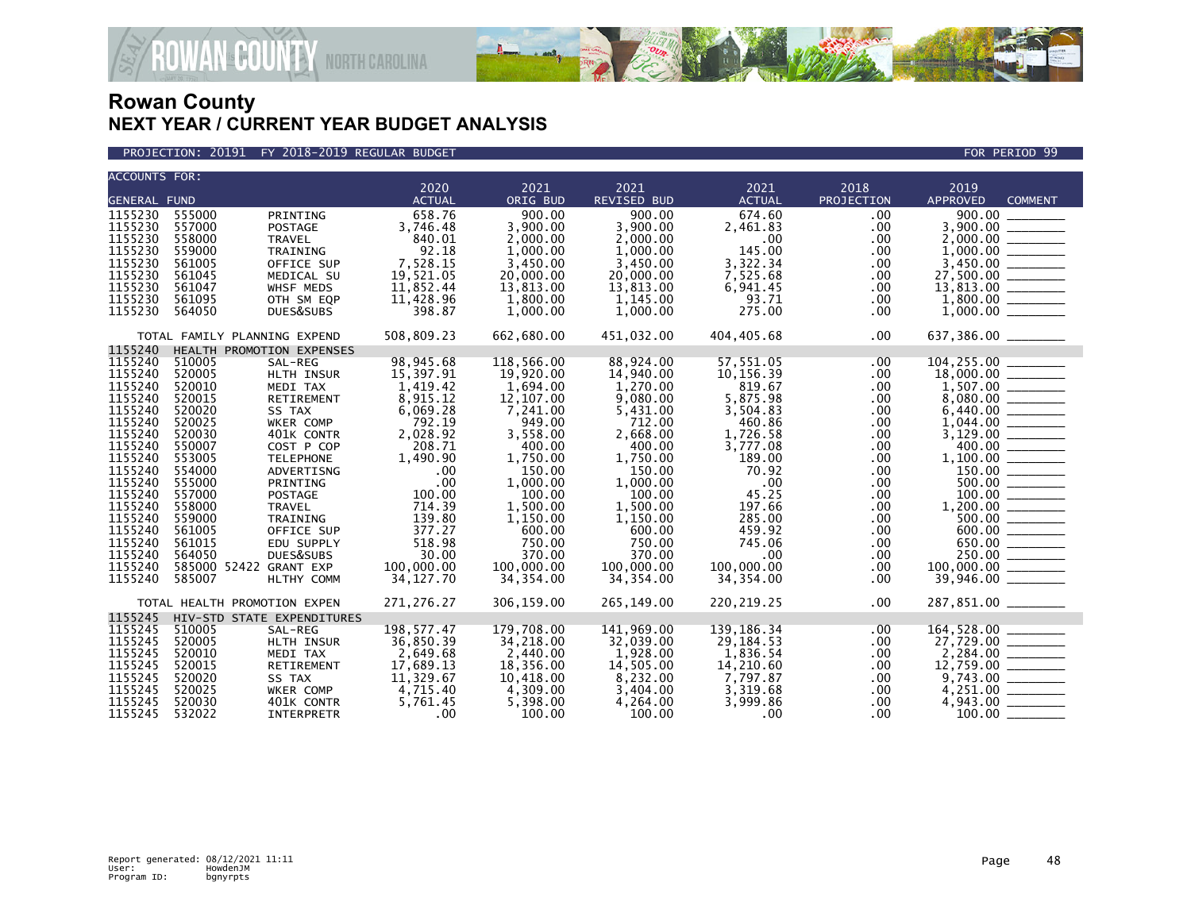# Rowan County
## NEXT YEAR / CURRENT YEAR BUDGET ANALYSIS

PROJECTION: 20191 FY 2018-2019 REGULAR BUDGET | FOR PERIOD 99

| ACCOUNTS FOR: GENERAL FUND | | | 2020 ACTUAL | 2021 ORIG BUD | 2021 REVISED BUD | 2021 ACTUAL | 2018 PROJECTION | 2019 APPROVED | COMMENT |
|---|---|---|---|---|---|---|---|---|---|
| 1155230 | 555000 | PRINTING | 658.76 | 900.00 | 900.00 | 674.60 | .00 | 900.00 | _______ |
| 1155230 | 557000 | POSTAGE | 3,746.48 | 3,900.00 | 3,900.00 | 2,461.83 | .00 | 3,900.00 | _______ |
| 1155230 | 558000 | TRAVEL | 840.01 | 2,000.00 | 2,000.00 | .00 | .00 | 2,000.00 | _______ |
| 1155230 | 559000 | TRAINING | 92.18 | 1,000.00 | 1,000.00 | 145.00 | .00 | 1,000.00 | _______ |
| 1155230 | 561005 | OFFICE SUP | 7,528.15 | 3,450.00 | 3,450.00 | 3,322.34 | .00 | 3,450.00 | _______ |
| 1155230 | 561045 | MEDICAL SU | 19,521.05 | 20,000.00 | 20,000.00 | 7,525.68 | .00 | 27,500.00 | _______ |
| 1155230 | 561047 | WHSF MEDS | 11,852.44 | 13,813.00 | 13,813.00 | 6,941.45 | .00 | 13,813.00 | _______ |
| 1155230 | 561095 | OTH SM EQP | 11,428.96 | 1,800.00 | 1,145.00 | 93.71 | .00 | 1,800.00 | _______ |
| 1155230 | 564050 | DUES&SUBS | 398.87 | 1,000.00 | 1,000.00 | 275.00 | .00 | 1,000.00 | _______ |
| TOTAL FAMILY PLANNING EXPEND | | | 508,809.23 | 662,680.00 | 451,032.00 | 404,405.68 | .00 | 637,386.00 | _______ |
| 1155240 | HEALTH PROMOTION EXPENSES | | | | | | | | |
| 1155240 | 510005 | SAL-REG | 98,945.68 | 118,566.00 | 88,924.00 | 57,551.05 | .00 | 104,255.00 | _______ |
| 1155240 | 520005 | HLTH INSUR | 15,397.91 | 19,920.00 | 14,940.00 | 10,156.39 | .00 | 18,000.00 | _______ |
| 1155240 | 520010 | MEDI TAX | 1,419.42 | 1,694.00 | 1,270.00 | 819.67 | .00 | 1,507.00 | _______ |
| 1155240 | 520015 | RETIREMENT | 8,915.12 | 12,107.00 | 9,080.00 | 5,875.98 | .00 | 8,080.00 | _______ |
| 1155240 | 520020 | SS TAX | 6,069.28 | 7,241.00 | 5,431.00 | 3,504.83 | .00 | 6,440.00 | _______ |
| 1155240 | 520025 | WKER COMP | 792.19 | 949.00 | 712.00 | 460.86 | .00 | 1,044.00 | _______ |
| 1155240 | 520030 | 401K CONTR | 2,028.92 | 3,558.00 | 2,668.00 | 1,726.58 | .00 | 3,129.00 | _______ |
| 1155240 | 550007 | COST P COP | 208.71 | 400.00 | 400.00 | 3,777.08 | .00 | 400.00 | _______ |
| 1155240 | 553005 | TELEPHONE | 1,490.90 | 1,750.00 | 1,750.00 | 189.00 | .00 | 1,100.00 | _______ |
| 1155240 | 554000 | ADVERTISNG | .00 | 150.00 | 150.00 | 70.92 | .00 | 150.00 | _______ |
| 1155240 | 555000 | PRINTING | .00 | 1,000.00 | 1,000.00 | .00 | .00 | 500.00 | _______ |
| 1155240 | 557000 | POSTAGE | 100.00 | 100.00 | 100.00 | 45.25 | .00 | 100.00 | _______ |
| 1155240 | 558000 | TRAVEL | 714.39 | 1,500.00 | 1,500.00 | 197.66 | .00 | 1,200.00 | _______ |
| 1155240 | 559000 | TRAINING | 139.80 | 1,150.00 | 1,150.00 | 285.00 | .00 | 500.00 | _______ |
| 1155240 | 561005 | OFFICE SUP | 377.27 | 600.00 | 600.00 | 459.92 | .00 | 600.00 | _______ |
| 1155240 | 561015 | EDU SUPPLY | 518.98 | 750.00 | 750.00 | 745.06 | .00 | 650.00 | _______ |
| 1155240 | 564050 | DUES&SUBS | 30.00 | 370.00 | 370.00 | .00 | .00 | 250.00 | _______ |
| 1155240 | 585000 52422 | GRANT EXP | 100,000.00 | 100,000.00 | 100,000.00 | 100,000.00 | .00 | 100,000.00 | _______ |
| 1155240 | 585007 | HLTHY COMM | 34,127.70 | 34,354.00 | 34,354.00 | 34,354.00 | .00 | 39,946.00 | _______ |
| TOTAL HEALTH PROMOTION EXPEN | | | 271,276.27 | 306,159.00 | 265,149.00 | 220,219.25 | .00 | 287,851.00 | _______ |
| 1155245 | HIV-STD STATE EXPENDITURES | | | | | | | | |
| 1155245 | 510005 | SAL-REG | 198,577.47 | 179,708.00 | 141,969.00 | 139,186.34 | .00 | 164,528.00 | _______ |
| 1155245 | 520005 | HLTH INSUR | 36,850.39 | 34,218.00 | 32,039.00 | 29,184.53 | .00 | 27,729.00 | _______ |
| 1155245 | 520010 | MEDI TAX | 2,649.68 | 2,440.00 | 1,928.00 | 1,836.54 | .00 | 2,284.00 | _______ |
| 1155245 | 520015 | RETIREMENT | 17,689.13 | 18,356.00 | 14,505.00 | 14,210.60 | .00 | 12,759.00 | _______ |
| 1155245 | 520020 | SS TAX | 11,329.67 | 10,418.00 | 8,232.00 | 7,797.87 | .00 | 9,743.00 | _______ |
| 1155245 | 520025 | WKER COMP | 4,715.40 | 4,309.00 | 3,404.00 | 3,319.68 | .00 | 4,251.00 | _______ |
| 1155245 | 520030 | 401K CONTR | 5,761.45 | 5,398.00 | 4,264.00 | 3,999.86 | .00 | 4,943.00 | _______ |
| 1155245 | 532022 | INTERPRETR | .00 | 100.00 | 100.00 | .00 | .00 | 100.00 | _______ |

Report generated: 08/12/2021 11:11
User: HowdenJM
Program ID: bgnyrpts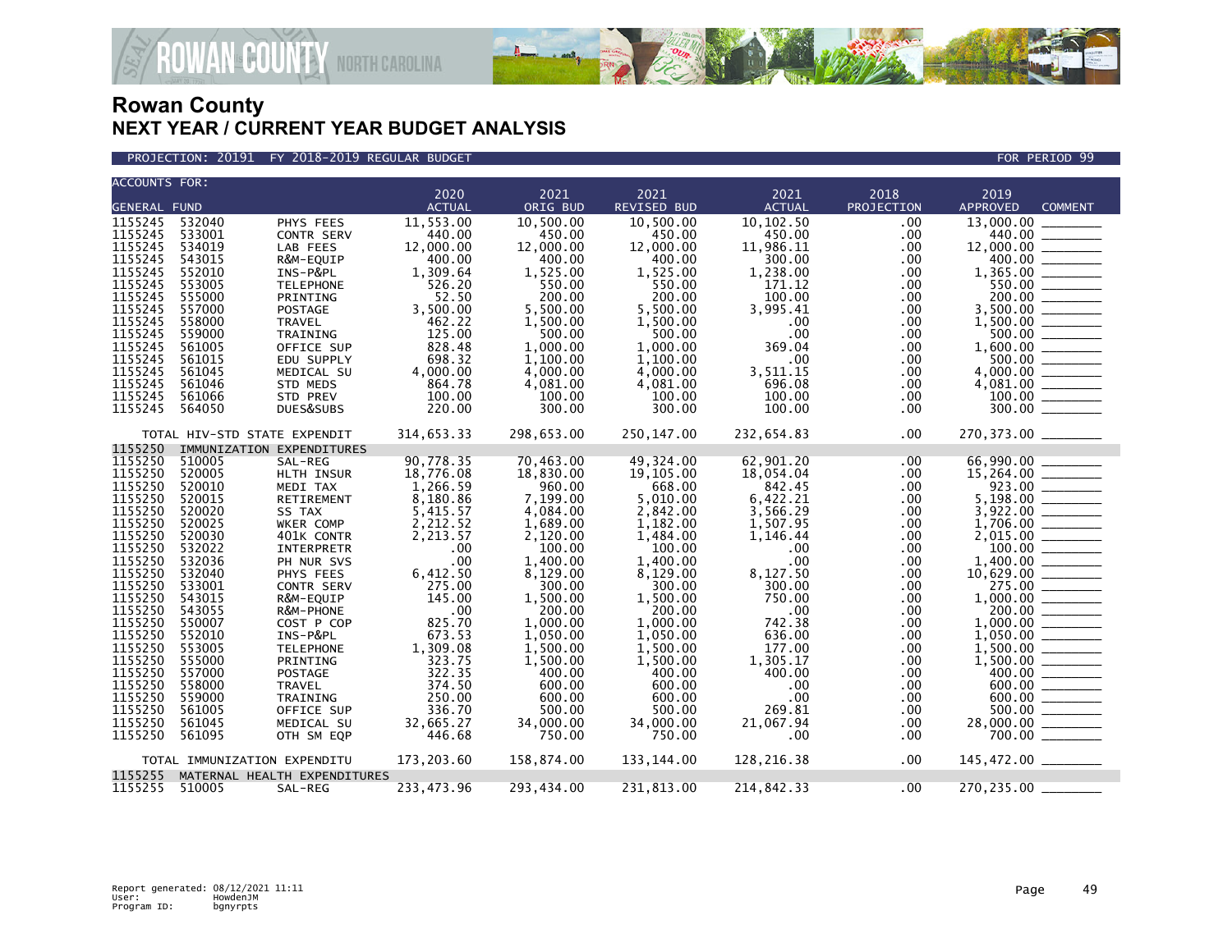# Rowan County
## NEXT YEAR / CURRENT YEAR BUDGET ANALYSIS

PROJECTION: 20191 FY 2018-2019 REGULAR BUDGET FOR PERIOD 99

| ACCOUNTS FOR: GENERAL FUND | | | 2020 ACTUAL | 2021 ORIG BUD | 2021 REVISED BUD | 2021 ACTUAL | 2018 PROJECTION | 2019 APPROVED | COMMENT |
|---|---|---|---|---|---|---|---|---|---|
| 1155245 | 532040 | PHYS FEES | 11,553.00 | 10,500.00 | 10,500.00 | 10,102.50 | .00 | 13,000.00 | _______ |
| 1155245 | 533001 | CONTR SERV | 440.00 | 450.00 | 450.00 | 450.00 | .00 | 440.00 | _______ |
| 1155245 | 534019 | LAB FEES | 12,000.00 | 12,000.00 | 12,000.00 | 11,986.11 | .00 | 12,000.00 | _______ |
| 1155245 | 543015 | R&M-EQUIP | 400.00 | 400.00 | 400.00 | 300.00 | .00 | 400.00 | _______ |
| 1155245 | 552010 | INS-P&PL | 1,309.64 | 1,525.00 | 1,525.00 | 1,238.00 | .00 | 1,365.00 | _______ |
| 1155245 | 553005 | TELEPHONE | 526.20 | 550.00 | 550.00 | 171.12 | .00 | 550.00 | _______ |
| 1155245 | 555000 | PRINTING | 52.50 | 200.00 | 200.00 | 100.00 | .00 | 200.00 | _______ |
| 1155245 | 557000 | POSTAGE | 3,500.00 | 5,500.00 | 5,500.00 | 3,995.41 | .00 | 3,500.00 | _______ |
| 1155245 | 558000 | TRAVEL | 462.22 | 1,500.00 | 1,500.00 | .00 | .00 | 1,500.00 | _______ |
| 1155245 | 559000 | TRAINING | 125.00 | 500.00 | 500.00 | .00 | .00 | 500.00 | _______ |
| 1155245 | 561005 | OFFICE SUP | 828.48 | 1,000.00 | 1,000.00 | 369.04 | .00 | 1,600.00 | _______ |
| 1155245 | 561015 | EDU SUPPLY | 698.32 | 1,100.00 | 1,100.00 | .00 | .00 | 500.00 | _______ |
| 1155245 | 561045 | MEDICAL SU | 4,000.00 | 4,000.00 | 4,000.00 | 3,511.15 | .00 | 4,000.00 | _______ |
| 1155245 | 561046 | STD MEDS | 864.78 | 4,081.00 | 4,081.00 | 696.08 | .00 | 4,081.00 | _______ |
| 1155245 | 561066 | STD PREV | 100.00 | 100.00 | 100.00 | 100.00 | .00 | 100.00 | _______ |
| 1155245 | 564050 | DUES&SUBS | 220.00 | 300.00 | 300.00 | 100.00 | .00 | 300.00 | _______ |
| | TOTAL HIV-STD STATE EXPENDIT | | 314,653.33 | 298,653.00 | 250,147.00 | 232,654.83 | .00 | 270,373.00 | _______ |
| 1155250 | IMMUNIZATION EXPENDITURES | | | | | | | | |
| 1155250 | 510005 | SAL-REG | 90,778.35 | 70,463.00 | 49,324.00 | 62,901.20 | .00 | 66,990.00 | _______ |
| 1155250 | 520005 | HLTH INSUR | 18,776.08 | 18,830.00 | 19,105.00 | 18,054.04 | .00 | 15,264.00 | _______ |
| 1155250 | 520010 | MEDI TAX | 1,266.59 | 960.00 | 668.00 | 842.45 | .00 | 923.00 | _______ |
| 1155250 | 520015 | RETIREMENT | 8,180.86 | 7,199.00 | 5,010.00 | 6,422.21 | .00 | 5,198.00 | _______ |
| 1155250 | 520020 | SS TAX | 5,415.57 | 4,084.00 | 2,842.00 | 3,566.29 | .00 | 3,922.00 | _______ |
| 1155250 | 520025 | WKER COMP | 2,212.52 | 1,689.00 | 1,182.00 | 1,507.95 | .00 | 1,706.00 | _______ |
| 1155250 | 520030 | 401K CONTR | 2,213.57 | 2,120.00 | 1,484.00 | 1,146.44 | .00 | 2,015.00 | _______ |
| 1155250 | 532022 | INTERPRETR | .00 | 100.00 | 100.00 | .00 | .00 | 100.00 | _______ |
| 1155250 | 532036 | PH NUR SVS | .00 | 1,400.00 | 1,400.00 | .00 | .00 | 1,400.00 | _______ |
| 1155250 | 532040 | PHYS FEES | 6,412.50 | 8,129.00 | 8,129.00 | 8,127.50 | .00 | 10,629.00 | _______ |
| 1155250 | 533001 | CONTR SERV | 275.00 | 300.00 | 300.00 | 300.00 | .00 | 275.00 | _______ |
| 1155250 | 543015 | R&M-EQUIP | 145.00 | 1,500.00 | 1,500.00 | 750.00 | .00 | 1,000.00 | _______ |
| 1155250 | 543055 | R&M-PHONE | .00 | 200.00 | 200.00 | .00 | .00 | 200.00 | _______ |
| 1155250 | 550007 | COST P COP | 825.70 | 1,000.00 | 1,000.00 | 742.38 | .00 | 1,000.00 | _______ |
| 1155250 | 552010 | INS-P&PL | 673.53 | 1,050.00 | 1,050.00 | 636.00 | .00 | 1,050.00 | _______ |
| 1155250 | 553005 | TELEPHONE | 1,309.08 | 1,500.00 | 1,500.00 | 177.00 | .00 | 1,500.00 | _______ |
| 1155250 | 555000 | PRINTING | 323.75 | 1,500.00 | 1,500.00 | 1,305.17 | .00 | 1,500.00 | _______ |
| 1155250 | 557000 | POSTAGE | 322.35 | 400.00 | 400.00 | 400.00 | .00 | 400.00 | _______ |
| 1155250 | 558000 | TRAVEL | 374.50 | 600.00 | 600.00 | .00 | .00 | 600.00 | _______ |
| 1155250 | 559000 | TRAINING | 250.00 | 600.00 | 600.00 | .00 | .00 | 600.00 | _______ |
| 1155250 | 561005 | OFFICE SUP | 336.70 | 500.00 | 500.00 | 269.81 | .00 | 500.00 | _______ |
| 1155250 | 561045 | MEDICAL SU | 32,665.27 | 34,000.00 | 34,000.00 | 21,067.94 | .00 | 28,000.00 | _______ |
| 1155250 | 561095 | OTH SM EQP | 446.68 | 750.00 | 750.00 | .00 | .00 | 700.00 | _______ |
| | TOTAL IMMUNIZATION EXPENDITU | | 173,203.60 | 158,874.00 | 133,144.00 | 128,216.38 | .00 | 145,472.00 | _______ |
| 1155255 | MATERNAL HEALTH EXPENDITURES | | | | | | | | |
| 1155255 | 510005 | SAL-REG | 233,473.96 | 293,434.00 | 231,813.00 | 214,842.33 | .00 | 270,235.00 | _______ |

Report generated: 08/12/2021 11:11
User: HowdenJM
Program ID: bgnyrpts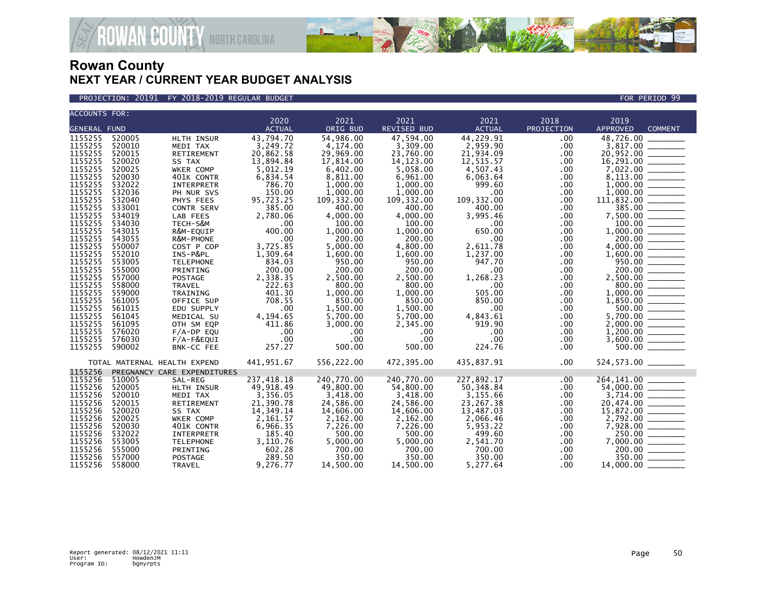# Rowan County
## NEXT YEAR / CURRENT YEAR BUDGET ANALYSIS

PROJECTION: 20191 FY 2018-2019 REGULAR BUDGET FOR PERIOD 99

| ACCOUNTS FOR: GENERAL FUND | | | 2020 ACTUAL | 2021 ORIG BUD | 2021 REVISED BUD | 2021 ACTUAL | 2018 PROJECTION | 2019 APPROVED | COMMENT |
|---|---|---|---|---|---|---|---|---|---|
| 1155255 | 520005 | HLTH INSUR | 43,794.70 | 54,986.00 | 47,594.00 | 44,229.91 | .00 | 48,726.00 | _______ |
| 1155255 | 520010 | MEDI TAX | 3,249.72 | 4,174.00 | 3,309.00 | 2,959.90 | .00 | 3,817.00 | _______ |
| 1155255 | 520015 | RETIREMENT | 20,862.58 | 29,969.00 | 23,760.00 | 21,934.09 | .00 | 20,952.00 | _______ |
| 1155255 | 520020 | SS TAX | 13,894.84 | 17,814.00 | 14,123.00 | 12,515.57 | .00 | 16,291.00 | _______ |
| 1155255 | 520025 | WKER COMP | 5,012.19 | 6,402.00 | 5,058.00 | 4,507.43 | .00 | 7,022.00 | _______ |
| 1155255 | 520030 | 401K CONTR | 6,834.54 | 8,811.00 | 6,961.00 | 6,063.64 | .00 | 8,113.00 | _______ |
| 1155255 | 532022 | INTERPRETR | 786.70 | 1,000.00 | 1,000.00 | 999.60 | .00 | 1,000.00 | _______ |
| 1155255 | 532036 | PH NUR SVS | 150.00 | 1,000.00 | 1,000.00 | .00 | .00 | 1,000.00 | _______ |
| 1155255 | 532040 | PHYS FEES | 95,723.25 | 109,332.00 | 109,332.00 | 109,332.00 | .00 | 111,832.00 | _______ |
| 1155255 | 533001 | CONTR SERV | 385.00 | 400.00 | 400.00 | 400.00 | .00 | 385.00 | _______ |
| 1155255 | 534019 | LAB FEES | 2,780.06 | 4,000.00 | 4,000.00 | 3,995.46 | .00 | 7,500.00 | _______ |
| 1155255 | 534030 | TECH-S&M | .00 | 100.00 | 100.00 | .00 | .00 | 100.00 | _______ |
| 1155255 | 543015 | R&M-EQUIP | 400.00 | 1,000.00 | 1,000.00 | 650.00 | .00 | 1,000.00 | _______ |
| 1155255 | 543055 | R&M-PHONE | .00 | 200.00 | 200.00 | .00 | .00 | 200.00 | _______ |
| 1155255 | 550007 | COST P COP | 3,725.85 | 5,000.00 | 4,800.00 | 2,611.78 | .00 | 4,000.00 | _______ |
| 1155255 | 552010 | INS-P&PL | 1,309.64 | 1,600.00 | 1,600.00 | 1,237.00 | .00 | 1,600.00 | _______ |
| 1155255 | 553005 | TELEPHONE | 834.03 | 950.00 | 950.00 | 947.70 | .00 | 950.00 | _______ |
| 1155255 | 555000 | PRINTING | 200.00 | 200.00 | 200.00 | .00 | .00 | 200.00 | _______ |
| 1155255 | 557000 | POSTAGE | 2,338.35 | 2,500.00 | 2,500.00 | 1,268.23 | .00 | 2,500.00 | _______ |
| 1155255 | 558000 | TRAVEL | 222.63 | 800.00 | 800.00 | .00 | .00 | 800.00 | _______ |
| 1155255 | 559000 | TRAINING | 401.30 | 1,000.00 | 1,000.00 | 505.00 | .00 | 1,000.00 | _______ |
| 1155255 | 561005 | OFFICE SUP | 708.55 | 850.00 | 850.00 | 850.00 | .00 | 1,850.00 | _______ |
| 1155255 | 561015 | EDU SUPPLY | .00 | 1,500.00 | 1,500.00 | .00 | .00 | 500.00 | _______ |
| 1155255 | 561045 | MEDICAL SU | 4,194.65 | 5,700.00 | 5,700.00 | 4,843.61 | .00 | 5,700.00 | _______ |
| 1155255 | 561095 | OTH SM EQP | 411.86 | 3,000.00 | 2,345.00 | 919.90 | .00 | 2,000.00 | _______ |
| 1155255 | 576020 | F/A-DP EQU | .00 | .00 | .00 | .00 | .00 | 1,200.00 | _______ |
| 1155255 | 576030 | F/A-F&EQUI | .00 | .00 | .00 | .00 | .00 | 3,600.00 | _______ |
| 1155255 | 590002 | BNK-CC FEE | 257.27 | 500.00 | 500.00 | 224.76 | .00 | 500.00 | _______ |
| TOTAL MATERNAL HEALTH EXPEND | | | 441,951.67 | 556,222.00 | 472,395.00 | 435,837.91 | .00 | 524,573.00 | _______ |
| 1155256 | PREGNANCY CARE EXPENDITURES | | | | | | | | |
| 1155256 | 510005 | SAL-REG | 237,418.18 | 240,770.00 | 240,770.00 | 227,892.17 | .00 | 264,141.00 | _______ |
| 1155256 | 520005 | HLTH INSUR | 49,918.49 | 49,800.00 | 54,800.00 | 50,348.84 | .00 | 54,000.00 | _______ |
| 1155256 | 520010 | MEDI TAX | 3,356.05 | 3,418.00 | 3,418.00 | 3,155.66 | .00 | 3,714.00 | _______ |
| 1155256 | 520015 | RETIREMENT | 21,390.78 | 24,586.00 | 24,586.00 | 23,267.38 | .00 | 20,474.00 | _______ |
| 1155256 | 520020 | SS TAX | 14,349.14 | 14,606.00 | 14,606.00 | 13,487.03 | .00 | 15,872.00 | _______ |
| 1155256 | 520025 | WKER COMP | 2,161.57 | 2,162.00 | 2,162.00 | 2,066.46 | .00 | 2,792.00 | _______ |
| 1155256 | 520030 | 401K CONTR | 6,966.35 | 7,226.00 | 7,226.00 | 5,953.22 | .00 | 7,928.00 | _______ |
| 1155256 | 532022 | INTERPRETR | 185.40 | 500.00 | 500.00 | 499.60 | .00 | 250.00 | _______ |
| 1155256 | 553005 | TELEPHONE | 3,110.76 | 5,000.00 | 5,000.00 | 2,541.70 | .00 | 7,000.00 | _______ |
| 1155256 | 555000 | PRINTING | 602.28 | 700.00 | 700.00 | 700.00 | .00 | 200.00 | _______ |
| 1155256 | 557000 | POSTAGE | 289.50 | 350.00 | 350.00 | 350.00 | .00 | 350.00 | _______ |
| 1155256 | 558000 | TRAVEL | 9,276.77 | 14,500.00 | 14,500.00 | 5,277.64 | .00 | 14,000.00 | _______ |

Report generated: 08/12/2021 11:11
User: HowdenJM
Program ID: bgnyrpts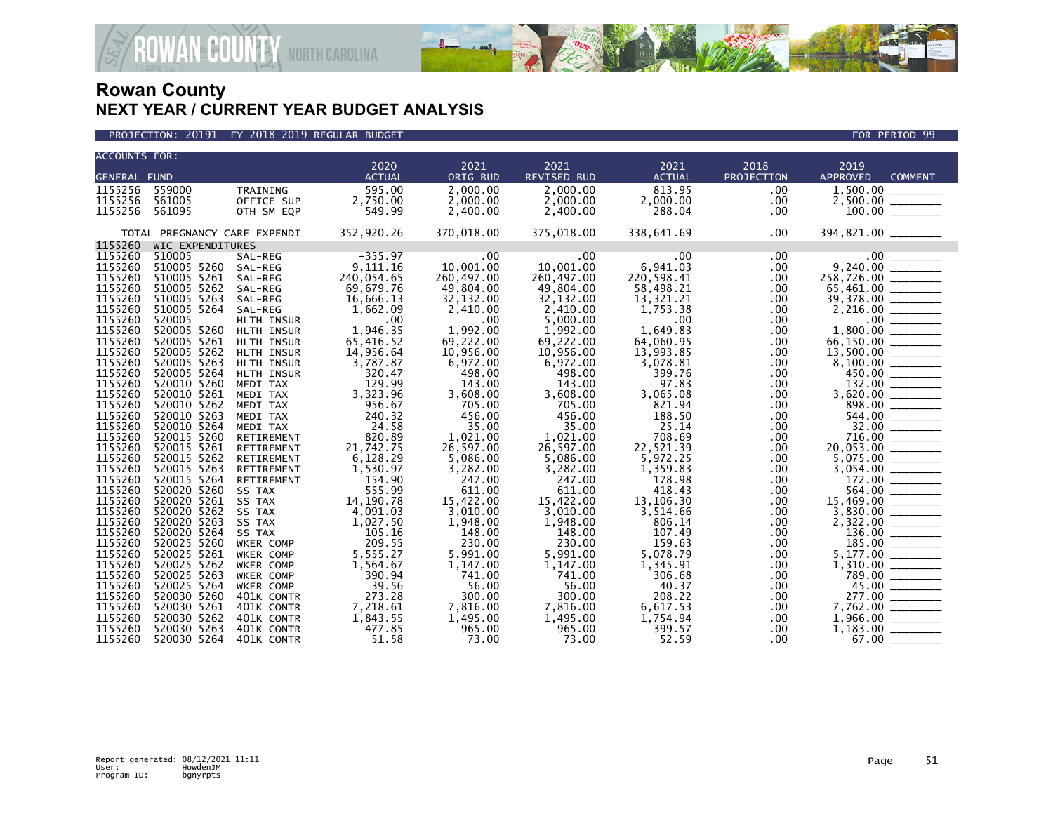# Rowan County
## NEXT YEAR / CURRENT YEAR BUDGET ANALYSIS

PROJECTION: 20191 FY 2018-2019 REGULAR BUDGET — FOR PERIOD 99

| ACCOUNTS FOR: GENERAL FUND | | | 2020 ACTUAL | 2021 ORIG BUD | 2021 REVISED BUD | 2021 ACTUAL | 2018 PROJECTION | 2019 APPROVED | COMMENT |
|---|---|---|---|---|---|---|---|---|---|
| 1155256 | 559000 | TRAINING | 595.00 | 2,000.00 | 2,000.00 | 813.95 | .00 | 1,500.00 | _______ |
| 1155256 | 561005 | OFFICE SUP | 2,750.00 | 2,000.00 | 2,000.00 | 2,000.00 | .00 | 2,500.00 | _______ |
| 1155256 | 561095 | OTH SM EQP | 549.99 | 2,400.00 | 2,400.00 | 288.04 | .00 | 100.00 | _______ |
| TOTAL PREGNANCY CARE EXPENDI | | | 352,920.26 | 370,018.00 | 375,018.00 | 338,641.69 | .00 | 394,821.00 | _______ |
| 1155260 | WIC EXPENDITURES | | | | | | | | |
| 1155260 | 510005 | SAL-REG | -355.97 | .00 | .00 | .00 | .00 | .00 | _______ |
| 1155260 | 510005 5260 | SAL-REG | 9,111.16 | 10,001.00 | 10,001.00 | 6,941.03 | .00 | 9,240.00 | _______ |
| 1155260 | 510005 5261 | SAL-REG | 240,054.65 | 260,497.00 | 260,497.00 | 220,598.41 | .00 | 258,726.00 | _______ |
| 1155260 | 510005 5262 | SAL-REG | 69,679.76 | 49,804.00 | 49,804.00 | 58,498.21 | .00 | 65,461.00 | _______ |
| 1155260 | 510005 5263 | SAL-REG | 16,666.13 | 32,132.00 | 32,132.00 | 13,321.21 | .00 | 39,378.00 | _______ |
| 1155260 | 510005 5264 | SAL-REG | 1,662.09 | 2,410.00 | 2,410.00 | 1,753.38 | .00 | 2,216.00 | _______ |
| 1155260 | 520005 | HLTH INSUR | .00 | .00 | 5,000.00 | .00 | .00 | .00 | _______ |
| 1155260 | 520005 5260 | HLTH INSUR | 1,946.35 | 1,992.00 | 1,992.00 | 1,649.83 | .00 | 1,800.00 | _______ |
| 1155260 | 520005 5261 | HLTH INSUR | 65,416.52 | 69,222.00 | 69,222.00 | 64,060.95 | .00 | 66,150.00 | _______ |
| 1155260 | 520005 5262 | HLTH INSUR | 14,956.64 | 10,956.00 | 10,956.00 | 13,993.85 | .00 | 13,500.00 | _______ |
| 1155260 | 520005 5263 | HLTH INSUR | 3,787.87 | 6,972.00 | 6,972.00 | 3,078.81 | .00 | 8,100.00 | _______ |
| 1155260 | 520005 5264 | HLTH INSUR | 320.47 | 498.00 | 498.00 | 399.76 | .00 | 450.00 | _______ |
| 1155260 | 520010 5260 | MEDI TAX | 129.99 | 143.00 | 143.00 | 97.83 | .00 | 132.00 | _______ |
| 1155260 | 520010 5261 | MEDI TAX | 3,323.96 | 3,608.00 | 3,608.00 | 3,065.08 | .00 | 3,620.00 | _______ |
| 1155260 | 520010 5262 | MEDI TAX | 956.67 | 705.00 | 705.00 | 821.94 | .00 | 898.00 | _______ |
| 1155260 | 520010 5263 | MEDI TAX | 240.32 | 456.00 | 456.00 | 188.50 | .00 | 544.00 | _______ |
| 1155260 | 520010 5264 | MEDI TAX | 24.58 | 35.00 | 35.00 | 25.14 | .00 | 32.00 | _______ |
| 1155260 | 520015 5260 | RETIREMENT | 820.89 | 1,021.00 | 1,021.00 | 708.69 | .00 | 716.00 | _______ |
| 1155260 | 520015 5261 | RETIREMENT | 21,742.75 | 26,597.00 | 26,597.00 | 22,521.39 | .00 | 20,053.00 | _______ |
| 1155260 | 520015 5262 | RETIREMENT | 6,128.29 | 5,086.00 | 5,086.00 | 5,972.25 | .00 | 5,075.00 | _______ |
| 1155260 | 520015 5263 | RETIREMENT | 1,530.97 | 3,282.00 | 3,282.00 | 1,359.83 | .00 | 3,054.00 | _______ |
| 1155260 | 520015 5264 | RETIREMENT | 154.90 | 247.00 | 247.00 | 178.98 | .00 | 172.00 | _______ |
| 1155260 | 520020 5260 | SS TAX | 555.99 | 611.00 | 611.00 | 418.43 | .00 | 564.00 | _______ |
| 1155260 | 520020 5261 | SS TAX | 14,190.78 | 15,422.00 | 15,422.00 | 13,106.30 | .00 | 15,469.00 | _______ |
| 1155260 | 520020 5262 | SS TAX | 4,091.03 | 3,010.00 | 3,010.00 | 3,514.66 | .00 | 3,830.00 | _______ |
| 1155260 | 520020 5263 | SS TAX | 1,027.50 | 1,948.00 | 1,948.00 | 806.14 | .00 | 2,322.00 | _______ |
| 1155260 | 520020 5264 | SS TAX | 105.16 | 148.00 | 148.00 | 107.49 | .00 | 136.00 | _______ |
| 1155260 | 520025 5260 | WKER COMP | 209.55 | 230.00 | 230.00 | 159.63 | .00 | 185.00 | _______ |
| 1155260 | 520025 5261 | WKER COMP | 5,555.27 | 5,991.00 | 5,991.00 | 5,078.79 | .00 | 5,177.00 | _______ |
| 1155260 | 520025 5262 | WKER COMP | 1,564.67 | 1,147.00 | 1,147.00 | 1,345.91 | .00 | 1,310.00 | _______ |
| 1155260 | 520025 5263 | WKER COMP | 390.94 | 741.00 | 741.00 | 306.68 | .00 | 789.00 | _______ |
| 1155260 | 520025 5264 | WKER COMP | 39.56 | 56.00 | 56.00 | 40.37 | .00 | 45.00 | _______ |
| 1155260 | 520030 5260 | 401K CONTR | 273.28 | 300.00 | 300.00 | 208.22 | .00 | 277.00 | _______ |
| 1155260 | 520030 5261 | 401K CONTR | 7,218.61 | 7,816.00 | 7,816.00 | 6,617.53 | .00 | 7,762.00 | _______ |
| 1155260 | 520030 5262 | 401K CONTR | 1,843.55 | 1,495.00 | 1,495.00 | 1,754.94 | .00 | 1,966.00 | _______ |
| 1155260 | 520030 5263 | 401K CONTR | 477.85 | 965.00 | 965.00 | 399.57 | .00 | 1,183.00 | _______ |
| 1155260 | 520030 5264 | 401K CONTR | 51.58 | 73.00 | 73.00 | 52.59 | .00 | 67.00 | _______ |

Report generated: 08/12/2021 11:11
User: HowdenJM
Program ID: bgnyrpts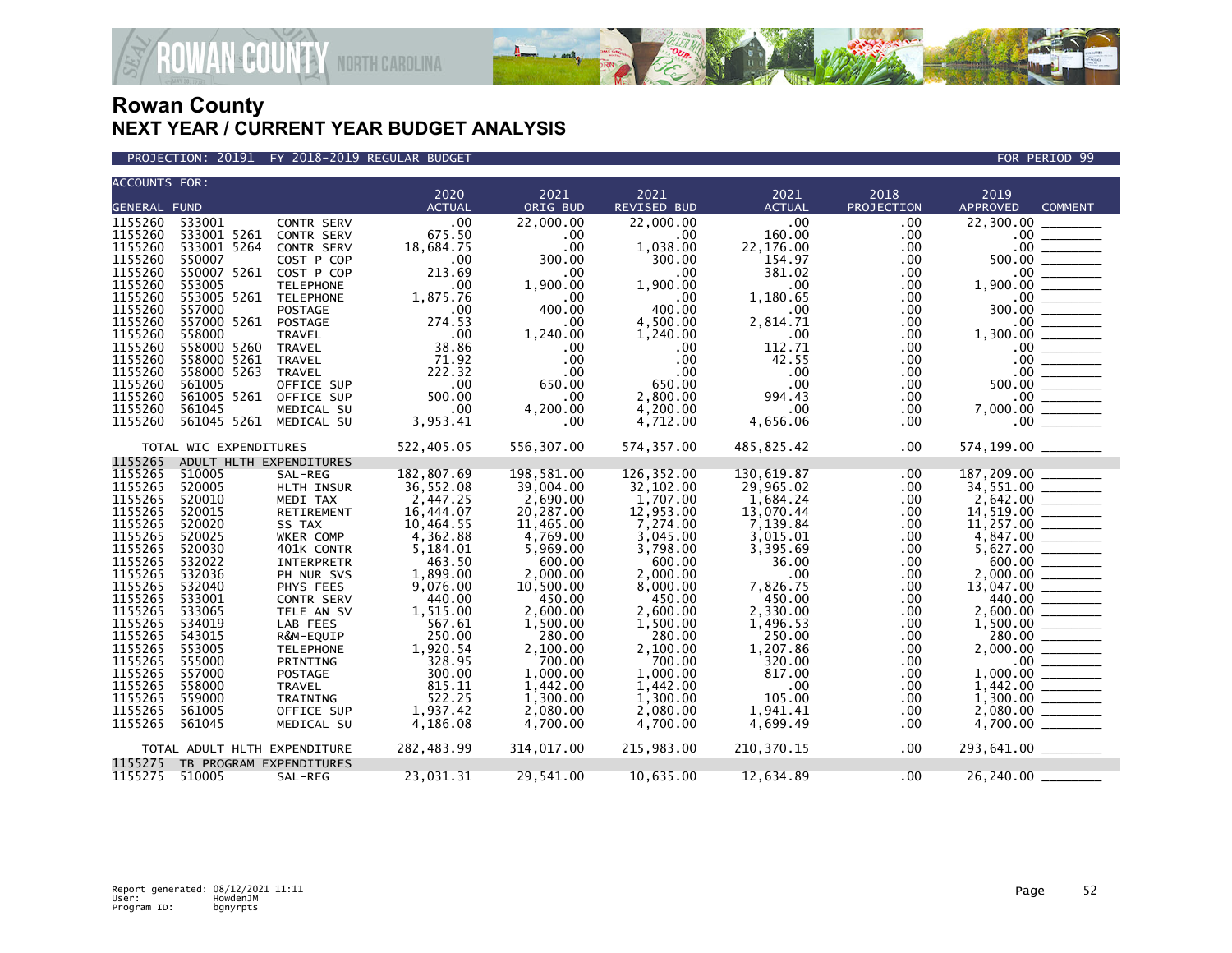# Rowan County
## NEXT YEAR / CURRENT YEAR BUDGET ANALYSIS

PROJECTION: 20191 FY 2018-2019 REGULAR BUDGET FOR PERIOD 99

| ACCOUNTS FOR: GENERAL FUND | | | 2020 ACTUAL | 2021 ORIG BUD | 2021 REVISED BUD | 2021 ACTUAL | 2018 PROJECTION | 2019 APPROVED | COMMENT |
|---|---|---|---|---|---|---|---|---|---|
| 1155260 | 533001 | CONTR SERV | .00 | 22,000.00 | 22,000.00 | .00 | .00 | 22,300.00 | _______ |
| 1155260 | 533001 5261 | CONTR SERV | 675.50 | .00 | .00 | 160.00 | .00 | .00 | _______ |
| 1155260 | 533001 5264 | CONTR SERV | 18,684.75 | .00 | 1,038.00 | 22,176.00 | .00 | .00 | _______ |
| 1155260 | 550007 | COST P COP | .00 | 300.00 | 300.00 | 154.97 | .00 | 500.00 | _______ |
| 1155260 | 550007 5261 | COST P COP | 213.69 | .00 | .00 | 381.02 | .00 | .00 | _______ |
| 1155260 | 553005 | TELEPHONE | .00 | 1,900.00 | 1,900.00 | .00 | .00 | 1,900.00 | _______ |
| 1155260 | 553005 5261 | TELEPHONE | 1,875.76 | .00 | .00 | 1,180.65 | .00 | .00 | _______ |
| 1155260 | 557000 | POSTAGE | .00 | 400.00 | 400.00 | .00 | .00 | 300.00 | _______ |
| 1155260 | 557000 5261 | POSTAGE | 274.53 | .00 | 4,500.00 | 2,814.71 | .00 | .00 | _______ |
| 1155260 | 558000 | TRAVEL | .00 | 1,240.00 | 1,240.00 | .00 | .00 | 1,300.00 | _______ |
| 1155260 | 558000 5260 | TRAVEL | 38.86 | .00 | .00 | 112.71 | .00 | .00 | _______ |
| 1155260 | 558000 5261 | TRAVEL | 71.92 | .00 | .00 | 42.55 | .00 | .00 | _______ |
| 1155260 | 558000 5263 | TRAVEL | 222.32 | .00 | .00 | .00 | .00 | .00 | _______ |
| 1155260 | 561005 | OFFICE SUP | .00 | 650.00 | 650.00 | .00 | .00 | 500.00 | _______ |
| 1155260 | 561005 5261 | OFFICE SUP | 500.00 | .00 | 2,800.00 | 994.43 | .00 | .00 | _______ |
| 1155260 | 561045 | MEDICAL SU | .00 | 4,200.00 | 4,200.00 | .00 | .00 | 7,000.00 | _______ |
| 1155260 | 561045 5261 | MEDICAL SU | 3,953.41 | .00 | 4,712.00 | 4,656.06 | .00 | .00 | _______ |
| TOTAL WIC EXPENDITURES | | | 522,405.05 | 556,307.00 | 574,357.00 | 485,825.42 | .00 | 574,199.00 | _______ |
| 1155265 | ADULT HLTH EXPENDITURES | | | | | | | | |
| 1155265 | 510005 | SAL-REG | 182,807.69 | 198,581.00 | 126,352.00 | 130,619.87 | .00 | 187,209.00 | _______ |
| 1155265 | 520005 | HLTH INSUR | 36,552.08 | 39,004.00 | 32,102.00 | 29,965.02 | .00 | 34,551.00 | _______ |
| 1155265 | 520010 | MEDI TAX | 2,447.25 | 2,690.00 | 1,707.00 | 1,684.24 | .00 | 2,642.00 | _______ |
| 1155265 | 520015 | RETIREMENT | 16,444.07 | 20,287.00 | 12,953.00 | 13,070.44 | .00 | 14,519.00 | _______ |
| 1155265 | 520020 | SS TAX | 10,464.55 | 11,465.00 | 7,274.00 | 7,139.84 | .00 | 11,257.00 | _______ |
| 1155265 | 520025 | WKER COMP | 4,362.88 | 4,769.00 | 3,045.00 | 3,015.01 | .00 | 4,847.00 | _______ |
| 1155265 | 520030 | 401K CONTR | 5,184.01 | 5,969.00 | 3,798.00 | 3,395.69 | .00 | 5,627.00 | _______ |
| 1155265 | 532022 | INTERPRETR | 463.50 | 600.00 | 600.00 | 36.00 | .00 | 600.00 | _______ |
| 1155265 | 532036 | PH NUR SVS | 1,899.00 | 2,000.00 | 2,000.00 | .00 | .00 | 2,000.00 | _______ |
| 1155265 | 532040 | PHYS FEES | 9,076.00 | 10,500.00 | 8,000.00 | 7,826.75 | .00 | 13,047.00 | _______ |
| 1155265 | 533001 | CONTR SERV | 440.00 | 450.00 | 450.00 | 450.00 | .00 | 440.00 | _______ |
| 1155265 | 533065 | TELE AN SV | 1,515.00 | 2,600.00 | 2,600.00 | 2,330.00 | .00 | 2,600.00 | _______ |
| 1155265 | 534019 | LAB FEES | 567.61 | 1,500.00 | 1,500.00 | 1,496.53 | .00 | 1,500.00 | _______ |
| 1155265 | 543015 | R&M-EQUIP | 250.00 | 280.00 | 280.00 | 250.00 | .00 | 280.00 | _______ |
| 1155265 | 553005 | TELEPHONE | 1,920.54 | 2,100.00 | 2,100.00 | 1,207.86 | .00 | 2,000.00 | _______ |
| 1155265 | 555000 | PRINTING | 328.95 | 700.00 | 700.00 | 320.00 | .00 | .00 | _______ |
| 1155265 | 557000 | POSTAGE | 300.00 | 1,000.00 | 1,000.00 | 817.00 | .00 | 1,000.00 | _______ |
| 1155265 | 558000 | TRAVEL | 815.11 | 1,442.00 | 1,442.00 | .00 | .00 | 1,442.00 | _______ |
| 1155265 | 559000 | TRAINING | 522.25 | 1,300.00 | 1,300.00 | 105.00 | .00 | 1,300.00 | _______ |
| 1155265 | 561005 | OFFICE SUP | 1,937.42 | 2,080.00 | 2,080.00 | 1,941.41 | .00 | 2,080.00 | _______ |
| 1155265 | 561045 | MEDICAL SU | 4,186.08 | 4,700.00 | 4,700.00 | 4,699.49 | .00 | 4,700.00 | _______ |
| TOTAL ADULT HLTH EXPENDITURE | | | 282,483.99 | 314,017.00 | 215,983.00 | 210,370.15 | .00 | 293,641.00 | _______ |
| 1155275 | TB PROGRAM EXPENDITURES | | | | | | | | |
| 1155275 | 510005 | SAL-REG | 23,031.31 | 29,541.00 | 10,635.00 | 12,634.89 | .00 | 26,240.00 | _______ |

Report generated: 08/12/2021 11:11
User: HowdenJM
Program ID: bgnyrpts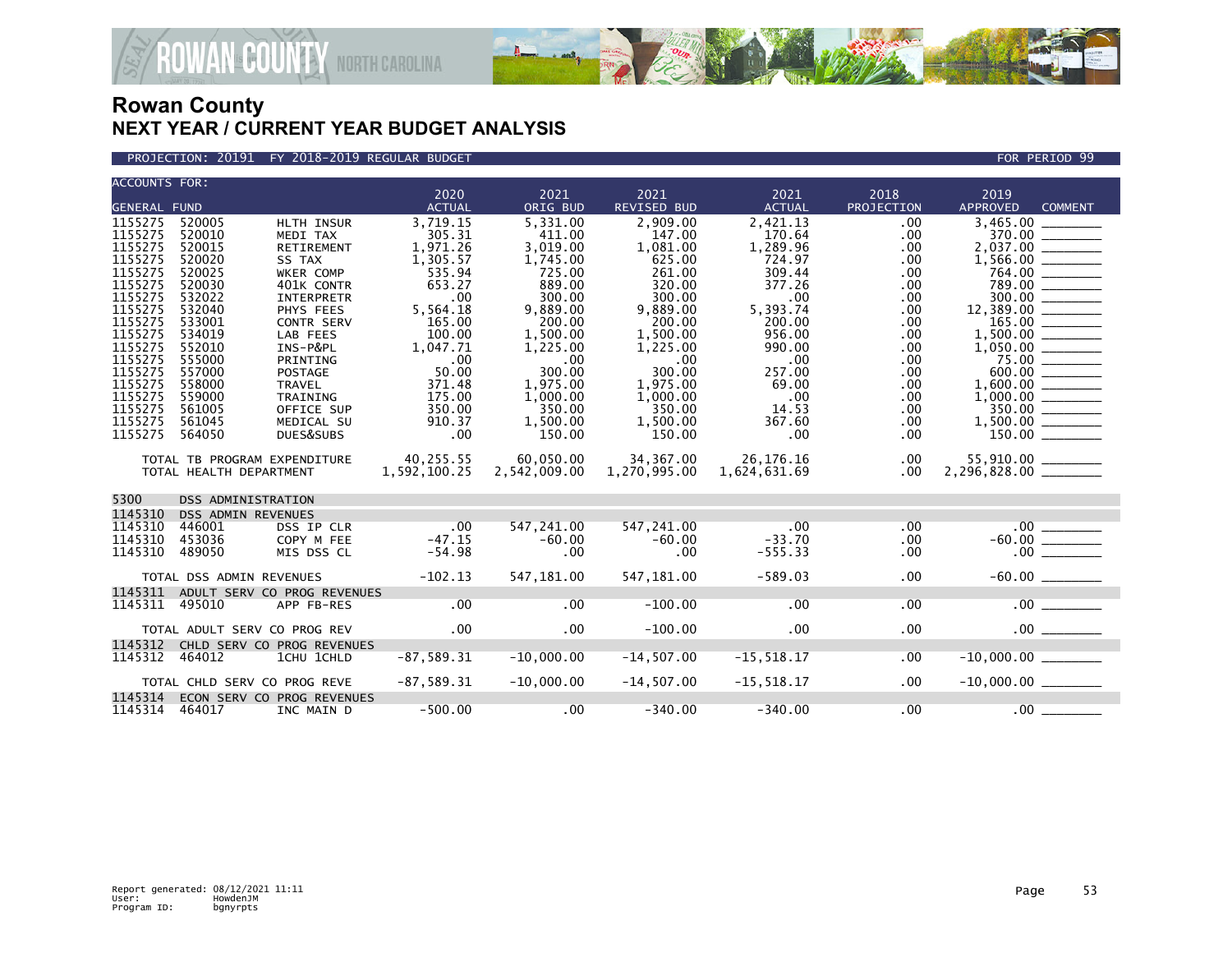# Rowan County
## NEXT YEAR / CURRENT YEAR BUDGET ANALYSIS

PROJECTION: 20191 FY 2018-2019 REGULAR BUDGET FOR PERIOD 99

| ACCOUNTS FOR: GENERAL FUND | | | 2020 ACTUAL | 2021 ORIG BUD | 2021 REVISED BUD | 2021 ACTUAL | 2018 PROJECTION | 2019 APPROVED | COMMENT |
|---|---|---|---|---|---|---|---|---|---|
| 1155275 | 520005 | HLTH INSUR | 3,719.15 | 5,331.00 | 2,909.00 | 2,421.13 | .00 | 3,465.00 | |
| 1155275 | 520010 | MEDI TAX | 305.31 | 411.00 | 147.00 | 170.64 | .00 | 370.00 | |
| 1155275 | 520015 | RETIREMENT | 1,971.26 | 3,019.00 | 1,081.00 | 1,289.96 | .00 | 2,037.00 | |
| 1155275 | 520020 | SS TAX | 1,305.57 | 1,745.00 | 625.00 | 724.97 | .00 | 1,566.00 | |
| 1155275 | 520025 | WKER COMP | 535.94 | 725.00 | 261.00 | 309.44 | .00 | 764.00 | |
| 1155275 | 520030 | 401K CONTR | 653.27 | 889.00 | 320.00 | 377.26 | .00 | 789.00 | |
| 1155275 | 532022 | INTERPRETR | .00 | 300.00 | 300.00 | .00 | .00 | 300.00 | |
| 1155275 | 532040 | PHYS FEES | 5,564.18 | 9,889.00 | 9,889.00 | 5,393.74 | .00 | 12,389.00 | |
| 1155275 | 533001 | CONTR SERV | 165.00 | 200.00 | 200.00 | 200.00 | .00 | 165.00 | |
| 1155275 | 534019 | LAB FEES | 100.00 | 1,500.00 | 1,500.00 | 956.00 | .00 | 1,500.00 | |
| 1155275 | 552010 | INS-P&PL | 1,047.71 | 1,225.00 | 1,225.00 | 990.00 | .00 | 1,050.00 | |
| 1155275 | 555000 | PRINTING | .00 | .00 | .00 | .00 | .00 | 75.00 | |
| 1155275 | 557000 | POSTAGE | 50.00 | 300.00 | 300.00 | 257.00 | .00 | 600.00 | |
| 1155275 | 558000 | TRAVEL | 371.48 | 1,975.00 | 1,975.00 | 69.00 | .00 | 1,600.00 | |
| 1155275 | 559000 | TRAINING | 175.00 | 1,000.00 | 1,000.00 | .00 | .00 | 1,000.00 | |
| 1155275 | 561005 | OFFICE SUP | 350.00 | 350.00 | 350.00 | 14.53 | .00 | 350.00 | |
| 1155275 | 561045 | MEDICAL SU | 910.37 | 1,500.00 | 1,500.00 | 367.60 | .00 | 1,500.00 | |
| 1155275 | 564050 | DUES&SUBS | .00 | 150.00 | 150.00 | .00 | .00 | 150.00 | |
| | TOTAL TB PROGRAM EXPENDITURE | | 40,255.55 | 60,050.00 | 34,367.00 | 26,176.16 | .00 | 55,910.00 | |
| | TOTAL HEALTH DEPARTMENT | | 1,592,100.25 | 2,542,009.00 | 1,270,995.00 | 1,624,631.69 | .00 | 2,296,828.00 | |
| 5300 | DSS ADMINISTRATION | | | | | | | | |
| 1145310 | DSS ADMIN REVENUES | | | | | | | | |
| 1145310 | 446001 | DSS IP CLR | .00 | 547,241.00 | 547,241.00 | .00 | .00 | .00 | |
| 1145310 | 453036 | COPY M FEE | -47.15 | -60.00 | -60.00 | -33.70 | .00 | -60.00 | |
| 1145310 | 489050 | MIS DSS CL | -54.98 | .00 | .00 | -555.33 | .00 | .00 | |
| | TOTAL DSS ADMIN REVENUES | | -102.13 | 547,181.00 | 547,181.00 | -589.03 | .00 | -60.00 | |
| 1145311 | ADULT SERV CO PROG REVENUES | | | | | | | | |
| 1145311 | 495010 | APP FB-RES | .00 | .00 | -100.00 | .00 | .00 | .00 | |
| | TOTAL ADULT SERV CO PROG REV | | .00 | .00 | -100.00 | .00 | .00 | .00 | |
| 1145312 | CHLD SERV CO PROG REVENUES | | | | | | | | |
| 1145312 | 464012 | 1CHU 1CHLD | -87,589.31 | -10,000.00 | -14,507.00 | -15,518.17 | .00 | -10,000.00 | |
| | TOTAL CHLD SERV CO PROG REVE | | -87,589.31 | -10,000.00 | -14,507.00 | -15,518.17 | .00 | -10,000.00 | |
| 1145314 | ECON SERV CO PROG REVENUES | | | | | | | | |
| 1145314 | 464017 | INC MAIN D | -500.00 | .00 | -340.00 | -340.00 | .00 | .00 | |

Report generated: 08/12/2021 11:11
User: HowdenJM
Program ID: bgnyrpts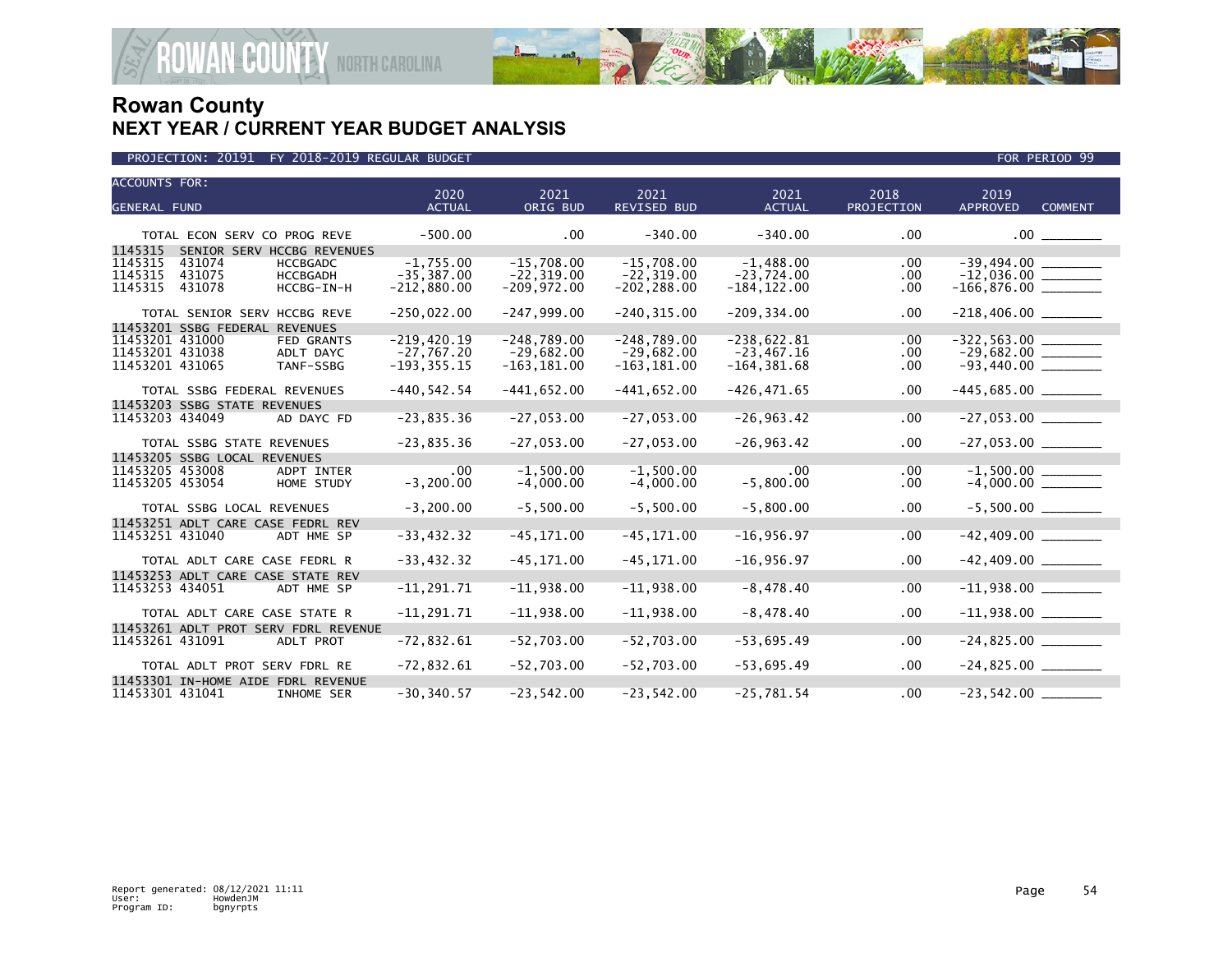# Rowan County
## NEXT YEAR / CURRENT YEAR BUDGET ANALYSIS

PROJECTION: 20191 FY 2018-2019 REGULAR BUDGET FOR PERIOD 99

| ACCOUNTS FOR: GENERAL FUND | | 2020 ACTUAL | 2021 ORIG BUD | 2021 REVISED BUD | 2021 ACTUAL | 2018 PROJECTION | 2019 APPROVED | COMMENT |
|---|---|---|---|---|---|---|---|---|
| TOTAL ECON SERV CO PROG REVE | | -500.00 | .00 | -340.00 | -340.00 | .00 | .00 | |
| 1145315 SENIOR SERV HCCBG REVENUES | | | | | | | | |
| 1145315 431074 | HCCBGADC | -1,755.00 | -15,708.00 | -15,708.00 | -1,488.00 | .00 | -39,494.00 | |
| 1145315 431075 | HCCBGADH | -35,387.00 | -22,319.00 | -22,319.00 | -23,724.00 | .00 | -12,036.00 | |
| 1145315 431078 | HCCBG-IN-H | -212,880.00 | -209,972.00 | -202,288.00 | -184,122.00 | .00 | -166,876.00 | |
| TOTAL SENIOR SERV HCCBG REVE | | -250,022.00 | -247,999.00 | -240,315.00 | -209,334.00 | .00 | -218,406.00 | |
| 11453201 SSBG FEDERAL REVENUES | | | | | | | | |
| 11453201 431000 | FED GRANTS | -219,420.19 | -248,789.00 | -248,789.00 | -238,622.81 | .00 | -322,563.00 | |
| 11453201 431038 | ADLT DAYC | -27,767.20 | -29,682.00 | -29,682.00 | -23,467.16 | .00 | -29,682.00 | |
| 11453201 431065 | TANF-SSBG | -193,355.15 | -163,181.00 | -163,181.00 | -164,381.68 | .00 | -93,440.00 | |
| TOTAL SSBG FEDERAL REVENUES | | -440,542.54 | -441,652.00 | -441,652.00 | -426,471.65 | .00 | -445,685.00 | |
| 11453203 SSBG STATE REVENUES | | | | | | | | |
| 11453203 434049 | AD DAYC FD | -23,835.36 | -27,053.00 | -27,053.00 | -26,963.42 | .00 | -27,053.00 | |
| TOTAL SSBG STATE REVENUES | | -23,835.36 | -27,053.00 | -27,053.00 | -26,963.42 | .00 | -27,053.00 | |
| 11453205 SSBG LOCAL REVENUES | | | | | | | | |
| 11453205 453008 | ADPT INTER | .00 | -1,500.00 | -1,500.00 | .00 | .00 | -1,500.00 | |
| 11453205 453054 | HOME STUDY | -3,200.00 | -4,000.00 | -4,000.00 | -5,800.00 | .00 | -4,000.00 | |
| TOTAL SSBG LOCAL REVENUES | | -3,200.00 | -5,500.00 | -5,500.00 | -5,800.00 | .00 | -5,500.00 | |
| 11453251 ADLT CARE CASE FEDRL REV | | | | | | | | |
| 11453251 431040 | ADT HME SP | -33,432.32 | -45,171.00 | -45,171.00 | -16,956.97 | .00 | -42,409.00 | |
| TOTAL ADLT CARE CASE FEDRL R | | -33,432.32 | -45,171.00 | -45,171.00 | -16,956.97 | .00 | -42,409.00 | |
| 11453253 ADLT CARE CASE STATE REV | | | | | | | | |
| 11453253 434051 | ADT HME SP | -11,291.71 | -11,938.00 | -11,938.00 | -8,478.40 | .00 | -11,938.00 | |
| TOTAL ADLT CARE CASE STATE R | | -11,291.71 | -11,938.00 | -11,938.00 | -8,478.40 | .00 | -11,938.00 | |
| 11453261 ADLT PROT SERV FDRL REVENUE | | | | | | | | |
| 11453261 431091 | ADLT PROT | -72,832.61 | -52,703.00 | -52,703.00 | -53,695.49 | .00 | -24,825.00 | |
| TOTAL ADLT PROT SERV FDRL RE | | -72,832.61 | -52,703.00 | -52,703.00 | -53,695.49 | .00 | -24,825.00 | |
| 11453301 IN-HOME AIDE FDRL REVENUE | | | | | | | | |
| 11453301 431041 | INHOME SER | -30,340.57 | -23,542.00 | -23,542.00 | -25,781.54 | .00 | -23,542.00 | |

Report generated: 08/12/2021 11:11
User: HowdenJM
Program ID: bgnyrpts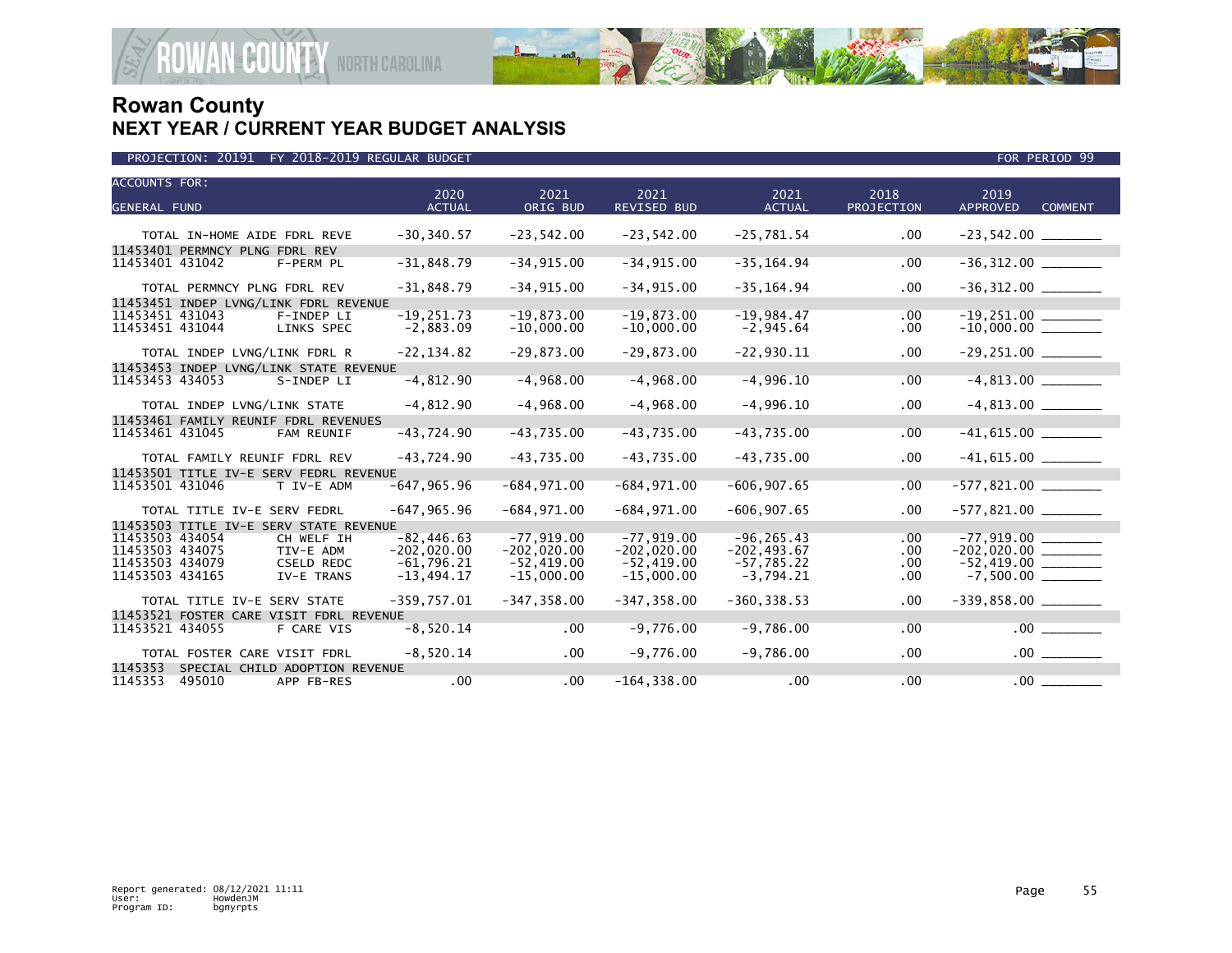# Rowan County
## NEXT YEAR / CURRENT YEAR BUDGET ANALYSIS

PROJECTION: 20191 FY 2018-2019 REGULAR BUDGET FOR PERIOD 99

| ACCOUNTS FOR: GENERAL FUND | | 2020 ACTUAL | 2021 ORIG BUD | 2021 REVISED BUD | 2021 ACTUAL | 2018 PROJECTION | 2019 APPROVED | COMMENT |
|---|---|---|---|---|---|---|---|---|
| TOTAL IN-HOME AIDE FDRL REVE | | -30,340.57 | -23,542.00 | -23,542.00 | -25,781.54 | .00 | -23,542.00 | ________ |
| 11453401 PERMNCY PLNG FDRL REV | | | | | | | | |
| 11453401 431042 | F-PERM PL | -31,848.79 | -34,915.00 | -34,915.00 | -35,164.94 | .00 | -36,312.00 | ________ |
| TOTAL PERMNCY PLNG FDRL REV | | -31,848.79 | -34,915.00 | -34,915.00 | -35,164.94 | .00 | -36,312.00 | ________ |
| 11453451 INDEP LVNG/LINK FDRL REVENUE | | | | | | | | |
| 11453451 431043 | F-INDEP LI | -19,251.73 | -19,873.00 | -19,873.00 | -19,984.47 | .00 | -19,251.00 | ________ |
| 11453451 431044 | LINKS SPEC | -2,883.09 | -10,000.00 | -10,000.00 | -2,945.64 | .00 | -10,000.00 | ________ |
| TOTAL INDEP LVNG/LINK FDRL R | | -22,134.82 | -29,873.00 | -29,873.00 | -22,930.11 | .00 | -29,251.00 | ________ |
| 11453453 INDEP LVNG/LINK STATE REVENUE | | | | | | | | |
| 11453453 434053 | S-INDEP LI | -4,812.90 | -4,968.00 | -4,968.00 | -4,996.10 | .00 | -4,813.00 | ________ |
| TOTAL INDEP LVNG/LINK STATE | | -4,812.90 | -4,968.00 | -4,968.00 | -4,996.10 | .00 | -4,813.00 | ________ |
| 11453461 FAMILY REUNIF FDRL REVENUES | | | | | | | | |
| 11453461 431045 | FAM REUNIF | -43,724.90 | -43,735.00 | -43,735.00 | -43,735.00 | .00 | -41,615.00 | ________ |
| TOTAL FAMILY REUNIF FDRL REV | | -43,724.90 | -43,735.00 | -43,735.00 | -43,735.00 | .00 | -41,615.00 | ________ |
| 11453501 TITLE IV-E SERV FEDRL REVENUE | | | | | | | | |
| 11453501 431046 | T IV-E ADM | -647,965.96 | -684,971.00 | -684,971.00 | -606,907.65 | .00 | -577,821.00 | ________ |
| TOTAL TITLE IV-E SERV FEDRL | | -647,965.96 | -684,971.00 | -684,971.00 | -606,907.65 | .00 | -577,821.00 | ________ |
| 11453503 TITLE IV-E SERV STATE REVENUE | | | | | | | | |
| 11453503 434054 | CH WELF IH | -82,446.63 | -77,919.00 | -77,919.00 | -96,265.43 | .00 | -77,919.00 | ________ |
| 11453503 434075 | TIV-E ADM | -202,020.00 | -202,020.00 | -202,020.00 | -202,493.67 | .00 | -202,020.00 | ________ |
| 11453503 434079 | CSELD REDC | -61,796.21 | -52,419.00 | -52,419.00 | -57,785.22 | .00 | -52,419.00 | ________ |
| 11453503 434165 | IV-E TRANS | -13,494.17 | -15,000.00 | -15,000.00 | -3,794.21 | .00 | -7,500.00 | ________ |
| TOTAL TITLE IV-E SERV STATE | | -359,757.01 | -347,358.00 | -347,358.00 | -360,338.53 | .00 | -339,858.00 | ________ |
| 11453521 FOSTER CARE VISIT FDRL REVENUE | | | | | | | | |
| 11453521 434055 | F CARE VIS | -8,520.14 | .00 | -9,776.00 | -9,786.00 | .00 | .00 | ________ |
| TOTAL FOSTER CARE VISIT FDRL | | -8,520.14 | .00 | -9,776.00 | -9,786.00 | .00 | .00 | ________ |
| 1145353 SPECIAL CHILD ADOPTION REVENUE | | | | | | | | |
| 1145353 495010 | APP FB-RES | .00 | .00 | -164,338.00 | .00 | .00 | .00 | ________ |

Report generated: 08/12/2021 11:11
User: HowdenJM
Program ID: bgnyrpts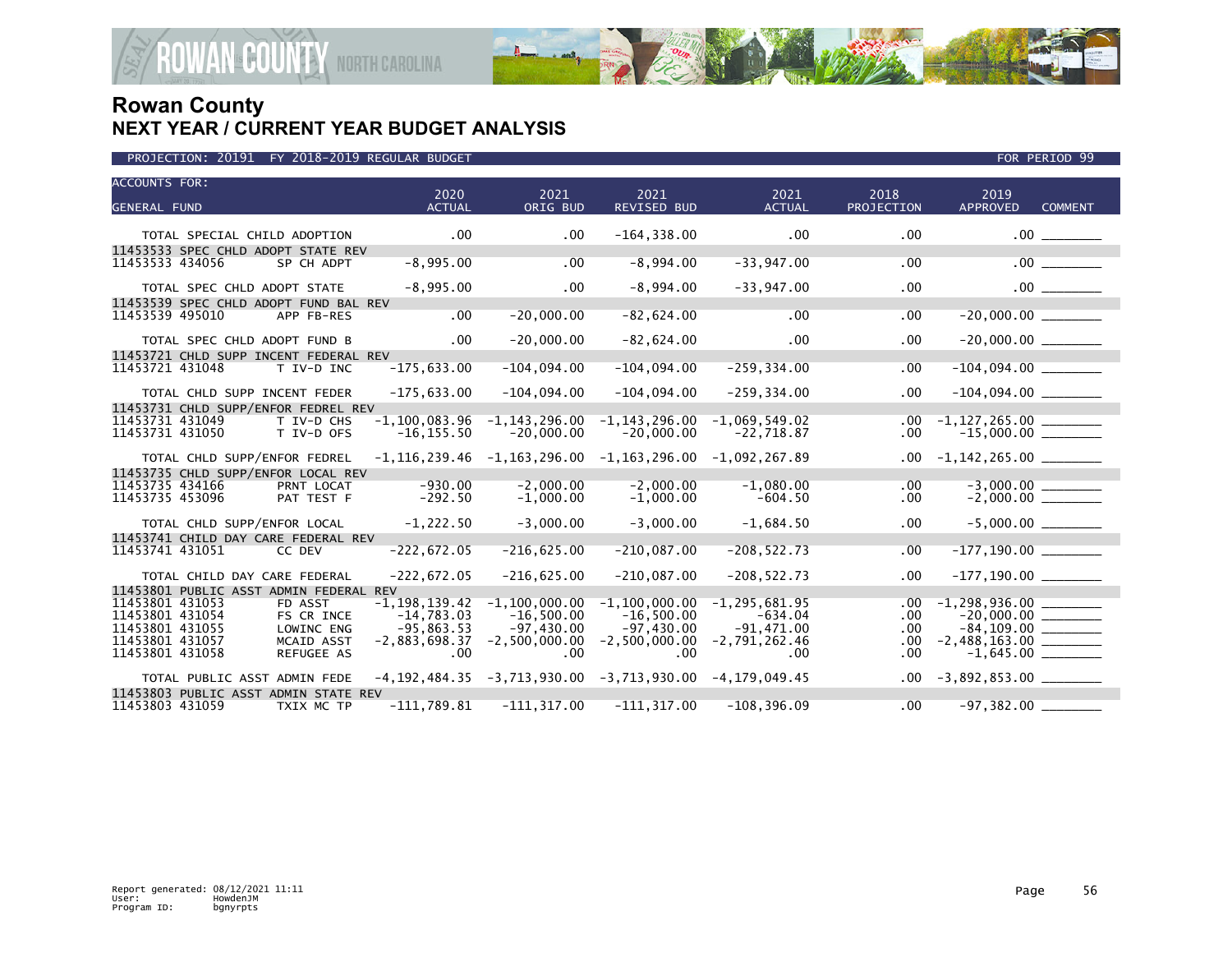# Rowan County
## NEXT YEAR / CURRENT YEAR BUDGET ANALYSIS

PROJECTION: 20191 FY 2018-2019 REGULAR BUDGET FOR PERIOD 99

| ACCOUNTS FOR: GENERAL FUND | | 2020 ACTUAL | 2021 ORIG BUD | 2021 REVISED BUD | 2021 ACTUAL | 2018 PROJECTION | 2019 APPROVED | COMMENT |
|---|---|---|---|---|---|---|---|---|
| TOTAL SPECIAL CHILD ADOPTION | | .00 | .00 | -164,338.00 | .00 | .00 | .00 | ________ |
| 11453533 SPEC CHLD ADOPT STATE REV | | | | | | | | |
| 11453533 434056 | SP CH ADPT | -8,995.00 | .00 | -8,994.00 | -33,947.00 | .00 | .00 | ________ |
| TOTAL SPEC CHLD ADOPT STATE | | -8,995.00 | .00 | -8,994.00 | -33,947.00 | .00 | .00 | ________ |
| 11453539 SPEC CHLD ADOPT FUND BAL REV | | | | | | | | |
| 11453539 495010 | APP FB-RES | .00 | -20,000.00 | -82,624.00 | .00 | .00 | -20,000.00 | ________ |
| TOTAL SPEC CHLD ADOPT FUND B | | .00 | -20,000.00 | -82,624.00 | .00 | .00 | -20,000.00 | ________ |
| 11453721 CHLD SUPP INCENT FEDERAL REV | | | | | | | | |
| 11453721 431048 | T IV-D INC | -175,633.00 | -104,094.00 | -104,094.00 | -259,334.00 | .00 | -104,094.00 | ________ |
| TOTAL CHLD SUPP INCENT FEDER | | -175,633.00 | -104,094.00 | -104,094.00 | -259,334.00 | .00 | -104,094.00 | ________ |
| 11453731 CHLD SUPP/ENFOR FEDREL REV | | | | | | | | |
| 11453731 431049 | T IV-D CHS | -1,100,083.96 | -1,143,296.00 | -1,143,296.00 | -1,069,549.02 | .00 | -1,127,265.00 | ________ |
| 11453731 431050 | T IV-D OFS | -16,155.50 | -20,000.00 | -20,000.00 | -22,718.87 | .00 | -15,000.00 | ________ |
| TOTAL CHLD SUPP/ENFOR FEDREL | | -1,116,239.46 | -1,163,296.00 | -1,163,296.00 | -1,092,267.89 | .00 | -1,142,265.00 | ________ |
| 11453735 CHLD SUPP/ENFOR LOCAL REV | | | | | | | | |
| 11453735 434166 | PRNT LOCAT | -930.00 | -2,000.00 | -2,000.00 | -1,080.00 | .00 | -3,000.00 | ________ |
| 11453735 453096 | PAT TEST F | -292.50 | -1,000.00 | -1,000.00 | -604.50 | .00 | -2,000.00 | ________ |
| TOTAL CHLD SUPP/ENFOR LOCAL | | -1,222.50 | -3,000.00 | -3,000.00 | -1,684.50 | .00 | -5,000.00 | ________ |
| 11453741 CHILD DAY CARE FEDERAL REV | | | | | | | | |
| 11453741 431051 | CC DEV | -222,672.05 | -216,625.00 | -210,087.00 | -208,522.73 | .00 | -177,190.00 | ________ |
| TOTAL CHILD DAY CARE FEDERAL | | -222,672.05 | -216,625.00 | -210,087.00 | -208,522.73 | .00 | -177,190.00 | ________ |
| 11453801 PUBLIC ASST ADMIN FEDERAL REV | | | | | | | | |
| 11453801 431053 | FD ASST | -1,198,139.42 | -1,100,000.00 | -1,100,000.00 | -1,295,681.95 | .00 | -1,298,936.00 | ________ |
| 11453801 431054 | FS CR INCE | -14,783.03 | -16,500.00 | -16,500.00 | -634.04 | .00 | -20,000.00 | ________ |
| 11453801 431055 | LOWINC ENG | -95,863.53 | -97,430.00 | -97,430.00 | -91,471.00 | .00 | -84,109.00 | ________ |
| 11453801 431057 | MCAID ASST | -2,883,698.37 | -2,500,000.00 | -2,500,000.00 | -2,791,262.46 | .00 | -2,488,163.00 | ________ |
| 11453801 431058 | REFUGEE AS | .00 | .00 | .00 | .00 | .00 | -1,645.00 | ________ |
| TOTAL PUBLIC ASST ADMIN FEDE | | -4,192,484.35 | -3,713,930.00 | -3,713,930.00 | -4,179,049.45 | .00 | -3,892,853.00 | ________ |
| 11453803 PUBLIC ASST ADMIN STATE REV | | | | | | | | |
| 11453803 431059 | TXIX MC TP | -111,789.81 | -111,317.00 | -111,317.00 | -108,396.09 | .00 | -97,382.00 | ________ |

Report generated: 08/12/2021 11:11
User: HowdenJM
Program ID: bgnyrpts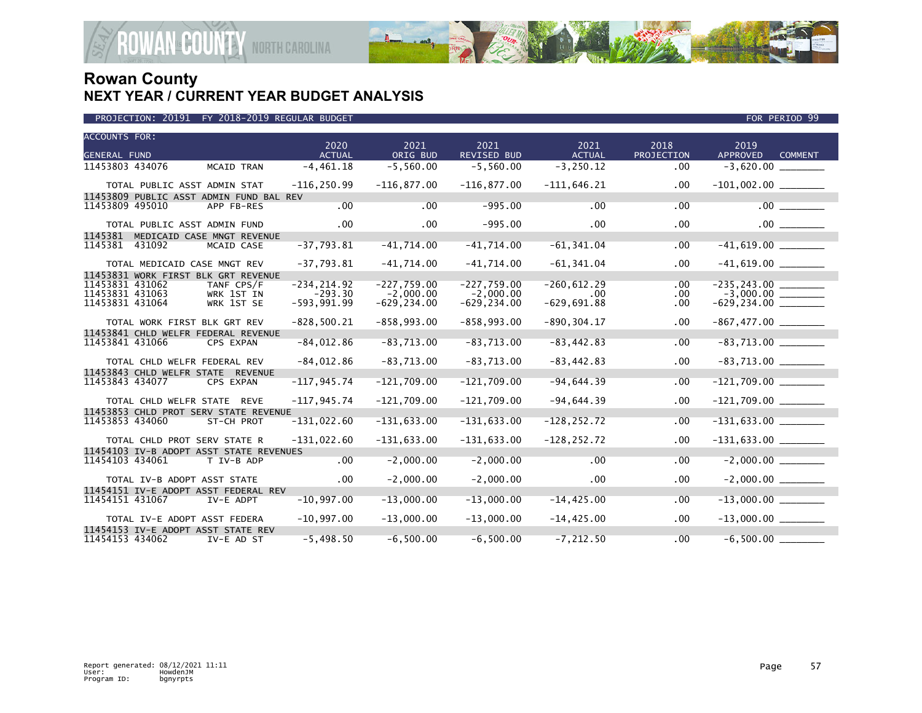# Rowan County
## NEXT YEAR / CURRENT YEAR BUDGET ANALYSIS

PROJECTION: 20191 FY 2018-2019 REGULAR BUDGET    FOR PERIOD 99

| ACCOUNTS FOR: GENERAL FUND | | 2020 ACTUAL | 2021 ORIG BUD | 2021 REVISED BUD | 2021 ACTUAL | 2018 PROJECTION | 2019 APPROVED | COMMENT |
|---|---|---|---|---|---|---|---|---|
| 11453803 434076 | MCAID TRAN | -4,461.18 | -5,560.00 | -5,560.00 | -3,250.12 | .00 | -3,620.00 | ________ |
| TOTAL PUBLIC ASST ADMIN STAT | | -116,250.99 | -116,877.00 | -116,877.00 | -111,646.21 | .00 | -101,002.00 | ________ |
| 11453809 PUBLIC ASST ADMIN FUND BAL REV | | | | | | | | |
| 11453809 495010 | APP FB-RES | .00 | .00 | -995.00 | .00 | .00 | .00 | ________ |
| TOTAL PUBLIC ASST ADMIN FUND | | .00 | .00 | -995.00 | .00 | .00 | .00 | ________ |
| 1145381 MEDICAID CASE MNGT REVENUE | | | | | | | | |
| 1145381 431092 | MCAID CASE | -37,793.81 | -41,714.00 | -41,714.00 | -61,341.04 | .00 | -41,619.00 | ________ |
| TOTAL MEDICAID CASE MNGT REV | | -37,793.81 | -41,714.00 | -41,714.00 | -61,341.04 | .00 | -41,619.00 | ________ |
| 11453831 WORK FIRST BLK GRT REVENUE | | | | | | | | |
| 11453831 431062 | TANF CPS/F | -234,214.92 | -227,759.00 | -227,759.00 | -260,612.29 | .00 | -235,243.00 | ________ |
| 11453831 431063 | WRK 1ST IN | -293.30 | -2,000.00 | -2,000.00 | .00 | .00 | -3,000.00 | ________ |
| 11453831 431064 | WRK 1ST SE | -593,991.99 | -629,234.00 | -629,234.00 | -629,691.88 | .00 | -629,234.00 | ________ |
| TOTAL WORK FIRST BLK GRT REV | | -828,500.21 | -858,993.00 | -858,993.00 | -890,304.17 | .00 | -867,477.00 | ________ |
| 11453841 CHLD WELFR FEDERAL REVENUE | | | | | | | | |
| 11453841 431066 | CPS EXPAN | -84,012.86 | -83,713.00 | -83,713.00 | -83,442.83 | .00 | -83,713.00 | ________ |
| TOTAL CHLD WELFR FEDERAL REV | | -84,012.86 | -83,713.00 | -83,713.00 | -83,442.83 | .00 | -83,713.00 | ________ |
| 11453843 CHLD WELFR STATE REVENUE | | | | | | | | |
| 11453843 434077 | CPS EXPAN | -117,945.74 | -121,709.00 | -121,709.00 | -94,644.39 | .00 | -121,709.00 | ________ |
| TOTAL CHLD WELFR STATE REVE | | -117,945.74 | -121,709.00 | -121,709.00 | -94,644.39 | .00 | -121,709.00 | ________ |
| 11453853 CHLD PROT SERV STATE REVENUE | | | | | | | | |
| 11453853 434060 | ST-CH PROT | -131,022.60 | -131,633.00 | -131,633.00 | -128,252.72 | .00 | -131,633.00 | ________ |
| TOTAL CHLD PROT SERV STATE R | | -131,022.60 | -131,633.00 | -131,633.00 | -128,252.72 | .00 | -131,633.00 | ________ |
| 11454103 IV-B ADOPT ASST STATE REVENUES | | | | | | | | |
| 11454103 434061 | T IV-B ADP | .00 | -2,000.00 | -2,000.00 | .00 | .00 | -2,000.00 | ________ |
| TOTAL IV-B ADOPT ASST STATE | | .00 | -2,000.00 | -2,000.00 | .00 | .00 | -2,000.00 | ________ |
| 11454151 IV-E ADOPT ASST FEDERAL REV | | | | | | | | |
| 11454151 431067 | IV-E ADPT | -10,997.00 | -13,000.00 | -13,000.00 | -14,425.00 | .00 | -13,000.00 | ________ |
| TOTAL IV-E ADOPT ASST FEDERA | | -10,997.00 | -13,000.00 | -13,000.00 | -14,425.00 | .00 | -13,000.00 | ________ |
| 11454153 IV-E ADOPT ASST STATE REV | | | | | | | | |
| 11454153 434062 | IV-E AD ST | -5,498.50 | -6,500.00 | -6,500.00 | -7,212.50 | .00 | -6,500.00 | ________ |

Report generated: 08/12/2021 11:11
User: HowdenJM
Program ID: bgnyrpts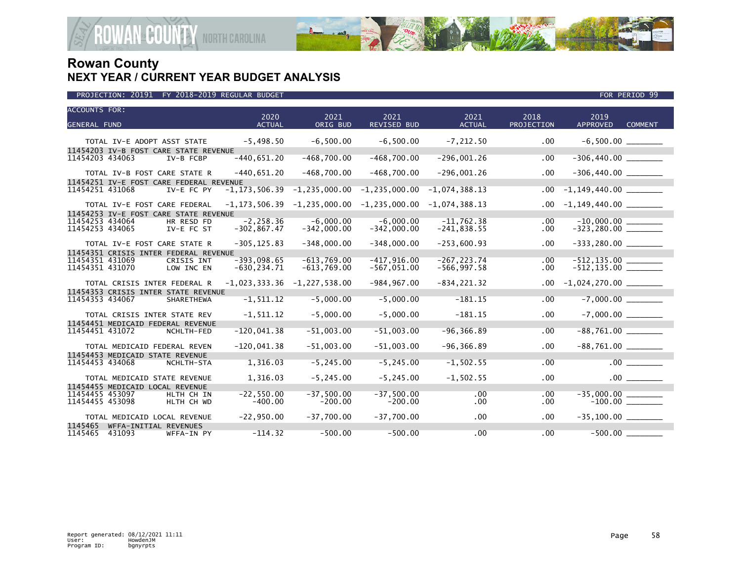# Rowan County
## NEXT YEAR / CURRENT YEAR BUDGET ANALYSIS

PROJECTION: 20191 FY 2018-2019 REGULAR BUDGET FOR PERIOD 99

| ACCOUNTS FOR: GENERAL FUND | | 2020 ACTUAL | 2021 ORIG BUD | 2021 REVISED BUD | 2021 ACTUAL | 2018 PROJECTION | 2019 APPROVED | COMMENT |
|---|---|---|---|---|---|---|---|---|
| TOTAL IV-E ADOPT ASST STATE | | -5,498.50 | -6,500.00 | -6,500.00 | -7,212.50 | .00 | -6,500.00 | ________ |
| 11454203 IV-B FOST CARE STATE REVENUE | | | | | | | | |
| 11454203 434063 | IV-B FCBP | -440,651.20 | -468,700.00 | -468,700.00 | -296,001.26 | .00 | -306,440.00 | ________ |
| TOTAL IV-B FOST CARE STATE R | | -440,651.20 | -468,700.00 | -468,700.00 | -296,001.26 | .00 | -306,440.00 | ________ |
| 11454251 IV-E FOST CARE FEDERAL REVENUE | | | | | | | | |
| 11454251 431068 | IV-E FC PY | -1,173,506.39 | -1,235,000.00 | -1,235,000.00 | -1,074,388.13 | .00 | -1,149,440.00 | ________ |
| TOTAL IV-E FOST CARE FEDERAL | | -1,173,506.39 | -1,235,000.00 | -1,235,000.00 | -1,074,388.13 | .00 | -1,149,440.00 | ________ |
| 11454253 IV-E FOST CARE STATE REVENUE | | | | | | | | |
| 11454253 434064 | HR RESD FD | -2,258.36 | -6,000.00 | -6,000.00 | -11,762.38 | .00 | -10,000.00 | ________ |
| 11454253 434065 | IV-E FC ST | -302,867.47 | -342,000.00 | -342,000.00 | -241,838.55 | .00 | -323,280.00 | ________ |
| TOTAL IV-E FOST CARE STATE R | | -305,125.83 | -348,000.00 | -348,000.00 | -253,600.93 | .00 | -333,280.00 | ________ |
| 11454351 CRISIS INTER FEDERAL REVENUE | | | | | | | | |
| 11454351 431069 | CRISIS INT | -393,098.65 | -613,769.00 | -417,916.00 | -267,223.74 | .00 | -512,135.00 | ________ |
| 11454351 431070 | LOW INC EN | -630,234.71 | -613,769.00 | -567,051.00 | -566,997.58 | .00 | -512,135.00 | ________ |
| TOTAL CRISIS INTER FEDERAL R | | -1,023,333.36 | -1,227,538.00 | -984,967.00 | -834,221.32 | .00 | -1,024,270.00 | ________ |
| 11454353 CRISIS INTER STATE REVENUE | | | | | | | | |
| 11454353 434067 | SHARETHEWA | -1,511.12 | -5,000.00 | -5,000.00 | -181.15 | .00 | -7,000.00 | ________ |
| TOTAL CRISIS INTER STATE REV | | -1,511.12 | -5,000.00 | -5,000.00 | -181.15 | .00 | -7,000.00 | ________ |
| 11454451 MEDICAID FEDERAL REVENUE | | | | | | | | |
| 11454451 431072 | NCHLTH-FED | -120,041.38 | -51,003.00 | -51,003.00 | -96,366.89 | .00 | -88,761.00 | ________ |
| TOTAL MEDICAID FEDERAL REVEN | | -120,041.38 | -51,003.00 | -51,003.00 | -96,366.89 | .00 | -88,761.00 | ________ |
| 11454453 MEDICAID STATE REVENUE | | | | | | | | |
| 11454453 434068 | NCHLTH-STA | 1,316.03 | -5,245.00 | -5,245.00 | -1,502.55 | .00 | .00 | ________ |
| TOTAL MEDICAID STATE REVENUE | | 1,316.03 | -5,245.00 | -5,245.00 | -1,502.55 | .00 | .00 | ________ |
| 11454455 MEDICAID LOCAL REVENUE | | | | | | | | |
| 11454455 453097 | HLTH CH IN | -22,550.00 | -37,500.00 | -37,500.00 | .00 | .00 | -35,000.00 | ________ |
| 11454455 453098 | HLTH CH WD | -400.00 | -200.00 | -200.00 | .00 | .00 | -100.00 | ________ |
| TOTAL MEDICAID LOCAL REVENUE | | -22,950.00 | -37,700.00 | -37,700.00 | .00 | .00 | -35,100.00 | ________ |
| 1145465 WFFA-INITIAL REVENUES | | | | | | | | |
| 1145465 431093 | WFFA-IN PY | -114.32 | -500.00 | -500.00 | .00 | .00 | -500.00 | ________ |

Report generated: 08/12/2021 11:11
User: HowdenJM
Program ID: bgnyrpts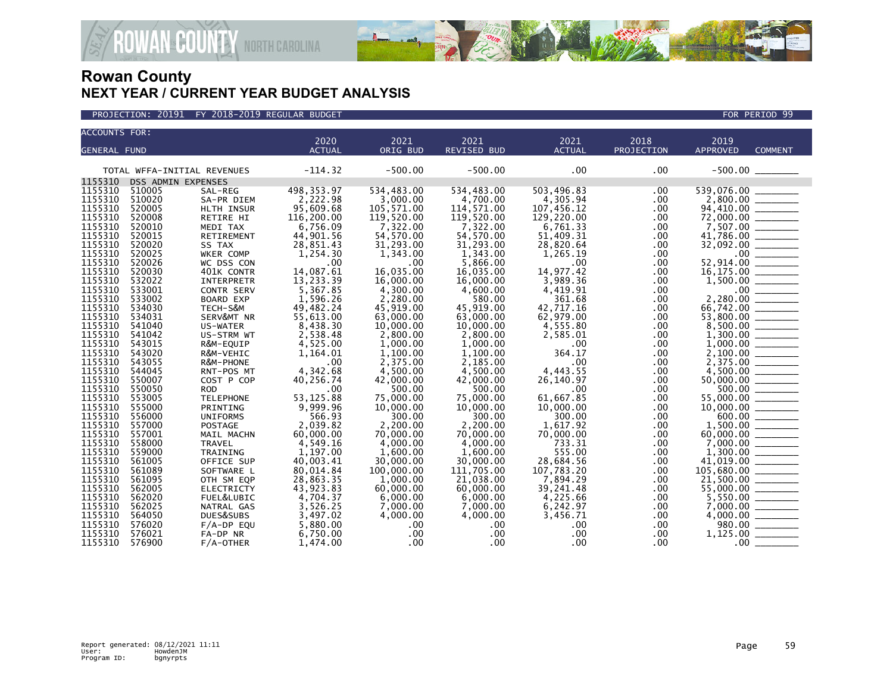# Rowan County
## NEXT YEAR / CURRENT YEAR BUDGET ANALYSIS

PROJECTION: 20191 FY 2018-2019 REGULAR BUDGET FOR PERIOD 99

| ACCOUNTS FOR: GENERAL FUND | | | 2020 ACTUAL | 2021 ORIG BUD | 2021 REVISED BUD | 2021 ACTUAL | 2018 PROJECTION | 2019 APPROVED | COMMENT |
|---|---|---|---|---|---|---|---|---|---|
| TOTAL WFFA-INITIAL REVENUES | | | -114.32 | -500.00 | -500.00 | .00 | .00 | -500.00 | |
| 1155310 | DSS ADMIN EXPENSES | | | | | | | | |
| 1155310 | 510005 | SAL-REG | 498,353.97 | 534,483.00 | 534,483.00 | 503,496.83 | .00 | 539,076.00 | |
| 1155310 | 510020 | SA-PR DIEM | 2,222.98 | 3,000.00 | 4,700.00 | 4,305.94 | .00 | 2,800.00 | |
| 1155310 | 520005 | HLTH INSUR | 95,609.68 | 105,571.00 | 114,571.00 | 107,456.12 | .00 | 94,410.00 | |
| 1155310 | 520008 | RETIRE HI | 116,200.00 | 119,520.00 | 119,520.00 | 129,220.00 | .00 | 72,000.00 | |
| 1155310 | 520010 | MEDI TAX | 6,756.09 | 7,322.00 | 7,322.00 | 6,761.33 | .00 | 7,507.00 | |
| 1155310 | 520015 | RETIREMENT | 44,901.56 | 54,570.00 | 54,570.00 | 51,409.31 | .00 | 41,786.00 | |
| 1155310 | 520020 | SS TAX | 28,851.43 | 31,293.00 | 31,293.00 | 28,820.64 | .00 | 32,092.00 | |
| 1155310 | 520025 | WKER COMP | 1,254.30 | 1,343.00 | 1,343.00 | 1,265.19 | .00 | .00 | |
| 1155310 | 520026 | WC DSS CON | .00 | .00 | 5,866.00 | .00 | .00 | 52,914.00 | |
| 1155310 | 520030 | 401K CONTR | 14,087.61 | 16,035.00 | 16,035.00 | 14,977.42 | .00 | 16,175.00 | |
| 1155310 | 532022 | INTERPRETR | 13,233.39 | 16,000.00 | 16,000.00 | 3,989.36 | .00 | 1,500.00 | |
| 1155310 | 533001 | CONTR SERV | 5,367.85 | 4,300.00 | 4,600.00 | 4,419.91 | .00 | .00 | |
| 1155310 | 533002 | BOARD EXP | 1,596.26 | 2,280.00 | 580.00 | 361.68 | .00 | 2,280.00 | |
| 1155310 | 534030 | TECH-S&M | 49,482.24 | 45,919.00 | 45,919.00 | 42,717.16 | .00 | 66,742.00 | |
| 1155310 | 534031 | SERV&MT NR | 55,613.00 | 63,000.00 | 63,000.00 | 62,979.00 | .00 | 53,800.00 | |
| 1155310 | 541040 | US-WATER | 8,438.30 | 10,000.00 | 10,000.00 | 4,555.80 | .00 | 8,500.00 | |
| 1155310 | 541042 | US-STRM WT | 2,538.48 | 2,800.00 | 2,800.00 | 2,585.01 | .00 | 1,300.00 | |
| 1155310 | 543015 | R&M-EQUIP | 4,525.00 | 1,000.00 | 1,000.00 | .00 | .00 | 1,000.00 | |
| 1155310 | 543020 | R&M-VEHIC | 1,164.01 | 1,100.00 | 1,100.00 | 364.17 | .00 | 2,100.00 | |
| 1155310 | 543055 | R&M-PHONE | .00 | 2,375.00 | 2,185.00 | .00 | .00 | 2,375.00 | |
| 1155310 | 544045 | RNT-POS MT | 4,342.68 | 4,500.00 | 4,500.00 | 4,443.55 | .00 | 4,500.00 | |
| 1155310 | 550007 | COST P COP | 40,256.74 | 42,000.00 | 42,000.00 | 26,140.97 | .00 | 50,000.00 | |
| 1155310 | 550050 | ROD | .00 | 500.00 | 500.00 | .00 | .00 | 500.00 | |
| 1155310 | 553005 | TELEPHONE | 53,125.88 | 75,000.00 | 75,000.00 | 61,667.85 | .00 | 55,000.00 | |
| 1155310 | 555000 | PRINTING | 9,999.96 | 10,000.00 | 10,000.00 | 10,000.00 | .00 | 10,000.00 | |
| 1155310 | 556000 | UNIFORMS | 566.93 | 300.00 | 300.00 | 300.00 | .00 | 600.00 | |
| 1155310 | 557000 | POSTAGE | 2,039.82 | 2,200.00 | 2,200.00 | 1,617.92 | .00 | 1,500.00 | |
| 1155310 | 557001 | MAIL MACHN | 60,000.00 | 70,000.00 | 70,000.00 | 70,000.00 | .00 | 60,000.00 | |
| 1155310 | 558000 | TRAVEL | 4,549.16 | 4,000.00 | 4,000.00 | 733.31 | .00 | 7,000.00 | |
| 1155310 | 559000 | TRAINING | 1,197.00 | 1,600.00 | 1,600.00 | 555.00 | .00 | 1,300.00 | |
| 1155310 | 561005 | OFFICE SUP | 40,003.41 | 30,000.00 | 30,000.00 | 28,684.56 | .00 | 41,019.00 | |
| 1155310 | 561089 | SOFTWARE L | 80,014.84 | 100,000.00 | 111,705.00 | 107,783.20 | .00 | 105,680.00 | |
| 1155310 | 561095 | OTH SM EQP | 28,863.35 | 1,000.00 | 21,038.00 | 7,894.29 | .00 | 21,500.00 | |
| 1155310 | 562005 | ELECTRICTY | 43,923.83 | 60,000.00 | 60,000.00 | 39,241.48 | .00 | 55,000.00 | |
| 1155310 | 562020 | FUEL&LUBIC | 4,704.37 | 6,000.00 | 6,000.00 | 4,225.66 | .00 | 5,550.00 | |
| 1155310 | 562025 | NATRAL GAS | 3,526.25 | 7,000.00 | 7,000.00 | 6,242.97 | .00 | 7,000.00 | |
| 1155310 | 564050 | DUES&SUBS | 3,497.02 | 4,000.00 | 4,000.00 | 3,456.71 | .00 | 4,000.00 | |
| 1155310 | 576020 | F/A-DP EQU | 5,880.00 | .00 | .00 | .00 | .00 | 980.00 | |
| 1155310 | 576021 | FA-DP NR | 6,750.00 | .00 | .00 | .00 | .00 | 1,125.00 | |
| 1155310 | 576900 | F/A-OTHER | 1,474.00 | .00 | .00 | .00 | .00 | .00 | |

Report generated: 08/12/2021 11:11
User: HowdenJM
Program ID: bgnyrpts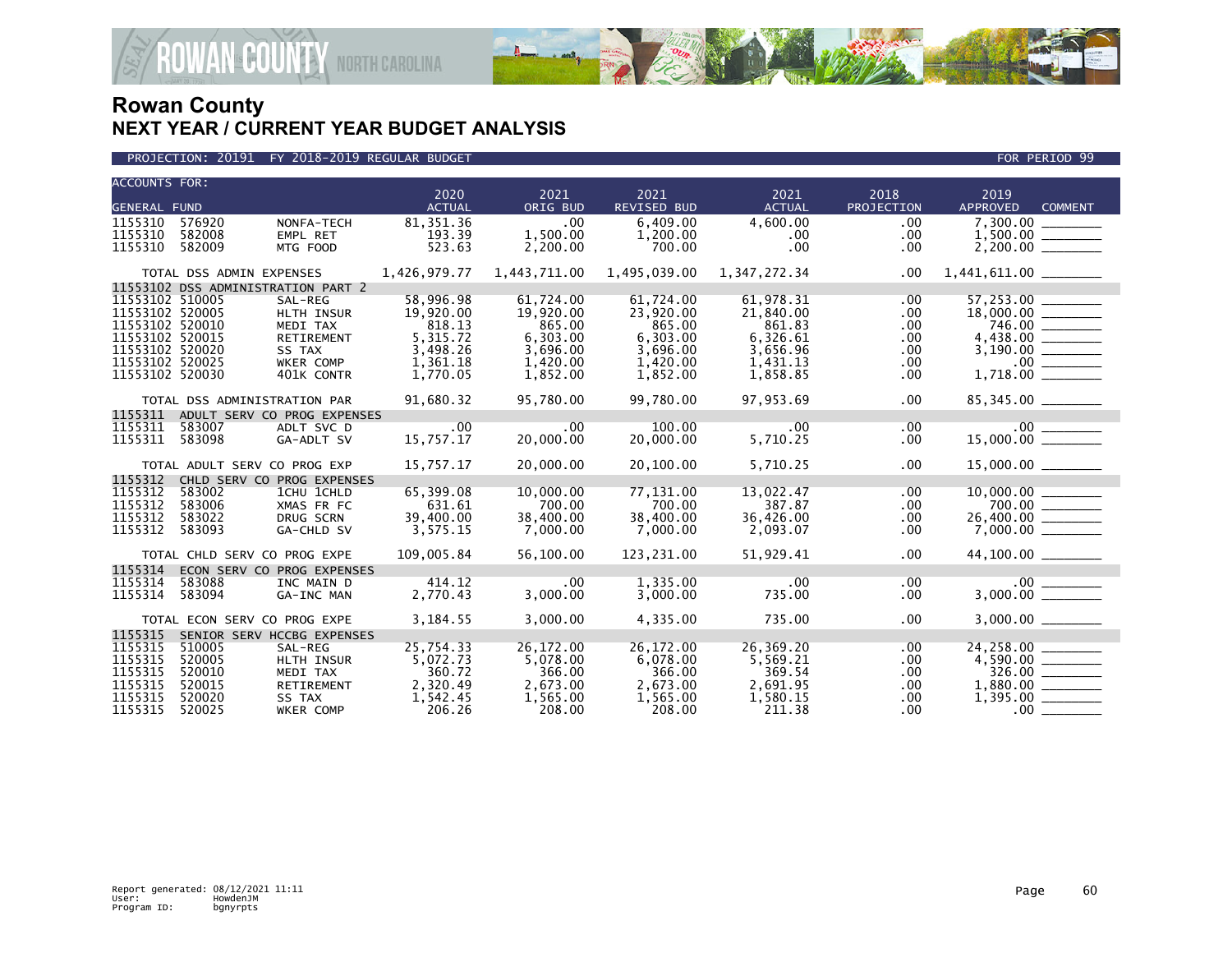# Rowan County
## NEXT YEAR / CURRENT YEAR BUDGET ANALYSIS

PROJECTION: 20191 FY 2018-2019 REGULAR BUDGET FOR PERIOD 99

| ACCOUNTS FOR: GENERAL FUND | | | 2020 ACTUAL | 2021 ORIG BUD | 2021 REVISED BUD | 2021 ACTUAL | 2018 PROJECTION | 2019 APPROVED | COMMENT |
|---|---|---|---|---|---|---|---|---|---|
| 1155310 | 576920 | NONFA-TECH | 81,351.36 | .00 | 6,409.00 | 4,600.00 | .00 | 7,300.00 | _______ |
| 1155310 | 582008 | EMPL RET | 193.39 | 1,500.00 | 1,200.00 | .00 | .00 | 1,500.00 | _______ |
| 1155310 | 582009 | MTG FOOD | 523.63 | 2,200.00 | 700.00 | .00 | .00 | 2,200.00 | _______ |
| TOTAL DSS ADMIN EXPENSES | | | 1,426,979.77 | 1,443,711.00 | 1,495,039.00 | 1,347,272.34 | .00 | 1,441,611.00 | _______ |
| 11553102 DSS ADMINISTRATION PART 2 | | | | | | | | | |
| 11553102 | 510005 | SAL-REG | 58,996.98 | 61,724.00 | 61,724.00 | 61,978.31 | .00 | 57,253.00 | _______ |
| 11553102 | 520005 | HLTH INSUR | 19,920.00 | 19,920.00 | 23,920.00 | 21,840.00 | .00 | 18,000.00 | _______ |
| 11553102 | 520010 | MEDI TAX | 818.13 | 865.00 | 865.00 | 861.83 | .00 | 746.00 | _______ |
| 11553102 | 520015 | RETIREMENT | 5,315.72 | 6,303.00 | 6,303.00 | 6,326.61 | .00 | 4,438.00 | _______ |
| 11553102 | 520020 | SS TAX | 3,498.26 | 3,696.00 | 3,696.00 | 3,656.96 | .00 | 3,190.00 | _______ |
| 11553102 | 520025 | WKER COMP | 1,361.18 | 1,420.00 | 1,420.00 | 1,431.13 | .00 | .00 | _______ |
| 11553102 | 520030 | 401K CONTR | 1,770.05 | 1,852.00 | 1,852.00 | 1,858.85 | .00 | 1,718.00 | _______ |
| TOTAL DSS ADMINISTRATION PAR | | | 91,680.32 | 95,780.00 | 99,780.00 | 97,953.69 | .00 | 85,345.00 | _______ |
| 1155311 ADULT SERV CO PROG EXPENSES | | | | | | | | | |
| 1155311 | 583007 | ADLT SVC D | .00 | .00 | 100.00 | .00 | .00 | .00 | _______ |
| 1155311 | 583098 | GA-ADLT SV | 15,757.17 | 20,000.00 | 20,000.00 | 5,710.25 | .00 | 15,000.00 | _______ |
| TOTAL ADULT SERV CO PROG EXP | | | 15,757.17 | 20,000.00 | 20,100.00 | 5,710.25 | .00 | 15,000.00 | _______ |
| 1155312 CHLD SERV CO PROG EXPENSES | | | | | | | | | |
| 1155312 | 583002 | 1CHU 1CHLD | 65,399.08 | 10,000.00 | 77,131.00 | 13,022.47 | .00 | 10,000.00 | _______ |
| 1155312 | 583006 | XMAS FR FC | 631.61 | 700.00 | 700.00 | 387.87 | .00 | 700.00 | _______ |
| 1155312 | 583022 | DRUG SCRN | 39,400.00 | 38,400.00 | 38,400.00 | 36,426.00 | .00 | 26,400.00 | _______ |
| 1155312 | 583093 | GA-CHLD SV | 3,575.15 | 7,000.00 | 7,000.00 | 2,093.07 | .00 | 7,000.00 | _______ |
| TOTAL CHLD SERV CO PROG EXPE | | | 109,005.84 | 56,100.00 | 123,231.00 | 51,929.41 | .00 | 44,100.00 | _______ |
| 1155314 ECON SERV CO PROG EXPENSES | | | | | | | | | |
| 1155314 | 583088 | INC MAIN D | 414.12 | .00 | 1,335.00 | .00 | .00 | .00 | _______ |
| 1155314 | 583094 | GA-INC MAN | 2,770.43 | 3,000.00 | 3,000.00 | 735.00 | .00 | 3,000.00 | _______ |
| TOTAL ECON SERV CO PROG EXPE | | | 3,184.55 | 3,000.00 | 4,335.00 | 735.00 | .00 | 3,000.00 | _______ |
| 1155315 SENIOR SERV HCCBG EXPENSES | | | | | | | | | |
| 1155315 | 510005 | SAL-REG | 25,754.33 | 26,172.00 | 26,172.00 | 26,369.20 | .00 | 24,258.00 | _______ |
| 1155315 | 520005 | HLTH INSUR | 5,072.73 | 5,078.00 | 6,078.00 | 5,569.21 | .00 | 4,590.00 | _______ |
| 1155315 | 520010 | MEDI TAX | 360.72 | 366.00 | 366.00 | 369.54 | .00 | 326.00 | _______ |
| 1155315 | 520015 | RETIREMENT | 2,320.49 | 2,673.00 | 2,673.00 | 2,691.95 | .00 | 1,880.00 | _______ |
| 1155315 | 520020 | SS TAX | 1,542.45 | 1,565.00 | 1,565.00 | 1,580.15 | .00 | 1,395.00 | _______ |
| 1155315 | 520025 | WKER COMP | 206.26 | 208.00 | 208.00 | 211.38 | .00 | .00 | _______ |

Report generated: 08/12/2021 11:11
User: HowdenJM
Program ID: bgnyrpts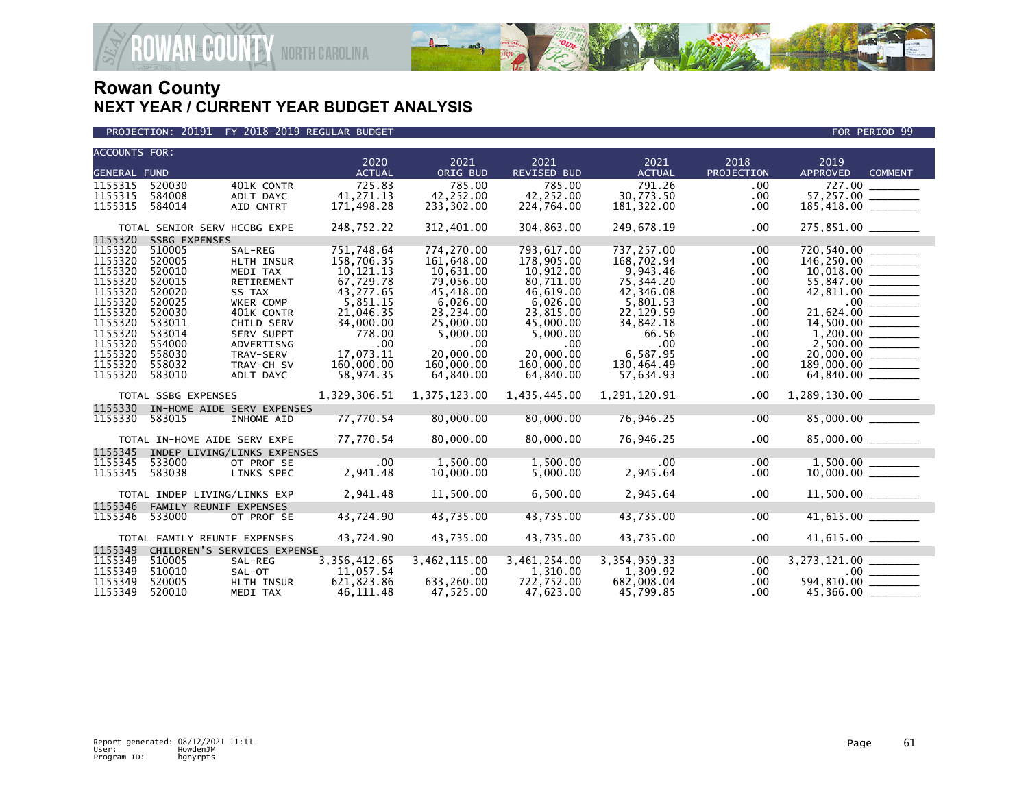# Rowan County
## NEXT YEAR / CURRENT YEAR BUDGET ANALYSIS

PROJECTION: 20191 FY 2018-2019 REGULAR BUDGET    FOR PERIOD 99

| ACCOUNTS FOR: GENERAL FUND | | | 2020 ACTUAL | 2021 ORIG BUD | 2021 REVISED BUD | 2021 ACTUAL | 2018 PROJECTION | 2019 APPROVED | COMMENT |
|---|---|---|---|---|---|---|---|---|---|
| 1155315 | 520030 | 401K CONTR | 725.83 | 785.00 | 785.00 | 791.26 | .00 | 727.00 | |
| 1155315 | 584008 | ADLT DAYC | 41,271.13 | 42,252.00 | 42,252.00 | 30,773.50 | .00 | 57,257.00 | |
| 1155315 | 584014 | AID CNTRT | 171,498.28 | 233,302.00 | 224,764.00 | 181,322.00 | .00 | 185,418.00 | |
| TOTAL SENIOR SERV HCCBG EXPE | | | 248,752.22 | 312,401.00 | 304,863.00 | 249,678.19 | .00 | 275,851.00 | |
| 1155320 | SSBG EXPENSES | | | | | | | | |
| 1155320 | 510005 | SAL-REG | 751,748.64 | 774,270.00 | 793,617.00 | 737,257.00 | .00 | 720,540.00 | |
| 1155320 | 520005 | HLTH INSUR | 158,706.35 | 161,648.00 | 178,905.00 | 168,702.94 | .00 | 146,250.00 | |
| 1155320 | 520010 | MEDI TAX | 10,121.13 | 10,631.00 | 10,912.00 | 9,943.46 | .00 | 10,018.00 | |
| 1155320 | 520015 | RETIREMENT | 67,729.78 | 79,056.00 | 80,711.00 | 75,344.20 | .00 | 55,847.00 | |
| 1155320 | 520020 | SS TAX | 43,277.65 | 45,418.00 | 46,619.00 | 42,346.08 | .00 | 42,811.00 | |
| 1155320 | 520025 | WKER COMP | 5,851.15 | 6,026.00 | 6,026.00 | 5,801.53 | .00 | .00 | |
| 1155320 | 520030 | 401K CONTR | 21,046.35 | 23,234.00 | 23,815.00 | 22,129.59 | .00 | 21,624.00 | |
| 1155320 | 533011 | CHILD SERV | 34,000.00 | 25,000.00 | 45,000.00 | 34,842.18 | .00 | 14,500.00 | |
| 1155320 | 533014 | SERV SUPPT | 778.00 | 5,000.00 | 5,000.00 | 66.56 | .00 | 1,200.00 | |
| 1155320 | 554000 | ADVERTISNG | .00 | .00 | .00 | .00 | .00 | 2,500.00 | |
| 1155320 | 558030 | TRAV-SERV | 17,073.11 | 20,000.00 | 20,000.00 | 6,587.95 | .00 | 20,000.00 | |
| 1155320 | 558032 | TRAV-CH SV | 160,000.00 | 160,000.00 | 160,000.00 | 130,464.49 | .00 | 189,000.00 | |
| 1155320 | 583010 | ADLT DAYC | 58,974.35 | 64,840.00 | 64,840.00 | 57,634.93 | .00 | 64,840.00 | |
| TOTAL SSBG EXPENSES | | | 1,329,306.51 | 1,375,123.00 | 1,435,445.00 | 1,291,120.91 | .00 | 1,289,130.00 | |
| 1155330 | IN-HOME AIDE SERV EXPENSES | | | | | | | | |
| 1155330 | 583015 | INHOME AID | 77,770.54 | 80,000.00 | 80,000.00 | 76,946.25 | .00 | 85,000.00 | |
| TOTAL IN-HOME AIDE SERV EXPE | | | 77,770.54 | 80,000.00 | 80,000.00 | 76,946.25 | .00 | 85,000.00 | |
| 1155345 | INDEP LIVING/LINKS EXPENSES | | | | | | | | |
| 1155345 | 533000 | OT PROF SE | .00 | 1,500.00 | 1,500.00 | .00 | .00 | 1,500.00 | |
| 1155345 | 583038 | LINKS SPEC | 2,941.48 | 10,000.00 | 5,000.00 | 2,945.64 | .00 | 10,000.00 | |
| TOTAL INDEP LIVING/LINKS EXP | | | 2,941.48 | 11,500.00 | 6,500.00 | 2,945.64 | .00 | 11,500.00 | |
| 1155346 | FAMILY REUNIF EXPENSES | | | | | | | | |
| 1155346 | 533000 | OT PROF SE | 43,724.90 | 43,735.00 | 43,735.00 | 43,735.00 | .00 | 41,615.00 | |
| TOTAL FAMILY REUNIF EXPENSES | | | 43,724.90 | 43,735.00 | 43,735.00 | 43,735.00 | .00 | 41,615.00 | |
| 1155349 | CHILDREN'S SERVICES EXPENSE | | | | | | | | |
| 1155349 | 510005 | SAL-REG | 3,356,412.65 | 3,462,115.00 | 3,461,254.00 | 3,354,959.33 | .00 | 3,273,121.00 | |
| 1155349 | 510010 | SAL-OT | 11,057.54 | .00 | 1,310.00 | 1,309.92 | .00 | .00 | |
| 1155349 | 520005 | HLTH INSUR | 621,823.86 | 633,260.00 | 722,752.00 | 682,008.04 | .00 | 594,810.00 | |
| 1155349 | 520010 | MEDI TAX | 46,111.48 | 47,525.00 | 47,623.00 | 45,799.85 | .00 | 45,366.00 | |

Report generated: 08/12/2021 11:11
User: HowdenJM
Program ID: bgnyrpts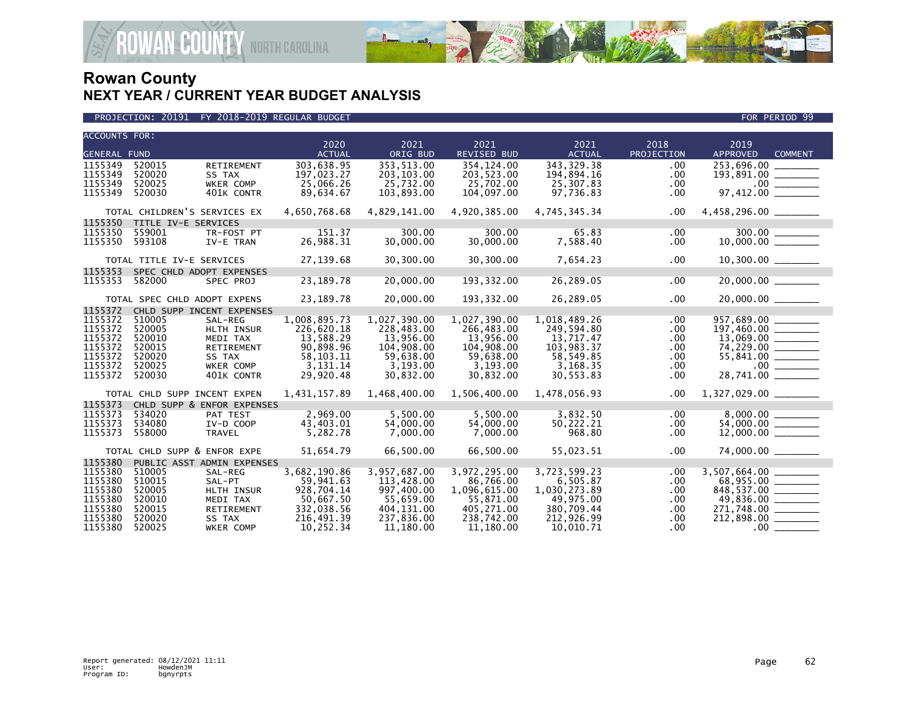# Rowan County
## NEXT YEAR / CURRENT YEAR BUDGET ANALYSIS

PROJECTION: 20191 FY 2018-2019 REGULAR BUDGET — FOR PERIOD 99

| ACCOUNTS FOR: GENERAL FUND | | | 2020 ACTUAL | 2021 ORIG BUD | 2021 REVISED BUD | 2021 ACTUAL | 2018 PROJECTION | 2019 APPROVED | COMMENT |
|---|---|---|---|---|---|---|---|---|---|
| 1155349 | 520015 | RETIREMENT | 303,638.95 | 353,513.00 | 354,124.00 | 343,329.38 | .00 | 253,696.00 | ________ |
| 1155349 | 520020 | SS TAX | 197,023.27 | 203,103.00 | 203,523.00 | 194,894.16 | .00 | 193,891.00 | ________ |
| 1155349 | 520025 | WKER COMP | 25,066.26 | 25,732.00 | 25,702.00 | 25,307.83 | .00 | .00 | ________ |
| 1155349 | 520030 | 401K CONTR | 89,634.67 | 103,893.00 | 104,097.00 | 97,736.83 | .00 | 97,412.00 | ________ |
| TOTAL CHILDREN'S SERVICES EX | | | 4,650,768.68 | 4,829,141.00 | 4,920,385.00 | 4,745,345.34 | .00 | 4,458,296.00 | ________ |
| 1155350 | TITLE IV-E SERVICES | | | | | | | | |
| 1155350 | 559001 | TR-FOST PT | 151.37 | 300.00 | 300.00 | 65.83 | .00 | 300.00 | ________ |
| 1155350 | 593108 | IV-E TRAN | 26,988.31 | 30,000.00 | 30,000.00 | 7,588.40 | .00 | 10,000.00 | ________ |
| TOTAL TITLE IV-E SERVICES | | | 27,139.68 | 30,300.00 | 30,300.00 | 7,654.23 | .00 | 10,300.00 | ________ |
| 1155353 | SPEC CHLD ADOPT EXPENSES | | | | | | | | |
| 1155353 | 582000 | SPEC PROJ | 23,189.78 | 20,000.00 | 193,332.00 | 26,289.05 | .00 | 20,000.00 | ________ |
| TOTAL SPEC CHLD ADOPT EXPENS | | | 23,189.78 | 20,000.00 | 193,332.00 | 26,289.05 | .00 | 20,000.00 | ________ |
| 1155372 | CHLD SUPP INCENT EXPENSES | | | | | | | | |
| 1155372 | 510005 | SAL-REG | 1,008,895.73 | 1,027,390.00 | 1,027,390.00 | 1,018,489.26 | .00 | 957,689.00 | ________ |
| 1155372 | 520005 | HLTH INSUR | 226,620.18 | 228,483.00 | 266,483.00 | 249,594.80 | .00 | 197,460.00 | ________ |
| 1155372 | 520010 | MEDI TAX | 13,588.29 | 13,956.00 | 13,956.00 | 13,717.47 | .00 | 13,069.00 | ________ |
| 1155372 | 520015 | RETIREMENT | 90,898.96 | 104,908.00 | 104,908.00 | 103,983.37 | .00 | 74,229.00 | ________ |
| 1155372 | 520020 | SS TAX | 58,103.11 | 59,638.00 | 59,638.00 | 58,549.85 | .00 | 55,841.00 | ________ |
| 1155372 | 520025 | WKER COMP | 3,131.14 | 3,193.00 | 3,193.00 | 3,168.35 | .00 | .00 | ________ |
| 1155372 | 520030 | 401K CONTR | 29,920.48 | 30,832.00 | 30,832.00 | 30,553.83 | .00 | 28,741.00 | ________ |
| TOTAL CHLD SUPP INCENT EXPEN | | | 1,431,157.89 | 1,468,400.00 | 1,506,400.00 | 1,478,056.93 | .00 | 1,327,029.00 | ________ |
| 1155373 | CHLD SUPP & ENFOR EXPENSES | | | | | | | | |
| 1155373 | 534020 | PAT TEST | 2,969.00 | 5,500.00 | 5,500.00 | 3,832.50 | .00 | 8,000.00 | ________ |
| 1155373 | 534080 | IV-D COOP | 43,403.01 | 54,000.00 | 54,000.00 | 50,222.21 | .00 | 54,000.00 | ________ |
| 1155373 | 558000 | TRAVEL | 5,282.78 | 7,000.00 | 7,000.00 | 968.80 | .00 | 12,000.00 | ________ |
| TOTAL CHLD SUPP & ENFOR EXPE | | | 51,654.79 | 66,500.00 | 66,500.00 | 55,023.51 | .00 | 74,000.00 | ________ |
| 1155380 | PUBLIC ASST ADMIN EXPENSES | | | | | | | | |
| 1155380 | 510005 | SAL-REG | 3,682,190.86 | 3,957,687.00 | 3,972,295.00 | 3,723,599.23 | .00 | 3,507,664.00 | ________ |
| 1155380 | 510015 | SAL-PT | 59,941.63 | 113,428.00 | 86,766.00 | 6,505.87 | .00 | 68,955.00 | ________ |
| 1155380 | 520005 | HLTH INSUR | 928,704.14 | 997,400.00 | 1,096,615.00 | 1,030,273.89 | .00 | 848,537.00 | ________ |
| 1155380 | 520010 | MEDI TAX | 50,667.50 | 55,659.00 | 55,871.00 | 49,975.00 | .00 | 49,836.00 | ________ |
| 1155380 | 520015 | RETIREMENT | 332,038.56 | 404,131.00 | 405,271.00 | 380,709.44 | .00 | 271,748.00 | ________ |
| 1155380 | 520020 | SS TAX | 216,491.39 | 237,836.00 | 238,742.00 | 212,926.99 | .00 | 212,898.00 | ________ |
| 1155380 | 520025 | WKER COMP | 10,252.34 | 11,180.00 | 11,180.00 | 10,010.71 | .00 | .00 | ________ |

Report generated: 08/12/2021 11:11
User: HowdenJM
Program ID: bgnyrpts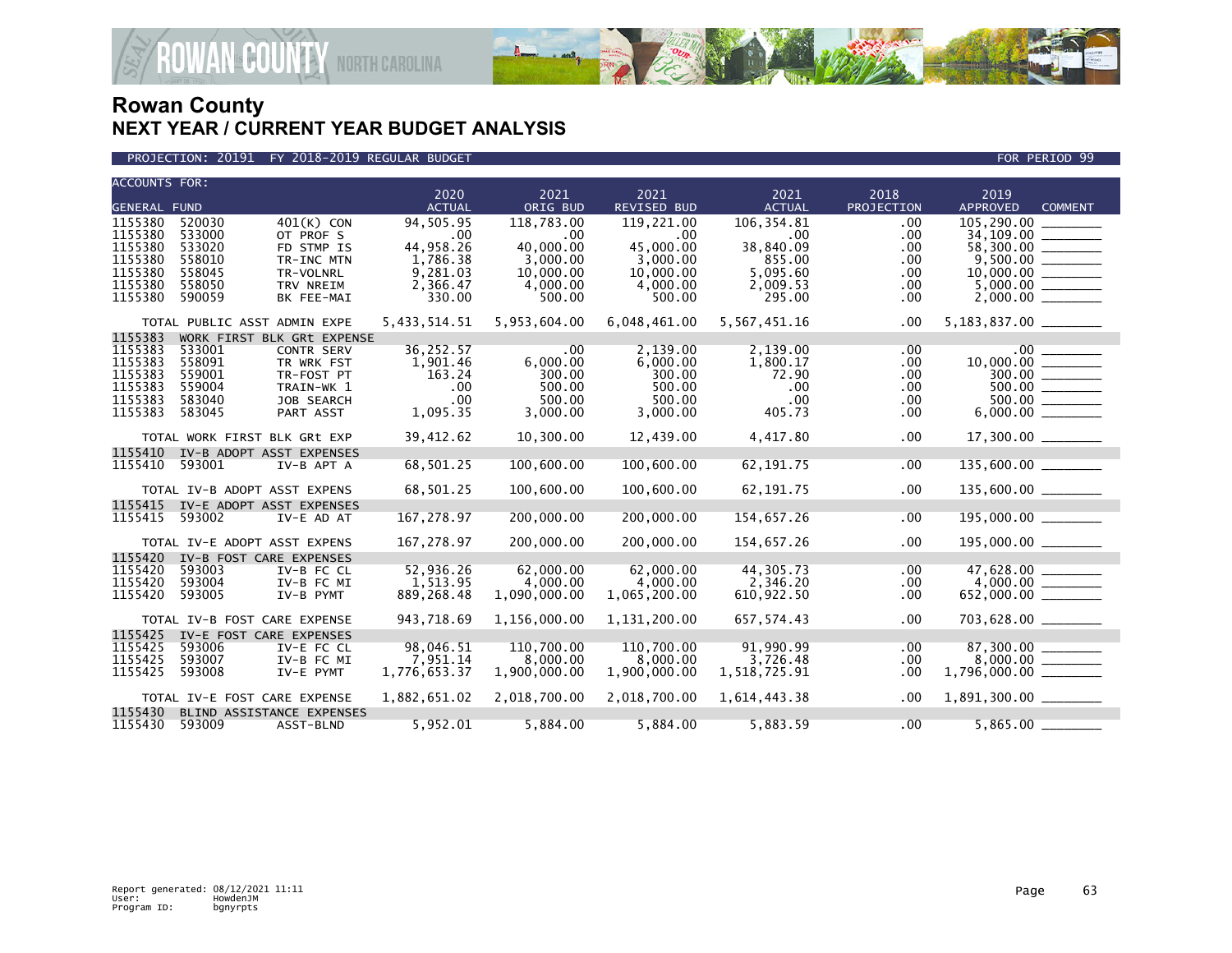# Rowan County
## NEXT YEAR / CURRENT YEAR BUDGET ANALYSIS

PROJECTION: 20191 FY 2018-2019 REGULAR BUDGET — FOR PERIOD 99

| ACCOUNTS FOR: GENERAL FUND | | | 2020 ACTUAL | 2021 ORIG BUD | 2021 REVISED BUD | 2021 ACTUAL | 2018 PROJECTION | 2019 APPROVED | COMMENT |
|---|---|---|---|---|---|---|---|---|---|
| 1155380 | 520030 | 401(K) CON | 94,505.95 | 118,783.00 | 119,221.00 | 106,354.81 | .00 | 105,290.00 | |
| 1155380 | 533000 | OT PROF S | .00 | .00 | .00 | .00 | .00 | 34,109.00 | |
| 1155380 | 533020 | FD STMP IS | 44,958.26 | 40,000.00 | 45,000.00 | 38,840.09 | .00 | 58,300.00 | |
| 1155380 | 558010 | TR-INC MTN | 1,786.38 | 3,000.00 | 3,000.00 | 855.00 | .00 | 9,500.00 | |
| 1155380 | 558045 | TR-VOLNRL | 9,281.03 | 10,000.00 | 10,000.00 | 5,095.60 | .00 | 10,000.00 | |
| 1155380 | 558050 | TRV NREIM | 2,366.47 | 4,000.00 | 4,000.00 | 2,009.53 | .00 | 5,000.00 | |
| 1155380 | 590059 | BK FEE-MAI | 330.00 | 500.00 | 500.00 | 295.00 | .00 | 2,000.00 | |
| TOTAL PUBLIC ASST ADMIN EXPE | | | 5,433,514.51 | 5,953,604.00 | 6,048,461.00 | 5,567,451.16 | .00 | 5,183,837.00 | |
| 1155383 | WORK FIRST BLK GRt EXPENSE | | | | | | | | |
| 1155383 | 533001 | CONTR SERV | 36,252.57 | .00 | 2,139.00 | 2,139.00 | .00 | .00 | |
| 1155383 | 558091 | TR WRK FST | 1,901.46 | 6,000.00 | 6,000.00 | 1,800.17 | .00 | 10,000.00 | |
| 1155383 | 559001 | TR-FOST PT | 163.24 | 300.00 | 300.00 | 72.90 | .00 | 300.00 | |
| 1155383 | 559004 | TRAIN-WK 1 | .00 | 500.00 | 500.00 | .00 | .00 | 500.00 | |
| 1155383 | 583040 | JOB SEARCH | .00 | 500.00 | 500.00 | .00 | .00 | 500.00 | |
| 1155383 | 583045 | PART ASST | 1,095.35 | 3,000.00 | 3,000.00 | 405.73 | .00 | 6,000.00 | |
| TOTAL WORK FIRST BLK GRt EXP | | | 39,412.62 | 10,300.00 | 12,439.00 | 4,417.80 | .00 | 17,300.00 | |
| 1155410 | IV-B ADOPT ASST EXPENSES | | | | | | | | |
| 1155410 | 593001 | IV-B APT A | 68,501.25 | 100,600.00 | 100,600.00 | 62,191.75 | .00 | 135,600.00 | |
| TOTAL IV-B ADOPT ASST EXPENS | | | 68,501.25 | 100,600.00 | 100,600.00 | 62,191.75 | .00 | 135,600.00 | |
| 1155415 | IV-E ADOPT ASST EXPENSES | | | | | | | | |
| 1155415 | 593002 | IV-E AD AT | 167,278.97 | 200,000.00 | 200,000.00 | 154,657.26 | .00 | 195,000.00 | |
| TOTAL IV-E ADOPT ASST EXPENS | | | 167,278.97 | 200,000.00 | 200,000.00 | 154,657.26 | .00 | 195,000.00 | |
| 1155420 | IV-B FOST CARE EXPENSES | | | | | | | | |
| 1155420 | 593003 | IV-B FC CL | 52,936.26 | 62,000.00 | 62,000.00 | 44,305.73 | .00 | 47,628.00 | |
| 1155420 | 593004 | IV-B FC MI | 1,513.95 | 4,000.00 | 4,000.00 | 2,346.20 | .00 | 4,000.00 | |
| 1155420 | 593005 | IV-B PYMT | 889,268.48 | 1,090,000.00 | 1,065,200.00 | 610,922.50 | .00 | 652,000.00 | |
| TOTAL IV-B FOST CARE EXPENSE | | | 943,718.69 | 1,156,000.00 | 1,131,200.00 | 657,574.43 | .00 | 703,628.00 | |
| 1155425 | IV-E FOST CARE EXPENSES | | | | | | | | |
| 1155425 | 593006 | IV-E FC CL | 98,046.51 | 110,700.00 | 110,700.00 | 91,990.99 | .00 | 87,300.00 | |
| 1155425 | 593007 | IV-B FC MI | 7,951.14 | 8,000.00 | 8,000.00 | 3,726.48 | .00 | 8,000.00 | |
| 1155425 | 593008 | IV-E PYMT | 1,776,653.37 | 1,900,000.00 | 1,900,000.00 | 1,518,725.91 | .00 | 1,796,000.00 | |
| TOTAL IV-E FOST CARE EXPENSE | | | 1,882,651.02 | 2,018,700.00 | 2,018,700.00 | 1,614,443.38 | .00 | 1,891,300.00 | |
| 1155430 | BLIND ASSISTANCE EXPENSES | | | | | | | | |
| 1155430 | 593009 | ASST-BLND | 5,952.01 | 5,884.00 | 5,884.00 | 5,883.59 | .00 | 5,865.00 | |

Report generated: 08/12/2021 11:11
User: HowdenJM
Program ID: bgnyrpts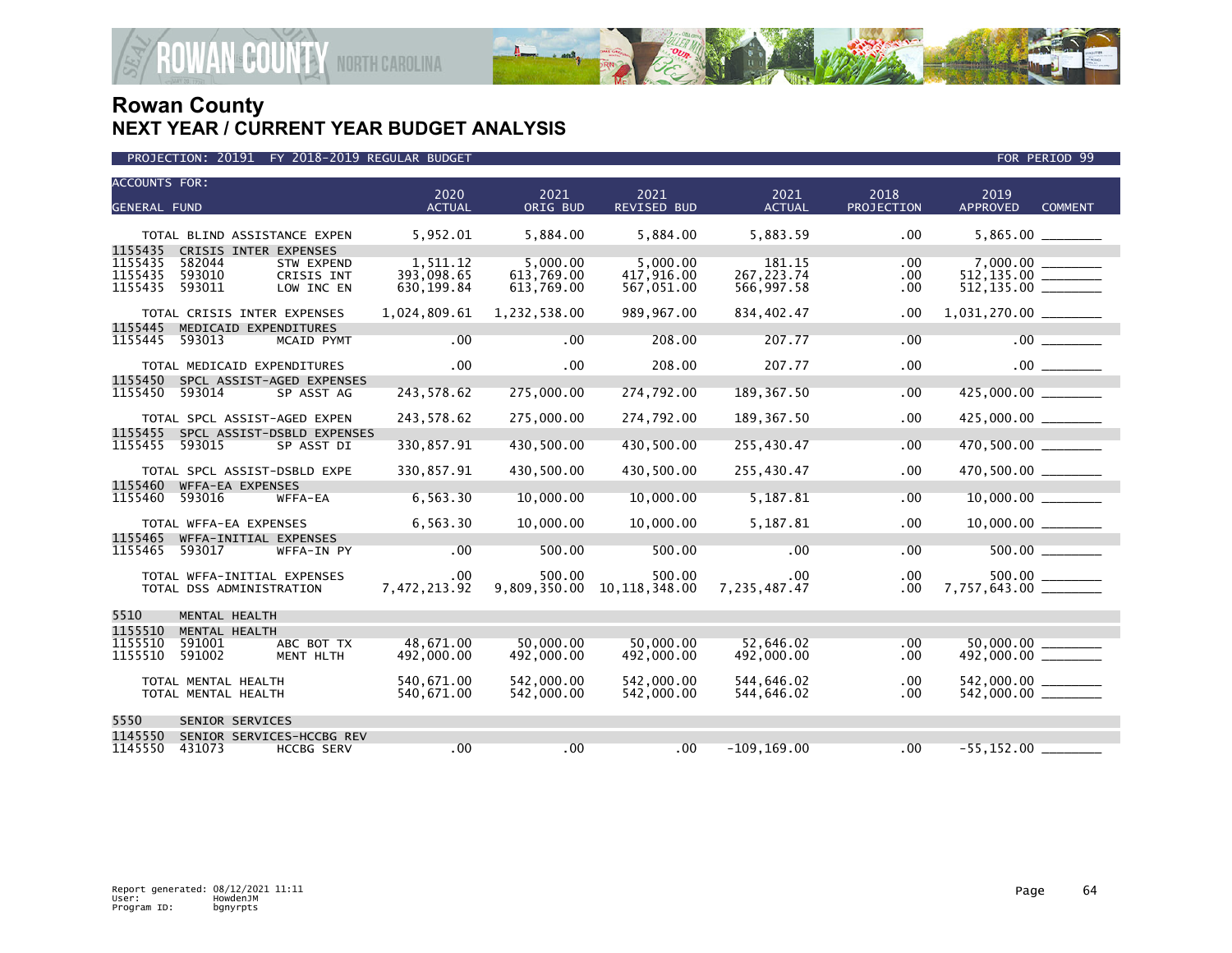# Rowan County
## NEXT YEAR / CURRENT YEAR BUDGET ANALYSIS

PROJECTION: 20191 FY 2018-2019 REGULAR BUDGET — FOR PERIOD 99

| ACCOUNTS FOR: GENERAL FUND | | | 2020 ACTUAL | 2021 ORIG BUD | 2021 REVISED BUD | 2021 ACTUAL | 2018 PROJECTION | 2019 APPROVED | COMMENT |
|---|---|---|---|---|---|---|---|---|---|
| TOTAL BLIND ASSISTANCE EXPEN | | | 5,952.01 | 5,884.00 | 5,884.00 | 5,883.59 | .00 | 5,865.00 | |
| 1155435 | CRISIS INTER EXPENSES | | | | | | | | |
| 1155435 | 582044 | STW EXPEND | 1,511.12 | 5,000.00 | 5,000.00 | 181.15 | .00 | 7,000.00 | |
| 1155435 | 593010 | CRISIS INT | 393,098.65 | 613,769.00 | 417,916.00 | 267,223.74 | .00 | 512,135.00 | |
| 1155435 | 593011 | LOW INC EN | 630,199.84 | 613,769.00 | 567,051.00 | 566,997.58 | .00 | 512,135.00 | |
| TOTAL CRISIS INTER EXPENSES | | | 1,024,809.61 | 1,232,538.00 | 989,967.00 | 834,402.47 | .00 | 1,031,270.00 | |
| 1155445 | MEDICAID EXPENDITURES | | | | | | | | |
| 1155445 | 593013 | MCAID PYMT | .00 | .00 | 208.00 | 207.77 | .00 | .00 | |
| TOTAL MEDICAID EXPENDITURES | | | .00 | .00 | 208.00 | 207.77 | .00 | .00 | |
| 1155450 | SPCL ASSIST-AGED EXPENSES | | | | | | | | |
| 1155450 | 593014 | SP ASST AG | 243,578.62 | 275,000.00 | 274,792.00 | 189,367.50 | .00 | 425,000.00 | |
| TOTAL SPCL ASSIST-AGED EXPEN | | | 243,578.62 | 275,000.00 | 274,792.00 | 189,367.50 | .00 | 425,000.00 | |
| 1155455 | SPCL ASSIST-DSBLD EXPENSES | | | | | | | | |
| 1155455 | 593015 | SP ASST DI | 330,857.91 | 430,500.00 | 430,500.00 | 255,430.47 | .00 | 470,500.00 | |
| TOTAL SPCL ASSIST-DSBLD EXPE | | | 330,857.91 | 430,500.00 | 430,500.00 | 255,430.47 | .00 | 470,500.00 | |
| 1155460 | WFFA-EA EXPENSES | | | | | | | | |
| 1155460 | 593016 | WFFA-EA | 6,563.30 | 10,000.00 | 10,000.00 | 5,187.81 | .00 | 10,000.00 | |
| TOTAL WFFA-EA EXPENSES | | | 6,563.30 | 10,000.00 | 10,000.00 | 5,187.81 | .00 | 10,000.00 | |
| 1155465 | WFFA-INITIAL EXPENSES | | | | | | | | |
| 1155465 | 593017 | WFFA-IN PY | .00 | 500.00 | 500.00 | .00 | .00 | 500.00 | |
| TOTAL WFFA-INITIAL EXPENSES | | | .00 | 500.00 | 500.00 | .00 | .00 | 500.00 | |
| TOTAL DSS ADMINISTRATION | | | 7,472,213.92 | 9,809,350.00 | 10,118,348.00 | 7,235,487.47 | .00 | 7,757,643.00 | |
| 5510 | MENTAL HEALTH | | | | | | | | |
| 1155510 | MENTAL HEALTH | | | | | | | | |
| 1155510 | 591001 | ABC BOT TX | 48,671.00 | 50,000.00 | 50,000.00 | 52,646.02 | .00 | 50,000.00 | |
| 1155510 | 591002 | MENT HLTH | 492,000.00 | 492,000.00 | 492,000.00 | 492,000.00 | .00 | 492,000.00 | |
| TOTAL MENTAL HEALTH | | | 540,671.00 | 542,000.00 | 542,000.00 | 544,646.02 | .00 | 542,000.00 | |
| TOTAL MENTAL HEALTH | | | 540,671.00 | 542,000.00 | 542,000.00 | 544,646.02 | .00 | 542,000.00 | |
| 5550 | SENIOR SERVICES | | | | | | | | |
| 1145550 | SENIOR SERVICES-HCCBG REV | | | | | | | | |
| 1145550 | 431073 | HCCBG SERV | .00 | .00 | .00 | -109,169.00 | .00 | -55,152.00 | |

Report generated: 08/12/2021 11:11
User: HowdenJM
Program ID: bgnyrpts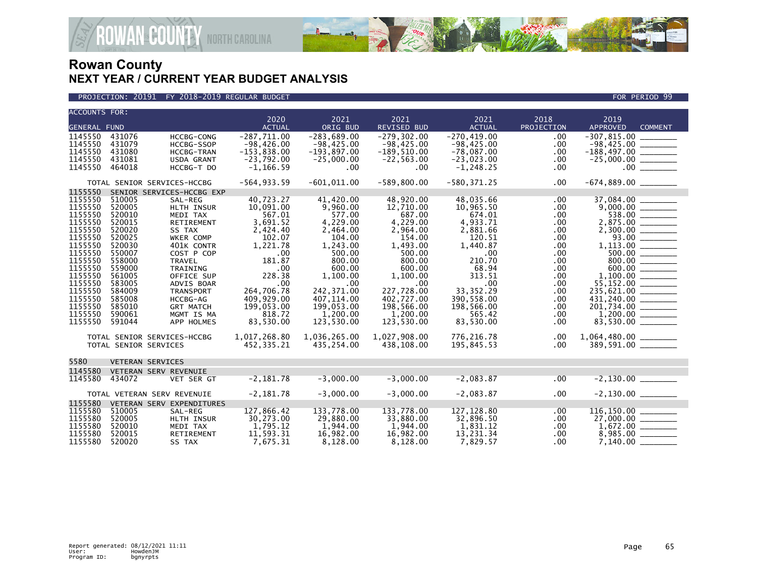# Rowan County
## NEXT YEAR / CURRENT YEAR BUDGET ANALYSIS

PROJECTION: 20191 FY 2018-2019 REGULAR BUDGET — FOR PERIOD 99

| ACCOUNTS FOR: GENERAL FUND | | | 2020 ACTUAL | 2021 ORIG BUD | 2021 REVISED BUD | 2021 ACTUAL | 2018 PROJECTION | 2019 APPROVED | COMMENT |
|---|---|---|---|---|---|---|---|---|---|
| 1145550 | 431076 | HCCBG-CONG | -287,711.00 | -283,689.00 | -279,302.00 | -270,419.00 | .00 | -307,815.00 | ________ |
| 1145550 | 431079 | HCCBG-SSOP | -98,426.00 | -98,425.00 | -98,425.00 | -98,425.00 | .00 | -98,425.00 | ________ |
| 1145550 | 431080 | HCCBG-TRAN | -153,838.00 | -193,897.00 | -189,510.00 | -78,087.00 | .00 | -188,497.00 | ________ |
| 1145550 | 431081 | USDA GRANT | -23,792.00 | -25,000.00 | -22,563.00 | -23,023.00 | .00 | -25,000.00 | ________ |
| 1145550 | 464018 | HCCBG-T DO | -1,166.59 | .00 | .00 | -1,248.25 | .00 | .00 | ________ |
| | TOTAL SENIOR SERVICES-HCCBG | | -564,933.59 | -601,011.00 | -589,800.00 | -580,371.25 | .00 | -674,889.00 | ________ |
| 1155550 | SENIOR SERVICES-HCCBG EXP | | | | | | | | |
| 1155550 | 510005 | SAL-REG | 40,723.27 | 41,420.00 | 48,920.00 | 48,035.66 | .00 | 37,084.00 | ________ |
| 1155550 | 520005 | HLTH INSUR | 10,091.00 | 9,960.00 | 12,710.00 | 10,965.50 | .00 | 9,000.00 | ________ |
| 1155550 | 520010 | MEDI TAX | 567.01 | 577.00 | 687.00 | 674.01 | .00 | 538.00 | ________ |
| 1155550 | 520015 | RETIREMENT | 3,691.52 | 4,229.00 | 4,229.00 | 4,933.71 | .00 | 2,875.00 | ________ |
| 1155550 | 520020 | SS TAX | 2,424.40 | 2,464.00 | 2,964.00 | 2,881.66 | .00 | 2,300.00 | ________ |
| 1155550 | 520025 | WKER COMP | 102.07 | 104.00 | 154.00 | 120.51 | .00 | 93.00 | ________ |
| 1155550 | 520030 | 401K CONTR | 1,221.78 | 1,243.00 | 1,493.00 | 1,440.87 | .00 | 1,113.00 | ________ |
| 1155550 | 550007 | COST P COP | .00 | 500.00 | 500.00 | .00 | .00 | 500.00 | ________ |
| 1155550 | 558000 | TRAVEL | 181.87 | 800.00 | 800.00 | 210.70 | .00 | 800.00 | ________ |
| 1155550 | 559000 | TRAINING | .00 | 600.00 | 600.00 | 68.94 | .00 | 600.00 | ________ |
| 1155550 | 561005 | OFFICE SUP | 228.38 | 1,100.00 | 1,100.00 | 313.51 | .00 | 1,100.00 | ________ |
| 1155550 | 583005 | ADVIS BOAR | .00 | .00 | .00 | .00 | .00 | 55,152.00 | ________ |
| 1155550 | 584009 | TRANSPORT | 264,706.78 | 242,371.00 | 227,728.00 | 33,352.29 | .00 | 235,621.00 | ________ |
| 1155550 | 585008 | HCCBG-AG | 409,929.00 | 407,114.00 | 402,727.00 | 390,558.00 | .00 | 431,240.00 | ________ |
| 1155550 | 585010 | GRT MATCH | 199,053.00 | 199,053.00 | 198,566.00 | 198,566.00 | .00 | 201,734.00 | ________ |
| 1155550 | 590061 | MGMT IS MA | 818.72 | 1,200.00 | 1,200.00 | 565.42 | .00 | 1,200.00 | ________ |
| 1155550 | 591044 | APP HOLMES | 83,530.00 | 123,530.00 | 123,530.00 | 83,530.00 | .00 | 83,530.00 | ________ |
| | TOTAL SENIOR SERVICES-HCCBG | | 1,017,268.80 | 1,036,265.00 | 1,027,908.00 | 776,216.78 | .00 | 1,064,480.00 | ________ |
| | TOTAL SENIOR SERVICES | | 452,335.21 | 435,254.00 | 438,108.00 | 195,845.53 | .00 | 389,591.00 | ________ |
| 5580 | VETERAN SERVICES | | | | | | | | |
| 1145580 | VETERAN SERV REVENUIE | | | | | | | | |
| 1145580 | 434072 | VET SER GT | -2,181.78 | -3,000.00 | -3,000.00 | -2,083.87 | .00 | -2,130.00 | ________ |
| | TOTAL VETERAN SERV REVENUIE | | -2,181.78 | -3,000.00 | -3,000.00 | -2,083.87 | .00 | -2,130.00 | ________ |
| 1155580 | VETERAN SERV EXPENDITURES | | | | | | | | |
| 1155580 | 510005 | SAL-REG | 127,866.42 | 133,778.00 | 133,778.00 | 127,128.80 | .00 | 116,150.00 | ________ |
| 1155580 | 520005 | HLTH INSUR | 30,273.00 | 29,880.00 | 33,880.00 | 32,896.50 | .00 | 27,000.00 | ________ |
| 1155580 | 520010 | MEDI TAX | 1,795.12 | 1,944.00 | 1,944.00 | 1,831.12 | .00 | 1,672.00 | ________ |
| 1155580 | 520015 | RETIREMENT | 11,593.31 | 16,982.00 | 16,982.00 | 13,231.34 | .00 | 8,985.00 | ________ |
| 1155580 | 520020 | SS TAX | 7,675.31 | 8,128.00 | 8,128.00 | 7,829.57 | .00 | 7,140.00 | ________ |

Report generated: 08/12/2021 11:11
User: HowdenJM
Program ID: bgnyrpts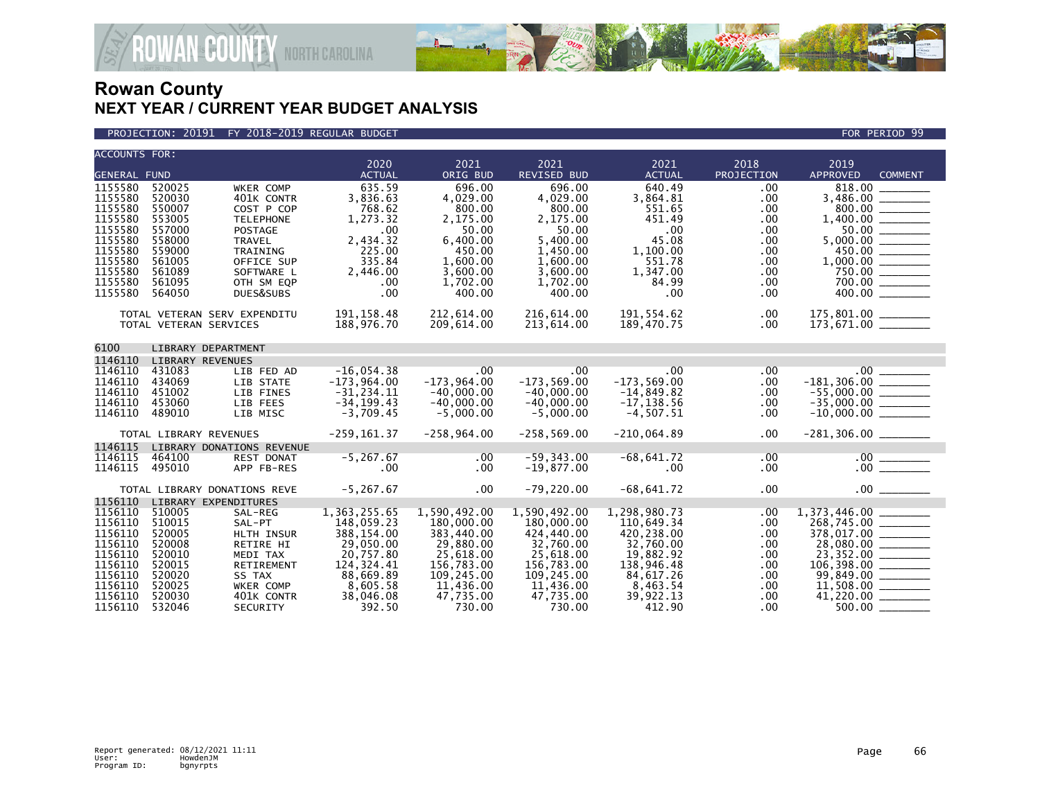# Rowan County
## NEXT YEAR / CURRENT YEAR BUDGET ANALYSIS

PROJECTION: 20191 FY 2018-2019 REGULAR BUDGET FOR PERIOD 99

| ACCOUNTS FOR: GENERAL FUND | | | 2020 ACTUAL | 2021 ORIG BUD | 2021 REVISED BUD | 2021 ACTUAL | 2018 PROJECTION | 2019 APPROVED | COMMENT |
|---|---|---|---|---|---|---|---|---|---|
| 1155580 | 520025 | WKER COMP | 635.59 | 696.00 | 696.00 | 640.49 | .00 | 818.00 | ________ |
| 1155580 | 520030 | 401K CONTR | 3,836.63 | 4,029.00 | 4,029.00 | 3,864.81 | .00 | 3,486.00 | ________ |
| 1155580 | 550007 | COST P COP | 768.62 | 800.00 | 800.00 | 551.65 | .00 | 800.00 | ________ |
| 1155580 | 553005 | TELEPHONE | 1,273.32 | 2,175.00 | 2,175.00 | 451.49 | .00 | 1,400.00 | ________ |
| 1155580 | 557000 | POSTAGE | .00 | 50.00 | 50.00 | .00 | .00 | 50.00 | ________ |
| 1155580 | 558000 | TRAVEL | 2,434.32 | 6,400.00 | 5,400.00 | 45.08 | .00 | 5,000.00 | ________ |
| 1155580 | 559000 | TRAINING | 225.00 | 450.00 | 1,450.00 | 1,100.00 | .00 | 450.00 | ________ |
| 1155580 | 561005 | OFFICE SUP | 335.84 | 1,600.00 | 1,600.00 | 551.78 | .00 | 1,000.00 | ________ |
| 1155580 | 561089 | SOFTWARE L | 2,446.00 | 3,600.00 | 3,600.00 | 1,347.00 | .00 | 750.00 | ________ |
| 1155580 | 561095 | OTH SM EQP | .00 | 1,702.00 | 1,702.00 | 84.99 | .00 | 700.00 | ________ |
| 1155580 | 564050 | DUES&SUBS | .00 | 400.00 | 400.00 | .00 | .00 | 400.00 | ________ |
| | TOTAL VETERAN SERV EXPENDITU | | 191,158.48 | 212,614.00 | 216,614.00 | 191,554.62 | .00 | 175,801.00 | ________ |
| | TOTAL VETERAN SERVICES | | 188,976.70 | 209,614.00 | 213,614.00 | 189,470.75 | .00 | 173,671.00 | ________ |
| 6100 | LIBRARY DEPARTMENT | | | | | | | | |
| 1146110 | LIBRARY REVENUES | | | | | | | | |
| 1146110 | 431083 | LIB FED AD | -16,054.38 | .00 | .00 | .00 | .00 | .00 | ________ |
| 1146110 | 434069 | LIB STATE | -173,964.00 | -173,964.00 | -173,569.00 | -173,569.00 | .00 | -181,306.00 | ________ |
| 1146110 | 451002 | LIB FINES | -31,234.11 | -40,000.00 | -40,000.00 | -14,849.82 | .00 | -55,000.00 | ________ |
| 1146110 | 453060 | LIB FEES | -34,199.43 | -40,000.00 | -40,000.00 | -17,138.56 | .00 | -35,000.00 | ________ |
| 1146110 | 489010 | LIB MISC | -3,709.45 | -5,000.00 | -5,000.00 | -4,507.51 | .00 | -10,000.00 | ________ |
| | TOTAL LIBRARY REVENUES | | -259,161.37 | -258,964.00 | -258,569.00 | -210,064.89 | .00 | -281,306.00 | ________ |
| 1146115 | LIBRARY DONATIONS REVENUE | | | | | | | | |
| 1146115 | 464100 | REST DONAT | -5,267.67 | .00 | -59,343.00 | -68,641.72 | .00 | .00 | ________ |
| 1146115 | 495010 | APP FB-RES | .00 | .00 | -19,877.00 | .00 | .00 | .00 | ________ |
| | TOTAL LIBRARY DONATIONS REVE | | -5,267.67 | .00 | -79,220.00 | -68,641.72 | .00 | .00 | ________ |
| 1156110 | LIBRARY EXPENDITURES | | | | | | | | |
| 1156110 | 510005 | SAL-REG | 1,363,255.65 | 1,590,492.00 | 1,590,492.00 | 1,298,980.73 | .00 | 1,373,446.00 | ________ |
| 1156110 | 510015 | SAL-PT | 148,059.23 | 180,000.00 | 180,000.00 | 110,649.34 | .00 | 268,745.00 | ________ |
| 1156110 | 520005 | HLTH INSUR | 388,154.00 | 383,440.00 | 424,440.00 | 420,238.00 | .00 | 378,017.00 | ________ |
| 1156110 | 520008 | RETIRE HI | 29,050.00 | 29,880.00 | 32,760.00 | 32,760.00 | .00 | 28,080.00 | ________ |
| 1156110 | 520010 | MEDI TAX | 20,757.80 | 25,618.00 | 25,618.00 | 19,882.92 | .00 | 23,352.00 | ________ |
| 1156110 | 520015 | RETIREMENT | 124,324.41 | 156,783.00 | 156,783.00 | 138,946.48 | .00 | 106,398.00 | ________ |
| 1156110 | 520020 | SS TAX | 88,669.89 | 109,245.00 | 109,245.00 | 84,617.26 | .00 | 99,849.00 | ________ |
| 1156110 | 520025 | WKER COMP | 8,605.58 | 11,436.00 | 11,436.00 | 8,463.54 | .00 | 11,508.00 | ________ |
| 1156110 | 520030 | 401K CONTR | 38,046.08 | 47,735.00 | 47,735.00 | 39,922.13 | .00 | 41,220.00 | ________ |
| 1156110 | 532046 | SECURITY | 392.50 | 730.00 | 730.00 | 412.90 | .00 | 500.00 | ________ |

Report generated: 08/12/2021 11:11
User: HowdenJM
Program ID: bgnyrpts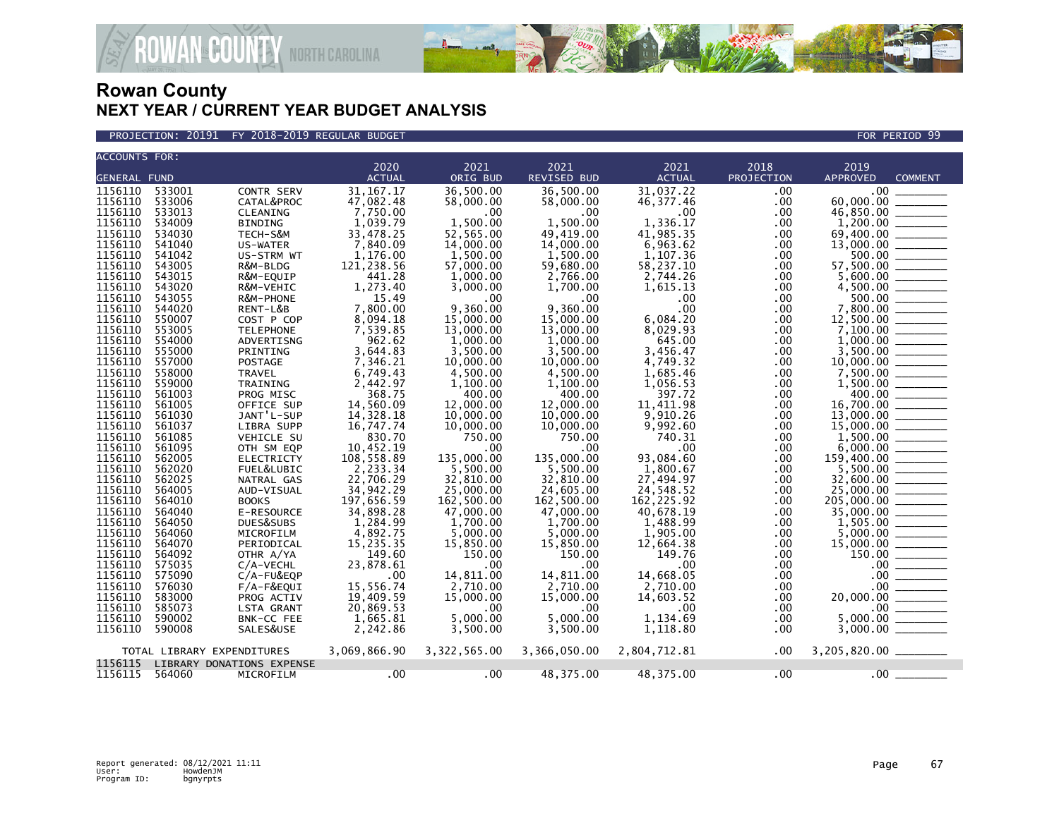# Rowan County
## NEXT YEAR / CURRENT YEAR BUDGET ANALYSIS

PROJECTION: 20191 FY 2018-2019 REGULAR BUDGET FOR PERIOD 99

| ACCOUNTS FOR: GENERAL FUND | | | 2020 ACTUAL | 2021 ORIG BUD | 2021 REVISED BUD | 2021 ACTUAL | 2018 PROJECTION | 2019 APPROVED | COMMENT |
|---|---|---|---|---|---|---|---|---|---|
| 1156110 | 533001 | CONTR SERV | 31,167.17 | 36,500.00 | 36,500.00 | 31,037.22 | .00 | .00 | ________ |
| 1156110 | 533006 | CATAL&PROC | 47,082.48 | 58,000.00 | 58,000.00 | 46,377.46 | .00 | 60,000.00 | ________ |
| 1156110 | 533013 | CLEANING | 7,750.00 | .00 | .00 | .00 | .00 | 46,850.00 | ________ |
| 1156110 | 534009 | BINDING | 1,039.79 | 1,500.00 | 1,500.00 | 1,336.17 | .00 | 1,200.00 | ________ |
| 1156110 | 534030 | TECH-S&M | 33,478.25 | 52,565.00 | 49,419.00 | 41,985.35 | .00 | 69,400.00 | ________ |
| 1156110 | 541040 | US-WATER | 7,840.09 | 14,000.00 | 14,000.00 | 6,963.62 | .00 | 13,000.00 | ________ |
| 1156110 | 541042 | US-STRM WT | 1,176.00 | 1,500.00 | 1,500.00 | 1,107.36 | .00 | 500.00 | ________ |
| 1156110 | 543005 | R&M-BLDG | 121,238.56 | 57,000.00 | 59,680.00 | 58,237.10 | .00 | 57,500.00 | ________ |
| 1156110 | 543015 | R&M-EQUIP | 441.28 | 1,000.00 | 2,766.00 | 2,744.26 | .00 | 5,600.00 | ________ |
| 1156110 | 543020 | R&M-VEHIC | 1,273.40 | 3,000.00 | 1,700.00 | 1,615.13 | .00 | 4,500.00 | ________ |
| 1156110 | 543055 | R&M-PHONE | 15.49 | .00 | .00 | .00 | .00 | 500.00 | ________ |
| 1156110 | 544020 | RENT-L&B | 7,800.00 | 9,360.00 | 9,360.00 | .00 | .00 | 7,800.00 | ________ |
| 1156110 | 550007 | COST P COP | 8,094.18 | 15,000.00 | 15,000.00 | 6,084.20 | .00 | 12,500.00 | ________ |
| 1156110 | 553005 | TELEPHONE | 7,539.85 | 13,000.00 | 13,000.00 | 8,029.93 | .00 | 7,100.00 | ________ |
| 1156110 | 554000 | ADVERTISNG | 962.62 | 1,000.00 | 1,000.00 | 645.00 | .00 | 1,000.00 | ________ |
| 1156110 | 555000 | PRINTING | 3,644.83 | 3,500.00 | 3,500.00 | 3,456.47 | .00 | 3,500.00 | ________ |
| 1156110 | 557000 | POSTAGE | 7,346.21 | 10,000.00 | 10,000.00 | 4,749.32 | .00 | 10,000.00 | ________ |
| 1156110 | 558000 | TRAVEL | 6,749.43 | 4,500.00 | 4,500.00 | 1,685.46 | .00 | 7,500.00 | ________ |
| 1156110 | 559000 | TRAINING | 2,442.97 | 1,100.00 | 1,100.00 | 1,056.53 | .00 | 1,500.00 | ________ |
| 1156110 | 561003 | PROG MISC | 368.75 | 400.00 | 400.00 | 397.72 | .00 | 400.00 | ________ |
| 1156110 | 561005 | OFFICE SUP | 14,560.09 | 12,000.00 | 12,000.00 | 11,411.98 | .00 | 16,700.00 | ________ |
| 1156110 | 561030 | JANT'L-SUP | 14,328.18 | 10,000.00 | 10,000.00 | 9,910.26 | .00 | 13,000.00 | ________ |
| 1156110 | 561037 | LIBRA SUPP | 16,747.74 | 10,000.00 | 10,000.00 | 9,992.60 | .00 | 15,000.00 | ________ |
| 1156110 | 561085 | VEHICLE SU | 830.70 | 750.00 | 750.00 | 740.31 | .00 | 1,500.00 | ________ |
| 1156110 | 561095 | OTH SM EQP | 10,452.19 | .00 | .00 | .00 | .00 | 6,000.00 | ________ |
| 1156110 | 562005 | ELECTRICTY | 108,558.89 | 135,000.00 | 135,000.00 | 93,084.60 | .00 | 159,400.00 | ________ |
| 1156110 | 562020 | FUEL&LUBIC | 2,233.34 | 5,500.00 | 5,500.00 | 1,800.67 | .00 | 5,500.00 | ________ |
| 1156110 | 562025 | NATRAL GAS | 22,706.29 | 32,810.00 | 32,810.00 | 27,494.97 | .00 | 32,600.00 | ________ |
| 1156110 | 564005 | AUD-VISUAL | 34,942.29 | 25,000.00 | 24,605.00 | 24,548.52 | .00 | 25,000.00 | ________ |
| 1156110 | 564010 | BOOKS | 197,656.59 | 162,500.00 | 162,500.00 | 162,225.92 | .00 | 205,000.00 | ________ |
| 1156110 | 564040 | E-RESOURCE | 34,898.28 | 47,000.00 | 47,000.00 | 40,678.19 | .00 | 35,000.00 | ________ |
| 1156110 | 564050 | DUES&SUBS | 1,284.99 | 1,700.00 | 1,700.00 | 1,488.99 | .00 | 1,505.00 | ________ |
| 1156110 | 564060 | MICROFILM | 4,892.75 | 5,000.00 | 5,000.00 | 1,905.00 | .00 | 5,000.00 | ________ |
| 1156110 | 564070 | PERIODICAL | 15,235.35 | 15,850.00 | 15,850.00 | 12,664.38 | .00 | 15,000.00 | ________ |
| 1156110 | 564092 | OTHR A/YA | 149.60 | 150.00 | 150.00 | 149.76 | .00 | 150.00 | ________ |
| 1156110 | 575035 | C/A-VECHL | 23,878.61 | .00 | .00 | .00 | .00 | .00 | ________ |
| 1156110 | 575090 | C/A-FU&EQP | .00 | 14,811.00 | 14,811.00 | 14,668.05 | .00 | .00 | ________ |
| 1156110 | 576030 | F/A-F&EQUI | 15,556.74 | 2,710.00 | 2,710.00 | 2,710.00 | .00 | .00 | ________ |
| 1156110 | 583000 | PROG ACTIV | 19,409.59 | 15,000.00 | 15,000.00 | 14,603.52 | .00 | 20,000.00 | ________ |
| 1156110 | 585073 | LSTA GRANT | 20,869.53 | .00 | .00 | .00 | .00 | .00 | ________ |
| 1156110 | 590002 | BNK-CC FEE | 1,665.81 | 5,000.00 | 5,000.00 | 1,134.69 | .00 | 5,000.00 | ________ |
| 1156110 | 590008 | SALES&USE | 2,242.86 | 3,500.00 | 3,500.00 | 1,118.80 | .00 | 3,000.00 | ________ |
| | TOTAL LIBRARY EXPENDITURES | | 3,069,866.90 | 3,322,565.00 | 3,366,050.00 | 2,804,712.81 | .00 | 3,205,820.00 | ________ |
| 1156115 | LIBRARY DONATIONS EXPENSE | | | | | | | | |
| 1156115 | 564060 | MICROFILM | .00 | .00 | 48,375.00 | 48,375.00 | .00 | .00 | ________ |

Report generated: 08/12/2021 11:11
User: HowdenJM
Program ID: bgnyrpts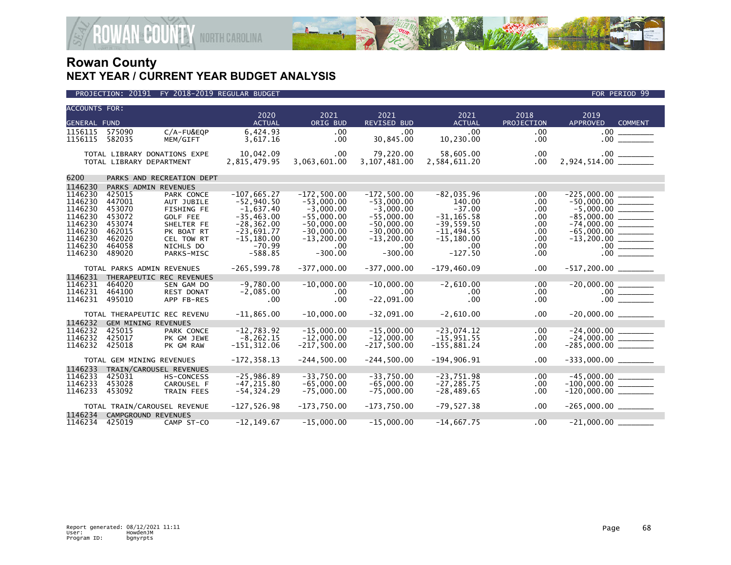# Rowan County
## NEXT YEAR / CURRENT YEAR BUDGET ANALYSIS

PROJECTION: 20191 FY 2018-2019 REGULAR BUDGET FOR PERIOD 99

| ACCOUNTS FOR: GENERAL FUND | | | 2020 ACTUAL | 2021 ORIG BUD | 2021 REVISED BUD | 2021 ACTUAL | 2018 PROJECTION | 2019 APPROVED | COMMENT |
|---|---|---|---|---|---|---|---|---|---|
| 1156115 | 575090 | C/A-FU&EQP | 6,424.93 | .00 | .00 | .00 | .00 | .00 | |
| 1156115 | 582035 | MEM/GIFT | 3,617.16 | .00 | 30,845.00 | 10,230.00 | .00 | .00 | |
| TOTAL LIBRARY DONATIONS EXPE | | | 10,042.09 | .00 | 79,220.00 | 58,605.00 | .00 | .00 | |
| TOTAL LIBRARY DEPARTMENT | | | 2,815,479.95 | 3,063,601.00 | 3,107,481.00 | 2,584,611.20 | .00 | 2,924,514.00 | |
| 6200 | PARKS AND RECREATION DEPT | | | | | | | | |
| 1146230 | PARKS ADMIN REVENUES | | | | | | | | |
| 1146230 | 425015 | PARK CONCE | -107,665.27 | -172,500.00 | -172,500.00 | -82,035.96 | .00 | -225,000.00 | |
| 1146230 | 447001 | AUT JUBILE | -52,940.50 | -53,000.00 | -53,000.00 | 140.00 | .00 | -50,000.00 | |
| 1146230 | 453070 | FISHING FE | -1,637.40 | -3,000.00 | -3,000.00 | -37.00 | .00 | -5,000.00 | |
| 1146230 | 453072 | GOLF FEE | -35,463.00 | -55,000.00 | -55,000.00 | -31,165.58 | .00 | -85,000.00 | |
| 1146230 | 453074 | SHELTER FE | -28,362.00 | -50,000.00 | -50,000.00 | -39,559.50 | .00 | -74,000.00 | |
| 1146230 | 462015 | PK BOAT RT | -23,691.77 | -30,000.00 | -30,000.00 | -11,494.55 | .00 | -65,000.00 | |
| 1146230 | 462020 | CEL TOW RT | -15,180.00 | -13,200.00 | -13,200.00 | -15,180.00 | .00 | -13,200.00 | |
| 1146230 | 464058 | NICHLS DO | -70.99 | .00 | .00 | .00 | .00 | .00 | |
| 1146230 | 489020 | PARKS-MISC | -588.85 | -300.00 | -300.00 | -127.50 | .00 | .00 | |
| TOTAL PARKS ADMIN REVENUES | | | -265,599.78 | -377,000.00 | -377,000.00 | -179,460.09 | .00 | -517,200.00 | |
| 1146231 | THERAPEUTIC REC REVENUES | | | | | | | | |
| 1146231 | 464020 | SEN GAM DO | -9,780.00 | -10,000.00 | -10,000.00 | -2,610.00 | .00 | -20,000.00 | |
| 1146231 | 464100 | REST DONAT | -2,085.00 | .00 | .00 | .00 | .00 | .00 | |
| 1146231 | 495010 | APP FB-RES | .00 | .00 | -22,091.00 | .00 | .00 | .00 | |
| TOTAL THERAPEUTIC REC REVENU | | | -11,865.00 | -10,000.00 | -32,091.00 | -2,610.00 | .00 | -20,000.00 | |
| 1146232 | GEM MINING REVENUES | | | | | | | | |
| 1146232 | 425015 | PARK CONCE | -12,783.92 | -15,000.00 | -15,000.00 | -23,074.12 | .00 | -24,000.00 | |
| 1146232 | 425017 | PK GM JEWE | -8,262.15 | -12,000.00 | -12,000.00 | -15,951.55 | .00 | -24,000.00 | |
| 1146232 | 425018 | PK GM RAW | -151,312.06 | -217,500.00 | -217,500.00 | -155,881.24 | .00 | -285,000.00 | |
| TOTAL GEM MINING REVENUES | | | -172,358.13 | -244,500.00 | -244,500.00 | -194,906.91 | .00 | -333,000.00 | |
| 1146233 | TRAIN/CAROUSEL REVENUES | | | | | | | | |
| 1146233 | 425031 | HS-CONCESS | -25,986.89 | -33,750.00 | -33,750.00 | -23,751.98 | .00 | -45,000.00 | |
| 1146233 | 453028 | CAROUSEL F | -47,215.80 | -65,000.00 | -65,000.00 | -27,285.75 | .00 | -100,000.00 | |
| 1146233 | 453092 | TRAIN FEES | -54,324.29 | -75,000.00 | -75,000.00 | -28,489.65 | .00 | -120,000.00 | |
| TOTAL TRAIN/CAROUSEL REVENUE | | | -127,526.98 | -173,750.00 | -173,750.00 | -79,527.38 | .00 | -265,000.00 | |
| 1146234 | CAMPGROUND REVENUES | | | | | | | | |
| 1146234 | 425019 | CAMP ST-CO | -12,149.67 | -15,000.00 | -15,000.00 | -14,667.75 | .00 | -21,000.00 | |

Report generated: 08/12/2021 11:11
User: HowdenJM
Program ID: bgnyrpts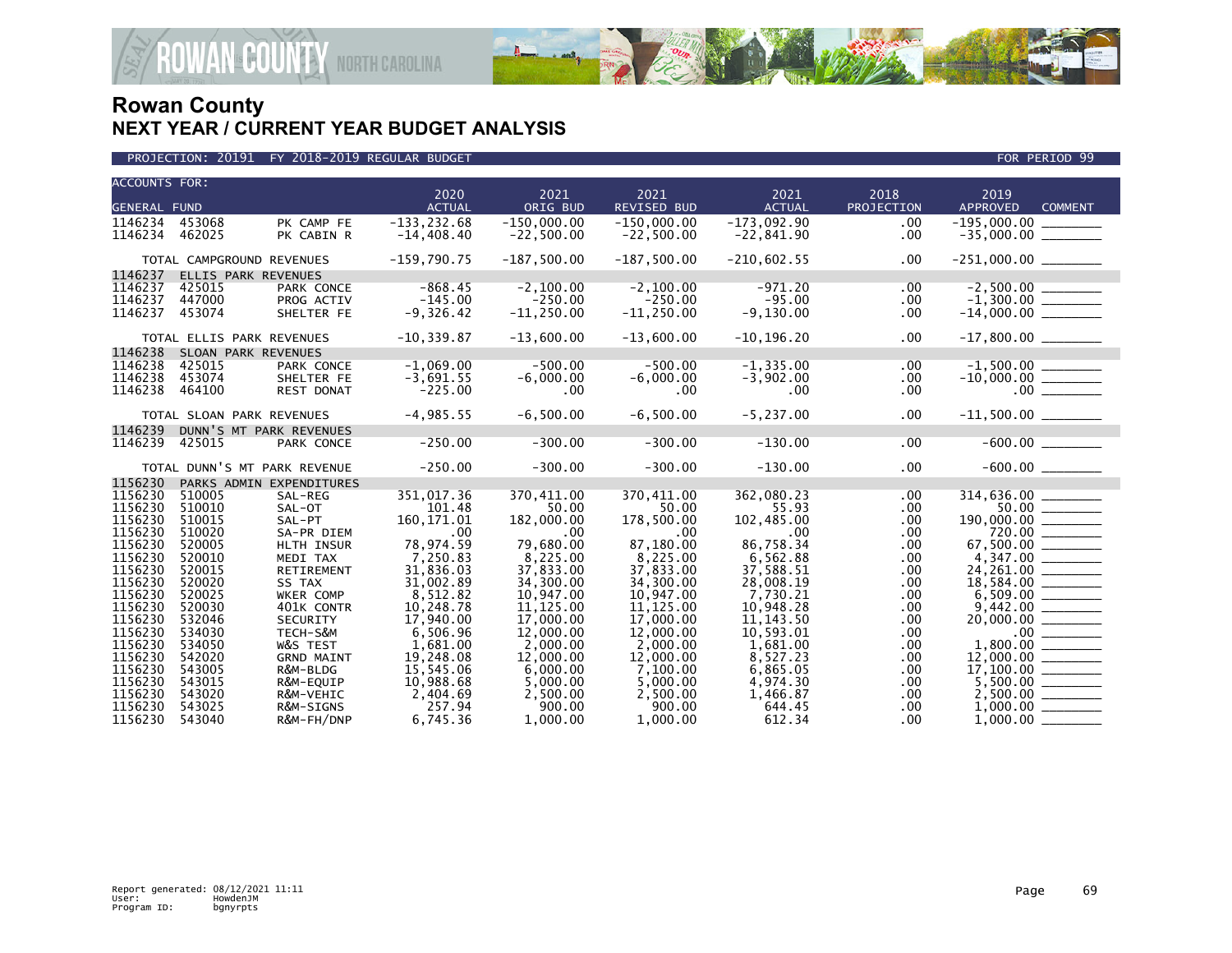# Rowan County
## NEXT YEAR / CURRENT YEAR BUDGET ANALYSIS

PROJECTION: 20191 FY 2018-2019 REGULAR BUDGET FOR PERIOD 99

| ACCOUNTS FOR: GENERAL FUND | | | 2020 ACTUAL | 2021 ORIG BUD | 2021 REVISED BUD | 2021 ACTUAL | 2018 PROJECTION | 2019 APPROVED | COMMENT |
|---|---|---|---|---|---|---|---|---|---|
| 1146234 | 453068 | PK CAMP FE | -133,232.68 | -150,000.00 | -150,000.00 | -173,092.90 | .00 | -195,000.00 | |
| 1146234 | 462025 | PK CABIN R | -14,408.40 | -22,500.00 | -22,500.00 | -22,841.90 | .00 | -35,000.00 | |
| TOTAL CAMPGROUND REVENUES | | | -159,790.75 | -187,500.00 | -187,500.00 | -210,602.55 | .00 | -251,000.00 | |
| 1146237 | ELLIS PARK REVENUES | | | | | | | | |
| 1146237 | 425015 | PARK CONCE | -868.45 | -2,100.00 | -2,100.00 | -971.20 | .00 | -2,500.00 | |
| 1146237 | 447000 | PROG ACTIV | -145.00 | -250.00 | -250.00 | -95.00 | .00 | -1,300.00 | |
| 1146237 | 453074 | SHELTER FE | -9,326.42 | -11,250.00 | -11,250.00 | -9,130.00 | .00 | -14,000.00 | |
| TOTAL ELLIS PARK REVENUES | | | -10,339.87 | -13,600.00 | -13,600.00 | -10,196.20 | .00 | -17,800.00 | |
| 1146238 | SLOAN PARK REVENUES | | | | | | | | |
| 1146238 | 425015 | PARK CONCE | -1,069.00 | -500.00 | -500.00 | -1,335.00 | .00 | -1,500.00 | |
| 1146238 | 453074 | SHELTER FE | -3,691.55 | -6,000.00 | -6,000.00 | -3,902.00 | .00 | -10,000.00 | |
| 1146238 | 464100 | REST DONAT | -225.00 | .00 | .00 | .00 | .00 | .00 | |
| TOTAL SLOAN PARK REVENUES | | | -4,985.55 | -6,500.00 | -6,500.00 | -5,237.00 | .00 | -11,500.00 | |
| 1146239 | DUNN'S MT PARK REVENUES | | | | | | | | |
| 1146239 | 425015 | PARK CONCE | -250.00 | -300.00 | -300.00 | -130.00 | .00 | -600.00 | |
| TOTAL DUNN'S MT PARK REVENUE | | | -250.00 | -300.00 | -300.00 | -130.00 | .00 | -600.00 | |
| 1156230 | PARKS ADMIN EXPENDITURES | | | | | | | | |
| 1156230 | 510005 | SAL-REG | 351,017.36 | 370,411.00 | 370,411.00 | 362,080.23 | .00 | 314,636.00 | |
| 1156230 | 510010 | SAL-OT | 101.48 | 50.00 | 50.00 | 55.93 | .00 | 50.00 | |
| 1156230 | 510015 | SAL-PT | 160,171.01 | 182,000.00 | 178,500.00 | 102,485.00 | .00 | 190,000.00 | |
| 1156230 | 510020 | SA-PR DIEM | .00 | .00 | .00 | .00 | .00 | 720.00 | |
| 1156230 | 520005 | HLTH INSUR | 78,974.59 | 79,680.00 | 87,180.00 | 86,758.34 | .00 | 67,500.00 | |
| 1156230 | 520010 | MEDI TAX | 7,250.83 | 8,225.00 | 8,225.00 | 6,562.88 | .00 | 4,347.00 | |
| 1156230 | 520015 | RETIREMENT | 31,836.03 | 37,833.00 | 37,833.00 | 37,588.51 | .00 | 24,261.00 | |
| 1156230 | 520020 | SS TAX | 31,002.89 | 34,300.00 | 34,300.00 | 28,008.19 | .00 | 18,584.00 | |
| 1156230 | 520025 | WKER COMP | 8,512.82 | 10,947.00 | 10,947.00 | 7,730.21 | .00 | 6,509.00 | |
| 1156230 | 520030 | 401K CONTR | 10,248.78 | 11,125.00 | 11,125.00 | 10,948.28 | .00 | 9,442.00 | |
| 1156230 | 532046 | SECURITY | 17,940.00 | 17,000.00 | 17,000.00 | 11,143.50 | .00 | 20,000.00 | |
| 1156230 | 534030 | TECH-S&M | 6,506.96 | 12,000.00 | 12,000.00 | 10,593.01 | .00 | .00 | |
| 1156230 | 534050 | W&S TEST | 1,681.00 | 2,000.00 | 2,000.00 | 1,681.00 | .00 | 1,800.00 | |
| 1156230 | 542020 | GRND MAINT | 19,248.08 | 12,000.00 | 12,000.00 | 8,527.23 | .00 | 12,000.00 | |
| 1156230 | 543005 | R&M-BLDG | 15,545.06 | 6,000.00 | 7,100.00 | 6,865.05 | .00 | 17,100.00 | |
| 1156230 | 543015 | R&M-EQUIP | 10,988.68 | 5,000.00 | 5,000.00 | 4,974.30 | .00 | 5,500.00 | |
| 1156230 | 543020 | R&M-VEHIC | 2,404.69 | 2,500.00 | 2,500.00 | 1,466.87 | .00 | 2,500.00 | |
| 1156230 | 543025 | R&M-SIGNS | 257.94 | 900.00 | 900.00 | 644.45 | .00 | 1,000.00 | |
| 1156230 | 543040 | R&M-FH/DNP | 6,745.36 | 1,000.00 | 1,000.00 | 612.34 | .00 | 1,000.00 | |

Report generated: 08/12/2021 11:11
User: HowdenJM
Program ID: bgnyrpts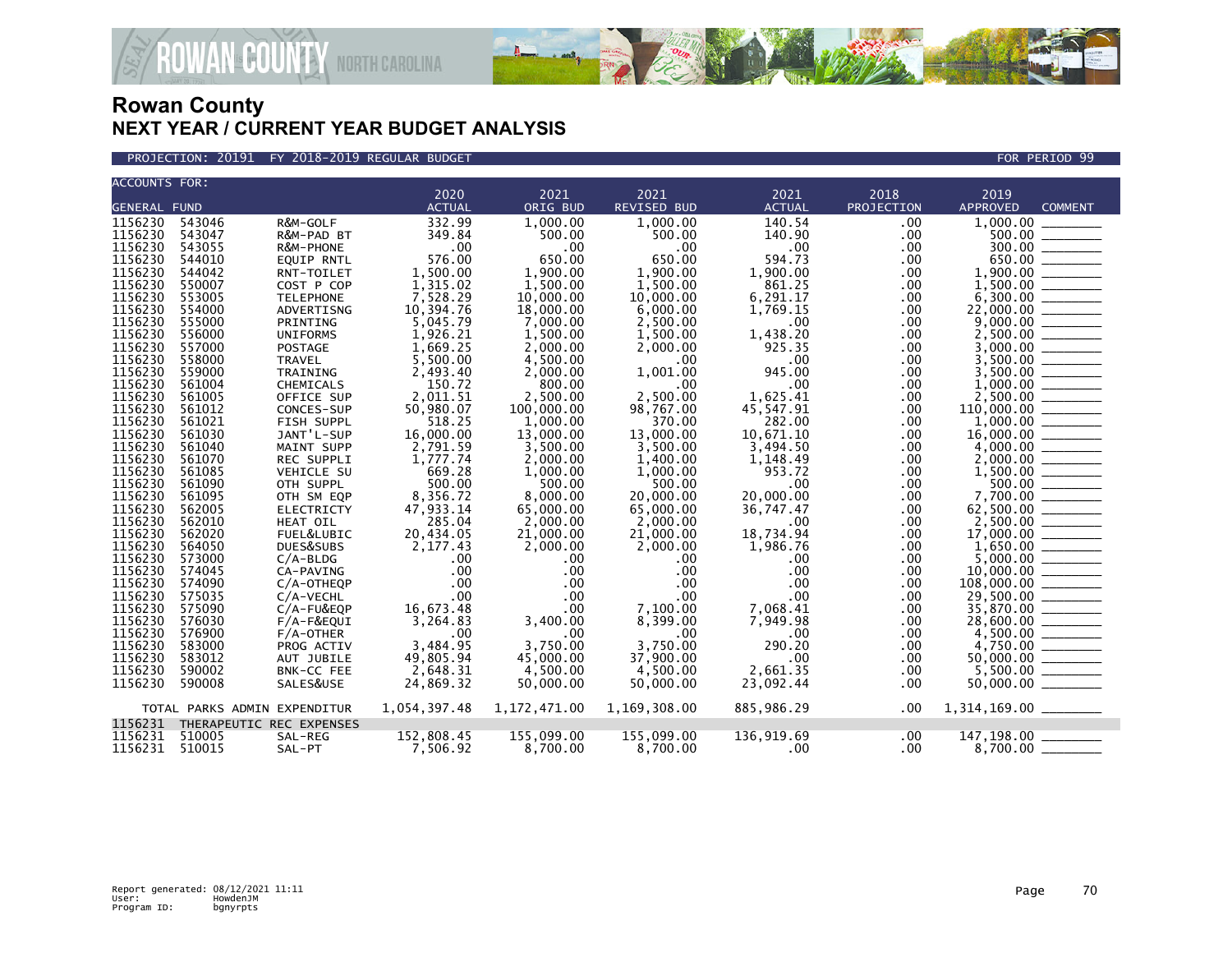# Rowan County
## NEXT YEAR / CURRENT YEAR BUDGET ANALYSIS

PROJECTION: 20191 FY 2018-2019 REGULAR BUDGET FOR PERIOD 99

| ACCOUNTS FOR: GENERAL FUND | | | 2020 ACTUAL | 2021 ORIG BUD | 2021 REVISED BUD | 2021 ACTUAL | 2018 PROJECTION | 2019 APPROVED | COMMENT |
|---|---|---|---|---|---|---|---|---|---|
| 1156230 | 543046 | R&M-GOLF | 332.99 | 1,000.00 | 1,000.00 | 140.54 | .00 | 1,000.00 | _______ |
| 1156230 | 543047 | R&M-PAD BT | 349.84 | 500.00 | 500.00 | 140.90 | .00 | 500.00 | _______ |
| 1156230 | 543055 | R&M-PHONE | .00 | .00 | .00 | .00 | .00 | 300.00 | _______ |
| 1156230 | 544010 | EQUIP RNTL | 576.00 | 650.00 | 650.00 | 594.73 | .00 | 650.00 | _______ |
| 1156230 | 544042 | RNT-TOILET | 1,500.00 | 1,900.00 | 1,900.00 | 1,900.00 | .00 | 1,900.00 | _______ |
| 1156230 | 550007 | COST P COP | 1,315.02 | 1,500.00 | 1,500.00 | 861.25 | .00 | 1,500.00 | _______ |
| 1156230 | 553005 | TELEPHONE | 7,528.29 | 10,000.00 | 10,000.00 | 6,291.17 | .00 | 6,300.00 | _______ |
| 1156230 | 554000 | ADVERTISNG | 10,394.76 | 18,000.00 | 6,000.00 | 1,769.15 | .00 | 22,000.00 | _______ |
| 1156230 | 555000 | PRINTING | 5,045.79 | 7,000.00 | 2,500.00 | .00 | .00 | 9,000.00 | _______ |
| 1156230 | 556000 | UNIFORMS | 1,926.21 | 1,500.00 | 1,500.00 | 1,438.20 | .00 | 2,500.00 | _______ |
| 1156230 | 557000 | POSTAGE | 1,669.25 | 2,000.00 | 2,000.00 | 925.35 | .00 | 3,000.00 | _______ |
| 1156230 | 558000 | TRAVEL | 5,500.00 | 4,500.00 | .00 | .00 | .00 | 3,500.00 | _______ |
| 1156230 | 559000 | TRAINING | 2,493.40 | 2,000.00 | 1,001.00 | 945.00 | .00 | 3,500.00 | _______ |
| 1156230 | 561004 | CHEMICALS | 150.72 | 800.00 | .00 | .00 | .00 | 1,000.00 | _______ |
| 1156230 | 561005 | OFFICE SUP | 2,011.51 | 2,500.00 | 2,500.00 | 1,625.41 | .00 | 2,500.00 | _______ |
| 1156230 | 561012 | CONCES-SUP | 50,980.07 | 100,000.00 | 98,767.00 | 45,547.91 | .00 | 110,000.00 | _______ |
| 1156230 | 561021 | FISH SUPPL | 518.25 | 1,000.00 | 370.00 | 282.00 | .00 | 1,000.00 | _______ |
| 1156230 | 561030 | JANT'L-SUP | 16,000.00 | 13,000.00 | 13,000.00 | 10,671.10 | .00 | 16,000.00 | _______ |
| 1156230 | 561040 | MAINT SUPP | 2,791.59 | 3,500.00 | 3,500.00 | 3,494.50 | .00 | 4,000.00 | _______ |
| 1156230 | 561070 | REC SUPPLI | 1,777.74 | 2,000.00 | 1,400.00 | 1,148.49 | .00 | 2,000.00 | _______ |
| 1156230 | 561085 | VEHICLE SU | 669.28 | 1,000.00 | 1,000.00 | 953.72 | .00 | 1,500.00 | _______ |
| 1156230 | 561090 | OTH SUPPL | 500.00 | 500.00 | 500.00 | .00 | .00 | 500.00 | _______ |
| 1156230 | 561095 | OTH SM EQP | 8,356.72 | 8,000.00 | 20,000.00 | 20,000.00 | .00 | 7,700.00 | _______ |
| 1156230 | 562005 | ELECTRICTY | 47,933.14 | 65,000.00 | 65,000.00 | 36,747.47 | .00 | 62,500.00 | _______ |
| 1156230 | 562010 | HEAT OIL | 285.04 | 2,000.00 | 2,000.00 | .00 | .00 | 2,500.00 | _______ |
| 1156230 | 562020 | FUEL&LUBIC | 20,434.05 | 21,000.00 | 21,000.00 | 18,734.94 | .00 | 17,000.00 | _______ |
| 1156230 | 564050 | DUES&SUBS | 2,177.43 | 2,000.00 | 2,000.00 | 1,986.76 | .00 | 1,650.00 | _______ |
| 1156230 | 573000 | C/A-BLDG | .00 | .00 | .00 | .00 | .00 | 5,000.00 | _______ |
| 1156230 | 574045 | CA-PAVING | .00 | .00 | .00 | .00 | .00 | 10,000.00 | _______ |
| 1156230 | 574090 | C/A-OTHEQP | .00 | .00 | .00 | .00 | .00 | 108,000.00 | _______ |
| 1156230 | 575035 | C/A-VECHL | .00 | .00 | .00 | .00 | .00 | 29,500.00 | _______ |
| 1156230 | 575090 | C/A-FU&EQP | 16,673.48 | .00 | 7,100.00 | 7,068.41 | .00 | 35,870.00 | _______ |
| 1156230 | 576030 | F/A-F&EQUI | 3,264.83 | 3,400.00 | 8,399.00 | 7,949.98 | .00 | 28,600.00 | _______ |
| 1156230 | 576900 | F/A-OTHER | .00 | .00 | .00 | .00 | .00 | 4,500.00 | _______ |
| 1156230 | 583000 | PROG ACTIV | 3,484.95 | 3,750.00 | 3,750.00 | 290.20 | .00 | 4,750.00 | _______ |
| 1156230 | 583012 | AUT JUBILE | 49,805.94 | 45,000.00 | 37,900.00 | .00 | .00 | 50,000.00 | _______ |
| 1156230 | 590002 | BNK-CC FEE | 2,648.31 | 4,500.00 | 4,500.00 | 2,661.35 | .00 | 5,500.00 | _______ |
| 1156230 | 590008 | SALES&USE | 24,869.32 | 50,000.00 | 50,000.00 | 23,092.44 | .00 | 50,000.00 | _______ |
| TOTAL PARKS ADMIN EXPENDITUR | | | 1,054,397.48 | 1,172,471.00 | 1,169,308.00 | 885,986.29 | .00 | 1,314,169.00 | _______ |
| 1156231 | THERAPEUTIC REC EXPENSES | | | | | | | | |
| 1156231 | 510005 | SAL-REG | 152,808.45 | 155,099.00 | 155,099.00 | 136,919.69 | .00 | 147,198.00 | _______ |
| 1156231 | 510015 | SAL-PT | 7,506.92 | 8,700.00 | 8,700.00 | .00 | .00 | 8,700.00 | _______ |

Report generated: 08/12/2021 11:11
User: HowdenJM
Program ID: bgnyrpts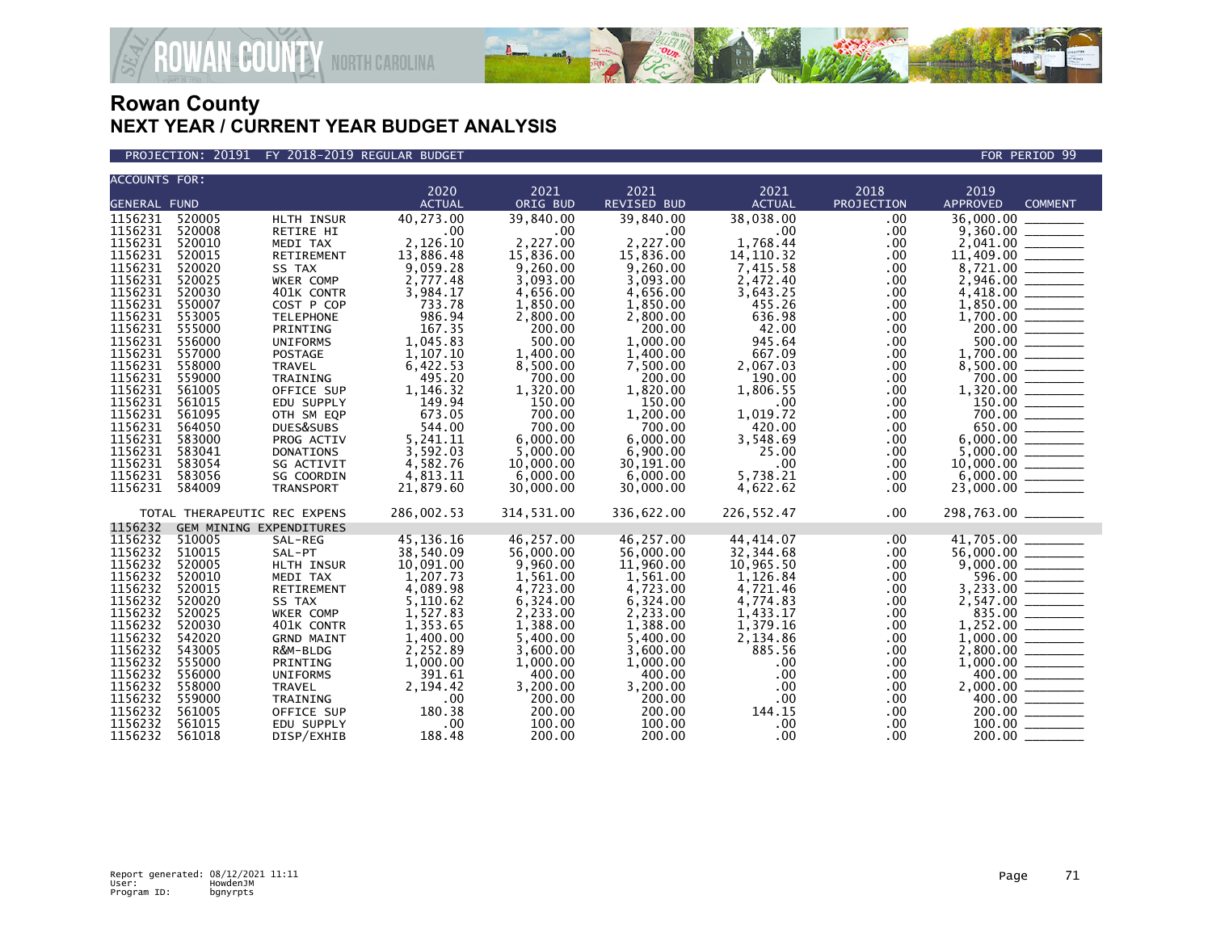# Rowan County
## NEXT YEAR / CURRENT YEAR BUDGET ANALYSIS

PROJECTION: 20191 FY 2018-2019 REGULAR BUDGET | FOR PERIOD 99

| ACCOUNTS FOR: GENERAL FUND | | | 2020 ACTUAL | 2021 ORIG BUD | 2021 REVISED BUD | 2021 ACTUAL | 2018 PROJECTION | 2019 APPROVED | COMMENT |
|---|---|---|---|---|---|---|---|---|---|
| 1156231 | 520005 | HLTH INSUR | 40,273.00 | 39,840.00 | 39,840.00 | 38,038.00 | .00 | 36,000.00 | ________ |
| 1156231 | 520008 | RETIRE HI | .00 | .00 | .00 | .00 | .00 | 9,360.00 | ________ |
| 1156231 | 520010 | MEDI TAX | 2,126.10 | 2,227.00 | 2,227.00 | 1,768.44 | .00 | 2,041.00 | ________ |
| 1156231 | 520015 | RETIREMENT | 13,886.48 | 15,836.00 | 15,836.00 | 14,110.32 | .00 | 11,409.00 | ________ |
| 1156231 | 520020 | SS TAX | 9,059.28 | 9,260.00 | 9,260.00 | 7,415.58 | .00 | 8,721.00 | ________ |
| 1156231 | 520025 | WKER COMP | 2,777.48 | 3,093.00 | 3,093.00 | 2,472.40 | .00 | 2,946.00 | ________ |
| 1156231 | 520030 | 401K CONTR | 3,984.17 | 4,656.00 | 4,656.00 | 3,643.25 | .00 | 4,418.00 | ________ |
| 1156231 | 550007 | COST P COP | 733.78 | 1,850.00 | 1,850.00 | 455.26 | .00 | 1,850.00 | ________ |
| 1156231 | 553005 | TELEPHONE | 986.94 | 2,800.00 | 2,800.00 | 636.98 | .00 | 1,700.00 | ________ |
| 1156231 | 555000 | PRINTING | 167.35 | 200.00 | 200.00 | 42.00 | .00 | 200.00 | ________ |
| 1156231 | 556000 | UNIFORMS | 1,045.83 | 500.00 | 1,000.00 | 945.64 | .00 | 500.00 | ________ |
| 1156231 | 557000 | POSTAGE | 1,107.10 | 1,400.00 | 1,400.00 | 667.09 | .00 | 1,700.00 | ________ |
| 1156231 | 558000 | TRAVEL | 6,422.53 | 8,500.00 | 7,500.00 | 2,067.03 | .00 | 8,500.00 | ________ |
| 1156231 | 559000 | TRAINING | 495.20 | 700.00 | 200.00 | 190.00 | .00 | 700.00 | ________ |
| 1156231 | 561005 | OFFICE SUP | 1,146.32 | 1,320.00 | 1,820.00 | 1,806.55 | .00 | 1,320.00 | ________ |
| 1156231 | 561015 | EDU SUPPLY | 149.94 | 150.00 | 150.00 | .00 | .00 | 150.00 | ________ |
| 1156231 | 561095 | OTH SM EQP | 673.05 | 700.00 | 1,200.00 | 1,019.72 | .00 | 700.00 | ________ |
| 1156231 | 564050 | DUES&SUBS | 544.00 | 700.00 | 700.00 | 420.00 | .00 | 650.00 | ________ |
| 1156231 | 583000 | PROG ACTIV | 5,241.11 | 6,000.00 | 6,000.00 | 3,548.69 | .00 | 6,000.00 | ________ |
| 1156231 | 583041 | DONATIONS | 3,592.03 | 5,000.00 | 6,900.00 | 25.00 | .00 | 5,000.00 | ________ |
| 1156231 | 583054 | SG ACTIVIT | 4,582.76 | 10,000.00 | 30,191.00 | .00 | .00 | 10,000.00 | ________ |
| 1156231 | 583056 | SG COORDIN | 4,813.11 | 6,000.00 | 6,000.00 | 5,738.21 | .00 | 6,000.00 | ________ |
| 1156231 | 584009 | TRANSPORT | 21,879.60 | 30,000.00 | 30,000.00 | 4,622.62 | .00 | 23,000.00 | ________ |
| TOTAL THERAPEUTIC REC EXPENS | | | 286,002.53 | 314,531.00 | 336,622.00 | 226,552.47 | .00 | 298,763.00 | ________ |
| 1156232 | GEM MINING EXPENDITURES | | | | | | | | |
| 1156232 | 510005 | SAL-REG | 45,136.16 | 46,257.00 | 46,257.00 | 44,414.07 | .00 | 41,705.00 | ________ |
| 1156232 | 510015 | SAL-PT | 38,540.09 | 56,000.00 | 56,000.00 | 32,344.68 | .00 | 56,000.00 | ________ |
| 1156232 | 520005 | HLTH INSUR | 10,091.00 | 9,960.00 | 11,960.00 | 10,965.50 | .00 | 9,000.00 | ________ |
| 1156232 | 520010 | MEDI TAX | 1,207.73 | 1,561.00 | 1,561.00 | 1,126.84 | .00 | 596.00 | ________ |
| 1156232 | 520015 | RETIREMENT | 4,089.98 | 4,723.00 | 4,723.00 | 4,721.46 | .00 | 3,233.00 | ________ |
| 1156232 | 520020 | SS TAX | 5,110.62 | 6,324.00 | 6,324.00 | 4,774.83 | .00 | 2,547.00 | ________ |
| 1156232 | 520025 | WKER COMP | 1,527.83 | 2,233.00 | 2,233.00 | 1,433.17 | .00 | 835.00 | ________ |
| 1156232 | 520030 | 401K CONTR | 1,353.65 | 1,388.00 | 1,388.00 | 1,379.16 | .00 | 1,252.00 | ________ |
| 1156232 | 542020 | GRND MAINT | 1,400.00 | 5,400.00 | 5,400.00 | 2,134.86 | .00 | 1,000.00 | ________ |
| 1156232 | 543005 | R&M-BLDG | 2,252.89 | 3,600.00 | 3,600.00 | 885.56 | .00 | 2,800.00 | ________ |
| 1156232 | 555000 | PRINTING | 1,000.00 | 1,000.00 | 1,000.00 | .00 | .00 | 1,000.00 | ________ |
| 1156232 | 556000 | UNIFORMS | 391.61 | 400.00 | 400.00 | .00 | .00 | 400.00 | ________ |
| 1156232 | 558000 | TRAVEL | 2,194.42 | 3,200.00 | 3,200.00 | .00 | .00 | 2,000.00 | ________ |
| 1156232 | 559000 | TRAINING | .00 | 200.00 | 200.00 | .00 | .00 | 400.00 | ________ |
| 1156232 | 561005 | OFFICE SUP | 180.38 | 200.00 | 200.00 | 144.15 | .00 | 200.00 | ________ |
| 1156232 | 561015 | EDU SUPPLY | .00 | 100.00 | 100.00 | .00 | .00 | 100.00 | ________ |
| 1156232 | 561018 | DISP/EXHIB | 188.48 | 200.00 | 200.00 | .00 | .00 | 200.00 | ________ |

Report generated: 08/12/2021 11:11
User: HowdenJM
Program ID: bgnyrpts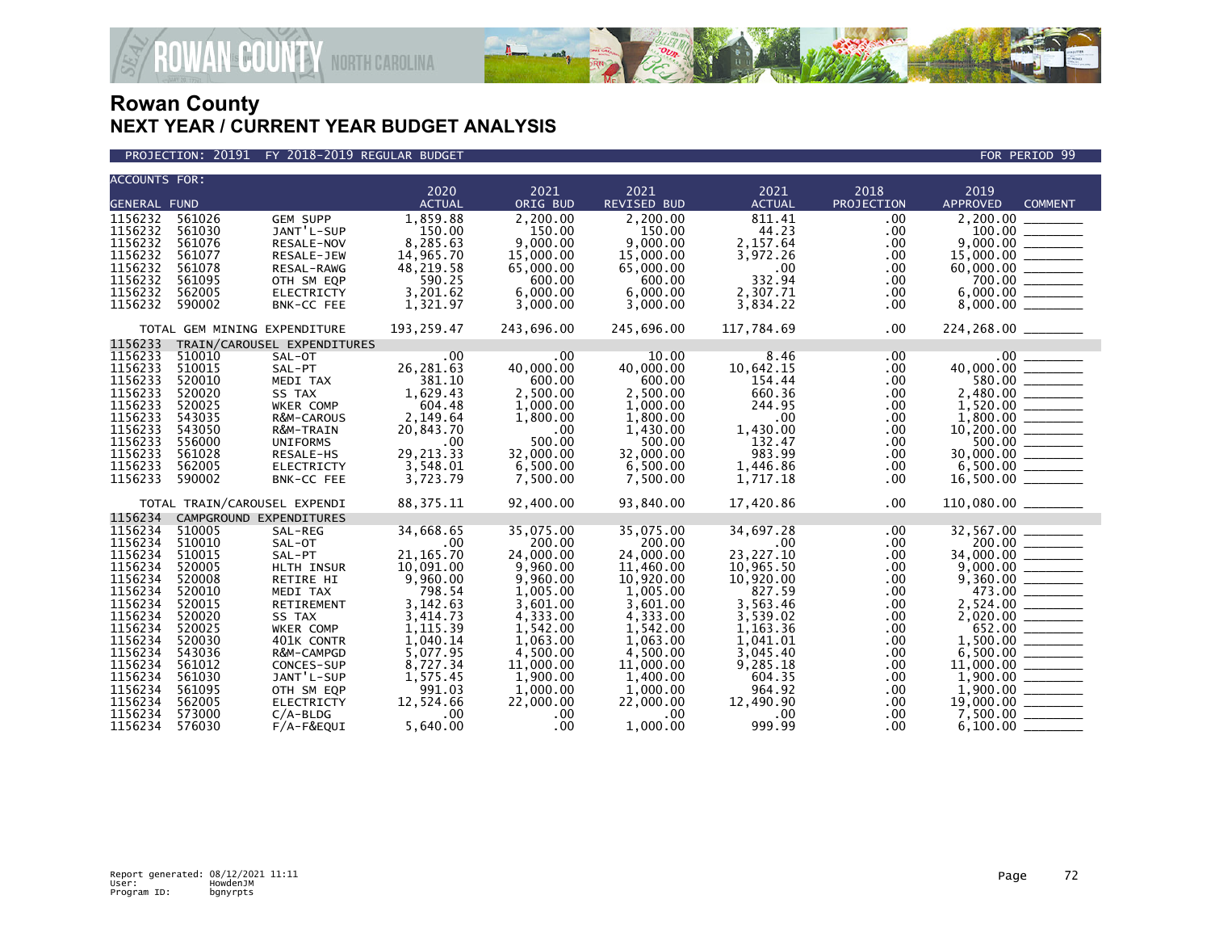# Rowan County
## NEXT YEAR / CURRENT YEAR BUDGET ANALYSIS

PROJECTION: 20191 FY 2018-2019 REGULAR BUDGET FOR PERIOD 99

| ACCOUNTS FOR: GENERAL FUND | | | 2020 ACTUAL | 2021 ORIG BUD | 2021 REVISED BUD | 2021 ACTUAL | 2018 PROJECTION | 2019 APPROVED | COMMENT |
|---|---|---|---|---|---|---|---|---|---|
| 1156232 | 561026 | GEM SUPP | 1,859.88 | 2,200.00 | 2,200.00 | 811.41 | .00 | 2,200.00 | _______ |
| 1156232 | 561030 | JANT'L-SUP | 150.00 | 150.00 | 150.00 | 44.23 | .00 | 100.00 | _______ |
| 1156232 | 561076 | RESALE-NOV | 8,285.63 | 9,000.00 | 9,000.00 | 2,157.64 | .00 | 9,000.00 | _______ |
| 1156232 | 561077 | RESALE-JEW | 14,965.70 | 15,000.00 | 15,000.00 | 3,972.26 | .00 | 15,000.00 | _______ |
| 1156232 | 561078 | RESAL-RAWG | 48,219.58 | 65,000.00 | 65,000.00 | .00 | .00 | 60,000.00 | _______ |
| 1156232 | 561095 | OTH SM EQP | 590.25 | 600.00 | 600.00 | 332.94 | .00 | 700.00 | _______ |
| 1156232 | 562005 | ELECTRICTY | 3,201.62 | 6,000.00 | 6,000.00 | 2,307.71 | .00 | 6,000.00 | _______ |
| 1156232 | 590002 | BNK-CC FEE | 1,321.97 | 3,000.00 | 3,000.00 | 3,834.22 | .00 | 8,000.00 | _______ |
| | TOTAL GEM MINING EXPENDITURE | | 193,259.47 | 243,696.00 | 245,696.00 | 117,784.69 | .00 | 224,268.00 | _______ |
| 1156233 | TRAIN/CAROUSEL EXPENDITURES | | | | | | | | |
| 1156233 | 510010 | SAL-OT | .00 | .00 | 10.00 | 8.46 | .00 | .00 | _______ |
| 1156233 | 510015 | SAL-PT | 26,281.63 | 40,000.00 | 40,000.00 | 10,642.15 | .00 | 40,000.00 | _______ |
| 1156233 | 520010 | MEDI TAX | 381.10 | 600.00 | 600.00 | 154.44 | .00 | 580.00 | _______ |
| 1156233 | 520020 | SS TAX | 1,629.43 | 2,500.00 | 2,500.00 | 660.36 | .00 | 2,480.00 | _______ |
| 1156233 | 520025 | WKER COMP | 604.48 | 1,000.00 | 1,000.00 | 244.95 | .00 | 1,520.00 | _______ |
| 1156233 | 543035 | R&M-CAROUS | 2,149.64 | 1,800.00 | 1,800.00 | .00 | .00 | 1,800.00 | _______ |
| 1156233 | 543050 | R&M-TRAIN | 20,843.70 | .00 | 1,430.00 | 1,430.00 | .00 | 10,200.00 | _______ |
| 1156233 | 556000 | UNIFORMS | .00 | 500.00 | 500.00 | 132.47 | .00 | 500.00 | _______ |
| 1156233 | 561028 | RESALE-HS | 29,213.33 | 32,000.00 | 32,000.00 | 983.99 | .00 | 30,000.00 | _______ |
| 1156233 | 562005 | ELECTRICTY | 3,548.01 | 6,500.00 | 6,500.00 | 1,446.86 | .00 | 6,500.00 | _______ |
| 1156233 | 590002 | BNK-CC FEE | 3,723.79 | 7,500.00 | 7,500.00 | 1,717.18 | .00 | 16,500.00 | _______ |
| | TOTAL TRAIN/CAROUSEL EXPENDI | | 88,375.11 | 92,400.00 | 93,840.00 | 17,420.86 | .00 | 110,080.00 | _______ |
| 1156234 | CAMPGROUND EXPENDITURES | | | | | | | | |
| 1156234 | 510005 | SAL-REG | 34,668.65 | 35,075.00 | 35,075.00 | 34,697.28 | .00 | 32,567.00 | _______ |
| 1156234 | 510010 | SAL-OT | .00 | 200.00 | 200.00 | .00 | .00 | 200.00 | _______ |
| 1156234 | 510015 | SAL-PT | 21,165.70 | 24,000.00 | 24,000.00 | 23,227.10 | .00 | 34,000.00 | _______ |
| 1156234 | 520005 | HLTH INSUR | 10,091.00 | 9,960.00 | 11,460.00 | 10,965.50 | .00 | 9,000.00 | _______ |
| 1156234 | 520008 | RETIRE HI | 9,960.00 | 9,960.00 | 10,920.00 | 10,920.00 | .00 | 9,360.00 | _______ |
| 1156234 | 520010 | MEDI TAX | 798.54 | 1,005.00 | 1,005.00 | 827.59 | .00 | 473.00 | _______ |
| 1156234 | 520015 | RETIREMENT | 3,142.63 | 3,601.00 | 3,601.00 | 3,563.46 | .00 | 2,524.00 | _______ |
| 1156234 | 520020 | SS TAX | 3,414.73 | 4,333.00 | 4,333.00 | 3,539.02 | .00 | 2,020.00 | _______ |
| 1156234 | 520025 | WKER COMP | 1,115.39 | 1,542.00 | 1,542.00 | 1,163.36 | .00 | 652.00 | _______ |
| 1156234 | 520030 | 401K CONTR | 1,040.14 | 1,063.00 | 1,063.00 | 1,041.01 | .00 | 1,500.00 | _______ |
| 1156234 | 543036 | R&M-CAMPGD | 5,077.95 | 4,500.00 | 4,500.00 | 3,045.40 | .00 | 6,500.00 | _______ |
| 1156234 | 561012 | CONCES-SUP | 8,727.34 | 11,000.00 | 11,000.00 | 9,285.18 | .00 | 11,000.00 | _______ |
| 1156234 | 561030 | JANT'L-SUP | 1,575.45 | 1,900.00 | 1,400.00 | 604.35 | .00 | 1,900.00 | _______ |
| 1156234 | 561095 | OTH SM EQP | 991.03 | 1,000.00 | 1,000.00 | 964.92 | .00 | 1,900.00 | _______ |
| 1156234 | 562005 | ELECTRICTY | 12,524.66 | 22,000.00 | 22,000.00 | 12,490.90 | .00 | 19,000.00 | _______ |
| 1156234 | 573000 | C/A-BLDG | .00 | .00 | .00 | .00 | .00 | 7,500.00 | _______ |
| 1156234 | 576030 | F/A-F&EQUI | 5,640.00 | .00 | 1,000.00 | 999.99 | .00 | 6,100.00 | _______ |

Report generated: 08/12/2021 11:11
User: HowdenJM
Program ID: bgnyrpts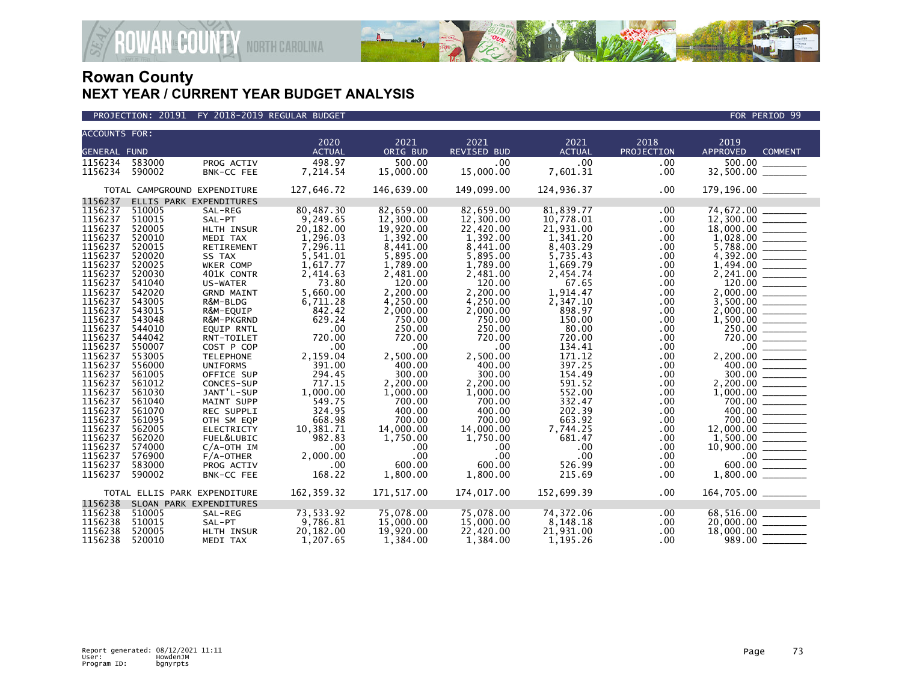# Rowan County
## NEXT YEAR / CURRENT YEAR BUDGET ANALYSIS

PROJECTION: 20191 FY 2018-2019 REGULAR BUDGET FOR PERIOD 99

| ACCOUNTS FOR: GENERAL FUND | | | 2020 ACTUAL | 2021 ORIG BUD | 2021 REVISED BUD | 2021 ACTUAL | 2018 PROJECTION | 2019 APPROVED | COMMENT |
|---|---|---|---|---|---|---|---|---|---|
| 1156234 | 583000 | PROG ACTIV | 498.97 | 500.00 | .00 | .00 | .00 | 500.00 | _______ |
| 1156234 | 590002 | BNK-CC FEE | 7,214.54 | 15,000.00 | 15,000.00 | 7,601.31 | .00 | 32,500.00 | _______ |
| TOTAL CAMPGROUND EXPENDITURE | | | 127,646.72 | 146,639.00 | 149,099.00 | 124,936.37 | .00 | 179,196.00 | _______ |
| 1156237 | ELLIS PARK EXPENDITURES | | | | | | | | |
| 1156237 | 510005 | SAL-REG | 80,487.30 | 82,659.00 | 82,659.00 | 81,839.77 | .00 | 74,672.00 | _______ |
| 1156237 | 510015 | SAL-PT | 9,249.65 | 12,300.00 | 12,300.00 | 10,778.01 | .00 | 12,300.00 | _______ |
| 1156237 | 520005 | HLTH INSUR | 20,182.00 | 19,920.00 | 22,420.00 | 21,931.00 | .00 | 18,000.00 | _______ |
| 1156237 | 520010 | MEDI TAX | 1,296.03 | 1,392.00 | 1,392.00 | 1,341.20 | .00 | 1,028.00 | _______ |
| 1156237 | 520015 | RETIREMENT | 7,296.11 | 8,441.00 | 8,441.00 | 8,403.29 | .00 | 5,788.00 | _______ |
| 1156237 | 520020 | SS TAX | 5,541.01 | 5,895.00 | 5,895.00 | 5,735.43 | .00 | 4,392.00 | _______ |
| 1156237 | 520025 | WKER COMP | 1,617.77 | 1,789.00 | 1,789.00 | 1,669.79 | .00 | 1,494.00 | _______ |
| 1156237 | 520030 | 401K CONTR | 2,414.63 | 2,481.00 | 2,481.00 | 2,454.74 | .00 | 2,241.00 | _______ |
| 1156237 | 541040 | US-WATER | 73.80 | 120.00 | 120.00 | 67.65 | .00 | 120.00 | _______ |
| 1156237 | 542020 | GRND MAINT | 5,660.00 | 2,200.00 | 2,200.00 | 1,914.47 | .00 | 2,000.00 | _______ |
| 1156237 | 543005 | R&M-BLDG | 6,711.28 | 4,250.00 | 4,250.00 | 2,347.10 | .00 | 3,500.00 | _______ |
| 1156237 | 543015 | R&M-EQUIP | 842.42 | 2,000.00 | 2,000.00 | 898.97 | .00 | 2,000.00 | _______ |
| 1156237 | 543048 | R&M-PKGRND | 629.24 | 750.00 | 750.00 | 150.00 | .00 | 1,500.00 | _______ |
| 1156237 | 544010 | EQUIP RNTL | .00 | 250.00 | 250.00 | 80.00 | .00 | 250.00 | _______ |
| 1156237 | 544042 | RNT-TOILET | 720.00 | 720.00 | 720.00 | 720.00 | .00 | 720.00 | _______ |
| 1156237 | 550007 | COST P COP | .00 | .00 | .00 | 134.41 | .00 | .00 | _______ |
| 1156237 | 553005 | TELEPHONE | 2,159.04 | 2,500.00 | 2,500.00 | 171.12 | .00 | 2,200.00 | _______ |
| 1156237 | 556000 | UNIFORMS | 391.00 | 400.00 | 400.00 | 397.25 | .00 | 400.00 | _______ |
| 1156237 | 561005 | OFFICE SUP | 294.45 | 300.00 | 300.00 | 154.49 | .00 | 300.00 | _______ |
| 1156237 | 561012 | CONCES-SUP | 717.15 | 2,200.00 | 2,200.00 | 591.52 | .00 | 2,200.00 | _______ |
| 1156237 | 561030 | JANT'L-SUP | 1,000.00 | 1,000.00 | 1,000.00 | 552.00 | .00 | 1,000.00 | _______ |
| 1156237 | 561040 | MAINT SUPP | 549.75 | 700.00 | 700.00 | 332.47 | .00 | 700.00 | _______ |
| 1156237 | 561070 | REC SUPPLI | 324.95 | 400.00 | 400.00 | 202.39 | .00 | 400.00 | _______ |
| 1156237 | 561095 | OTH SM EQP | 668.98 | 700.00 | 700.00 | 663.92 | .00 | 700.00 | _______ |
| 1156237 | 562005 | ELECTRICTY | 10,381.71 | 14,000.00 | 14,000.00 | 7,744.25 | .00 | 12,000.00 | _______ |
| 1156237 | 562020 | FUEL&LUBIC | 982.83 | 1,750.00 | 1,750.00 | 681.47 | .00 | 1,500.00 | _______ |
| 1156237 | 574000 | C/A-OTH IM | .00 | .00 | .00 | .00 | .00 | 10,900.00 | _______ |
| 1156237 | 576900 | F/A-OTHER | 2,000.00 | .00 | .00 | .00 | .00 | .00 | _______ |
| 1156237 | 583000 | PROG ACTIV | .00 | 600.00 | 600.00 | 526.99 | .00 | 600.00 | _______ |
| 1156237 | 590002 | BNK-CC FEE | 168.22 | 1,800.00 | 1,800.00 | 215.69 | .00 | 1,800.00 | _______ |
| TOTAL ELLIS PARK EXPENDITURE | | | 162,359.32 | 171,517.00 | 174,017.00 | 152,699.39 | .00 | 164,705.00 | _______ |
| 1156238 | SLOAN PARK EXPENDITURES | | | | | | | | |
| 1156238 | 510005 | SAL-REG | 73,533.92 | 75,078.00 | 75,078.00 | 74,372.06 | .00 | 68,516.00 | _______ |
| 1156238 | 510015 | SAL-PT | 9,786.81 | 15,000.00 | 15,000.00 | 8,148.18 | .00 | 20,000.00 | _______ |
| 1156238 | 520005 | HLTH INSUR | 20,182.00 | 19,920.00 | 22,420.00 | 21,931.00 | .00 | 18,000.00 | _______ |
| 1156238 | 520010 | MEDI TAX | 1,207.65 | 1,384.00 | 1,384.00 | 1,195.26 | .00 | 989.00 | _______ |

Report generated: 08/12/2021 11:11
User: HowdenJM
Program ID: bgnyrpts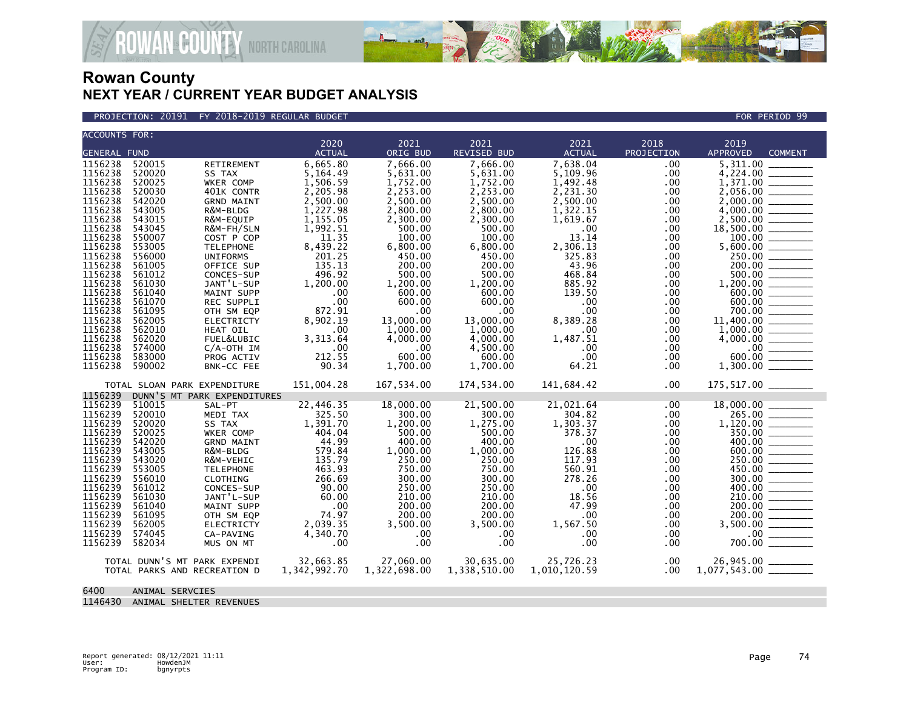# Rowan County

## NEXT YEAR / CURRENT YEAR BUDGET ANALYSIS

PROJECTION: 20191 FY 2018-2019 REGULAR BUDGET — FOR PERIOD 99

| ACCOUNTS FOR: GENERAL FUND | | | 2020 ACTUAL | 2021 ORIG BUD | 2021 REVISED BUD | 2021 ACTUAL | 2018 PROJECTION | 2019 APPROVED | COMMENT |
|---|---|---|---|---|---|---|---|---|---|
| 1156238 | 520015 | RETIREMENT | 6,665.80 | 7,666.00 | 7,666.00 | 7,638.04 | .00 | 5,311.00 | |
| 1156238 | 520020 | SS TAX | 5,164.49 | 5,631.00 | 5,631.00 | 5,109.96 | .00 | 4,224.00 | |
| 1156238 | 520025 | WKER COMP | 1,506.59 | 1,752.00 | 1,752.00 | 1,492.48 | .00 | 1,371.00 | |
| 1156238 | 520030 | 401K CONTR | 2,205.98 | 2,253.00 | 2,253.00 | 2,231.30 | .00 | 2,056.00 | |
| 1156238 | 542020 | GRND MAINT | 2,500.00 | 2,500.00 | 2,500.00 | 2,500.00 | .00 | 2,000.00 | |
| 1156238 | 543005 | R&M-BLDG | 1,227.98 | 2,800.00 | 2,800.00 | 1,322.15 | .00 | 4,000.00 | |
| 1156238 | 543015 | R&M-EQUIP | 1,155.05 | 2,300.00 | 2,300.00 | 1,619.67 | .00 | 2,500.00 | |
| 1156238 | 543045 | R&M-FH/SLN | 1,992.51 | 500.00 | 500.00 | .00 | .00 | 18,500.00 | |
| 1156238 | 550007 | COST P COP | 11.35 | 100.00 | 100.00 | 13.14 | .00 | 100.00 | |
| 1156238 | 553005 | TELEPHONE | 8,439.22 | 6,800.00 | 6,800.00 | 2,306.13 | .00 | 5,600.00 | |
| 1156238 | 556000 | UNIFORMS | 201.25 | 450.00 | 450.00 | 325.83 | .00 | 250.00 | |
| 1156238 | 561005 | OFFICE SUP | 135.13 | 200.00 | 200.00 | 43.96 | .00 | 200.00 | |
| 1156238 | 561012 | CONCES-SUP | 496.92 | 500.00 | 500.00 | 468.84 | .00 | 500.00 | |
| 1156238 | 561030 | JANT'L-SUP | 1,200.00 | 1,200.00 | 1,200.00 | 885.92 | .00 | 1,200.00 | |
| 1156238 | 561040 | MAINT SUPP | .00 | 600.00 | 600.00 | 139.50 | .00 | 600.00 | |
| 1156238 | 561070 | REC SUPPLI | .00 | 600.00 | 600.00 | .00 | .00 | 600.00 | |
| 1156238 | 561095 | OTH SM EQP | 872.91 | .00 | .00 | .00 | .00 | 700.00 | |
| 1156238 | 562005 | ELECTRICTY | 8,902.19 | 13,000.00 | 13,000.00 | 8,389.28 | .00 | 11,400.00 | |
| 1156238 | 562010 | HEAT OIL | .00 | 1,000.00 | 1,000.00 | .00 | .00 | 1,000.00 | |
| 1156238 | 562020 | FUEL&LUBIC | 3,313.64 | 4,000.00 | 4,000.00 | 1,487.51 | .00 | 4,000.00 | |
| 1156238 | 574000 | C/A-OTH IM | .00 | .00 | 4,500.00 | .00 | .00 | .00 | |
| 1156238 | 583000 | PROG ACTIV | 212.55 | 600.00 | 600.00 | .00 | .00 | 600.00 | |
| 1156238 | 590002 | BNK-CC FEE | 90.34 | 1,700.00 | 1,700.00 | 64.21 | .00 | 1,300.00 | |
| TOTAL SLOAN PARK EXPENDITURE | | | 151,004.28 | 167,534.00 | 174,534.00 | 141,684.42 | .00 | 175,517.00 | |
| 1156239 | DUNN'S MT PARK EXPENDITURES | | | | | | | | |
| 1156239 | 510015 | SAL-PT | 22,446.35 | 18,000.00 | 21,500.00 | 21,021.64 | .00 | 18,000.00 | |
| 1156239 | 520010 | MEDI TAX | 325.50 | 300.00 | 300.00 | 304.82 | .00 | 265.00 | |
| 1156239 | 520020 | SS TAX | 1,391.70 | 1,200.00 | 1,275.00 | 1,303.37 | .00 | 1,120.00 | |
| 1156239 | 520025 | WKER COMP | 404.04 | 500.00 | 500.00 | 378.37 | .00 | 350.00 | |
| 1156239 | 542020 | GRND MAINT | 44.99 | 400.00 | 400.00 | .00 | .00 | 400.00 | |
| 1156239 | 543005 | R&M-BLDG | 579.84 | 1,000.00 | 1,000.00 | 126.88 | .00 | 600.00 | |
| 1156239 | 543020 | R&M-VEHIC | 135.79 | 250.00 | 250.00 | 117.93 | .00 | 250.00 | |
| 1156239 | 553005 | TELEPHONE | 463.93 | 750.00 | 750.00 | 560.91 | .00 | 450.00 | |
| 1156239 | 556010 | CLOTHING | 266.69 | 300.00 | 300.00 | 278.26 | .00 | 300.00 | |
| 1156239 | 561012 | CONCES-SUP | 90.00 | 250.00 | 250.00 | .00 | .00 | 400.00 | |
| 1156239 | 561030 | JANT'L-SUP | 60.00 | 210.00 | 210.00 | 18.56 | .00 | 210.00 | |
| 1156239 | 561040 | MAINT SUPP | .00 | 200.00 | 200.00 | 47.99 | .00 | 200.00 | |
| 1156239 | 561095 | OTH SM EQP | 74.97 | 200.00 | 200.00 | .00 | .00 | 200.00 | |
| 1156239 | 562005 | ELECTRICTY | 2,039.35 | 3,500.00 | 3,500.00 | 1,567.50 | .00 | 3,500.00 | |
| 1156239 | 574045 | CA-PAVING | 4,340.70 | .00 | .00 | .00 | .00 | .00 | |
| 1156239 | 582034 | MUS ON MT | .00 | .00 | .00 | .00 | .00 | 700.00 | |
| TOTAL DUNN'S MT PARK EXPENDI | | | 32,663.85 | 27,060.00 | 30,635.00 | 25,726.23 | .00 | 26,945.00 | |
| TOTAL PARKS AND RECREATION D | | | 1,342,992.70 | 1,322,698.00 | 1,338,510.00 | 1,010,120.59 | .00 | 1,077,543.00 | |
| 6400 | ANIMAL SERVCIES | | | | | | | | |
| 1146430 | ANIMAL SHELTER REVENUES | | | | | | | | |

Report generated: 08/12/2021 11:11
User: HowdenJM
Program ID: bgnyrpts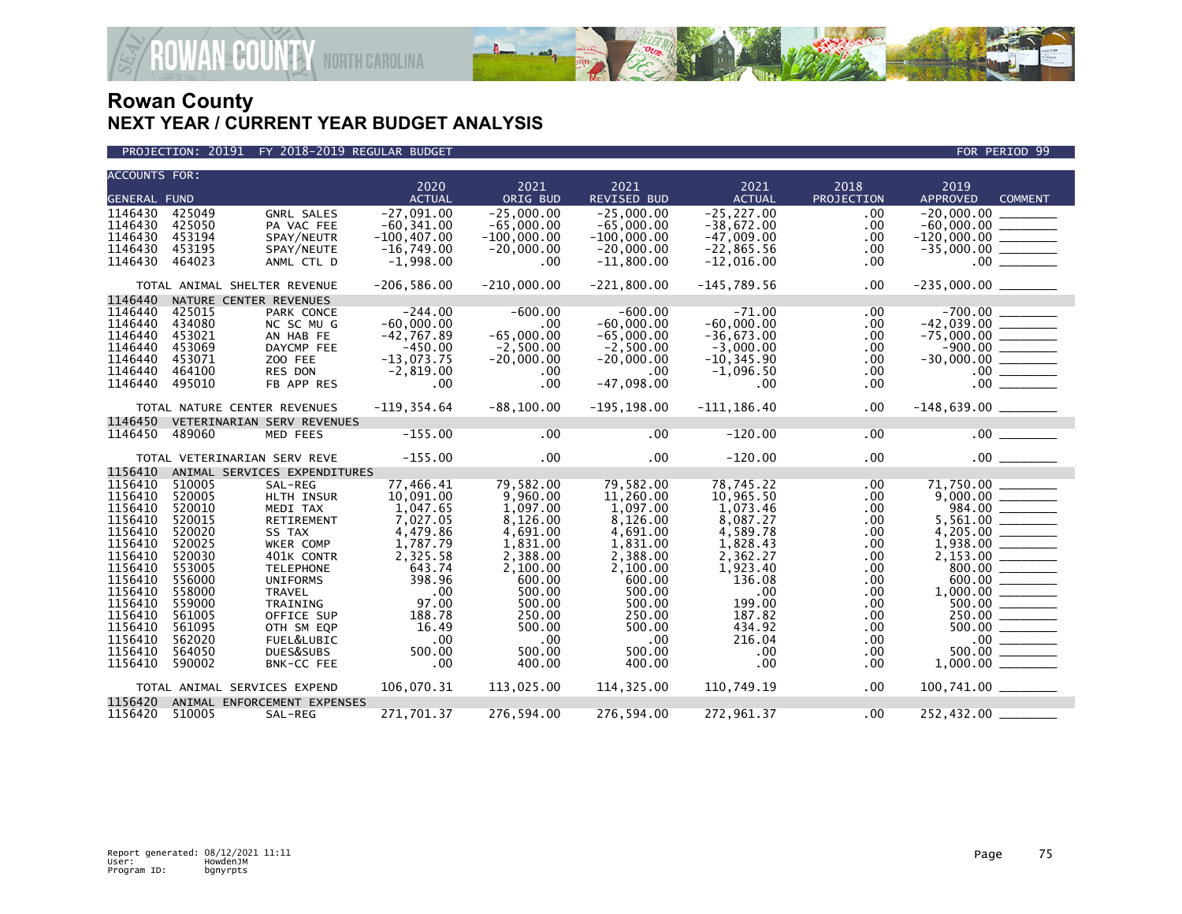# Rowan County
## NEXT YEAR / CURRENT YEAR BUDGET ANALYSIS

PROJECTION: 20191 FY 2018-2019 REGULAR BUDGET FOR PERIOD 99

| ACCOUNTS FOR: GENERAL FUND | | | 2020 ACTUAL | 2021 ORIG BUD | 2021 REVISED BUD | 2021 ACTUAL | 2018 PROJECTION | 2019 APPROVED | COMMENT |
|---|---|---|---|---|---|---|---|---|---|
| 1146430 | 425049 | GNRL SALES | -27,091.00 | -25,000.00 | -25,000.00 | -25,227.00 | .00 | -20,000.00 | _______ |
| 1146430 | 425050 | PA VAC FEE | -60,341.00 | -65,000.00 | -65,000.00 | -38,672.00 | .00 | -60,000.00 | _______ |
| 1146430 | 453194 | SPAY/NEUTR | -100,407.00 | -100,000.00 | -100,000.00 | -47,009.00 | .00 | -120,000.00 | _______ |
| 1146430 | 453195 | SPAY/NEUTE | -16,749.00 | -20,000.00 | -20,000.00 | -22,865.56 | .00 | -35,000.00 | _______ |
| 1146430 | 464023 | ANML CTL D | -1,998.00 | .00 | -11,800.00 | -12,016.00 | .00 | .00 | _______ |
| | TOTAL ANIMAL SHELTER REVENUE | | -206,586.00 | -210,000.00 | -221,800.00 | -145,789.56 | .00 | -235,000.00 | _______ |
| 1146440 | NATURE CENTER REVENUES | | | | | | | | |
| 1146440 | 425015 | PARK CONCE | -244.00 | -600.00 | -600.00 | -71.00 | .00 | -700.00 | _______ |
| 1146440 | 434080 | NC SC MU G | -60,000.00 | .00 | -60,000.00 | -60,000.00 | .00 | -42,039.00 | _______ |
| 1146440 | 453021 | AN HAB FE | -42,767.89 | -65,000.00 | -65,000.00 | -36,673.00 | .00 | -75,000.00 | _______ |
| 1146440 | 453069 | DAYCMP FEE | -450.00 | -2,500.00 | -2,500.00 | -3,000.00 | .00 | -900.00 | _______ |
| 1146440 | 453071 | ZOO FEE | -13,073.75 | -20,000.00 | -20,000.00 | -10,345.90 | .00 | -30,000.00 | _______ |
| 1146440 | 464100 | RES DON | -2,819.00 | .00 | .00 | -1,096.50 | .00 | .00 | _______ |
| 1146440 | 495010 | FB APP RES | .00 | .00 | -47,098.00 | .00 | .00 | .00 | _______ |
| | TOTAL NATURE CENTER REVENUES | | -119,354.64 | -88,100.00 | -195,198.00 | -111,186.40 | .00 | -148,639.00 | _______ |
| 1146450 | VETERINARIAN SERV REVENUES | | | | | | | | |
| 1146450 | 489060 | MED FEES | -155.00 | .00 | .00 | -120.00 | .00 | .00 | _______ |
| | TOTAL VETERINARIAN SERV REVE | | -155.00 | .00 | .00 | -120.00 | .00 | .00 | _______ |
| 1156410 | ANIMAL SERVICES EXPENDITURES | | | | | | | | |
| 1156410 | 510005 | SAL-REG | 77,466.41 | 79,582.00 | 79,582.00 | 78,745.22 | .00 | 71,750.00 | _______ |
| 1156410 | 520005 | HLTH INSUR | 10,091.00 | 9,960.00 | 11,260.00 | 10,965.50 | .00 | 9,000.00 | _______ |
| 1156410 | 520010 | MEDI TAX | 1,047.65 | 1,097.00 | 1,097.00 | 1,073.46 | .00 | 984.00 | _______ |
| 1156410 | 520015 | RETIREMENT | 7,027.05 | 8,126.00 | 8,126.00 | 8,087.27 | .00 | 5,561.00 | _______ |
| 1156410 | 520020 | SS TAX | 4,479.86 | 4,691.00 | 4,691.00 | 4,589.78 | .00 | 4,205.00 | _______ |
| 1156410 | 520025 | WKER COMP | 1,787.79 | 1,831.00 | 1,831.00 | 1,828.43 | .00 | 1,938.00 | _______ |
| 1156410 | 520030 | 401K CONTR | 2,325.58 | 2,388.00 | 2,388.00 | 2,362.27 | .00 | 2,153.00 | _______ |
| 1156410 | 553005 | TELEPHONE | 643.74 | 2,100.00 | 2,100.00 | 1,923.40 | .00 | 800.00 | _______ |
| 1156410 | 556000 | UNIFORMS | 398.96 | 600.00 | 600.00 | 136.08 | .00 | 600.00 | _______ |
| 1156410 | 558000 | TRAVEL | .00 | 500.00 | 500.00 | .00 | .00 | 1,000.00 | _______ |
| 1156410 | 559000 | TRAINING | 97.00 | 500.00 | 500.00 | 199.00 | .00 | 500.00 | _______ |
| 1156410 | 561005 | OFFICE SUP | 188.78 | 250.00 | 250.00 | 187.82 | .00 | 250.00 | _______ |
| 1156410 | 561095 | OTH SM EQP | 16.49 | 500.00 | 500.00 | 434.92 | .00 | 500.00 | _______ |
| 1156410 | 562020 | FUEL&LUBIC | .00 | .00 | .00 | 216.04 | .00 | .00 | _______ |
| 1156410 | 564050 | DUES&SUBS | 500.00 | 500.00 | 500.00 | .00 | .00 | 500.00 | _______ |
| 1156410 | 590002 | BNK-CC FEE | .00 | 400.00 | 400.00 | .00 | .00 | 1,000.00 | _______ |
| | TOTAL ANIMAL SERVICES EXPEND | | 106,070.31 | 113,025.00 | 114,325.00 | 110,749.19 | .00 | 100,741.00 | _______ |
| 1156420 | ANIMAL ENFORCEMENT EXPENSES | | | | | | | | |
| 1156420 | 510005 | SAL-REG | 271,701.37 | 276,594.00 | 276,594.00 | 272,961.37 | .00 | 252,432.00 | _______ |

Report generated: 08/12/2021 11:11
User: HowdenJM
Program ID: bgnyrpts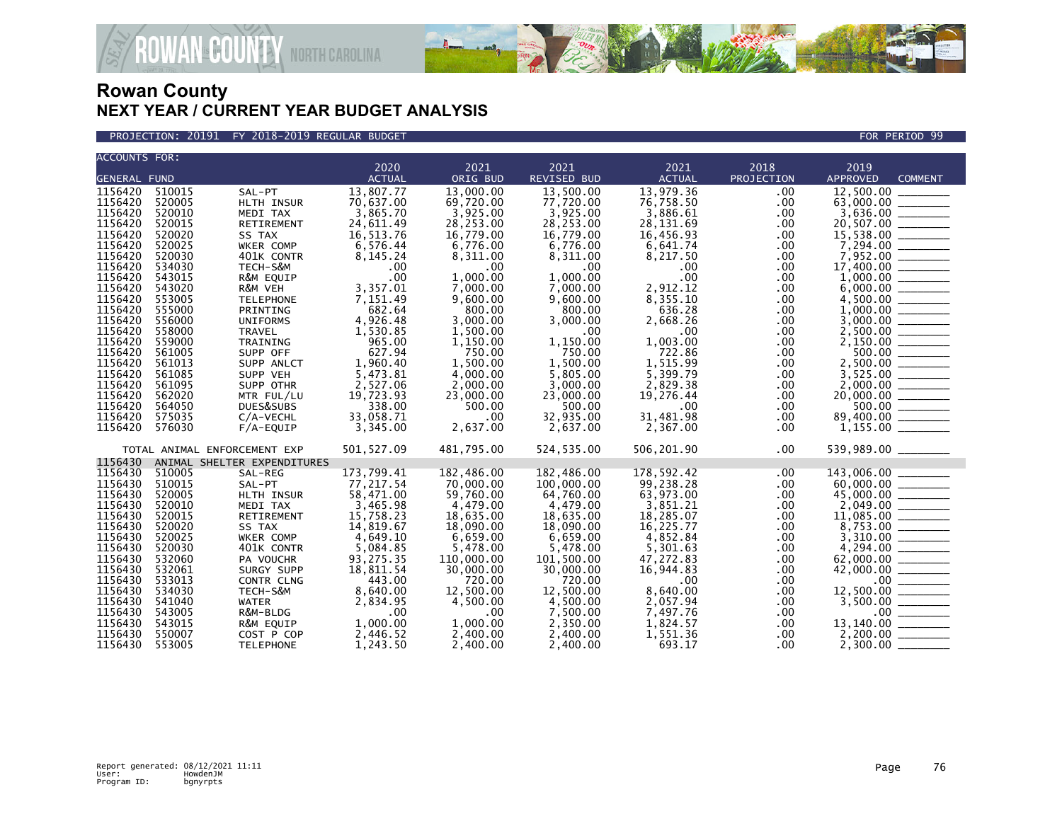# Rowan County
## NEXT YEAR / CURRENT YEAR BUDGET ANALYSIS

PROJECTION: 20191 FY 2018-2019 REGULAR BUDGET FOR PERIOD 99

| ACCOUNTS FOR: GENERAL FUND | | | 2020 ACTUAL | 2021 ORIG BUD | 2021 REVISED BUD | 2021 ACTUAL | 2018 PROJECTION | 2019 APPROVED | COMMENT |
|---|---|---|---|---|---|---|---|---|---|
| 1156420 | 510015 | SAL-PT | 13,807.77 | 13,000.00 | 13,500.00 | 13,979.36 | .00 | 12,500.00 | ________ |
| 1156420 | 520005 | HLTH INSUR | 70,637.00 | 69,720.00 | 77,720.00 | 76,758.50 | .00 | 63,000.00 | ________ |
| 1156420 | 520010 | MEDI TAX | 3,865.70 | 3,925.00 | 3,925.00 | 3,886.61 | .00 | 3,636.00 | ________ |
| 1156420 | 520015 | RETIREMENT | 24,611.49 | 28,253.00 | 28,253.00 | 28,131.69 | .00 | 20,507.00 | ________ |
| 1156420 | 520020 | SS TAX | 16,513.76 | 16,779.00 | 16,779.00 | 16,456.93 | .00 | 15,538.00 | ________ |
| 1156420 | 520025 | WKER COMP | 6,576.44 | 6,776.00 | 6,776.00 | 6,641.74 | .00 | 7,294.00 | ________ |
| 1156420 | 520030 | 401K CONTR | 8,145.24 | 8,311.00 | 8,311.00 | 8,217.50 | .00 | 7,952.00 | ________ |
| 1156420 | 534030 | TECH-S&M | .00 | .00 | .00 | .00 | .00 | 17,400.00 | ________ |
| 1156420 | 543015 | R&M EQUIP | .00 | 1,000.00 | 1,000.00 | .00 | .00 | 1,000.00 | ________ |
| 1156420 | 543020 | R&M VEH | 3,357.01 | 7,000.00 | 7,000.00 | 2,912.12 | .00 | 6,000.00 | ________ |
| 1156420 | 553005 | TELEPHONE | 7,151.49 | 9,600.00 | 9,600.00 | 8,355.10 | .00 | 4,500.00 | ________ |
| 1156420 | 555000 | PRINTING | 682.64 | 800.00 | 800.00 | 636.28 | .00 | 1,000.00 | ________ |
| 1156420 | 556000 | UNIFORMS | 4,926.48 | 3,000.00 | 3,000.00 | 2,668.26 | .00 | 3,000.00 | ________ |
| 1156420 | 558000 | TRAVEL | 1,530.85 | 1,500.00 | .00 | .00 | .00 | 2,500.00 | ________ |
| 1156420 | 559000 | TRAINING | 965.00 | 1,150.00 | 1,150.00 | 1,003.00 | .00 | 2,150.00 | ________ |
| 1156420 | 561005 | SUPP OFF | 627.94 | 750.00 | 750.00 | 722.86 | .00 | 500.00 | ________ |
| 1156420 | 561013 | SUPP ANLCT | 1,960.40 | 1,500.00 | 1,500.00 | 1,515.99 | .00 | 2,500.00 | ________ |
| 1156420 | 561085 | SUPP VEH | 5,473.81 | 4,000.00 | 5,805.00 | 5,399.79 | .00 | 3,525.00 | ________ |
| 1156420 | 561095 | SUPP OTHR | 2,527.06 | 2,000.00 | 3,000.00 | 2,829.38 | .00 | 2,000.00 | ________ |
| 1156420 | 562020 | MTR FUL/LU | 19,723.93 | 23,000.00 | 23,000.00 | 19,276.44 | .00 | 20,000.00 | ________ |
| 1156420 | 564050 | DUES&SUBS | 338.00 | 500.00 | 500.00 | .00 | .00 | 500.00 | ________ |
| 1156420 | 575035 | C/A-VECHL | 33,058.71 | .00 | 32,935.00 | 31,481.98 | .00 | 89,400.00 | ________ |
| 1156420 | 576030 | F/A-EQUIP | 3,345.00 | 2,637.00 | 2,637.00 | 2,367.00 | .00 | 1,155.00 | ________ |
| TOTAL ANIMAL ENFORCEMENT EXP | | | 501,527.09 | 481,795.00 | 524,535.00 | 506,201.90 | .00 | 539,989.00 | ________ |
| 1156430 | ANIMAL SHELTER EXPENDITURES | | | | | | | | |
| 1156430 | 510005 | SAL-REG | 173,799.41 | 182,486.00 | 182,486.00 | 178,592.42 | .00 | 143,006.00 | ________ |
| 1156430 | 510015 | SAL-PT | 77,217.54 | 70,000.00 | 100,000.00 | 99,238.28 | .00 | 60,000.00 | ________ |
| 1156430 | 520005 | HLTH INSUR | 58,471.00 | 59,760.00 | 64,760.00 | 63,973.00 | .00 | 45,000.00 | ________ |
| 1156430 | 520010 | MEDI TAX | 3,465.98 | 4,479.00 | 4,479.00 | 3,851.21 | .00 | 2,049.00 | ________ |
| 1156430 | 520015 | RETIREMENT | 15,758.23 | 18,635.00 | 18,635.00 | 18,285.07 | .00 | 11,085.00 | ________ |
| 1156430 | 520020 | SS TAX | 14,819.67 | 18,090.00 | 18,090.00 | 16,225.77 | .00 | 8,753.00 | ________ |
| 1156430 | 520025 | WKER COMP | 4,649.10 | 6,659.00 | 6,659.00 | 4,852.84 | .00 | 3,310.00 | ________ |
| 1156430 | 520030 | 401K CONTR | 5,084.85 | 5,478.00 | 5,478.00 | 5,301.63 | .00 | 4,294.00 | ________ |
| 1156430 | 532060 | PA VOUCHR | 93,275.35 | 110,000.00 | 101,500.00 | 47,272.83 | .00 | 62,000.00 | ________ |
| 1156430 | 532061 | SURGY SUPP | 18,811.54 | 30,000.00 | 30,000.00 | 16,944.83 | .00 | 42,000.00 | ________ |
| 1156430 | 533013 | CONTR CLNG | 443.00 | 720.00 | 720.00 | .00 | .00 | .00 | ________ |
| 1156430 | 534030 | TECH-S&M | 8,640.00 | 12,500.00 | 12,500.00 | 8,640.00 | .00 | 12,500.00 | ________ |
| 1156430 | 541040 | WATER | 2,834.95 | 4,500.00 | 4,500.00 | 2,057.94 | .00 | 3,500.00 | ________ |
| 1156430 | 543005 | R&M-BLDG | .00 | .00 | 7,500.00 | 7,497.76 | .00 | .00 | ________ |
| 1156430 | 543015 | R&M EQUIP | 1,000.00 | 1,000.00 | 2,350.00 | 1,824.57 | .00 | 13,140.00 | ________ |
| 1156430 | 550007 | COST P COP | 2,446.52 | 2,400.00 | 2,400.00 | 1,551.36 | .00 | 2,200.00 | ________ |
| 1156430 | 553005 | TELEPHONE | 1,243.50 | 2,400.00 | 2,400.00 | 693.17 | .00 | 2,300.00 | ________ |

Report generated: 08/12/2021 11:11
User: HowdenJM
Program ID: bgnyrpts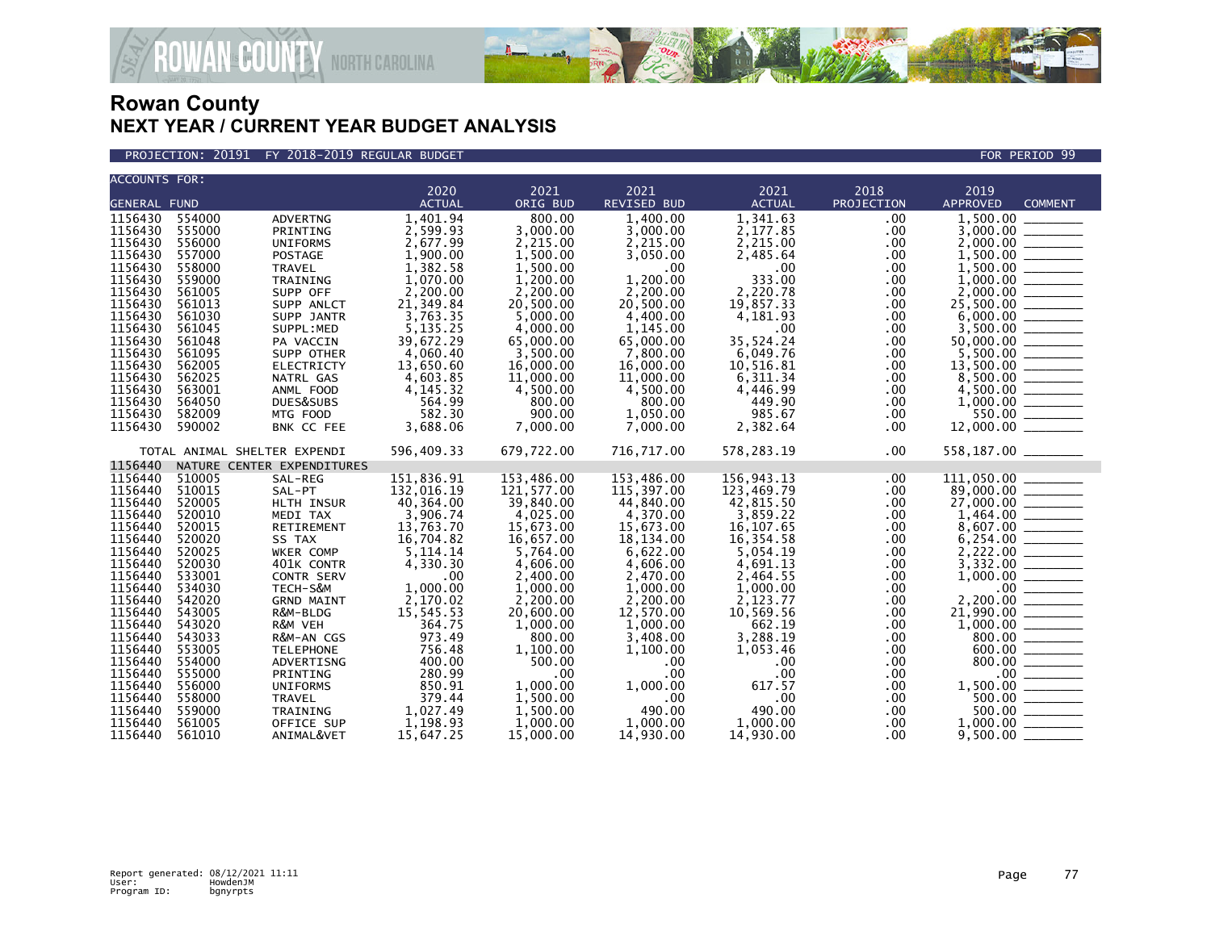# Rowan County
## NEXT YEAR / CURRENT YEAR BUDGET ANALYSIS

PROJECTION: 20191 FY 2018-2019 REGULAR BUDGET FOR PERIOD 99

| ACCOUNTS FOR: GENERAL FUND | | | 2020 ACTUAL | 2021 ORIG BUD | 2021 REVISED BUD | 2021 ACTUAL | 2018 PROJECTION | 2019 APPROVED | COMMENT |
|---|---|---|---|---|---|---|---|---|---|
| 1156430 | 554000 | ADVERTNG | 1,401.94 | 800.00 | 1,400.00 | 1,341.63 | .00 | 1,500.00 | _______ |
| 1156430 | 555000 | PRINTING | 2,599.93 | 3,000.00 | 3,000.00 | 2,177.85 | .00 | 3,000.00 | _______ |
| 1156430 | 556000 | UNIFORMS | 2,677.99 | 2,215.00 | 2,215.00 | 2,215.00 | .00 | 2,000.00 | _______ |
| 1156430 | 557000 | POSTAGE | 1,900.00 | 1,500.00 | 3,050.00 | 2,485.64 | .00 | 1,500.00 | _______ |
| 1156430 | 558000 | TRAVEL | 1,382.58 | 1,500.00 | .00 | .00 | .00 | 1,500.00 | _______ |
| 1156430 | 559000 | TRAINING | 1,070.00 | 1,200.00 | 1,200.00 | 333.00 | .00 | 1,000.00 | _______ |
| 1156430 | 561005 | SUPP OFF | 2,200.00 | 2,200.00 | 2,200.00 | 2,220.78 | .00 | 2,000.00 | _______ |
| 1156430 | 561013 | SUPP ANLCT | 21,349.84 | 20,500.00 | 20,500.00 | 19,857.33 | .00 | 25,500.00 | _______ |
| 1156430 | 561030 | SUPP JANTR | 3,763.35 | 5,000.00 | 4,400.00 | 4,181.93 | .00 | 6,000.00 | _______ |
| 1156430 | 561045 | SUPPL:MED | 5,135.25 | 4,000.00 | 1,145.00 | .00 | .00 | 3,500.00 | _______ |
| 1156430 | 561048 | PA VACCIN | 39,672.29 | 65,000.00 | 65,000.00 | 35,524.24 | .00 | 50,000.00 | _______ |
| 1156430 | 561095 | SUPP OTHER | 4,060.40 | 3,500.00 | 7,800.00 | 6,049.76 | .00 | 5,500.00 | _______ |
| 1156430 | 562005 | ELECTRICTY | 13,650.60 | 16,000.00 | 16,000.00 | 10,516.81 | .00 | 13,500.00 | _______ |
| 1156430 | 562025 | NATRL GAS | 4,603.85 | 11,000.00 | 11,000.00 | 6,311.34 | .00 | 8,500.00 | _______ |
| 1156430 | 563001 | ANML FOOD | 4,145.32 | 4,500.00 | 4,500.00 | 4,446.99 | .00 | 4,500.00 | _______ |
| 1156430 | 564050 | DUES&SUBS | 564.99 | 800.00 | 800.00 | 449.90 | .00 | 1,000.00 | _______ |
| 1156430 | 582009 | MTG FOOD | 582.30 | 900.00 | 1,050.00 | 985.67 | .00 | 550.00 | _______ |
| 1156430 | 590002 | BNK CC FEE | 3,688.06 | 7,000.00 | 7,000.00 | 2,382.64 | .00 | 12,000.00 | _______ |
| | | TOTAL ANIMAL SHELTER EXPENDI | 596,409.33 | 679,722.00 | 716,717.00 | 578,283.19 | .00 | 558,187.00 | _______ |
| 1156440 | NATURE CENTER EXPENDITURES | | | | | | | | |
| 1156440 | 510005 | SAL-REG | 151,836.91 | 153,486.00 | 153,486.00 | 156,943.13 | .00 | 111,050.00 | _______ |
| 1156440 | 510015 | SAL-PT | 132,016.19 | 121,577.00 | 115,397.00 | 123,469.79 | .00 | 89,000.00 | _______ |
| 1156440 | 520005 | HLTH INSUR | 40,364.00 | 39,840.00 | 44,840.00 | 42,815.50 | .00 | 27,000.00 | _______ |
| 1156440 | 520010 | MEDI TAX | 3,906.74 | 4,025.00 | 4,370.00 | 3,859.22 | .00 | 1,464.00 | _______ |
| 1156440 | 520015 | RETIREMENT | 13,763.70 | 15,673.00 | 15,673.00 | 16,107.65 | .00 | 8,607.00 | _______ |
| 1156440 | 520020 | SS TAX | 16,704.82 | 16,657.00 | 18,134.00 | 16,354.58 | .00 | 6,254.00 | _______ |
| 1156440 | 520025 | WKER COMP | 5,114.14 | 5,764.00 | 6,622.00 | 5,054.19 | .00 | 2,222.00 | _______ |
| 1156440 | 520030 | 401K CONTR | 4,330.30 | 4,606.00 | 4,606.00 | 4,691.13 | .00 | 3,332.00 | _______ |
| 1156440 | 533001 | CONTR SERV | .00 | 2,400.00 | 2,470.00 | 2,464.55 | .00 | 1,000.00 | _______ |
| 1156440 | 534030 | TECH-S&M | 1,000.00 | 1,000.00 | 1,000.00 | 1,000.00 | .00 | .00 | _______ |
| 1156440 | 542020 | GRND MAINT | 2,170.02 | 2,200.00 | 2,200.00 | 2,123.77 | .00 | 2,200.00 | _______ |
| 1156440 | 543005 | R&M-BLDG | 15,545.53 | 20,600.00 | 12,570.00 | 10,569.56 | .00 | 21,990.00 | _______ |
| 1156440 | 543020 | R&M VEH | 364.75 | 1,000.00 | 1,000.00 | 662.19 | .00 | 1,000.00 | _______ |
| 1156440 | 543033 | R&M-AN CGS | 973.49 | 800.00 | 3,408.00 | 3,288.19 | .00 | 800.00 | _______ |
| 1156440 | 553005 | TELEPHONE | 756.48 | 1,100.00 | 1,100.00 | 1,053.46 | .00 | 600.00 | _______ |
| 1156440 | 554000 | ADVERTISNG | 400.00 | 500.00 | .00 | .00 | .00 | 800.00 | _______ |
| 1156440 | 555000 | PRINTING | 280.99 | .00 | .00 | .00 | .00 | .00 | _______ |
| 1156440 | 556000 | UNIFORMS | 850.91 | 1,000.00 | 1,000.00 | 617.57 | .00 | 1,500.00 | _______ |
| 1156440 | 558000 | TRAVEL | 379.44 | 1,500.00 | .00 | .00 | .00 | 500.00 | _______ |
| 1156440 | 559000 | TRAINING | 1,027.49 | 1,500.00 | 490.00 | 490.00 | .00 | 500.00 | _______ |
| 1156440 | 561005 | OFFICE SUP | 1,198.93 | 1,000.00 | 1,000.00 | 1,000.00 | .00 | 1,000.00 | _______ |
| 1156440 | 561010 | ANIMAL&VET | 15,647.25 | 15,000.00 | 14,930.00 | 14,930.00 | .00 | 9,500.00 | _______ |

Report generated: 08/12/2021 11:11
User: HowdenJM
Program ID: bgnyrpts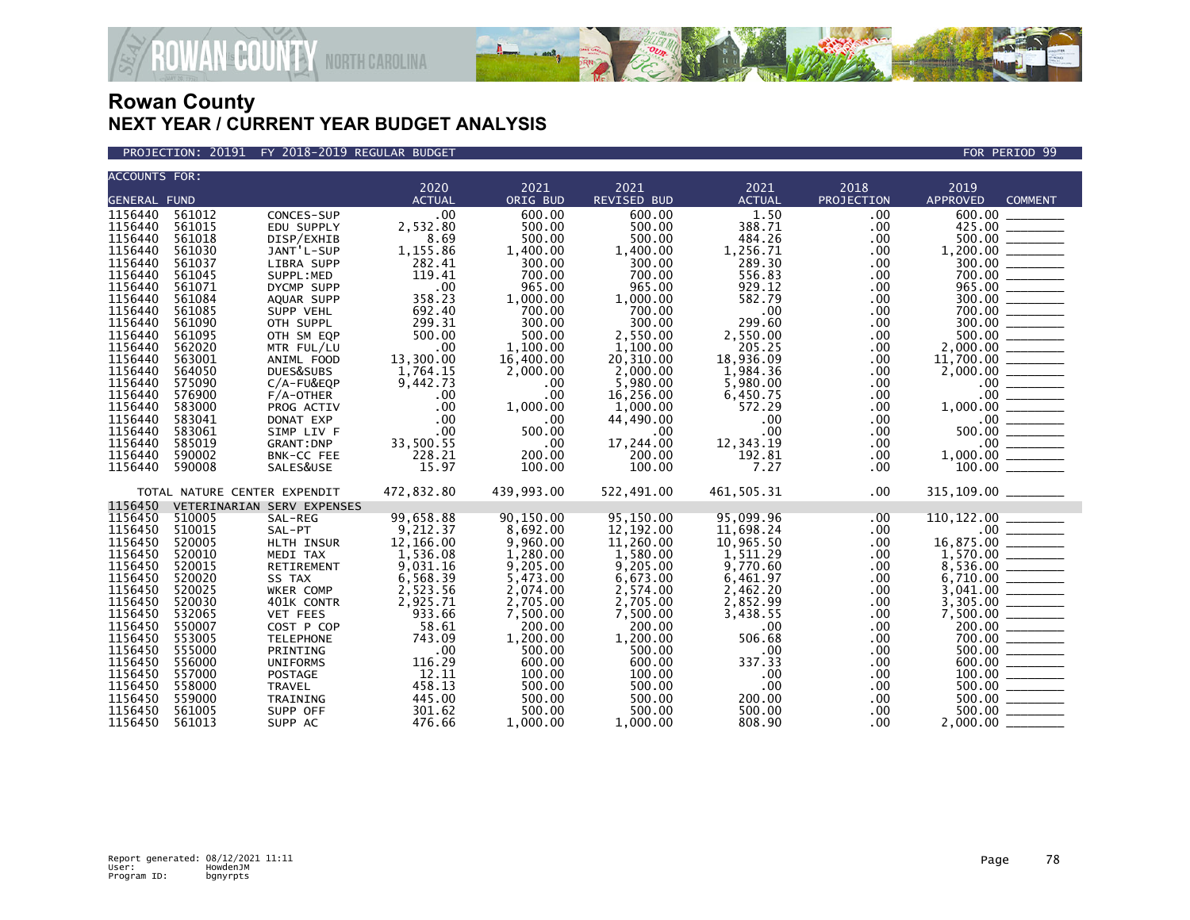# Rowan County
## NEXT YEAR / CURRENT YEAR BUDGET ANALYSIS

PROJECTION: 20191 FY 2018-2019 REGULAR BUDGET — FOR PERIOD 99

| ACCOUNTS FOR: GENERAL FUND | | | 2020 ACTUAL | 2021 ORIG BUD | 2021 REVISED BUD | 2021 ACTUAL | 2018 PROJECTION | 2019 APPROVED | COMMENT |
|---|---|---|---|---|---|---|---|---|---|
| 1156440 | 561012 | CONCES-SUP | .00 | 600.00 | 600.00 | 1.50 | .00 | 600.00 | |
| 1156440 | 561015 | EDU SUPPLY | 2,532.80 | 500.00 | 500.00 | 388.71 | .00 | 425.00 | |
| 1156440 | 561018 | DISP/EXHIB | 8.69 | 500.00 | 500.00 | 484.26 | .00 | 500.00 | |
| 1156440 | 561030 | JANT'L-SUP | 1,155.86 | 1,400.00 | 1,400.00 | 1,256.71 | .00 | 1,200.00 | |
| 1156440 | 561037 | LIBRA SUPP | 282.41 | 300.00 | 300.00 | 289.30 | .00 | 300.00 | |
| 1156440 | 561045 | SUPPL:MED | 119.41 | 700.00 | 700.00 | 556.83 | .00 | 700.00 | |
| 1156440 | 561071 | DYCMP SUPP | .00 | 965.00 | 965.00 | 929.12 | .00 | 965.00 | |
| 1156440 | 561084 | AQUAR SUPP | 358.23 | 1,000.00 | 1,000.00 | 582.79 | .00 | 300.00 | |
| 1156440 | 561085 | SUPP VEHL | 692.40 | 700.00 | 700.00 | .00 | .00 | 700.00 | |
| 1156440 | 561090 | OTH SUPPL | 299.31 | 300.00 | 300.00 | 299.60 | .00 | 300.00 | |
| 1156440 | 561095 | OTH SM EQP | 500.00 | 500.00 | 2,550.00 | 2,550.00 | .00 | 500.00 | |
| 1156440 | 562020 | MTR FUL/LU | .00 | 1,100.00 | 1,100.00 | 205.25 | .00 | 2,000.00 | |
| 1156440 | 563001 | ANIML FOOD | 13,300.00 | 16,400.00 | 20,310.00 | 18,936.09 | .00 | 11,700.00 | |
| 1156440 | 564050 | DUES&SUBS | 1,764.15 | 2,000.00 | 2,000.00 | 1,984.36 | .00 | 2,000.00 | |
| 1156440 | 575090 | C/A-FU&EQP | 9,442.73 | .00 | 5,980.00 | 5,980.00 | .00 | .00 | |
| 1156440 | 576900 | F/A-OTHER | .00 | .00 | 16,256.00 | 6,450.75 | .00 | .00 | |
| 1156440 | 583000 | PROG ACTIV | .00 | 1,000.00 | 1,000.00 | 572.29 | .00 | 1,000.00 | |
| 1156440 | 583041 | DONAT EXP | .00 | .00 | 44,490.00 | .00 | .00 | .00 | |
| 1156440 | 583061 | SIMP LIV F | .00 | 500.00 | .00 | .00 | .00 | 500.00 | |
| 1156440 | 585019 | GRANT:DNP | 33,500.55 | .00 | 17,244.00 | 12,343.19 | .00 | .00 | |
| 1156440 | 590002 | BNK-CC FEE | 228.21 | 200.00 | 200.00 | 192.81 | .00 | 1,000.00 | |
| 1156440 | 590008 | SALES&USE | 15.97 | 100.00 | 100.00 | 7.27 | .00 | 100.00 | |
| TOTAL NATURE CENTER EXPENDIT | | | 472,832.80 | 439,993.00 | 522,491.00 | 461,505.31 | .00 | 315,109.00 | |
| 1156450 | VETERINARIAN SERV EXPENSES | | | | | | | | |
| 1156450 | 510005 | SAL-REG | 99,658.88 | 90,150.00 | 95,150.00 | 95,099.96 | .00 | 110,122.00 | |
| 1156450 | 510015 | SAL-PT | 9,212.37 | 8,692.00 | 12,192.00 | 11,698.24 | .00 | .00 | |
| 1156450 | 520005 | HLTH INSUR | 12,166.00 | 9,960.00 | 11,260.00 | 10,965.50 | .00 | 16,875.00 | |
| 1156450 | 520010 | MEDI TAX | 1,536.08 | 1,280.00 | 1,580.00 | 1,511.29 | .00 | 1,570.00 | |
| 1156450 | 520015 | RETIREMENT | 9,031.16 | 9,205.00 | 9,205.00 | 9,770.60 | .00 | 8,536.00 | |
| 1156450 | 520020 | SS TAX | 6,568.39 | 5,473.00 | 6,673.00 | 6,461.97 | .00 | 6,710.00 | |
| 1156450 | 520025 | WKER COMP | 2,523.56 | 2,074.00 | 2,574.00 | 2,462.20 | .00 | 3,041.00 | |
| 1156450 | 520030 | 401K CONTR | 2,925.71 | 2,705.00 | 2,705.00 | 2,852.99 | .00 | 3,305.00 | |
| 1156450 | 532065 | VET FEES | 933.66 | 7,500.00 | 7,500.00 | 3,438.55 | .00 | 7,500.00 | |
| 1156450 | 550007 | COST P COP | 58.61 | 200.00 | 200.00 | .00 | .00 | 200.00 | |
| 1156450 | 553005 | TELEPHONE | 743.09 | 1,200.00 | 1,200.00 | 506.68 | .00 | 700.00 | |
| 1156450 | 555000 | PRINTING | .00 | 500.00 | 500.00 | .00 | .00 | 500.00 | |
| 1156450 | 556000 | UNIFORMS | 116.29 | 600.00 | 600.00 | 337.33 | .00 | 600.00 | |
| 1156450 | 557000 | POSTAGE | 12.11 | 100.00 | 100.00 | .00 | .00 | 100.00 | |
| 1156450 | 558000 | TRAVEL | 458.13 | 500.00 | 500.00 | .00 | .00 | 500.00 | |
| 1156450 | 559000 | TRAINING | 445.00 | 500.00 | 500.00 | 200.00 | .00 | 500.00 | |
| 1156450 | 561005 | SUPP OFF | 301.62 | 500.00 | 500.00 | 500.00 | .00 | 500.00 | |
| 1156450 | 561013 | SUPP AC | 476.66 | 1,000.00 | 1,000.00 | 808.90 | .00 | 2,000.00 | |

Report generated: 08/12/2021 11:11
User: HowdenJM
Program ID: bgnyrpts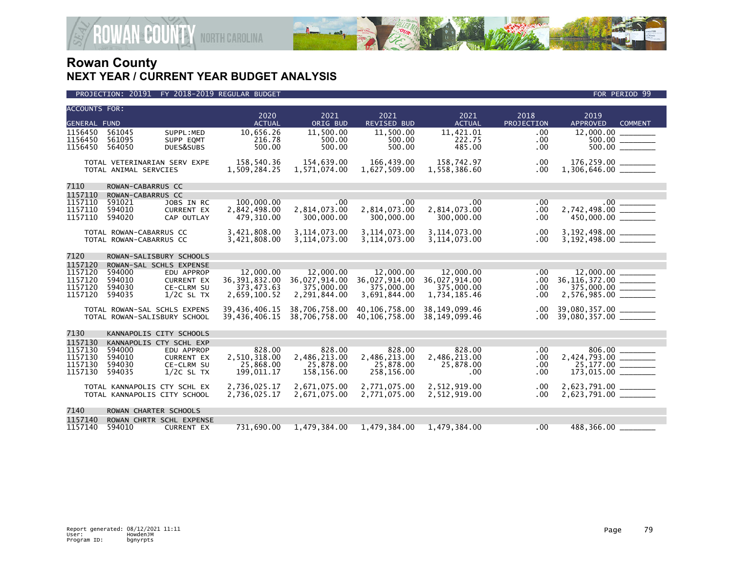# Rowan County
## NEXT YEAR / CURRENT YEAR BUDGET ANALYSIS

PROJECTION: 20191 FY 2018-2019 REGULAR BUDGET — FOR PERIOD 99

| ACCOUNTS FOR: GENERAL FUND | | | 2020 ACTUAL | 2021 ORIG BUD | 2021 REVISED BUD | 2021 ACTUAL | 2018 PROJECTION | 2019 APPROVED | COMMENT |
|---|---|---|---|---|---|---|---|---|---|
| 1156450 | 561045 | SUPPL:MED | 10,656.26 | 11,500.00 | 11,500.00 | 11,421.01 | .00 | 12,000.00 | _______ |
| 1156450 | 561095 | SUPP EQMT | 216.78 | 500.00 | 500.00 | 222.75 | .00 | 500.00 | _______ |
| 1156450 | 564050 | DUES&SUBS | 500.00 | 500.00 | 500.00 | 485.00 | .00 | 500.00 | _______ |
| | TOTAL VETERINARIAN SERV EXPE | | 158,540.36 | 154,639.00 | 166,439.00 | 158,742.97 | .00 | 176,259.00 | _______ |
| | TOTAL ANIMAL SERVCIES | | 1,509,284.25 | 1,571,074.00 | 1,627,509.00 | 1,558,386.60 | .00 | 1,306,646.00 | _______ |
| 7110 | ROWAN-CABARRUS CC | | | | | | | | |
| 1157110 | ROWAN-CABARRUS CC | | | | | | | | |
| 1157110 | 591021 | JOBS IN RC | 100,000.00 | .00 | .00 | .00 | .00 | .00 | _______ |
| 1157110 | 594010 | CURRENT EX | 2,842,498.00 | 2,814,073.00 | 2,814,073.00 | 2,814,073.00 | .00 | 2,742,498.00 | _______ |
| 1157110 | 594020 | CAP OUTLAY | 479,310.00 | 300,000.00 | 300,000.00 | 300,000.00 | .00 | 450,000.00 | _______ |
| | TOTAL ROWAN-CABARRUS CC | | 3,421,808.00 | 3,114,073.00 | 3,114,073.00 | 3,114,073.00 | .00 | 3,192,498.00 | _______ |
| | TOTAL ROWAN-CABARRUS CC | | 3,421,808.00 | 3,114,073.00 | 3,114,073.00 | 3,114,073.00 | .00 | 3,192,498.00 | _______ |
| 7120 | ROWAN-SALISBURY SCHOOLS | | | | | | | | |
| 1157120 | ROWAN-SAL SCHLS EXPENSE | | | | | | | | |
| 1157120 | 594000 | EDU APPROP | 12,000.00 | 12,000.00 | 12,000.00 | 12,000.00 | .00 | 12,000.00 | _______ |
| 1157120 | 594010 | CURRENT EX | 36,391,832.00 | 36,027,914.00 | 36,027,914.00 | 36,027,914.00 | .00 | 36,116,372.00 | _______ |
| 1157120 | 594030 | CE-CLRM SU | 373,473.63 | 375,000.00 | 375,000.00 | 375,000.00 | .00 | 375,000.00 | _______ |
| 1157120 | 594035 | 1/2C SL TX | 2,659,100.52 | 2,291,844.00 | 3,691,844.00 | 1,734,185.46 | .00 | 2,576,985.00 | _______ |
| | TOTAL ROWAN-SAL SCHLS EXPENS | | 39,436,406.15 | 38,706,758.00 | 40,106,758.00 | 38,149,099.46 | .00 | 39,080,357.00 | _______ |
| | TOTAL ROWAN-SALISBURY SCHOOL | | 39,436,406.15 | 38,706,758.00 | 40,106,758.00 | 38,149,099.46 | .00 | 39,080,357.00 | _______ |
| 7130 | KANNAPOLIS CITY SCHOOLS | | | | | | | | |
| 1157130 | KANNAPOLIS CTY SCHL EXP | | | | | | | | |
| 1157130 | 594000 | EDU APPROP | 828.00 | 828.00 | 828.00 | 828.00 | .00 | 806.00 | _______ |
| 1157130 | 594010 | CURRENT EX | 2,510,318.00 | 2,486,213.00 | 2,486,213.00 | 2,486,213.00 | .00 | 2,424,793.00 | _______ |
| 1157130 | 594030 | CE-CLRM SU | 25,868.00 | 25,878.00 | 25,878.00 | 25,878.00 | .00 | 25,177.00 | _______ |
| 1157130 | 594035 | 1/2C SL TX | 199,011.17 | 158,156.00 | 258,156.00 | .00 | .00 | 173,015.00 | _______ |
| | TOTAL KANNAPOLIS CTY SCHL EX | | 2,736,025.17 | 2,671,075.00 | 2,771,075.00 | 2,512,919.00 | .00 | 2,623,791.00 | _______ |
| | TOTAL KANNAPOLIS CITY SCHOOL | | 2,736,025.17 | 2,671,075.00 | 2,771,075.00 | 2,512,919.00 | .00 | 2,623,791.00 | _______ |
| 7140 | ROWAN CHARTER SCHOOLS | | | | | | | | |
| 1157140 | ROWAN CHRTR SCHL EXPENSE | | | | | | | | |
| 1157140 | 594010 | CURRENT EX | 731,690.00 | 1,479,384.00 | 1,479,384.00 | 1,479,384.00 | .00 | 488,366.00 | _______ |

Report generated: 08/12/2021 11:11
User: HowdenJM
Program ID: bgnyrpts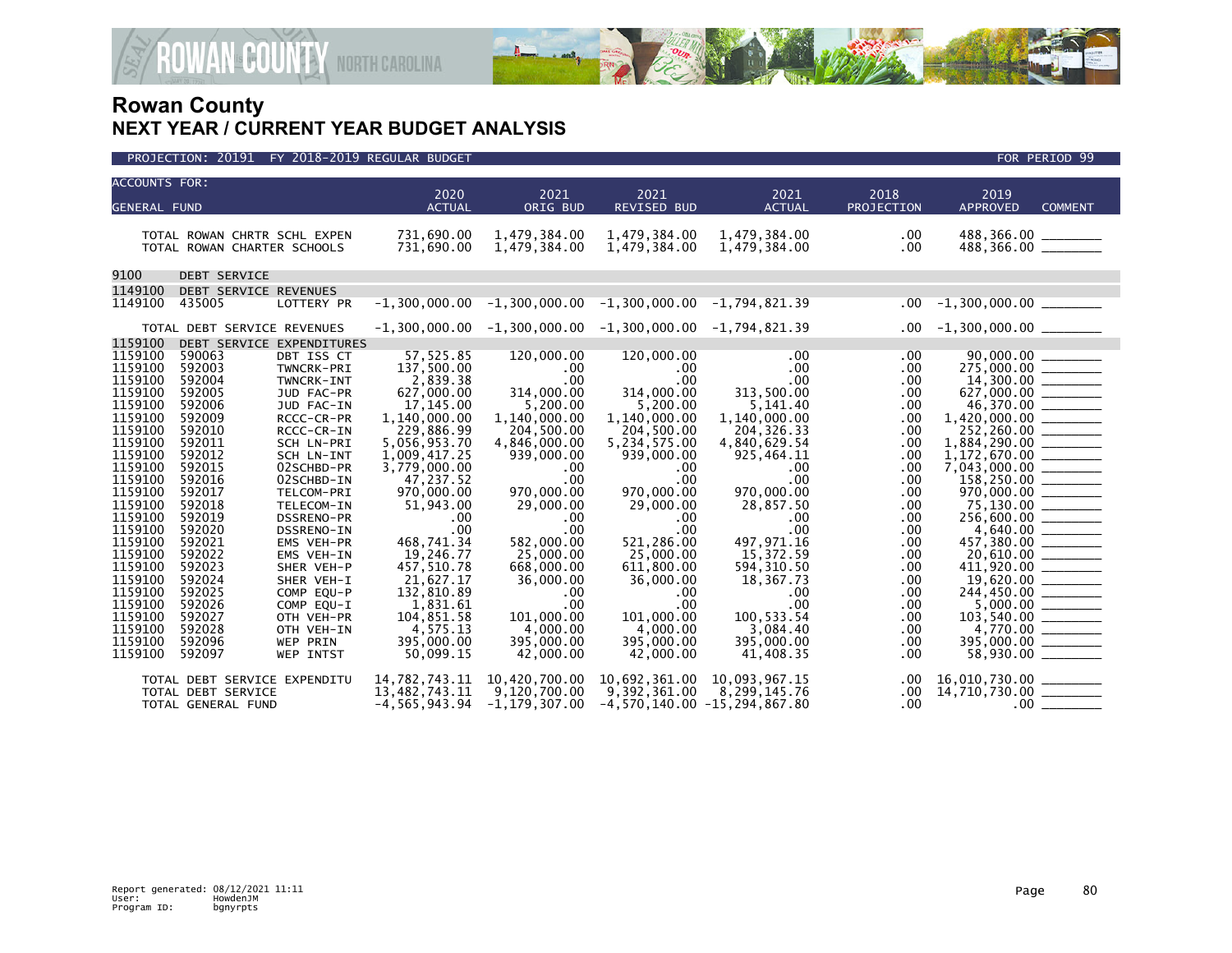# Rowan County
## NEXT YEAR / CURRENT YEAR BUDGET ANALYSIS

PROJECTION: 20191 FY 2018-2019 REGULAR BUDGET — FOR PERIOD 99

| ACCOUNTS FOR: GENERAL FUND | | | 2020 ACTUAL | 2021 ORIG BUD | 2021 REVISED BUD | 2021 ACTUAL | 2018 PROJECTION | 2019 APPROVED | COMMENT |
|---|---|---|---|---|---|---|---|---|---|
| TOTAL ROWAN CHRTR SCHL EXPEN | | | 731,690.00 | 1,479,384.00 | 1,479,384.00 | 1,479,384.00 | .00 | 488,366.00 | _______ |
| TOTAL ROWAN CHARTER SCHOOLS | | | 731,690.00 | 1,479,384.00 | 1,479,384.00 | 1,479,384.00 | .00 | 488,366.00 | _______ |
| 9100 | DEBT SERVICE | | | | | | | | |
| 1149100 | DEBT SERVICE REVENUES | | | | | | | | |
| 1149100 | 435005 | LOTTERY PR | -1,300,000.00 | -1,300,000.00 | -1,300,000.00 | -1,794,821.39 | .00 | -1,300,000.00 | _______ |
| TOTAL DEBT SERVICE REVENUES | | | -1,300,000.00 | -1,300,000.00 | -1,300,000.00 | -1,794,821.39 | .00 | -1,300,000.00 | _______ |
| 1159100 | DEBT SERVICE EXPENDITURES | | | | | | | | |
| 1159100 | 590063 | DBT ISS CT | 57,525.85 | 120,000.00 | 120,000.00 | .00 | .00 | 90,000.00 | _______ |
| 1159100 | 592003 | TWNCRK-PRI | 137,500.00 | .00 | .00 | .00 | .00 | 275,000.00 | _______ |
| 1159100 | 592004 | TWNCRK-INT | 2,839.38 | .00 | .00 | .00 | .00 | 14,300.00 | _______ |
| 1159100 | 592005 | JUD FAC-PR | 627,000.00 | 314,000.00 | 314,000.00 | 313,500.00 | .00 | 627,000.00 | _______ |
| 1159100 | 592006 | JUD FAC-IN | 17,145.00 | 5,200.00 | 5,200.00 | 5,141.40 | .00 | 46,370.00 | _______ |
| 1159100 | 592009 | RCCC-CR-PR | 1,140,000.00 | 1,140,000.00 | 1,140,000.00 | 1,140,000.00 | .00 | 1,420,000.00 | _______ |
| 1159100 | 592010 | RCCC-CR-IN | 229,886.99 | 204,500.00 | 204,500.00 | 204,326.33 | .00 | 252,260.00 | _______ |
| 1159100 | 592011 | SCH LN-PRI | 5,056,953.70 | 4,846,000.00 | 5,234,575.00 | 4,840,629.54 | .00 | 1,884,290.00 | _______ |
| 1159100 | 592012 | SCH LN-INT | 1,009,417.25 | 939,000.00 | 939,000.00 | 925,464.11 | .00 | 1,172,670.00 | _______ |
| 1159100 | 592015 | 02SCHBD-PR | 3,779,000.00 | .00 | .00 | .00 | .00 | 7,043,000.00 | _______ |
| 1159100 | 592016 | 02SCHBD-IN | 47,237.52 | .00 | .00 | .00 | .00 | 158,250.00 | _______ |
| 1159100 | 592017 | TELCOM-PRI | 970,000.00 | 970,000.00 | 970,000.00 | 970,000.00 | .00 | 970,000.00 | _______ |
| 1159100 | 592018 | TELECOM-IN | 51,943.00 | 29,000.00 | 29,000.00 | 28,857.50 | .00 | 75,130.00 | _______ |
| 1159100 | 592019 | DSSRENO-PR | .00 | .00 | .00 | .00 | .00 | 256,600.00 | _______ |
| 1159100 | 592020 | DSSRENO-IN | .00 | .00 | .00 | .00 | .00 | 4,640.00 | _______ |
| 1159100 | 592021 | EMS VEH-PR | 468,741.34 | 582,000.00 | 521,286.00 | 497,971.16 | .00 | 457,380.00 | _______ |
| 1159100 | 592022 | EMS VEH-IN | 19,246.77 | 25,000.00 | 25,000.00 | 15,372.59 | .00 | 20,610.00 | _______ |
| 1159100 | 592023 | SHER VEH-P | 457,510.78 | 668,000.00 | 611,800.00 | 594,310.50 | .00 | 411,920.00 | _______ |
| 1159100 | 592024 | SHER VEH-I | 21,627.17 | 36,000.00 | 36,000.00 | 18,367.73 | .00 | 19,620.00 | _______ |
| 1159100 | 592025 | COMP EQU-P | 132,810.89 | .00 | .00 | .00 | .00 | 244,450.00 | _______ |
| 1159100 | 592026 | COMP EQU-I | 1,831.61 | .00 | .00 | .00 | .00 | 5,000.00 | _______ |
| 1159100 | 592027 | OTH VEH-PR | 104,851.58 | 101,000.00 | 101,000.00 | 100,533.54 | .00 | 103,540.00 | _______ |
| 1159100 | 592028 | OTH VEH-IN | 4,575.13 | 4,000.00 | 4,000.00 | 3,084.40 | .00 | 4,770.00 | _______ |
| 1159100 | 592096 | WEP PRIN | 395,000.00 | 395,000.00 | 395,000.00 | 395,000.00 | .00 | 395,000.00 | _______ |
| 1159100 | 592097 | WEP INTST | 50,099.15 | 42,000.00 | 42,000.00 | 41,408.35 | .00 | 58,930.00 | _______ |
| TOTAL DEBT SERVICE EXPENDITU | | | 14,782,743.11 | 10,420,700.00 | 10,692,361.00 | 10,093,967.15 | .00 | 16,010,730.00 | _______ |
| TOTAL DEBT SERVICE | | | 13,482,743.11 | 9,120,700.00 | 9,392,361.00 | 8,299,145.76 | .00 | 14,710,730.00 | _______ |
| TOTAL GENERAL FUND | | | -4,565,943.94 | -1,179,307.00 | -4,570,140.00 | -15,294,867.80 | .00 | .00 | _______ |

Report generated: 08/12/2021 11:11
User: HowdenJM
Program ID: bgnyrpts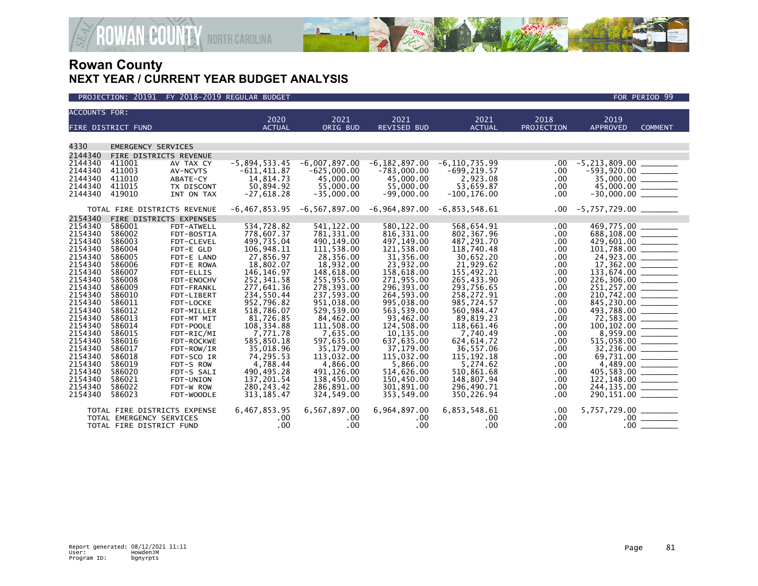# Rowan County
## NEXT YEAR / CURRENT YEAR BUDGET ANALYSIS

PROJECTION: 20191 FY 2018-2019 REGULAR BUDGET — FOR PERIOD 99

| ACCOUNTS FOR: FIRE DISTRICT FUND | | | 2020 ACTUAL | 2021 ORIG BUD | 2021 REVISED BUD | 2021 ACTUAL | 2018 PROJECTION | 2019 APPROVED | COMMENT |
|---|---|---|---|---|---|---|---|---|---|
| 4330 | EMERGENCY SERVICES | | | | | | | | |
| 2144340 | FIRE DISTRICTS REVENUE | | | | | | | | |
| 2144340 | 411001 | AV TAX CY | -5,894,533.45 | -6,007,897.00 | -6,182,897.00 | -6,110,735.99 | .00 | -5,213,809.00 | _______ |
| 2144340 | 411003 | AV-NCVTS | -611,411.87 | -625,000.00 | -783,000.00 | -699,219.57 | .00 | -593,920.00 | _______ |
| 2144340 | 411010 | ABATE-CY | 14,814.73 | 45,000.00 | 45,000.00 | 2,923.08 | .00 | 35,000.00 | _______ |
| 2144340 | 411015 | TX DISCONT | 50,894.92 | 55,000.00 | 55,000.00 | 53,659.87 | .00 | 45,000.00 | _______ |
| 2144340 | 419010 | INT ON TAX | -27,618.28 | -35,000.00 | -99,000.00 | -100,176.00 | .00 | -30,000.00 | _______ |
| | TOTAL FIRE DISTRICTS REVENUE | | -6,467,853.95 | -6,567,897.00 | -6,964,897.00 | -6,853,548.61 | .00 | -5,757,729.00 | _______ |
| 2154340 | FIRE DISTRICTS EXPENSES | | | | | | | | |
| 2154340 | 586001 | FDT-ATWELL | 534,728.82 | 541,122.00 | 580,122.00 | 568,654.91 | .00 | 469,775.00 | _______ |
| 2154340 | 586002 | FDT-BOSTIA | 778,607.37 | 781,331.00 | 816,331.00 | 802,367.96 | .00 | 688,108.00 | _______ |
| 2154340 | 586003 | FDT-CLEVEL | 499,735.04 | 490,149.00 | 497,149.00 | 487,291.70 | .00 | 429,601.00 | _______ |
| 2154340 | 586004 | FDT-E GLD | 106,948.11 | 111,538.00 | 121,538.00 | 118,740.48 | .00 | 101,788.00 | _______ |
| 2154340 | 586005 | FDT-E LAND | 27,856.97 | 28,356.00 | 31,356.00 | 30,652.20 | .00 | 24,923.00 | _______ |
| 2154340 | 586006 | FDT-E ROWA | 18,802.07 | 18,932.00 | 23,932.00 | 21,929.62 | .00 | 17,362.00 | _______ |
| 2154340 | 586007 | FDT-ELLIS | 146,146.97 | 148,618.00 | 158,618.00 | 155,492.21 | .00 | 133,674.00 | _______ |
| 2154340 | 586008 | FDT-ENOCHV | 252,341.58 | 255,955.00 | 271,955.00 | 265,433.90 | .00 | 226,306.00 | _______ |
| 2154340 | 586009 | FDT-FRANKL | 277,641.36 | 278,393.00 | 296,393.00 | 293,756.65 | .00 | 251,257.00 | _______ |
| 2154340 | 586010 | FDT-LIBERT | 234,550.44 | 237,593.00 | 264,593.00 | 258,272.91 | .00 | 210,742.00 | _______ |
| 2154340 | 586011 | FDT-LOCKE | 952,796.82 | 951,038.00 | 995,038.00 | 985,724.57 | .00 | 845,230.00 | _______ |
| 2154340 | 586012 | FDT-MILLER | 518,786.07 | 529,539.00 | 563,539.00 | 560,984.47 | .00 | 493,788.00 | _______ |
| 2154340 | 586013 | FDT-MT MIT | 81,726.85 | 84,462.00 | 93,462.00 | 89,819.23 | .00 | 72,583.00 | _______ |
| 2154340 | 586014 | FDT-POOLE | 108,334.88 | 111,508.00 | 124,508.00 | 118,661.46 | .00 | 100,102.00 | _______ |
| 2154340 | 586015 | FDT-RIC/MI | 7,771.78 | 7,635.00 | 10,135.00 | 7,740.49 | .00 | 8,959.00 | _______ |
| 2154340 | 586016 | FDT-ROCKWE | 585,850.18 | 597,635.00 | 637,635.00 | 624,614.72 | .00 | 515,058.00 | _______ |
| 2154340 | 586017 | FDT-ROW/IR | 35,018.96 | 35,179.00 | 37,179.00 | 36,557.06 | .00 | 32,236.00 | _______ |
| 2154340 | 586018 | FDT-SCO IR | 74,295.53 | 113,032.00 | 115,032.00 | 115,192.18 | .00 | 69,731.00 | _______ |
| 2154340 | 586019 | FDT-S ROW | 4,788.44 | 4,866.00 | 5,866.00 | 5,274.62 | .00 | 4,489.00 | _______ |
| 2154340 | 586020 | FDT-S SALI | 490,495.28 | 491,126.00 | 514,626.00 | 510,861.68 | .00 | 405,583.00 | _______ |
| 2154340 | 586021 | FDT-UNION | 137,201.54 | 138,450.00 | 150,450.00 | 148,807.94 | .00 | 122,148.00 | _______ |
| 2154340 | 586022 | FDT-W ROW | 280,243.42 | 286,891.00 | 301,891.00 | 296,490.71 | .00 | 244,135.00 | _______ |
| 2154340 | 586023 | FDT-WOODLE | 313,185.47 | 324,549.00 | 353,549.00 | 350,226.94 | .00 | 290,151.00 | _______ |
| | TOTAL FIRE DISTRICTS EXPENSE | | 6,467,853.95 | 6,567,897.00 | 6,964,897.00 | 6,853,548.61 | .00 | 5,757,729.00 | _______ |
| | TOTAL EMERGENCY SERVICES | | .00 | .00 | .00 | .00 | .00 | .00 | _______ |
| | TOTAL FIRE DISTRICT FUND | | .00 | .00 | .00 | .00 | .00 | .00 | _______ |

Report generated: 08/12/2021 11:11
User: HowdenJM
Program ID: bgnyrpts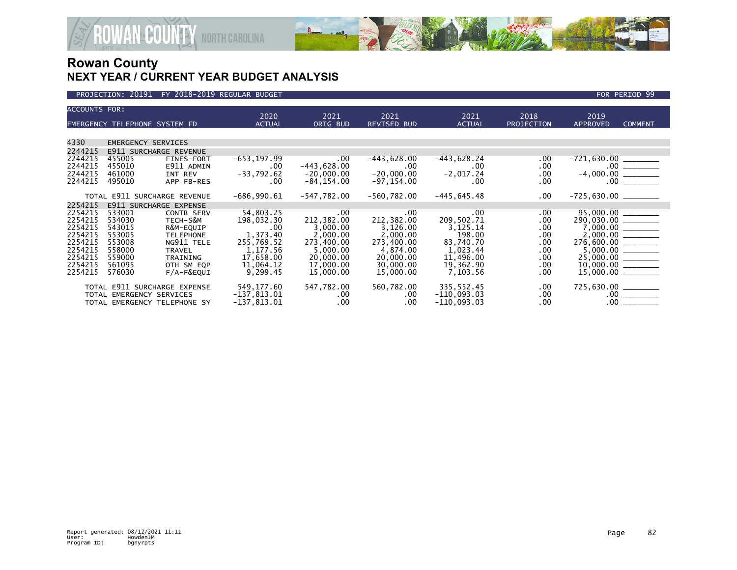# Rowan County
## NEXT YEAR / CURRENT YEAR BUDGET ANALYSIS

PROJECTION: 20191 FY 2018-2019 REGULAR BUDGET — FOR PERIOD 99

| ACCOUNTS FOR: EMERGENCY TELEPHONE SYSTEM FD | | | 2020 ACTUAL | 2021 ORIG BUD | 2021 REVISED BUD | 2021 ACTUAL | 2018 PROJECTION | 2019 APPROVED | COMMENT |
|---|---|---|---|---|---|---|---|---|---|
| 4330 | EMERGENCY SERVICES | | | | | | | | |
| 2244215 | E911 SURCHARGE REVENUE | | | | | | | | |
| 2244215 | 455005 | FINES-FORT | -653,197.99 | .00 | -443,628.00 | -443,628.24 | .00 | -721,630.00 | _______ |
| 2244215 | 455010 | E911 ADMIN | .00 | -443,628.00 | .00 | .00 | .00 | .00 | _______ |
| 2244215 | 461000 | INT REV | -33,792.62 | -20,000.00 | -20,000.00 | -2,017.24 | .00 | -4,000.00 | _______ |
| 2244215 | 495010 | APP FB-RES | .00 | -84,154.00 | -97,154.00 | .00 | .00 | .00 | _______ |
| TOTAL E911 SURCHARGE REVENUE | | | -686,990.61 | -547,782.00 | -560,782.00 | -445,645.48 | .00 | -725,630.00 | _______ |
| 2254215 | E911 SURCHARGE EXPENSE | | | | | | | | |
| 2254215 | 533001 | CONTR SERV | 54,803.25 | .00 | .00 | .00 | .00 | 95,000.00 | _______ |
| 2254215 | 534030 | TECH-S&M | 198,032.30 | 212,382.00 | 212,382.00 | 209,502.71 | .00 | 290,030.00 | _______ |
| 2254215 | 543015 | R&M-EQUIP | .00 | 3,000.00 | 3,126.00 | 3,125.14 | .00 | 7,000.00 | _______ |
| 2254215 | 553005 | TELEPHONE | 1,373.40 | 2,000.00 | 2,000.00 | 198.00 | .00 | 2,000.00 | _______ |
| 2254215 | 553008 | NG911 TELE | 255,769.52 | 273,400.00 | 273,400.00 | 83,740.70 | .00 | 276,600.00 | _______ |
| 2254215 | 558000 | TRAVEL | 1,177.56 | 5,000.00 | 4,874.00 | 1,023.44 | .00 | 5,000.00 | _______ |
| 2254215 | 559000 | TRAINING | 17,658.00 | 20,000.00 | 20,000.00 | 11,496.00 | .00 | 25,000.00 | _______ |
| 2254215 | 561095 | OTH SM EQP | 11,064.12 | 17,000.00 | 30,000.00 | 19,362.90 | .00 | 10,000.00 | _______ |
| 2254215 | 576030 | F/A-F&EQUI | 9,299.45 | 15,000.00 | 15,000.00 | 7,103.56 | .00 | 15,000.00 | _______ |
| TOTAL E911 SURCHARGE EXPENSE | | | 549,177.60 | 547,782.00 | 560,782.00 | 335,552.45 | .00 | 725,630.00 | _______ |
| TOTAL EMERGENCY SERVICES | | | -137,813.01 | .00 | .00 | -110,093.03 | .00 | .00 | _______ |
| TOTAL EMERGENCY TELEPHONE SY | | | -137,813.01 | .00 | .00 | -110,093.03 | .00 | .00 | _______ |

Report generated: 08/12/2021 11:11
User: HowdenJM
Program ID: bgnyrpts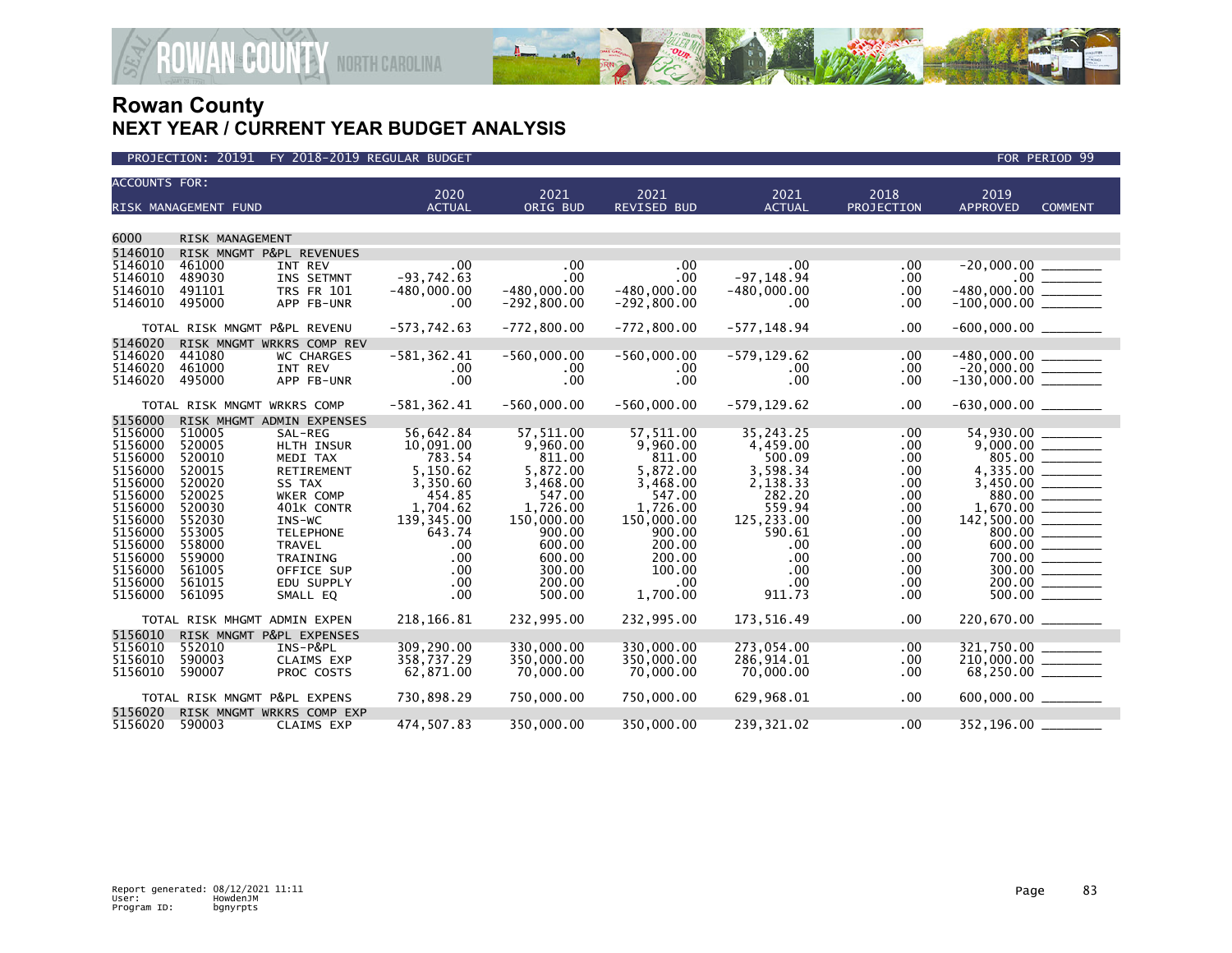# Rowan County

## NEXT YEAR / CURRENT YEAR BUDGET ANALYSIS

PROJECTION: 20191 FY 2018-2019 REGULAR BUDGET — FOR PERIOD 99

| ACCOUNTS FOR: RISK MANAGEMENT FUND | | | 2020 ACTUAL | 2021 ORIG BUD | 2021 REVISED BUD | 2021 ACTUAL | 2018 PROJECTION | 2019 APPROVED | COMMENT |
|---|---|---|---|---|---|---|---|---|---|
| 6000 | RISK MANAGEMENT | | | | | | | | |
| 5146010 | RISK MNGMT P&PL REVENUES | | | | | | | | |
| 5146010 | 461000 | INT REV | .00 | .00 | .00 | .00 | .00 | -20,000.00 | _______ |
| 5146010 | 489030 | INS SETMNT | -93,742.63 | .00 | .00 | -97,148.94 | .00 | .00 | _______ |
| 5146010 | 491101 | TRS FR 101 | -480,000.00 | -480,000.00 | -480,000.00 | -480,000.00 | .00 | -480,000.00 | _______ |
| 5146010 | 495000 | APP FB-UNR | .00 | -292,800.00 | -292,800.00 | .00 | .00 | -100,000.00 | _______ |
| | TOTAL RISK MNGMT P&PL REVENU | | -573,742.63 | -772,800.00 | -772,800.00 | -577,148.94 | .00 | -600,000.00 | _______ |
| 5146020 | RISK MNGMT WRKRS COMP REV | | | | | | | | |
| 5146020 | 441080 | WC CHARGES | -581,362.41 | -560,000.00 | -560,000.00 | -579,129.62 | .00 | -480,000.00 | _______ |
| 5146020 | 461000 | INT REV | .00 | .00 | .00 | .00 | .00 | -20,000.00 | _______ |
| 5146020 | 495000 | APP FB-UNR | .00 | .00 | .00 | .00 | .00 | -130,000.00 | _______ |
| | TOTAL RISK MNGMT WRKRS COMP | | -581,362.41 | -560,000.00 | -560,000.00 | -579,129.62 | .00 | -630,000.00 | _______ |
| 5156000 | RISK MHGMT ADMIN EXPENSES | | | | | | | | |
| 5156000 | 510005 | SAL-REG | 56,642.84 | 57,511.00 | 57,511.00 | 35,243.25 | .00 | 54,930.00 | _______ |
| 5156000 | 520005 | HLTH INSUR | 10,091.00 | 9,960.00 | 9,960.00 | 4,459.00 | .00 | 9,000.00 | _______ |
| 5156000 | 520010 | MEDI TAX | 783.54 | 811.00 | 811.00 | 500.09 | .00 | 805.00 | _______ |
| 5156000 | 520015 | RETIREMENT | 5,150.62 | 5,872.00 | 5,872.00 | 3,598.34 | .00 | 4,335.00 | _______ |
| 5156000 | 520020 | SS TAX | 3,350.60 | 3,468.00 | 3,468.00 | 2,138.33 | .00 | 3,450.00 | _______ |
| 5156000 | 520025 | WKER COMP | 454.85 | 547.00 | 547.00 | 282.20 | .00 | 880.00 | _______ |
| 5156000 | 520030 | 401K CONTR | 1,704.62 | 1,726.00 | 1,726.00 | 559.94 | .00 | 1,670.00 | _______ |
| 5156000 | 552030 | INS-WC | 139,345.00 | 150,000.00 | 150,000.00 | 125,233.00 | .00 | 142,500.00 | _______ |
| 5156000 | 553005 | TELEPHONE | 643.74 | 900.00 | 900.00 | 590.61 | .00 | 800.00 | _______ |
| 5156000 | 558000 | TRAVEL | .00 | 600.00 | 200.00 | .00 | .00 | 600.00 | _______ |
| 5156000 | 559000 | TRAINING | .00 | 600.00 | 200.00 | .00 | .00 | 700.00 | _______ |
| 5156000 | 561005 | OFFICE SUP | .00 | 300.00 | 100.00 | .00 | .00 | 300.00 | _______ |
| 5156000 | 561015 | EDU SUPPLY | .00 | 200.00 | .00 | .00 | .00 | 200.00 | _______ |
| 5156000 | 561095 | SMALL EQ | .00 | 500.00 | 1,700.00 | 911.73 | .00 | 500.00 | _______ |
| | TOTAL RISK MHGMT ADMIN EXPEN | | 218,166.81 | 232,995.00 | 232,995.00 | 173,516.49 | .00 | 220,670.00 | _______ |
| 5156010 | RISK MNGMT P&PL EXPENSES | | | | | | | | |
| 5156010 | 552010 | INS-P&PL | 309,290.00 | 330,000.00 | 330,000.00 | 273,054.00 | .00 | 321,750.00 | _______ |
| 5156010 | 590003 | CLAIMS EXP | 358,737.29 | 350,000.00 | 350,000.00 | 286,914.01 | .00 | 210,000.00 | _______ |
| 5156010 | 590007 | PROC COSTS | 62,871.00 | 70,000.00 | 70,000.00 | 70,000.00 | .00 | 68,250.00 | _______ |
| | TOTAL RISK MNGMT P&PL EXPENS | | 730,898.29 | 750,000.00 | 750,000.00 | 629,968.01 | .00 | 600,000.00 | _______ |
| 5156020 | RISK MNGMT WRKRS COMP EXP | | | | | | | | |
| 5156020 | 590003 | CLAIMS EXP | 474,507.83 | 350,000.00 | 350,000.00 | 239,321.02 | .00 | 352,196.00 | _______ |

Report generated: 08/12/2021 11:11
User: HowdenJM
Program ID: bgnyrpts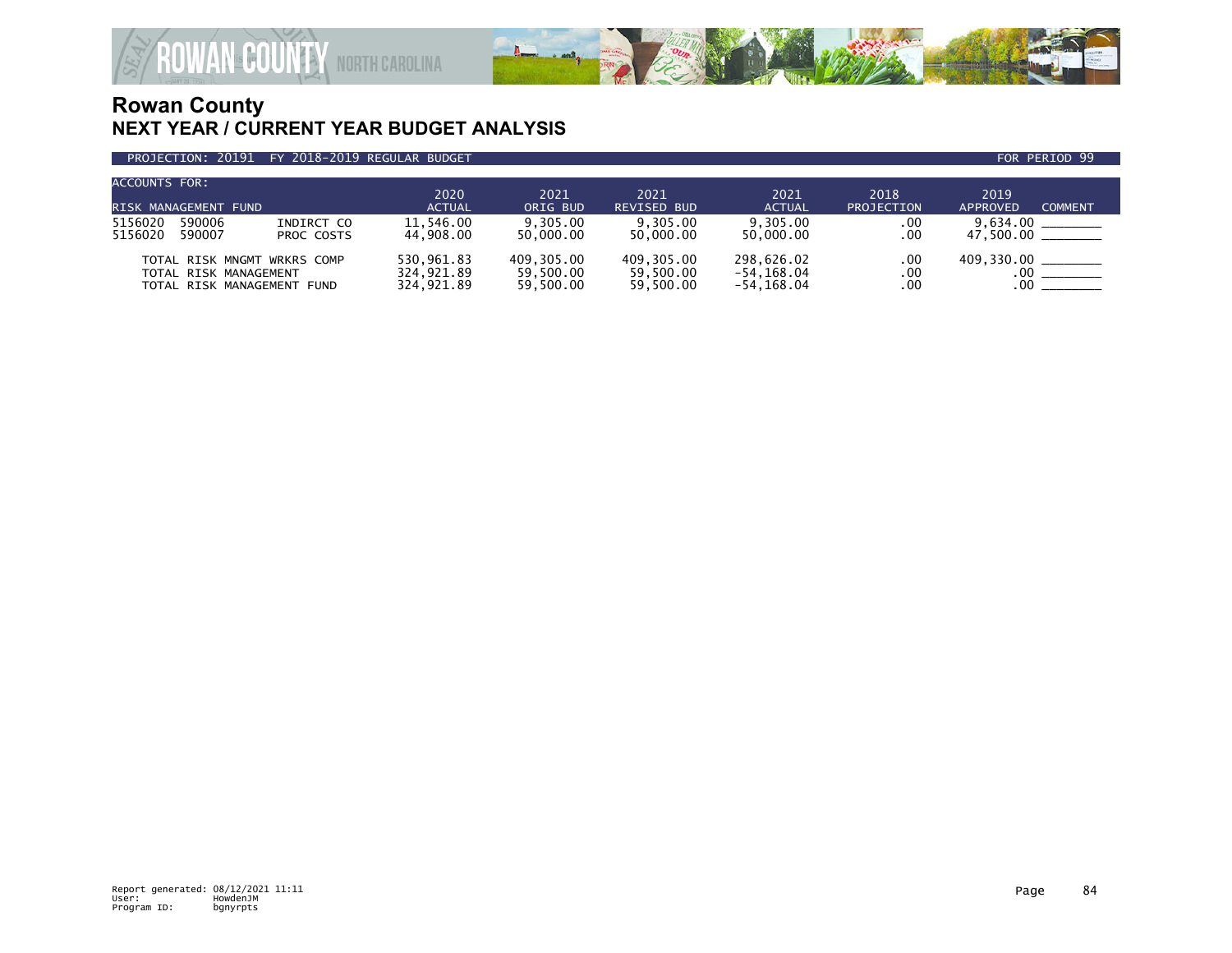# Rowan County
## NEXT YEAR / CURRENT YEAR BUDGET ANALYSIS

PROJECTION: 20191 FY 2018-2019 REGULAR BUDGET FOR PERIOD 99

| ACCOUNTS FOR: RISK MANAGEMENT FUND | | | 2020 ACTUAL | 2021 ORIG BUD | 2021 REVISED BUD | 2021 ACTUAL | 2018 PROJECTION | 2019 APPROVED | COMMENT |
|---|---|---|---|---|---|---|---|---|---|
| 5156020 | 590006 | INDIRCT CO | 11,546.00 | 9,305.00 | 9,305.00 | 9,305.00 | .00 | 9,634.00 | ________ |
| 5156020 | 590007 | PROC COSTS | 44,908.00 | 50,000.00 | 50,000.00 | 50,000.00 | .00 | 47,500.00 | ________ |
| TOTAL RISK MNGMT WRKRS COMP | | | 530,961.83 | 409,305.00 | 409,305.00 | 298,626.02 | .00 | 409,330.00 | ________ |
| TOTAL RISK MANAGEMENT | | | 324,921.89 | 59,500.00 | 59,500.00 | -54,168.04 | .00 | .00 | ________ |
| TOTAL RISK MANAGEMENT FUND | | | 324,921.89 | 59,500.00 | 59,500.00 | -54,168.04 | .00 | .00 | ________ |

Report generated: 08/12/2021 11:11
User: HowdenJM
Program ID: bgnyrpts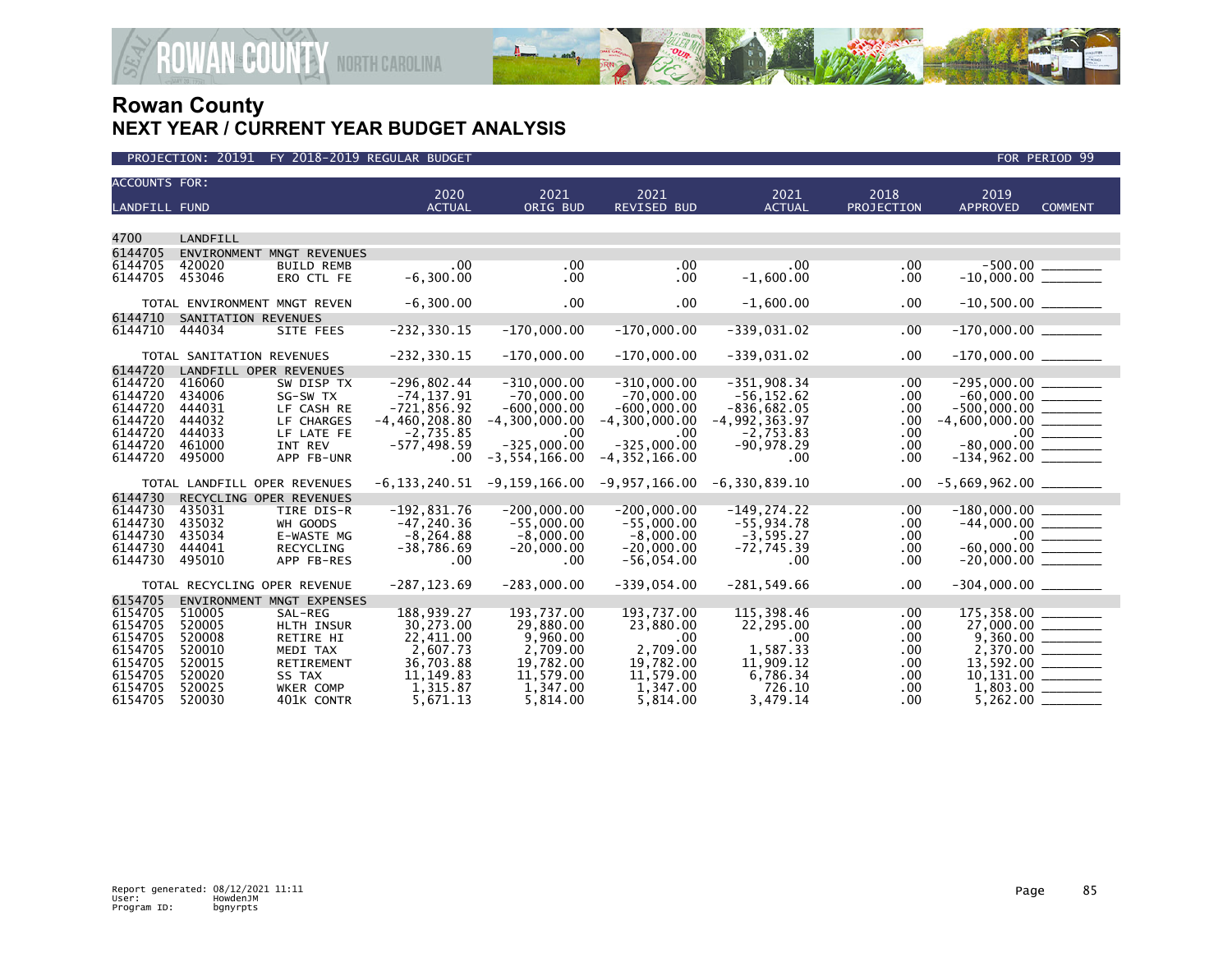# Rowan County
## NEXT YEAR / CURRENT YEAR BUDGET ANALYSIS

PROJECTION: 20191 FY 2018-2019 REGULAR BUDGET — FOR PERIOD 99

| ACCOUNTS FOR: LANDFILL FUND | | | 2020 ACTUAL | 2021 ORIG BUD | 2021 REVISED BUD | 2021 ACTUAL | 2018 PROJECTION | 2019 APPROVED | COMMENT |
|---|---|---|---|---|---|---|---|---|---|
| 4700 | LANDFILL | | | | | | | | |
| 6144705 | ENVIRONMENT MNGT REVENUES | | | | | | | | |
| 6144705 | 420020 | BUILD REMB | .00 | .00 | .00 | .00 | .00 | -500.00 | |
| 6144705 | 453046 | ERO CTL FE | -6,300.00 | .00 | .00 | -1,600.00 | .00 | -10,000.00 | |
| | TOTAL ENVIRONMENT MNGT REVEN | | -6,300.00 | .00 | .00 | -1,600.00 | .00 | -10,500.00 | |
| 6144710 | SANITATION REVENUES | | | | | | | | |
| 6144710 | 444034 | SITE FEES | -232,330.15 | -170,000.00 | -170,000.00 | -339,031.02 | .00 | -170,000.00 | |
| | TOTAL SANITATION REVENUES | | -232,330.15 | -170,000.00 | -170,000.00 | -339,031.02 | .00 | -170,000.00 | |
| 6144720 | LANDFILL OPER REVENUES | | | | | | | | |
| 6144720 | 416060 | SW DISP TX | -296,802.44 | -310,000.00 | -310,000.00 | -351,908.34 | .00 | -295,000.00 | |
| 6144720 | 434006 | SG-SW TX | -74,137.91 | -70,000.00 | -70,000.00 | -56,152.62 | .00 | -60,000.00 | |
| 6144720 | 444031 | LF CASH RE | -721,856.92 | -600,000.00 | -600,000.00 | -836,682.05 | .00 | -500,000.00 | |
| 6144720 | 444032 | LF CHARGES | -4,460,208.80 | -4,300,000.00 | -4,300,000.00 | -4,992,363.97 | .00 | -4,600,000.00 | |
| 6144720 | 444033 | LF LATE FE | -2,735.85 | .00 | .00 | -2,753.83 | .00 | .00 | |
| 6144720 | 461000 | INT REV | -577,498.59 | -325,000.00 | -325,000.00 | -90,978.29 | .00 | -80,000.00 | |
| 6144720 | 495000 | APP FB-UNR | .00 | -3,554,166.00 | -4,352,166.00 | .00 | .00 | -134,962.00 | |
| | TOTAL LANDFILL OPER REVENUES | | -6,133,240.51 | -9,159,166.00 | -9,957,166.00 | -6,330,839.10 | .00 | -5,669,962.00 | |
| 6144730 | RECYCLING OPER REVENUES | | | | | | | | |
| 6144730 | 435031 | TIRE DIS-R | -192,831.76 | -200,000.00 | -200,000.00 | -149,274.22 | .00 | -180,000.00 | |
| 6144730 | 435032 | WH GOODS | -47,240.36 | -55,000.00 | -55,000.00 | -55,934.78 | .00 | -44,000.00 | |
| 6144730 | 435034 | E-WASTE MG | -8,264.88 | -8,000.00 | -8,000.00 | -3,595.27 | .00 | .00 | |
| 6144730 | 444041 | RECYCLING | -38,786.69 | -20,000.00 | -20,000.00 | -72,745.39 | .00 | -60,000.00 | |
| 6144730 | 495010 | APP FB-RES | .00 | .00 | -56,054.00 | .00 | .00 | -20,000.00 | |
| | TOTAL RECYCLING OPER REVENUE | | -287,123.69 | -283,000.00 | -339,054.00 | -281,549.66 | .00 | -304,000.00 | |
| 6154705 | ENVIRONMENT MNGT EXPENSES | | | | | | | | |
| 6154705 | 510005 | SAL-REG | 188,939.27 | 193,737.00 | 193,737.00 | 115,398.46 | .00 | 175,358.00 | |
| 6154705 | 520005 | HLTH INSUR | 30,273.00 | 29,880.00 | 23,880.00 | 22,295.00 | .00 | 27,000.00 | |
| 6154705 | 520008 | RETIRE HI | 22,411.00 | 9,960.00 | .00 | .00 | .00 | 9,360.00 | |
| 6154705 | 520010 | MEDI TAX | 2,607.73 | 2,709.00 | 2,709.00 | 1,587.33 | .00 | 2,370.00 | |
| 6154705 | 520015 | RETIREMENT | 36,703.88 | 19,782.00 | 19,782.00 | 11,909.12 | .00 | 13,592.00 | |
| 6154705 | 520020 | SS TAX | 11,149.83 | 11,579.00 | 11,579.00 | 6,786.34 | .00 | 10,131.00 | |
| 6154705 | 520025 | WKER COMP | 1,315.87 | 1,347.00 | 1,347.00 | 726.10 | .00 | 1,803.00 | |
| 6154705 | 520030 | 401K CONTR | 5,671.13 | 5,814.00 | 5,814.00 | 3,479.14 | .00 | 5,262.00 | |

Report generated: 08/12/2021 11:11
User: HowdenJM
Program ID: bgnyrpts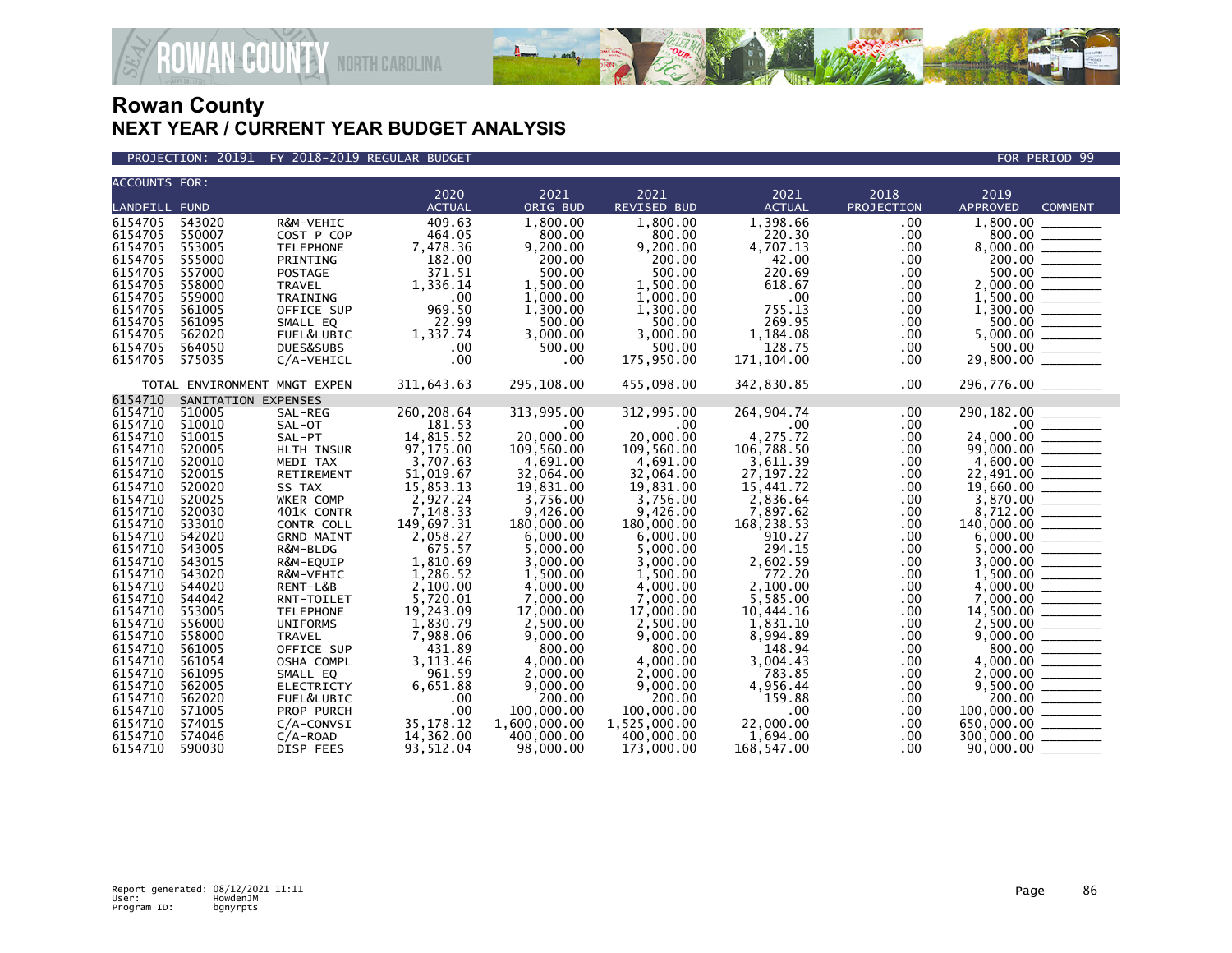# Rowan County
## NEXT YEAR / CURRENT YEAR BUDGET ANALYSIS

PROJECTION: 20191 FY 2018-2019 REGULAR BUDGET FOR PERIOD 99

| ACCOUNTS FOR: LANDFILL FUND | | | 2020 ACTUAL | 2021 ORIG BUD | 2021 REVISED BUD | 2021 ACTUAL | 2018 PROJECTION | 2019 APPROVED | COMMENT |
|---|---|---|---|---|---|---|---|---|---|
| 6154705 | 543020 | R&M-VEHIC | 409.63 | 1,800.00 | 1,800.00 | 1,398.66 | .00 | 1,800.00 | _______ |
| 6154705 | 550007 | COST P COP | 464.05 | 800.00 | 800.00 | 220.30 | .00 | 800.00 | _______ |
| 6154705 | 553005 | TELEPHONE | 7,478.36 | 9,200.00 | 9,200.00 | 4,707.13 | .00 | 8,000.00 | _______ |
| 6154705 | 555000 | PRINTING | 182.00 | 200.00 | 200.00 | 42.00 | .00 | 200.00 | _______ |
| 6154705 | 557000 | POSTAGE | 371.51 | 500.00 | 500.00 | 220.69 | .00 | 500.00 | _______ |
| 6154705 | 558000 | TRAVEL | 1,336.14 | 1,500.00 | 1,500.00 | 618.67 | .00 | 2,000.00 | _______ |
| 6154705 | 559000 | TRAINING | .00 | 1,000.00 | 1,000.00 | .00 | .00 | 1,500.00 | _______ |
| 6154705 | 561005 | OFFICE SUP | 969.50 | 1,300.00 | 1,300.00 | 755.13 | .00 | 1,300.00 | _______ |
| 6154705 | 561095 | SMALL EQ | 22.99 | 500.00 | 500.00 | 269.95 | .00 | 500.00 | _______ |
| 6154705 | 562020 | FUEL&LUBIC | 1,337.74 | 3,000.00 | 3,000.00 | 1,184.08 | .00 | 5,000.00 | _______ |
| 6154705 | 564050 | DUES&SUBS | .00 | 500.00 | 500.00 | 128.75 | .00 | 500.00 | _______ |
| 6154705 | 575035 | C/A-VEHICL | .00 | .00 | 175,950.00 | 171,104.00 | .00 | 29,800.00 | _______ |
| TOTAL ENVIRONMENT MNGT EXPEN | | | 311,643.63 | 295,108.00 | 455,098.00 | 342,830.85 | .00 | 296,776.00 | _______ |
| 6154710 | SANITATION EXPENSES | | | | | | | | |
| 6154710 | 510005 | SAL-REG | 260,208.64 | 313,995.00 | 312,995.00 | 264,904.74 | .00 | 290,182.00 | _______ |
| 6154710 | 510010 | SAL-OT | 181.53 | .00 | .00 | .00 | .00 | .00 | _______ |
| 6154710 | 510015 | SAL-PT | 14,815.52 | 20,000.00 | 20,000.00 | 4,275.72 | .00 | 24,000.00 | _______ |
| 6154710 | 520005 | HLTH INSUR | 97,175.00 | 109,560.00 | 109,560.00 | 106,788.50 | .00 | 99,000.00 | _______ |
| 6154710 | 520010 | MEDI TAX | 3,707.63 | 4,691.00 | 4,691.00 | 3,611.39 | .00 | 4,600.00 | _______ |
| 6154710 | 520015 | RETIREMENT | 51,019.67 | 32,064.00 | 32,064.00 | 27,197.22 | .00 | 22,491.00 | _______ |
| 6154710 | 520020 | SS TAX | 15,853.13 | 19,831.00 | 19,831.00 | 15,441.72 | .00 | 19,660.00 | _______ |
| 6154710 | 520025 | WKER COMP | 2,927.24 | 3,756.00 | 3,756.00 | 2,836.64 | .00 | 3,870.00 | _______ |
| 6154710 | 520030 | 401K CONTR | 7,148.33 | 9,426.00 | 9,426.00 | 7,897.62 | .00 | 8,712.00 | _______ |
| 6154710 | 533010 | CONTR COLL | 149,697.31 | 180,000.00 | 180,000.00 | 168,238.53 | .00 | 140,000.00 | _______ |
| 6154710 | 542020 | GRND MAINT | 2,058.27 | 6,000.00 | 6,000.00 | 910.27 | .00 | 6,000.00 | _______ |
| 6154710 | 543005 | R&M-BLDG | 675.57 | 5,000.00 | 5,000.00 | 294.15 | .00 | 5,000.00 | _______ |
| 6154710 | 543015 | R&M-EQUIP | 1,810.69 | 3,000.00 | 3,000.00 | 2,602.59 | .00 | 3,000.00 | _______ |
| 6154710 | 543020 | R&M-VEHIC | 1,286.52 | 1,500.00 | 1,500.00 | 772.20 | .00 | 1,500.00 | _______ |
| 6154710 | 544020 | RENT-L&B | 2,100.00 | 4,000.00 | 4,000.00 | 2,100.00 | .00 | 4,000.00 | _______ |
| 6154710 | 544042 | RNT-TOILET | 5,720.01 | 7,000.00 | 7,000.00 | 5,585.00 | .00 | 7,000.00 | _______ |
| 6154710 | 553005 | TELEPHONE | 19,243.09 | 17,000.00 | 17,000.00 | 10,444.16 | .00 | 14,500.00 | _______ |
| 6154710 | 556000 | UNIFORMS | 1,830.79 | 2,500.00 | 2,500.00 | 1,831.10 | .00 | 2,500.00 | _______ |
| 6154710 | 558000 | TRAVEL | 7,988.06 | 9,000.00 | 9,000.00 | 8,994.89 | .00 | 9,000.00 | _______ |
| 6154710 | 561005 | OFFICE SUP | 431.89 | 800.00 | 800.00 | 148.94 | .00 | 800.00 | _______ |
| 6154710 | 561054 | OSHA COMPL | 3,113.46 | 4,000.00 | 4,000.00 | 3,004.43 | .00 | 4,000.00 | _______ |
| 6154710 | 561095 | SMALL EQ | 961.59 | 2,000.00 | 2,000.00 | 783.85 | .00 | 2,000.00 | _______ |
| 6154710 | 562005 | ELECTRICTY | 6,651.88 | 9,000.00 | 9,000.00 | 4,956.44 | .00 | 9,500.00 | _______ |
| 6154710 | 562020 | FUEL&LUBIC | .00 | 200.00 | 200.00 | 159.88 | .00 | 200.00 | _______ |
| 6154710 | 571005 | PROP PURCH | .00 | 100,000.00 | 100,000.00 | .00 | .00 | 100,000.00 | _______ |
| 6154710 | 574015 | C/A-CONVSI | 35,178.12 | 1,600,000.00 | 1,525,000.00 | 22,000.00 | .00 | 650,000.00 | _______ |
| 6154710 | 574046 | C/A-ROAD | 14,362.00 | 400,000.00 | 400,000.00 | 1,694.00 | .00 | 300,000.00 | _______ |
| 6154710 | 590030 | DISP FEES | 93,512.04 | 98,000.00 | 173,000.00 | 168,547.00 | .00 | 90,000.00 | _______ |

Report generated: 08/12/2021 11:11
User: HowdenJM
Program ID: bgnyrpts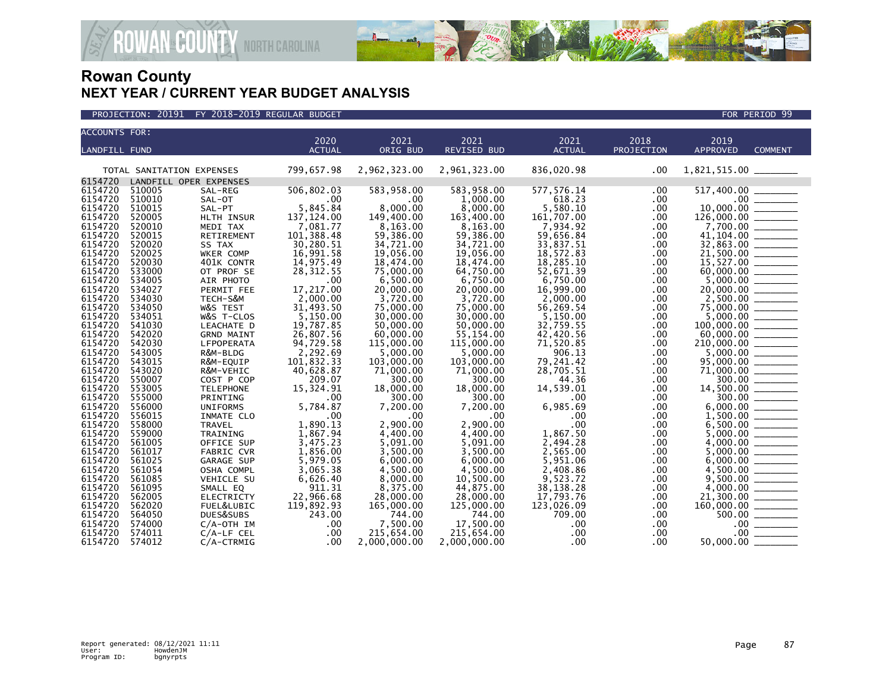# Rowan County
## NEXT YEAR / CURRENT YEAR BUDGET ANALYSIS

PROJECTION: 20191 FY 2018-2019 REGULAR BUDGET | FOR PERIOD 99

| ACCOUNTS FOR: LANDFILL FUND | | | 2020 ACTUAL | 2021 ORIG BUD | 2021 REVISED BUD | 2021 ACTUAL | 2018 PROJECTION | 2019 APPROVED | COMMENT |
|---|---|---|---|---|---|---|---|---|---|
| TOTAL SANITATION EXPENSES | | | 799,657.98 | 2,962,323.00 | 2,961,323.00 | 836,020.98 | .00 | 1,821,515.00 | _______ |
| 6154720 | LANDFILL OPER EXPENSES | | | | | | | | |
| 6154720 | 510005 | SAL-REG | 506,802.03 | 583,958.00 | 583,958.00 | 577,576.14 | .00 | 517,400.00 | _______ |
| 6154720 | 510010 | SAL-OT | .00 | .00 | 1,000.00 | 618.23 | .00 | .00 | _______ |
| 6154720 | 510015 | SAL-PT | 5,845.84 | 8,000.00 | 8,000.00 | 5,580.10 | .00 | 10,000.00 | _______ |
| 6154720 | 520005 | HLTH INSUR | 137,124.00 | 149,400.00 | 163,400.00 | 161,707.00 | .00 | 126,000.00 | _______ |
| 6154720 | 520010 | MEDI TAX | 7,081.77 | 8,163.00 | 8,163.00 | 7,934.92 | .00 | 7,700.00 | _______ |
| 6154720 | 520015 | RETIREMENT | 101,388.48 | 59,386.00 | 59,386.00 | 59,656.84 | .00 | 41,104.00 | _______ |
| 6154720 | 520020 | SS TAX | 30,280.51 | 34,721.00 | 34,721.00 | 33,837.51 | .00 | 32,863.00 | _______ |
| 6154720 | 520025 | WKER COMP | 16,991.58 | 19,056.00 | 19,056.00 | 18,572.83 | .00 | 21,500.00 | _______ |
| 6154720 | 520030 | 401K CONTR | 14,975.49 | 18,474.00 | 18,474.00 | 18,285.10 | .00 | 15,527.00 | _______ |
| 6154720 | 533000 | OT PROF SE | 28,312.55 | 75,000.00 | 64,750.00 | 52,671.39 | .00 | 60,000.00 | _______ |
| 6154720 | 534005 | AIR PHOTO | .00 | 6,500.00 | 6,750.00 | 6,750.00 | .00 | 5,000.00 | _______ |
| 6154720 | 534027 | PERMIT FEE | 17,217.00 | 20,000.00 | 20,000.00 | 16,999.00 | .00 | 20,000.00 | _______ |
| 6154720 | 534030 | TECH-S&M | 2,000.00 | 3,720.00 | 3,720.00 | 2,000.00 | .00 | 2,500.00 | _______ |
| 6154720 | 534050 | W&S TEST | 31,493.50 | 75,000.00 | 75,000.00 | 56,269.54 | .00 | 75,000.00 | _______ |
| 6154720 | 534051 | W&S T-CLOS | 5,150.00 | 30,000.00 | 30,000.00 | 5,150.00 | .00 | 5,000.00 | _______ |
| 6154720 | 541030 | LEACHATE D | 19,787.85 | 50,000.00 | 50,000.00 | 32,759.55 | .00 | 100,000.00 | _______ |
| 6154720 | 542020 | GRND MAINT | 26,807.56 | 60,000.00 | 55,154.00 | 42,420.56 | .00 | 60,000.00 | _______ |
| 6154720 | 542030 | LFPOPERATA | 94,729.58 | 115,000.00 | 115,000.00 | 71,520.85 | .00 | 210,000.00 | _______ |
| 6154720 | 543005 | R&M-BLDG | 2,292.69 | 5,000.00 | 5,000.00 | 906.13 | .00 | 5,000.00 | _______ |
| 6154720 | 543015 | R&M-EQUIP | 101,832.33 | 103,000.00 | 103,000.00 | 79,241.42 | .00 | 95,000.00 | _______ |
| 6154720 | 543020 | R&M-VEHIC | 40,628.87 | 71,000.00 | 71,000.00 | 28,705.51 | .00 | 71,000.00 | _______ |
| 6154720 | 550007 | COST P COP | 209.07 | 300.00 | 300.00 | 44.36 | .00 | 300.00 | _______ |
| 6154720 | 553005 | TELEPHONE | 15,324.91 | 18,000.00 | 18,000.00 | 14,539.01 | .00 | 14,500.00 | _______ |
| 6154720 | 555000 | PRINTING | .00 | 300.00 | 300.00 | .00 | .00 | 300.00 | _______ |
| 6154720 | 556000 | UNIFORMS | 5,784.87 | 7,200.00 | 7,200.00 | 6,985.69 | .00 | 6,000.00 | _______ |
| 6154720 | 556015 | INMATE CLO | .00 | .00 | .00 | .00 | .00 | 1,500.00 | _______ |
| 6154720 | 558000 | TRAVEL | 1,890.13 | 2,900.00 | 2,900.00 | .00 | .00 | 6,500.00 | _______ |
| 6154720 | 559000 | TRAINING | 1,867.94 | 4,400.00 | 4,400.00 | 1,867.50 | .00 | 5,000.00 | _______ |
| 6154720 | 561005 | OFFICE SUP | 3,475.23 | 5,091.00 | 5,091.00 | 2,494.28 | .00 | 4,000.00 | _______ |
| 6154720 | 561017 | FABRIC CVR | 1,856.00 | 3,500.00 | 3,500.00 | 2,565.00 | .00 | 5,000.00 | _______ |
| 6154720 | 561025 | GARAGE SUP | 5,979.05 | 6,000.00 | 6,000.00 | 5,951.06 | .00 | 6,000.00 | _______ |
| 6154720 | 561054 | OSHA COMPL | 3,065.38 | 4,500.00 | 4,500.00 | 2,408.86 | .00 | 4,500.00 | _______ |
| 6154720 | 561085 | VEHICLE SU | 6,626.40 | 8,000.00 | 10,500.00 | 9,523.72 | .00 | 9,500.00 | _______ |
| 6154720 | 561095 | SMALL EQ | 911.31 | 8,375.00 | 44,875.00 | 38,138.28 | .00 | 4,000.00 | _______ |
| 6154720 | 562005 | ELECTRICTY | 22,966.68 | 28,000.00 | 28,000.00 | 17,793.76 | .00 | 21,300.00 | _______ |
| 6154720 | 562020 | FUEL&LUBIC | 119,892.93 | 165,000.00 | 125,000.00 | 123,026.09 | .00 | 160,000.00 | _______ |
| 6154720 | 564050 | DUES&SUBS | 243.00 | 744.00 | 744.00 | 709.00 | .00 | 500.00 | _______ |
| 6154720 | 574000 | C/A-OTH IM | .00 | 7,500.00 | 17,500.00 | .00 | .00 | .00 | _______ |
| 6154720 | 574011 | C/A-LF CEL | .00 | 215,654.00 | 215,654.00 | .00 | .00 | .00 | _______ |
| 6154720 | 574012 | C/A-CTRMIG | .00 | 2,000,000.00 | 2,000,000.00 | .00 | .00 | 50,000.00 | _______ |

Report generated: 08/12/2021 11:11
User: HowdenJM
Program ID: bgnyrpts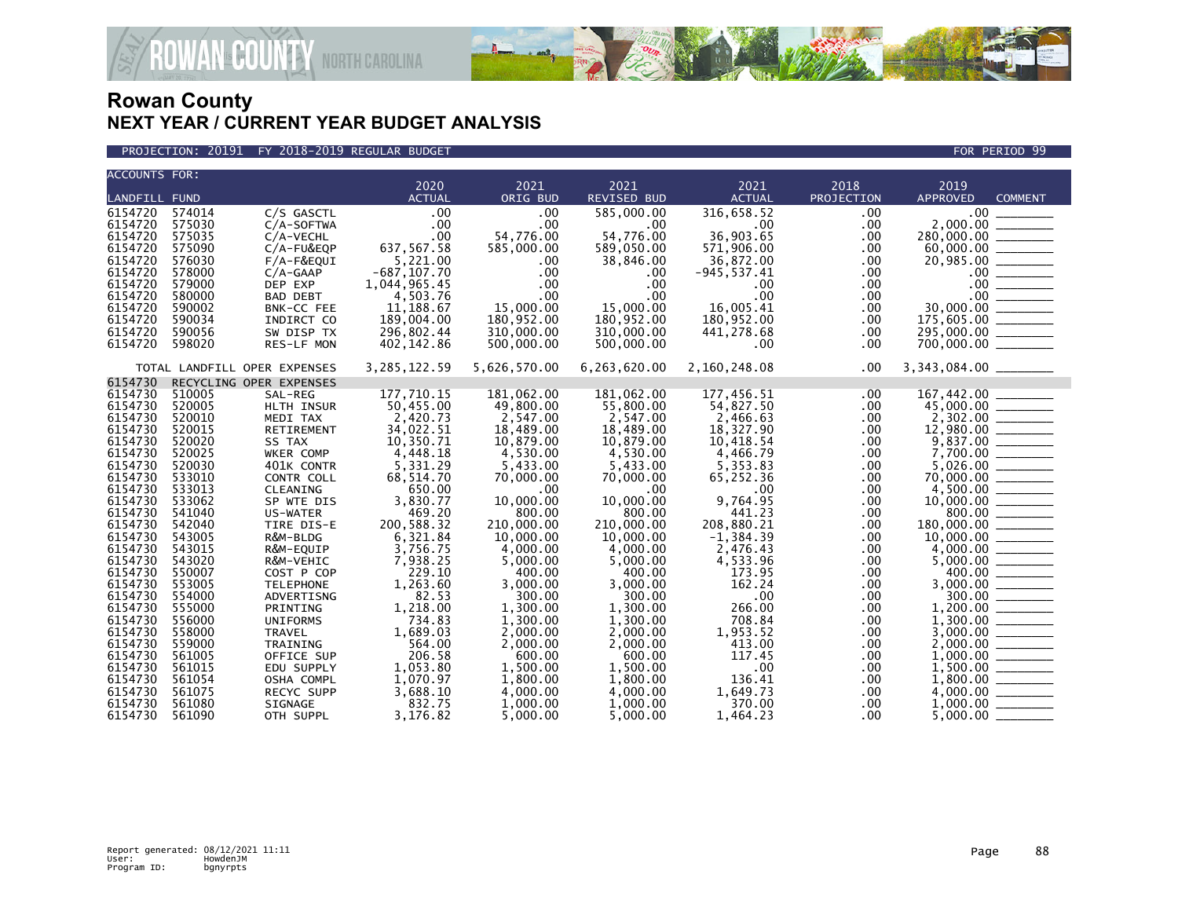# Rowan County
## NEXT YEAR / CURRENT YEAR BUDGET ANALYSIS

PROJECTION: 20191 FY 2018-2019 REGULAR BUDGET — FOR PERIOD 99

| ACCOUNTS FOR: LANDFILL FUND | | | 2020 ACTUAL | 2021 ORIG BUD | 2021 REVISED BUD | 2021 ACTUAL | 2018 PROJECTION | 2019 APPROVED | COMMENT |
|---|---|---|---|---|---|---|---|---|---|
| 6154720 | 574014 | C/S GASCTL | .00 | .00 | 585,000.00 | 316,658.52 | .00 | .00 | |
| 6154720 | 575030 | C/A-SOFTWA | .00 | .00 | .00 | .00 | .00 | 2,000.00 | |
| 6154720 | 575035 | C/A-VECHL | .00 | 54,776.00 | 54,776.00 | 36,903.65 | .00 | 280,000.00 | |
| 6154720 | 575090 | C/A-FU&EQP | 637,567.58 | 585,000.00 | 589,050.00 | 571,906.00 | .00 | 60,000.00 | |
| 6154720 | 576030 | F/A-F&EQUI | 5,221.00 | .00 | 38,846.00 | 36,872.00 | .00 | 20,985.00 | |
| 6154720 | 578000 | C/A-GAAP | -687,107.70 | .00 | .00 | -945,537.41 | .00 | .00 | |
| 6154720 | 579000 | DEP EXP | 1,044,965.45 | .00 | .00 | .00 | .00 | .00 | |
| 6154720 | 580000 | BAD DEBT | 4,503.76 | .00 | .00 | .00 | .00 | .00 | |
| 6154720 | 590002 | BNK-CC FEE | 11,188.67 | 15,000.00 | 15,000.00 | 16,005.41 | .00 | 30,000.00 | |
| 6154720 | 590034 | INDIRCT CO | 189,004.00 | 180,952.00 | 180,952.00 | 180,952.00 | .00 | 175,605.00 | |
| 6154720 | 590056 | SW DISP TX | 296,802.44 | 310,000.00 | 310,000.00 | 441,278.68 | .00 | 295,000.00 | |
| 6154720 | 598020 | RES-LF MON | 402,142.86 | 500,000.00 | 500,000.00 | .00 | .00 | 700,000.00 | |
| TOTAL LANDFILL OPER EXPENSES | | | 3,285,122.59 | 5,626,570.00 | 6,263,620.00 | 2,160,248.08 | .00 | 3,343,084.00 | |
| 6154730 | RECYCLING OPER EXPENSES | | | | | | | | |
| 6154730 | 510005 | SAL-REG | 177,710.15 | 181,062.00 | 181,062.00 | 177,456.51 | .00 | 167,442.00 | |
| 6154730 | 520005 | HLTH INSUR | 50,455.00 | 49,800.00 | 55,800.00 | 54,827.50 | .00 | 45,000.00 | |
| 6154730 | 520010 | MEDI TAX | 2,420.73 | 2,547.00 | 2,547.00 | 2,466.63 | .00 | 2,302.00 | |
| 6154730 | 520015 | RETIREMENT | 34,022.51 | 18,489.00 | 18,489.00 | 18,327.90 | .00 | 12,980.00 | |
| 6154730 | 520020 | SS TAX | 10,350.71 | 10,879.00 | 10,879.00 | 10,418.54 | .00 | 9,837.00 | |
| 6154730 | 520025 | WKER COMP | 4,448.18 | 4,530.00 | 4,530.00 | 4,466.79 | .00 | 7,700.00 | |
| 6154730 | 520030 | 401K CONTR | 5,331.29 | 5,433.00 | 5,433.00 | 5,353.83 | .00 | 5,026.00 | |
| 6154730 | 533010 | CONTR COLL | 68,514.70 | 70,000.00 | 70,000.00 | 65,252.36 | .00 | 70,000.00 | |
| 6154730 | 533013 | CLEANING | 650.00 | .00 | .00 | .00 | .00 | 4,500.00 | |
| 6154730 | 533062 | SP WTE DIS | 3,830.77 | 10,000.00 | 10,000.00 | 9,764.95 | .00 | 10,000.00 | |
| 6154730 | 541040 | US-WATER | 469.20 | 800.00 | 800.00 | 441.23 | .00 | 800.00 | |
| 6154730 | 542040 | TIRE DIS-E | 200,588.32 | 210,000.00 | 210,000.00 | 208,880.21 | .00 | 180,000.00 | |
| 6154730 | 543005 | R&M-BLDG | 6,321.84 | 10,000.00 | 10,000.00 | -1,384.39 | .00 | 10,000.00 | |
| 6154730 | 543015 | R&M-EQUIP | 3,756.75 | 4,000.00 | 4,000.00 | 2,476.43 | .00 | 4,000.00 | |
| 6154730 | 543020 | R&M-VEHIC | 7,938.25 | 5,000.00 | 5,000.00 | 4,533.96 | .00 | 5,000.00 | |
| 6154730 | 550007 | COST P COP | 229.10 | 400.00 | 400.00 | 173.95 | .00 | 400.00 | |
| 6154730 | 553005 | TELEPHONE | 1,263.60 | 3,000.00 | 3,000.00 | 162.24 | .00 | 3,000.00 | |
| 6154730 | 554000 | ADVERTISNG | 82.53 | 300.00 | 300.00 | .00 | .00 | 300.00 | |
| 6154730 | 555000 | PRINTING | 1,218.00 | 1,300.00 | 1,300.00 | 266.00 | .00 | 1,200.00 | |
| 6154730 | 556000 | UNIFORMS | 734.83 | 1,300.00 | 1,300.00 | 708.84 | .00 | 1,300.00 | |
| 6154730 | 558000 | TRAVEL | 1,689.03 | 2,000.00 | 2,000.00 | 1,953.52 | .00 | 3,000.00 | |
| 6154730 | 559000 | TRAINING | 564.00 | 2,000.00 | 2,000.00 | 413.00 | .00 | 2,000.00 | |
| 6154730 | 561005 | OFFICE SUP | 206.58 | 600.00 | 600.00 | 117.45 | .00 | 1,000.00 | |
| 6154730 | 561015 | EDU SUPPLY | 1,053.80 | 1,500.00 | 1,500.00 | .00 | .00 | 1,500.00 | |
| 6154730 | 561054 | OSHA COMPL | 1,070.97 | 1,800.00 | 1,800.00 | 136.41 | .00 | 1,800.00 | |
| 6154730 | 561075 | RECYC SUPP | 3,688.10 | 4,000.00 | 4,000.00 | 1,649.73 | .00 | 4,000.00 | |
| 6154730 | 561080 | SIGNAGE | 832.75 | 1,000.00 | 1,000.00 | 370.00 | .00 | 1,000.00 | |
| 6154730 | 561090 | OTH SUPPL | 3,176.82 | 5,000.00 | 5,000.00 | 1,464.23 | .00 | 5,000.00 | |

Report generated: 08/12/2021 11:11
User: HowdenJM
Program ID: bgnyrpts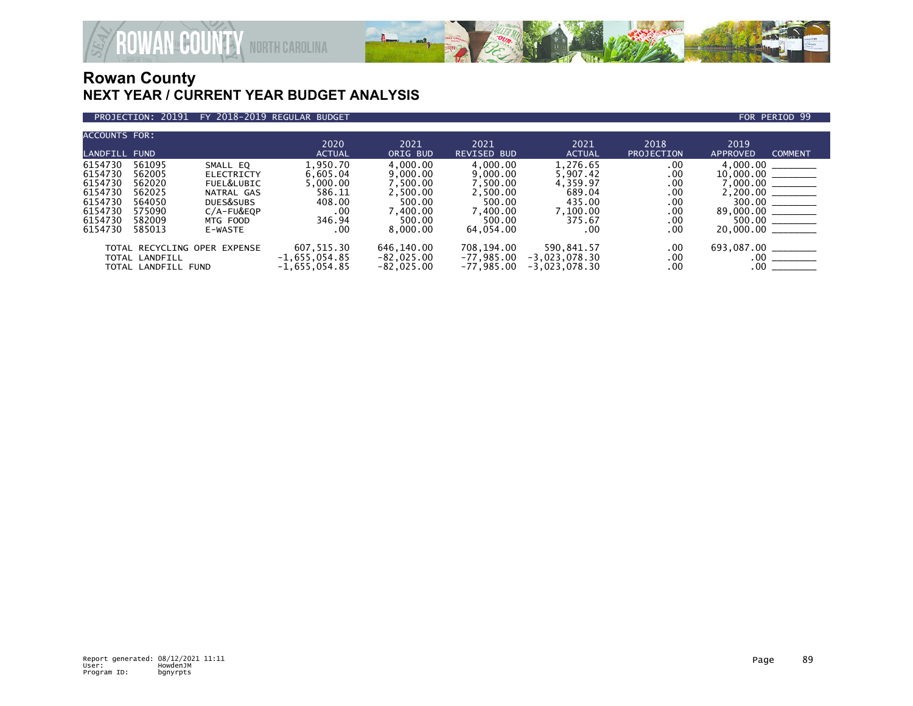# Rowan County
## NEXT YEAR / CURRENT YEAR BUDGET ANALYSIS

PROJECTION: 20191 FY 2018-2019 REGULAR BUDGET FOR PERIOD 99

| ACCOUNTS FOR: LANDFILL FUND | | | 2020 ACTUAL | 2021 ORIG BUD | 2021 REVISED BUD | 2021 ACTUAL | 2018 PROJECTION | 2019 APPROVED | COMMENT |
|---|---|---|---|---|---|---|---|---|---|
| 6154730 | 561095 | SMALL EQ | 1,950.70 | 4,000.00 | 4,000.00 | 1,276.65 | .00 | 4,000.00 | ________ |
| 6154730 | 562005 | ELECTRICTY | 6,605.04 | 9,000.00 | 9,000.00 | 5,907.42 | .00 | 10,000.00 | ________ |
| 6154730 | 562020 | FUEL&LUBIC | 5,000.00 | 7,500.00 | 7,500.00 | 4,359.97 | .00 | 7,000.00 | ________ |
| 6154730 | 562025 | NATRAL GAS | 586.11 | 2,500.00 | 2,500.00 | 689.04 | .00 | 2,200.00 | ________ |
| 6154730 | 564050 | DUES&SUBS | 408.00 | 500.00 | 500.00 | 435.00 | .00 | 300.00 | ________ |
| 6154730 | 575090 | C/A-FU&EQP | .00 | 7,400.00 | 7,400.00 | 7,100.00 | .00 | 89,000.00 | ________ |
| 6154730 | 582009 | MTG FOOD | 346.94 | 500.00 | 500.00 | 375.67 | .00 | 500.00 | ________ |
| 6154730 | 585013 | E-WASTE | .00 | 8,000.00 | 64,054.00 | .00 | .00 | 20,000.00 | ________ |
| TOTAL RECYCLING OPER EXPENSE | | | 607,515.30 | 646,140.00 | 708,194.00 | 590,841.57 | .00 | 693,087.00 | ________ |
| TOTAL LANDFILL | | | -1,655,054.85 | -82,025.00 | -77,985.00 | -3,023,078.30 | .00 | .00 | ________ |
| TOTAL LANDFILL FUND | | | -1,655,054.85 | -82,025.00 | -77,985.00 | -3,023,078.30 | .00 | .00 | ________ |

Report generated: 08/12/2021 11:11
User: HowdenJM
Program ID: bgnyrpts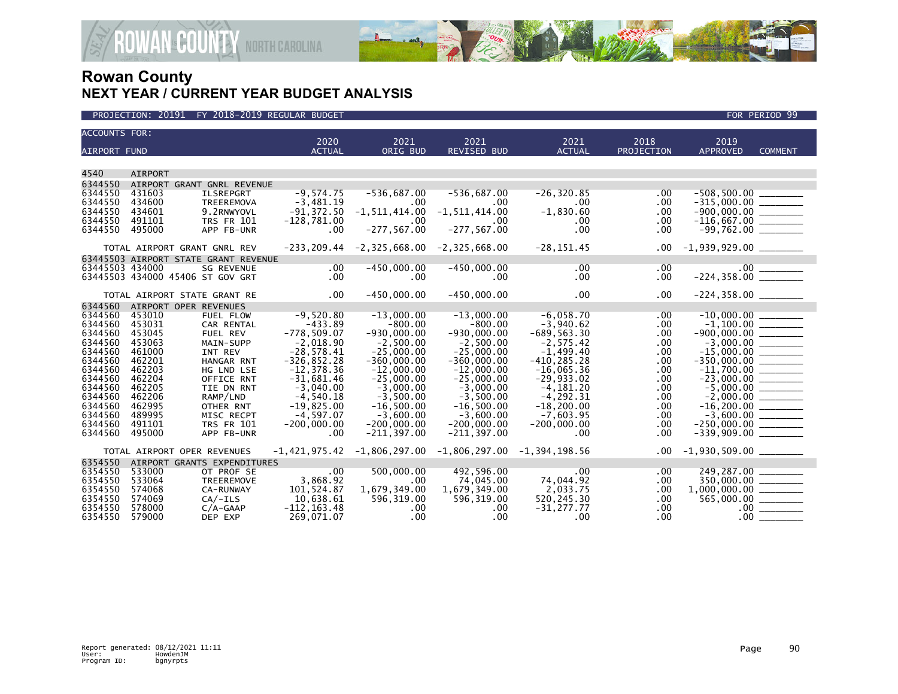# Rowan County
## NEXT YEAR / CURRENT YEAR BUDGET ANALYSIS

PROJECTION: 20191 FY 2018-2019 REGULAR BUDGET FOR PERIOD 99

| ACCOUNTS FOR: AIRPORT FUND | | | 2020 ACTUAL | 2021 ORIG BUD | 2021 REVISED BUD | 2021 ACTUAL | 2018 PROJECTION | 2019 APPROVED | COMMENT |
|---|---|---|---|---|---|---|---|---|---|
| 4540 | AIRPORT | | | | | | | | |
| 6344550 | AIRPORT GRANT GNRL REVENUE | | | | | | | | |
| 6344550 | 431603 | ILSREPGRT | -9,574.75 | -536,687.00 | -536,687.00 | -26,320.85 | .00 | -508,500.00 | _______ |
| 6344550 | 434600 | TREEREMOVA | -3,481.19 | .00 | .00 | .00 | .00 | -315,000.00 | _______ |
| 6344550 | 434601 | 9.2RNWYOVL | -91,372.50 | -1,511,414.00 | -1,511,414.00 | -1,830.60 | .00 | -900,000.00 | _______ |
| 6344550 | 491101 | TRS FR 101 | -128,781.00 | .00 | .00 | .00 | .00 | -116,667.00 | _______ |
| 6344550 | 495000 | APP FB-UNR | .00 | -277,567.00 | -277,567.00 | .00 | .00 | -99,762.00 | _______ |
| | TOTAL AIRPORT GRANT GNRL REV | | -233,209.44 | -2,325,668.00 | -2,325,668.00 | -28,151.45 | .00 | -1,939,929.00 | _______ |
| 63445503 | AIRPORT STATE GRANT REVENUE | | | | | | | | |
| 63445503 | 434000 | SG REVENUE | .00 | -450,000.00 | -450,000.00 | .00 | .00 | .00 | _______ |
| 63445503 | 434000 45406 | ST GOV GRT | .00 | .00 | .00 | .00 | .00 | -224,358.00 | _______ |
| | TOTAL AIRPORT STATE GRANT RE | | .00 | -450,000.00 | -450,000.00 | .00 | .00 | -224,358.00 | _______ |
| 6344560 | AIRPORT OPER REVENUES | | | | | | | | |
| 6344560 | 453010 | FUEL FLOW | -9,520.80 | -13,000.00 | -13,000.00 | -6,058.70 | .00 | -10,000.00 | _______ |
| 6344560 | 453031 | CAR RENTAL | -433.89 | -800.00 | -800.00 | -3,940.62 | .00 | -1,100.00 | _______ |
| 6344560 | 453045 | FUEL REV | -778,509.07 | -930,000.00 | -930,000.00 | -689,563.30 | .00 | -900,000.00 | _______ |
| 6344560 | 453063 | MAIN-SUPP | -2,018.90 | -2,500.00 | -2,500.00 | -2,575.42 | .00 | -3,000.00 | _______ |
| 6344560 | 461000 | INT REV | -28,578.41 | -25,000.00 | -25,000.00 | -1,499.40 | .00 | -15,000.00 | _______ |
| 6344560 | 462201 | HANGAR RNT | -326,852.28 | -360,000.00 | -360,000.00 | -410,285.28 | .00 | -350,000.00 | _______ |
| 6344560 | 462203 | HG LND LSE | -12,378.36 | -12,000.00 | -12,000.00 | -16,065.36 | .00 | -11,700.00 | _______ |
| 6344560 | 462204 | OFFICE RNT | -31,681.46 | -25,000.00 | -25,000.00 | -29,933.02 | .00 | -23,000.00 | _______ |
| 6344560 | 462205 | TIE DN RNT | -3,040.00 | -3,000.00 | -3,000.00 | -4,181.20 | .00 | -5,000.00 | _______ |
| 6344560 | 462206 | RAMP/LND | -4,540.18 | -3,500.00 | -3,500.00 | -4,292.31 | .00 | -2,000.00 | _______ |
| 6344560 | 462995 | OTHER RNT | -19,825.00 | -16,500.00 | -16,500.00 | -18,200.00 | .00 | -16,200.00 | _______ |
| 6344560 | 489995 | MISC RECPT | -4,597.07 | -3,600.00 | -3,600.00 | -7,603.95 | .00 | -3,600.00 | _______ |
| 6344560 | 491101 | TRS FR 101 | -200,000.00 | -200,000.00 | -200,000.00 | -200,000.00 | .00 | -250,000.00 | _______ |
| 6344560 | 495000 | APP FB-UNR | .00 | -211,397.00 | -211,397.00 | .00 | .00 | -339,909.00 | _______ |
| | TOTAL AIRPORT OPER REVENUES | | -1,421,975.42 | -1,806,297.00 | -1,806,297.00 | -1,394,198.56 | .00 | -1,930,509.00 | _______ |
| 6354550 | AIRPORT GRANTS EXPENDITURES | | | | | | | | |
| 6354550 | 533000 | OT PROF SE | .00 | 500,000.00 | 492,596.00 | .00 | .00 | 249,287.00 | _______ |
| 6354550 | 533064 | TREEREMOVE | 3,868.92 | .00 | 74,045.00 | 74,044.92 | .00 | 350,000.00 | _______ |
| 6354550 | 574068 | CA-RUNWAY | 101,524.87 | 1,679,349.00 | 1,679,349.00 | 2,033.75 | .00 | 1,000,000.00 | _______ |
| 6354550 | 574069 | CA/-ILS | 10,638.61 | 596,319.00 | 596,319.00 | 520,245.30 | .00 | 565,000.00 | _______ |
| 6354550 | 578000 | C/A-GAAP | -112,163.48 | .00 | .00 | -31,277.77 | .00 | .00 | _______ |
| 6354550 | 579000 | DEP EXP | 269,071.07 | .00 | .00 | .00 | .00 | .00 | _______ |

Report generated: 08/12/2021 11:11
User: HowdenJM
Program ID: bgnyrpts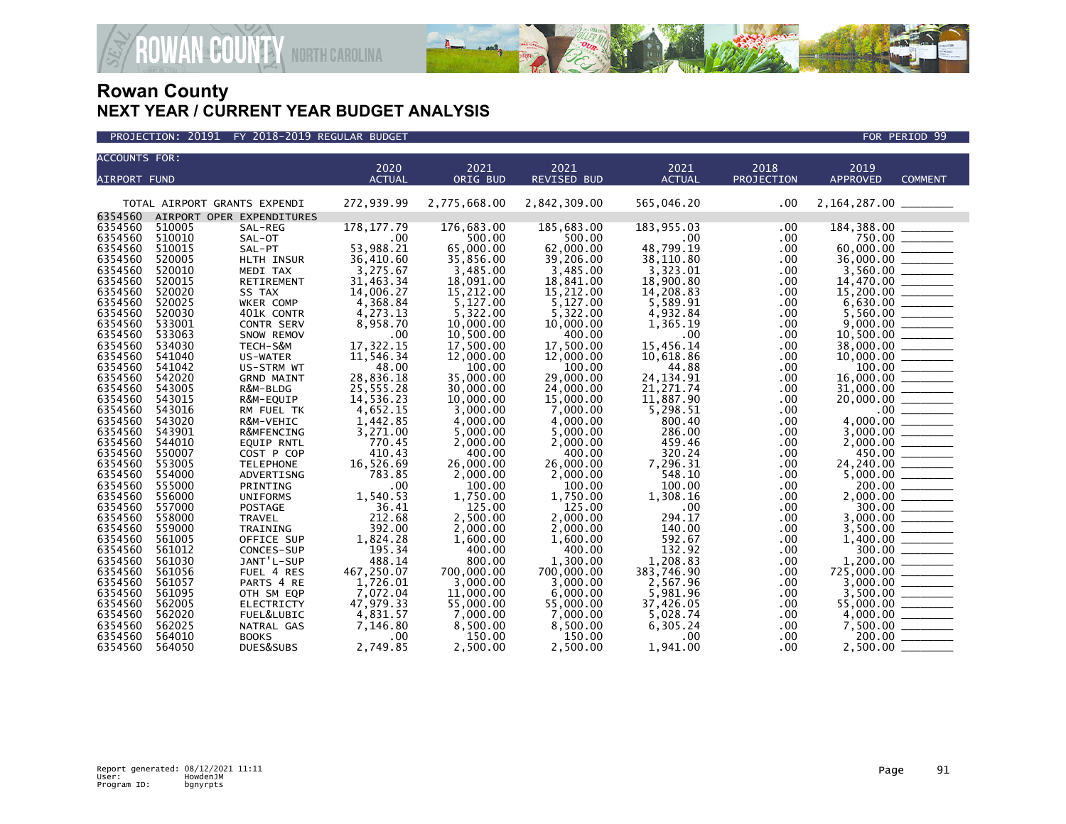# Rowan County
## NEXT YEAR / CURRENT YEAR BUDGET ANALYSIS

PROJECTION: 20191 FY 2018-2019 REGULAR BUDGET FOR PERIOD 99

| ACCOUNTS FOR: AIRPORT FUND | | | 2020 ACTUAL | 2021 ORIG BUD | 2021 REVISED BUD | 2021 ACTUAL | 2018 PROJECTION | 2019 APPROVED | COMMENT |
|---|---|---|---|---|---|---|---|---|---|
| TOTAL AIRPORT GRANTS EXPENDI | | | 272,939.99 | 2,775,668.00 | 2,842,309.00 | 565,046.20 | .00 | 2,164,287.00 | ________ |
| 6354560 | AIRPORT OPER EXPENDITURES | | | | | | | | |
| 6354560 | 510005 | SAL-REG | 178,177.79 | 176,683.00 | 185,683.00 | 183,955.03 | .00 | 184,388.00 | ________ |
| 6354560 | 510010 | SAL-OT | .00 | 500.00 | 500.00 | .00 | .00 | 750.00 | ________ |
| 6354560 | 510015 | SAL-PT | 53,988.21 | 65,000.00 | 62,000.00 | 48,799.19 | .00 | 60,000.00 | ________ |
| 6354560 | 520005 | HLTH INSUR | 36,410.60 | 35,856.00 | 39,206.00 | 38,110.80 | .00 | 36,000.00 | ________ |
| 6354560 | 520010 | MEDI TAX | 3,275.67 | 3,485.00 | 3,485.00 | 3,323.01 | .00 | 3,560.00 | ________ |
| 6354560 | 520015 | RETIREMENT | 31,463.34 | 18,091.00 | 18,841.00 | 18,900.80 | .00 | 14,470.00 | ________ |
| 6354560 | 520020 | SS TAX | 14,006.27 | 15,212.00 | 15,212.00 | 14,208.83 | .00 | 15,200.00 | ________ |
| 6354560 | 520025 | WKER COMP | 4,368.84 | 5,127.00 | 5,127.00 | 5,589.91 | .00 | 6,630.00 | ________ |
| 6354560 | 520030 | 401K CONTR | 4,273.13 | 5,322.00 | 5,322.00 | 4,932.84 | .00 | 5,560.00 | ________ |
| 6354560 | 533001 | CONTR SERV | 8,958.70 | 10,000.00 | 10,000.00 | 1,365.19 | .00 | 9,000.00 | ________ |
| 6354560 | 533063 | SNOW REMOV | .00 | 10,500.00 | 400.00 | .00 | .00 | 10,500.00 | ________ |
| 6354560 | 534030 | TECH-S&M | 17,322.15 | 17,500.00 | 17,500.00 | 15,456.14 | .00 | 38,000.00 | ________ |
| 6354560 | 541040 | US-WATER | 11,546.34 | 12,000.00 | 12,000.00 | 10,618.86 | .00 | 10,000.00 | ________ |
| 6354560 | 541042 | US-STRM WT | 48.00 | 100.00 | 100.00 | 44.88 | .00 | 100.00 | ________ |
| 6354560 | 542020 | GRND MAINT | 28,836.18 | 35,000.00 | 29,000.00 | 24,134.91 | .00 | 16,000.00 | ________ |
| 6354560 | 543005 | R&M-BLDG | 25,555.28 | 30,000.00 | 24,000.00 | 21,271.74 | .00 | 31,000.00 | ________ |
| 6354560 | 543015 | R&M-EQUIP | 14,536.23 | 10,000.00 | 15,000.00 | 11,887.90 | .00 | 20,000.00 | ________ |
| 6354560 | 543016 | RM FUEL TK | 4,652.15 | 3,000.00 | 7,000.00 | 5,298.51 | .00 | .00 | ________ |
| 6354560 | 543020 | R&M-VEHIC | 1,442.85 | 4,000.00 | 4,000.00 | 800.40 | .00 | 4,000.00 | ________ |
| 6354560 | 543901 | R&MFENCING | 3,271.00 | 5,000.00 | 5,000.00 | 286.00 | .00 | 3,000.00 | ________ |
| 6354560 | 544010 | EQUIP RNTL | 770.45 | 2,000.00 | 2,000.00 | 459.46 | .00 | 2,000.00 | ________ |
| 6354560 | 550007 | COST P COP | 410.43 | 400.00 | 400.00 | 320.24 | .00 | 450.00 | ________ |
| 6354560 | 553005 | TELEPHONE | 16,526.69 | 26,000.00 | 26,000.00 | 7,296.31 | .00 | 24,240.00 | ________ |
| 6354560 | 554000 | ADVERTISNG | 783.85 | 2,000.00 | 2,000.00 | 548.10 | .00 | 5,000.00 | ________ |
| 6354560 | 555000 | PRINTING | .00 | 100.00 | 100.00 | 100.00 | .00 | 200.00 | ________ |
| 6354560 | 556000 | UNIFORMS | 1,540.53 | 1,750.00 | 1,750.00 | 1,308.16 | .00 | 2,000.00 | ________ |
| 6354560 | 557000 | POSTAGE | 36.41 | 125.00 | 125.00 | .00 | .00 | 300.00 | ________ |
| 6354560 | 558000 | TRAVEL | 212.68 | 2,500.00 | 2,000.00 | 294.17 | .00 | 3,000.00 | ________ |
| 6354560 | 559000 | TRAINING | 392.00 | 2,000.00 | 2,000.00 | 140.00 | .00 | 3,500.00 | ________ |
| 6354560 | 561005 | OFFICE SUP | 1,824.28 | 1,600.00 | 1,600.00 | 592.67 | .00 | 1,400.00 | ________ |
| 6354560 | 561012 | CONCES-SUP | 195.34 | 400.00 | 400.00 | 132.92 | .00 | 300.00 | ________ |
| 6354560 | 561030 | JANT'L-SUP | 488.14 | 800.00 | 1,300.00 | 1,208.83 | .00 | 1,200.00 | ________ |
| 6354560 | 561056 | FUEL 4 RES | 467,250.07 | 700,000.00 | 700,000.00 | 383,746.90 | .00 | 725,000.00 | ________ |
| 6354560 | 561057 | PARTS 4 RE | 1,726.01 | 3,000.00 | 3,000.00 | 2,567.96 | .00 | 3,000.00 | ________ |
| 6354560 | 561095 | OTH SM EQP | 7,072.04 | 11,000.00 | 6,000.00 | 5,981.96 | .00 | 3,500.00 | ________ |
| 6354560 | 562005 | ELECTRICTY | 47,979.33 | 55,000.00 | 55,000.00 | 37,426.05 | .00 | 55,000.00 | ________ |
| 6354560 | 562020 | FUEL&LUBIC | 4,831.57 | 7,000.00 | 7,000.00 | 5,028.74 | .00 | 4,000.00 | ________ |
| 6354560 | 562025 | NATRAL GAS | 7,146.80 | 8,500.00 | 8,500.00 | 6,305.24 | .00 | 7,500.00 | ________ |
| 6354560 | 564010 | BOOKS | .00 | 150.00 | 150.00 | .00 | .00 | 200.00 | ________ |
| 6354560 | 564050 | DUES&SUBS | 2,749.85 | 2,500.00 | 2,500.00 | 1,941.00 | .00 | 2,500.00 | ________ |

Report generated: 08/12/2021 11:11
User: HowdenJM
Program ID: bgnyrpts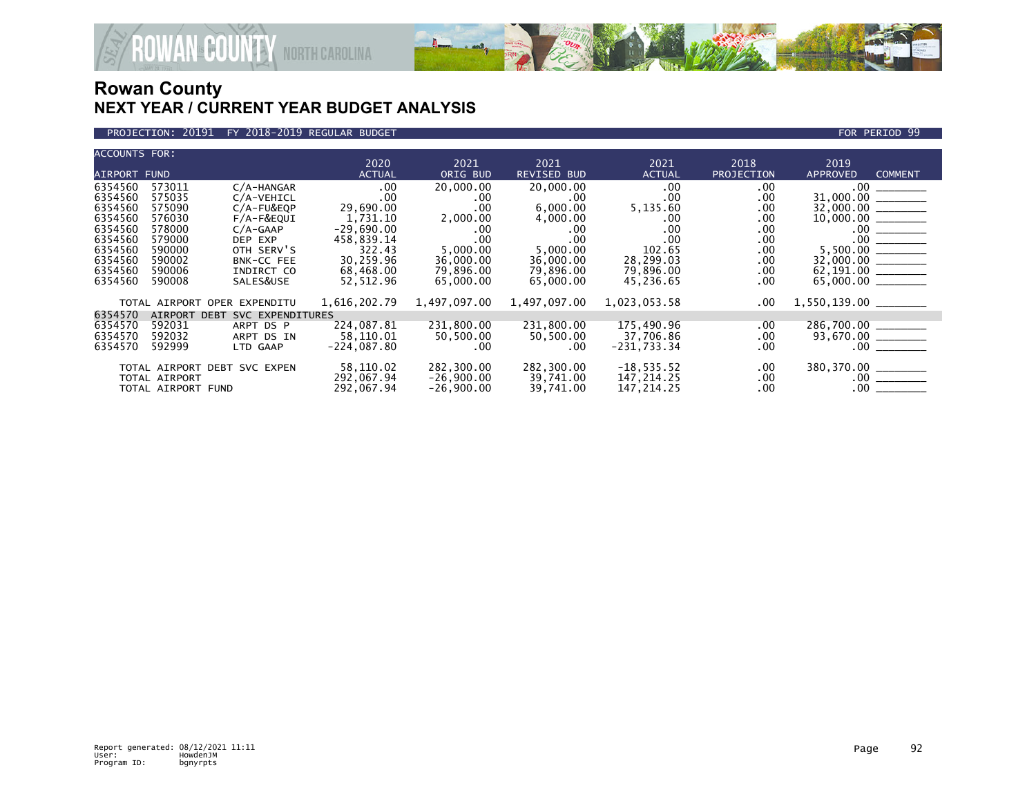# Rowan County

## NEXT YEAR / CURRENT YEAR BUDGET ANALYSIS

PROJECTION: 20191 FY 2018-2019 REGULAR BUDGET — FOR PERIOD 99

| ACCOUNTS FOR: AIRPORT FUND | | | 2020 ACTUAL | 2021 ORIG BUD | 2021 REVISED BUD | 2021 ACTUAL | 2018 PROJECTION | 2019 APPROVED | COMMENT |
|---|---|---|---|---|---|---|---|---|---|
| 6354560 | 573011 | C/A-HANGAR | .00 | 20,000.00 | 20,000.00 | .00 | .00 | .00 | ________ |
| 6354560 | 575035 | C/A-VEHICL | .00 | .00 | .00 | .00 | .00 | 31,000.00 | ________ |
| 6354560 | 575090 | C/A-FU&EQP | 29,690.00 | .00 | 6,000.00 | 5,135.60 | .00 | 32,000.00 | ________ |
| 6354560 | 576030 | F/A-F&EQUI | 1,731.10 | 2,000.00 | 4,000.00 | .00 | .00 | 10,000.00 | ________ |
| 6354560 | 578000 | C/A-GAAP | -29,690.00 | .00 | .00 | .00 | .00 | .00 | ________ |
| 6354560 | 579000 | DEP EXP | 458,839.14 | .00 | .00 | .00 | .00 | .00 | ________ |
| 6354560 | 590000 | OTH SERV'S | 322.43 | 5,000.00 | 5,000.00 | 102.65 | .00 | 5,500.00 | ________ |
| 6354560 | 590002 | BNK-CC FEE | 30,259.96 | 36,000.00 | 36,000.00 | 28,299.03 | .00 | 32,000.00 | ________ |
| 6354560 | 590006 | INDIRCT CO | 68,468.00 | 79,896.00 | 79,896.00 | 79,896.00 | .00 | 62,191.00 | ________ |
| 6354560 | 590008 | SALES&USE | 52,512.96 | 65,000.00 | 65,000.00 | 45,236.65 | .00 | 65,000.00 | ________ |
| TOTAL AIRPORT OPER EXPENDITU | | | 1,616,202.79 | 1,497,097.00 | 1,497,097.00 | 1,023,053.58 | .00 | 1,550,139.00 | ________ |
| 6354570 | AIRPORT DEBT SVC EXPENDITURES | | | | | | | | |
| 6354570 | 592031 | ARPT DS P | 224,087.81 | 231,800.00 | 231,800.00 | 175,490.96 | .00 | 286,700.00 | ________ |
| 6354570 | 592032 | ARPT DS IN | 58,110.01 | 50,500.00 | 50,500.00 | 37,706.86 | .00 | 93,670.00 | ________ |
| 6354570 | 592999 | LTD GAAP | -224,087.80 | .00 | .00 | -231,733.34 | .00 | .00 | ________ |
| TOTAL AIRPORT DEBT SVC EXPEN | | | 58,110.02 | 282,300.00 | 282,300.00 | -18,535.52 | .00 | 380,370.00 | ________ |
| TOTAL AIRPORT | | | 292,067.94 | -26,900.00 | 39,741.00 | 147,214.25 | .00 | .00 | ________ |
| TOTAL AIRPORT FUND | | | 292,067.94 | -26,900.00 | 39,741.00 | 147,214.25 | .00 | .00 | ________ |

Report generated: 08/12/2021 11:11
User: HowdenJM
Program ID: bgnyrpts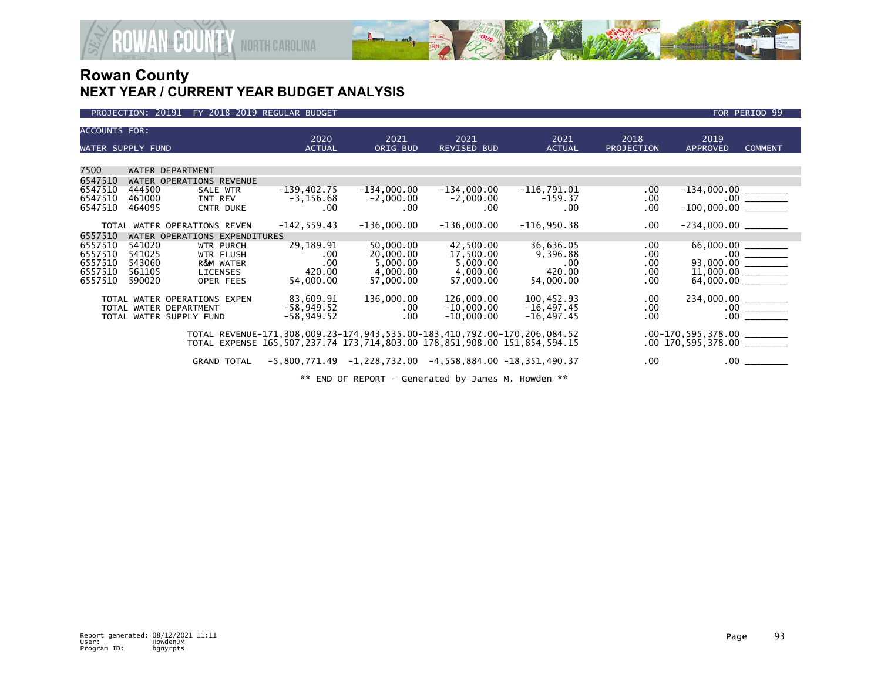# Rowan County
## NEXT YEAR / CURRENT YEAR BUDGET ANALYSIS

PROJECTION: 20191 FY 2018-2019 REGULAR BUDGET FOR PERIOD 99

| ACCOUNTS FOR: WATER SUPPLY FUND | | | 2020 ACTUAL | 2021 ORIG BUD | 2021 REVISED BUD | 2021 ACTUAL | 2018 PROJECTION | 2019 APPROVED | COMMENT |
|---|---|---|---|---|---|---|---|---|---|
| 7500 | WATER DEPARTMENT | | | | | | | | |
| 6547510 | WATER OPERATIONS REVENUE | | | | | | | | |
| 6547510 | 444500 | SALE WTR | -139,402.75 | -134,000.00 | -134,000.00 | -116,791.01 | .00 | -134,000.00 | ________ |
| 6547510 | 461000 | INT REV | -3,156.68 | -2,000.00 | -2,000.00 | -159.37 | .00 | .00 | ________ |
| 6547510 | 464095 | CNTR DUKE | .00 | .00 | .00 | .00 | .00 | -100,000.00 | ________ |
| | TOTAL WATER OPERATIONS REVEN | | -142,559.43 | -136,000.00 | -136,000.00 | -116,950.38 | .00 | -234,000.00 | ________ |
| 6557510 | WATER OPERATIONS EXPENDITURES | | | | | | | | |
| 6557510 | 541020 | WTR PURCH | 29,189.91 | 50,000.00 | 42,500.00 | 36,636.05 | .00 | 66,000.00 | ________ |
| 6557510 | 541025 | WTR FLUSH | .00 | 20,000.00 | 17,500.00 | 9,396.88 | .00 | .00 | ________ |
| 6557510 | 543060 | R&M WATER | .00 | 5,000.00 | 5,000.00 | .00 | .00 | 93,000.00 | ________ |
| 6557510 | 561105 | LICENSES | 420.00 | 4,000.00 | 4,000.00 | 420.00 | .00 | 11,000.00 | ________ |
| 6557510 | 590020 | OPER FEES | 54,000.00 | 57,000.00 | 57,000.00 | 54,000.00 | .00 | 64,000.00 | ________ |
| | TOTAL WATER OPERATIONS EXPEN | | 83,609.91 | 136,000.00 | 126,000.00 | 100,452.93 | .00 | 234,000.00 | ________ |
| | TOTAL WATER DEPARTMENT | | -58,949.52 | .00 | -10,000.00 | -16,497.45 | .00 | .00 | ________ |
| | TOTAL WATER SUPPLY FUND | | -58,949.52 | .00 | -10,000.00 | -16,497.45 | .00 | .00 | ________ |
| | | TOTAL REVENUE | -171,308,009.23 | -174,943,535.00 | -183,410,792.00 | -170,206,084.52 | .00 | -170,595,378.00 | ________ |
| | | TOTAL EXPENSE | 165,507,237.74 | 173,714,803.00 | 178,851,908.00 | 151,854,594.15 | .00 | 170,595,378.00 | ________ |
| | | GRAND TOTAL | -5,800,771.49 | -1,228,732.00 | -4,558,884.00 | -18,351,490.37 | .00 | .00 | ________ |

** END OF REPORT - Generated by James M. Howden **

Report generated: 08/12/2021 11:11
User: HowdenJM
Program ID: bgnyrpts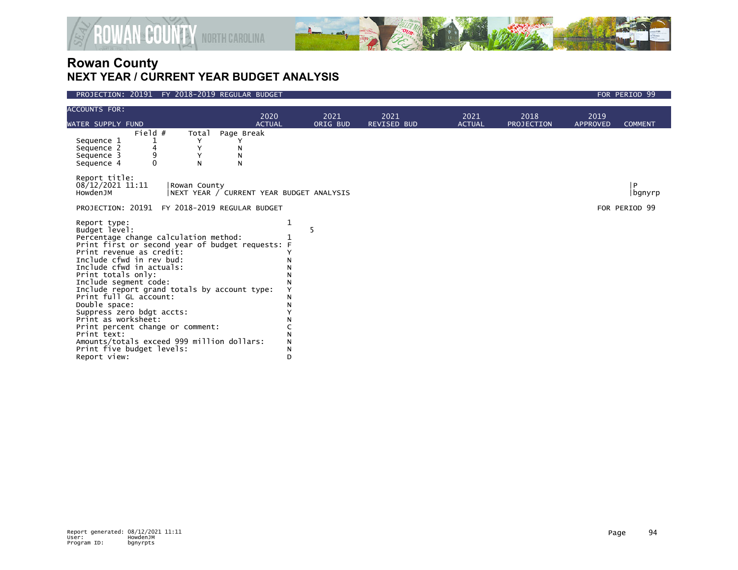# Rowan County
## NEXT YEAR / CURRENT YEAR BUDGET ANALYSIS

PROJECTION: 20191 FY 2018-2019 REGULAR BUDGET FOR PERIOD 99

| ACCOUNTS FOR: WATER SUPPLY FUND | 2020 ACTUAL | 2021 ORIG BUD | 2021 REVISED BUD | 2021 ACTUAL | 2018 PROJECTION | 2019 APPROVED | COMMENT |
|---|---|---|---|---|---|---|---|

| | Field # | Total | Page Break |
|---|---|---|---|
| Sequence 1 | 1 | Y | Y |
| Sequence 2 | 4 | Y | N |
| Sequence 3 | 9 | Y | N |
| Sequence 4 | 0 | N | N |

Report title:
08/12/2021 11:11 |Rowan County |P
HowdenJM |NEXT YEAR / CURRENT YEAR BUDGET ANALYSIS |bgnyrp

PROJECTION: 20191 FY 2018-2019 REGULAR BUDGET FOR PERIOD 99

| | |
|---|---|
| Report type: | 1 |
| Budget level: | 5 |
| Percentage change calculation method: | 1 |
| Print first or second year of budget requests: | F |
| Print revenue as credit: | Y |
| Include cfwd in rev bud: | N |
| Include cfwd in actuals: | N |
| Print totals only: | N |
| Include segment code: | N |
| Include report grand totals by account type: | Y |
| Print full GL account: | N |
| Double space: | N |
| Suppress zero bdgt accts: | Y |
| Print as worksheet: | N |
| Print percent change or comment: | C |
| Print text: | N |
| Amounts/totals exceed 999 million dollars: | N |
| Print five budget levels: | N |
| Report view: | D |

Report generated: 08/12/2021 11:11
User: HowdenJM
Program ID: bgnyrpts